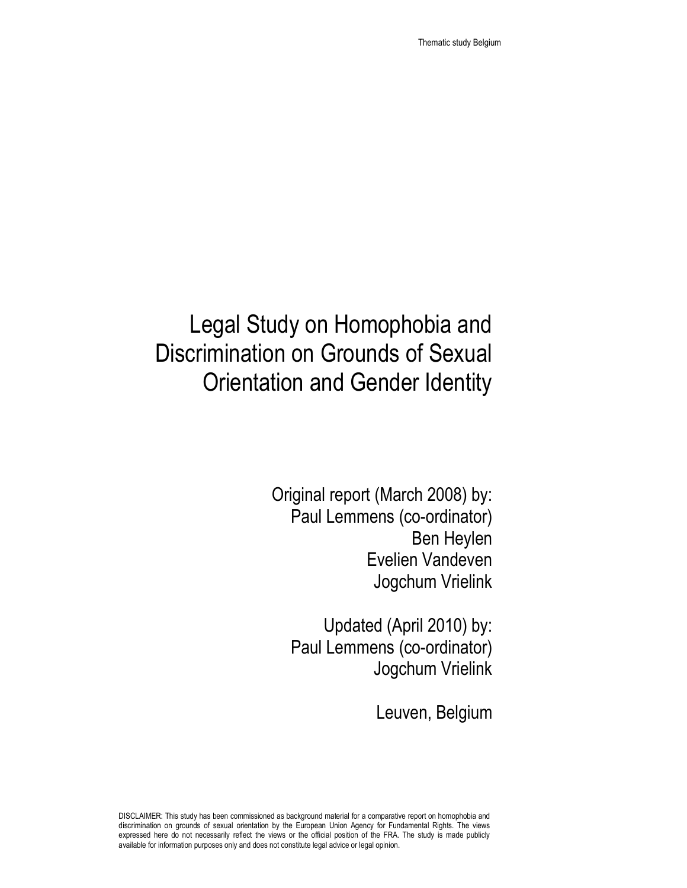# Legal Study on Homophobia and Discrimination on Grounds of Sexual Orientation and Gender Identity

Original report (March 2008) by:
Paul Lemmens (co-ordinator)
Ben Heylen
Evelien Vandeven
Jogchum Vrielink

Updated (April 2010) by:
Paul Lemmens (co-ordinator)
Jogchum Vrielink

Leuven, Belgium

DISCLAIMER: This study has been commissioned as background material for a comparative report on homophobia and discrimination on grounds of sexual orientation by the European Union Agency for Fundamental Rights. The views expressed here do not necessarily reflect the views or the official position of the FRA. The study is made publicly available for information purposes only and does not constitute legal advice or legal opinion.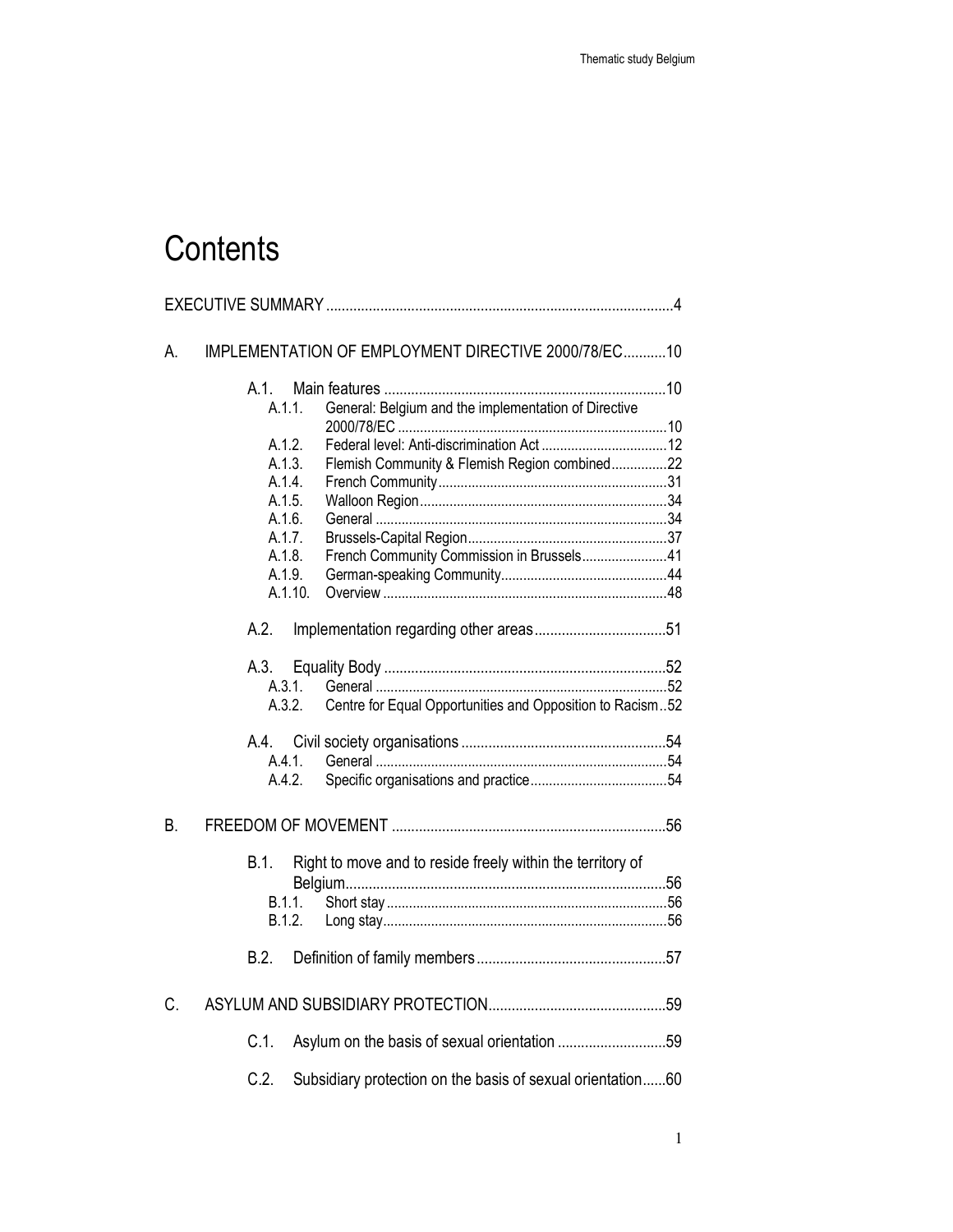# Contents

EXECUTIVE SUMMARY ..........................................................................................4

A. IMPLEMENTATION OF EMPLOYMENT DIRECTIVE 2000/78/EC...........10

- A.1. Main features ........................................................................10
  - A.1.1. General: Belgium and the implementation of Directive 2000/78/EC ........................................................................10
  - A.1.2. Federal level: Anti-discrimination Act ..................................12
  - A.1.3. Flemish Community & Flemish Region combined...............22
  - A.1.4. French Community.............................................................31
  - A.1.5. Walloon Region..................................................................34
  - A.1.6. General ..............................................................................34
  - A.1.7. Brussels-Capital Region.....................................................37
  - A.1.8. French Community Commission in Brussels.......................41
  - A.1.9. German-speaking Community............................................44
  - A.1.10. Overview ............................................................................48
- A.2. Implementation regarding other areas..................................51
- A.3. Equality Body ........................................................................52
  - A.3.1. General ..............................................................................52
  - A.3.2. Centre for Equal Opportunities and Opposition to Racism..52
- A.4. Civil society organisations ....................................................54
  - A.4.1. General ..............................................................................54
  - A.4.2. Specific organisations and practice....................................54

B. FREEDOM OF MOVEMENT ......................................................................56

- B.1. Right to move and to reside freely within the territory of Belgium..................................................................................56
  - B.1.1. Short stay ...........................................................................56
  - B.1.2. Long stay............................................................................56
- B.2. Definition of family members.................................................57

C. ASYLUM AND SUBSIDIARY PROTECTION..............................................59

- C.1. Asylum on the basis of sexual orientation ............................59
- C.2. Subsidiary protection on the basis of sexual orientation......60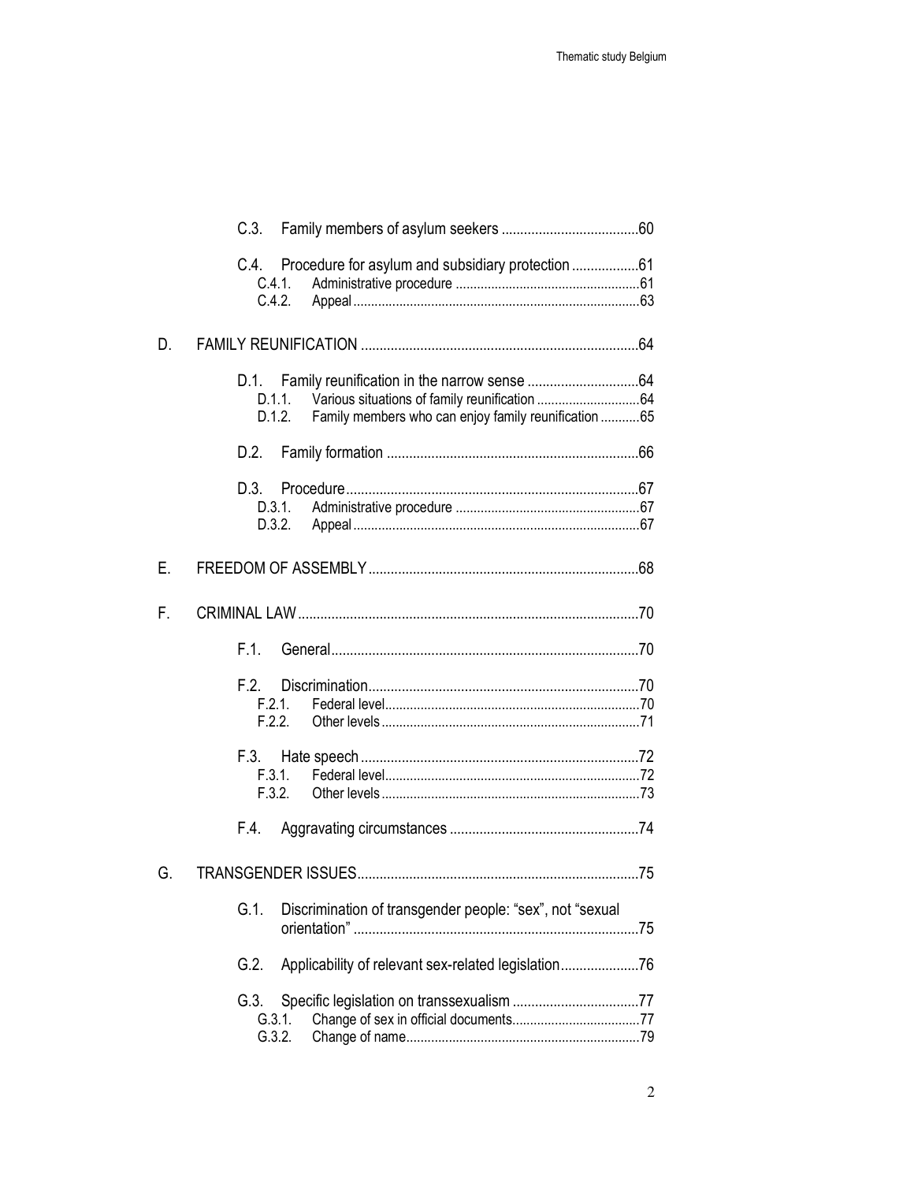- C.3. Family members of asylum seekers ....................................60
- C.4. Procedure for asylum and subsidiary protection ..................61
  - C.4.1. Administrative procedure ...................................................61
  - C.4.2. Appeal ................................................................................63

D. FAMILY REUNIFICATION ..........................................................................64

- D.1. Family reunification in the narrow sense ..............................64
  - D.1.1. Various situations of family reunification .............................64
  - D.1.2. Family members who can enjoy family reunification ...........65
- D.2. Family formation ...................................................................66
- D.3. Procedure ..............................................................................67
  - D.3.1. Administrative procedure ...................................................67
  - D.3.2. Appeal ................................................................................67

E. FREEDOM OF ASSEMBLY .........................................................................68

F. CRIMINAL LAW ...........................................................................................70

- F.1. General ..................................................................................70
- F.2. Discrimination ........................................................................70
  - F.2.1. Federal level .......................................................................70
  - F.2.2. Other levels ........................................................................71
- F.3. Hate speech ...........................................................................72
  - F.3.1. Federal level .......................................................................72
  - F.3.2. Other levels ........................................................................73
- F.4. Aggravating circumstances ..................................................74

G. TRANSGENDER ISSUES ............................................................................75

- G.1. Discrimination of transgender people: "sex", not "sexual orientation" ............................................................................75
- G.2. Applicability of relevant sex-related legislation .....................76
- G.3. Specific legislation on transsexualism ..................................77
  - G.3.1. Change of sex in official documents ....................................77
  - G.3.2. Change of name .................................................................79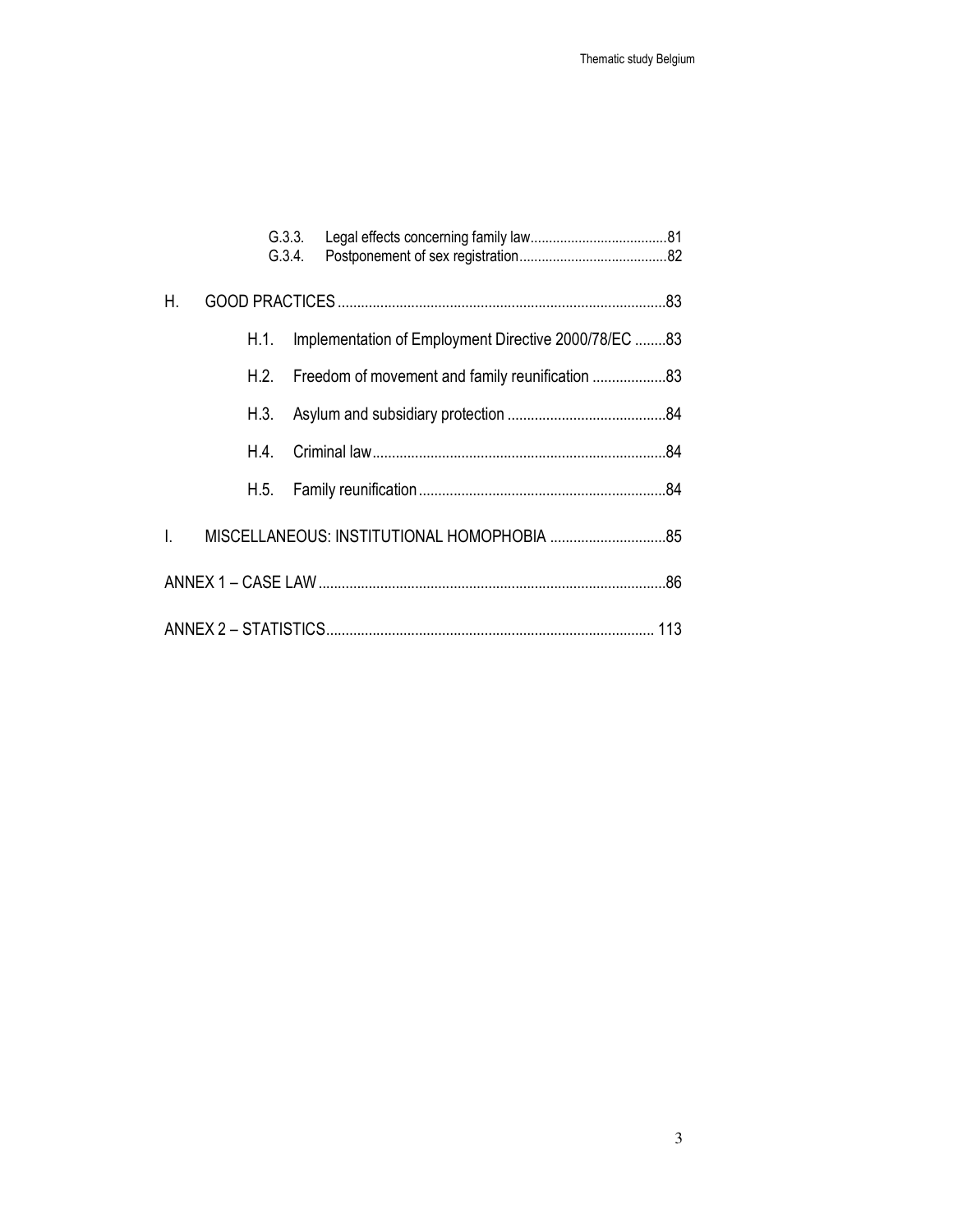G.3.3. Legal effects concerning family law....................................81
G.3.4. Postponement of sex registration........................................82

H. GOOD PRACTICES ....................................................................................83

H.1. Implementation of Employment Directive 2000/78/EC ........83

H.2. Freedom of movement and family reunification ...................83

H.3. Asylum and subsidiary protection .........................................84

H.4. Criminal law............................................................................84

H.5. Family reunification................................................................84

I. MISCELLANEOUS: INSTITUTIONAL HOMOPHOBIA ..............................85

ANNEX 1 – CASE LAW.........................................................................................86

ANNEX 2 – STATISTICS.................................................................................... 113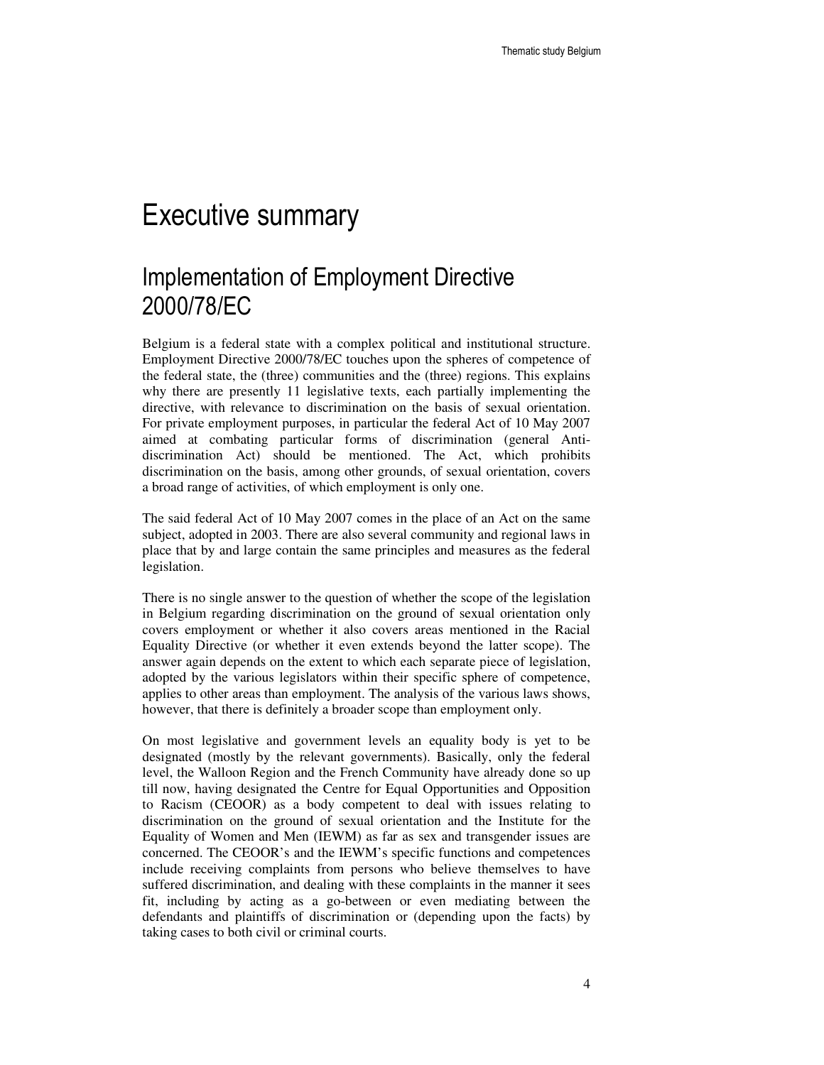# Executive summary

## Implementation of Employment Directive 2000/78/EC

Belgium is a federal state with a complex political and institutional structure. Employment Directive 2000/78/EC touches upon the spheres of competence of the federal state, the (three) communities and the (three) regions. This explains why there are presently 11 legislative texts, each partially implementing the directive, with relevance to discrimination on the basis of sexual orientation. For private employment purposes, in particular the federal Act of 10 May 2007 aimed at combating particular forms of discrimination (general Anti-discrimination Act) should be mentioned. The Act, which prohibits discrimination on the basis, among other grounds, of sexual orientation, covers a broad range of activities, of which employment is only one.

The said federal Act of 10 May 2007 comes in the place of an Act on the same subject, adopted in 2003. There are also several community and regional laws in place that by and large contain the same principles and measures as the federal legislation.

There is no single answer to the question of whether the scope of the legislation in Belgium regarding discrimination on the ground of sexual orientation only covers employment or whether it also covers areas mentioned in the Racial Equality Directive (or whether it even extends beyond the latter scope). The answer again depends on the extent to which each separate piece of legislation, adopted by the various legislators within their specific sphere of competence, applies to other areas than employment. The analysis of the various laws shows, however, that there is definitely a broader scope than employment only.

On most legislative and government levels an equality body is yet to be designated (mostly by the relevant governments). Basically, only the federal level, the Walloon Region and the French Community have already done so up till now, having designated the Centre for Equal Opportunities and Opposition to Racism (CEOOR) as a body competent to deal with issues relating to discrimination on the ground of sexual orientation and the Institute for the Equality of Women and Men (IEWM) as far as sex and transgender issues are concerned. The CEOOR's and the IEWM's specific functions and competences include receiving complaints from persons who believe themselves to have suffered discrimination, and dealing with these complaints in the manner it sees fit, including by acting as a go-between or even mediating between the defendants and plaintiffs of discrimination or (depending upon the facts) by taking cases to both civil or criminal courts.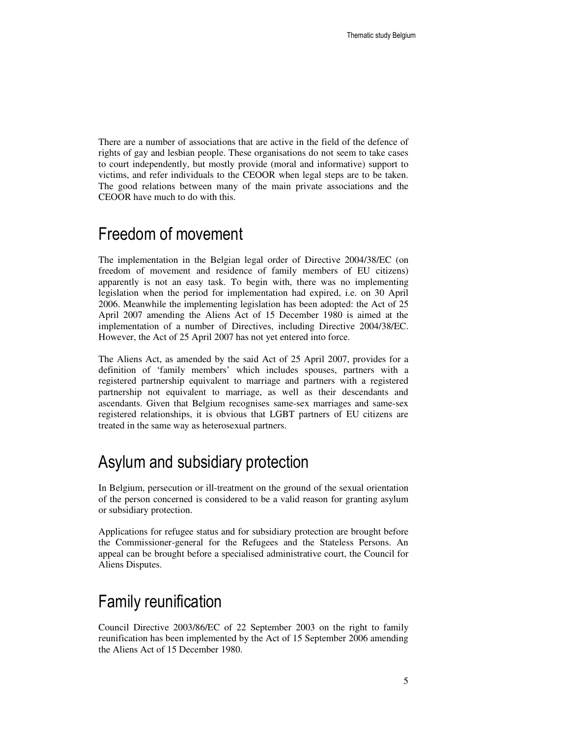There are a number of associations that are active in the field of the defence of rights of gay and lesbian people. These organisations do not seem to take cases to court independently, but mostly provide (moral and informative) support to victims, and refer individuals to the CEOOR when legal steps are to be taken. The good relations between many of the main private associations and the CEOOR have much to do with this.

# Freedom of movement

The implementation in the Belgian legal order of Directive 2004/38/EC (on freedom of movement and residence of family members of EU citizens) apparently is not an easy task. To begin with, there was no implementing legislation when the period for implementation had expired, i.e. on 30 April 2006. Meanwhile the implementing legislation has been adopted: the Act of 25 April 2007 amending the Aliens Act of 15 December 1980 is aimed at the implementation of a number of Directives, including Directive 2004/38/EC. However, the Act of 25 April 2007 has not yet entered into force.

The Aliens Act, as amended by the said Act of 25 April 2007, provides for a definition of 'family members' which includes spouses, partners with a registered partnership equivalent to marriage and partners with a registered partnership not equivalent to marriage, as well as their descendants and ascendants. Given that Belgium recognises same-sex marriages and same-sex registered relationships, it is obvious that LGBT partners of EU citizens are treated in the same way as heterosexual partners.

# Asylum and subsidiary protection

In Belgium, persecution or ill-treatment on the ground of the sexual orientation of the person concerned is considered to be a valid reason for granting asylum or subsidiary protection.

Applications for refugee status and for subsidiary protection are brought before the Commissioner-general for the Refugees and the Stateless Persons. An appeal can be brought before a specialised administrative court, the Council for Aliens Disputes.

# Family reunification

Council Directive 2003/86/EC of 22 September 2003 on the right to family reunification has been implemented by the Act of 15 September 2006 amending the Aliens Act of 15 December 1980.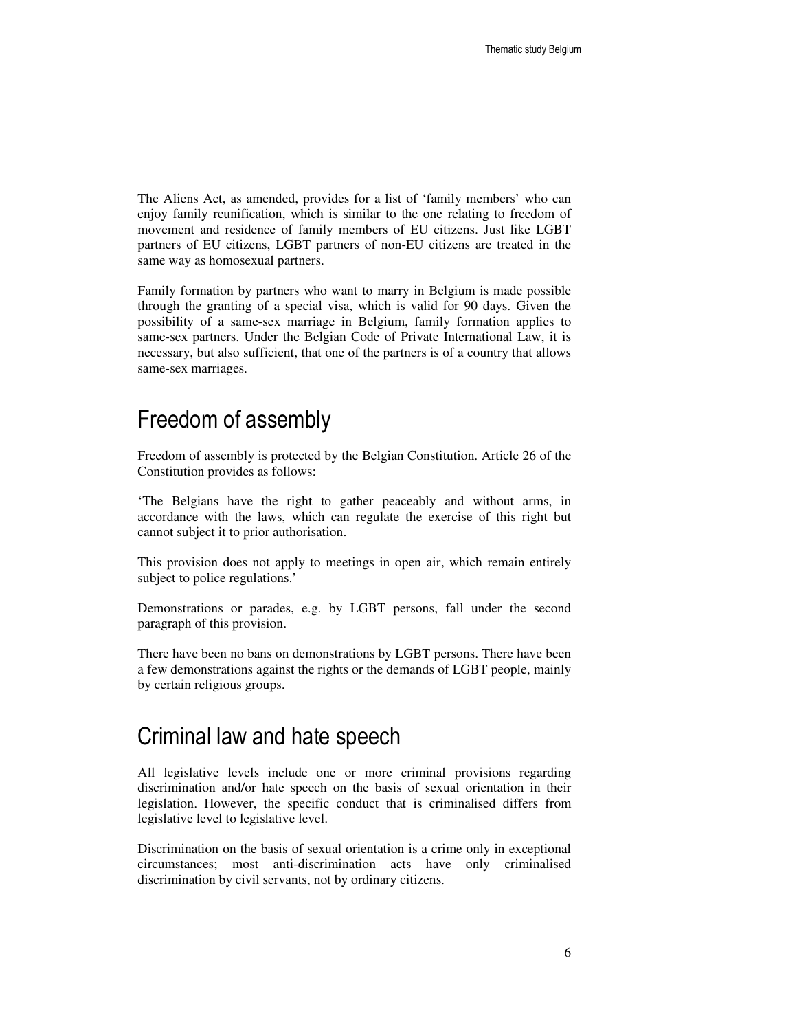The Aliens Act, as amended, provides for a list of 'family members' who can enjoy family reunification, which is similar to the one relating to freedom of movement and residence of family members of EU citizens. Just like LGBT partners of EU citizens, LGBT partners of non-EU citizens are treated in the same way as homosexual partners.

Family formation by partners who want to marry in Belgium is made possible through the granting of a special visa, which is valid for 90 days. Given the possibility of a same-sex marriage in Belgium, family formation applies to same-sex partners. Under the Belgian Code of Private International Law, it is necessary, but also sufficient, that one of the partners is of a country that allows same-sex marriages.

# Freedom of assembly

Freedom of assembly is protected by the Belgian Constitution. Article 26 of the Constitution provides as follows:

'The Belgians have the right to gather peaceably and without arms, in accordance with the laws, which can regulate the exercise of this right but cannot subject it to prior authorisation.

This provision does not apply to meetings in open air, which remain entirely subject to police regulations.'

Demonstrations or parades, e.g. by LGBT persons, fall under the second paragraph of this provision.

There have been no bans on demonstrations by LGBT persons. There have been a few demonstrations against the rights or the demands of LGBT people, mainly by certain religious groups.

# Criminal law and hate speech

All legislative levels include one or more criminal provisions regarding discrimination and/or hate speech on the basis of sexual orientation in their legislation. However, the specific conduct that is criminalised differs from legislative level to legislative level.

Discrimination on the basis of sexual orientation is a crime only in exceptional circumstances; most anti-discrimination acts have only criminalised discrimination by civil servants, not by ordinary citizens.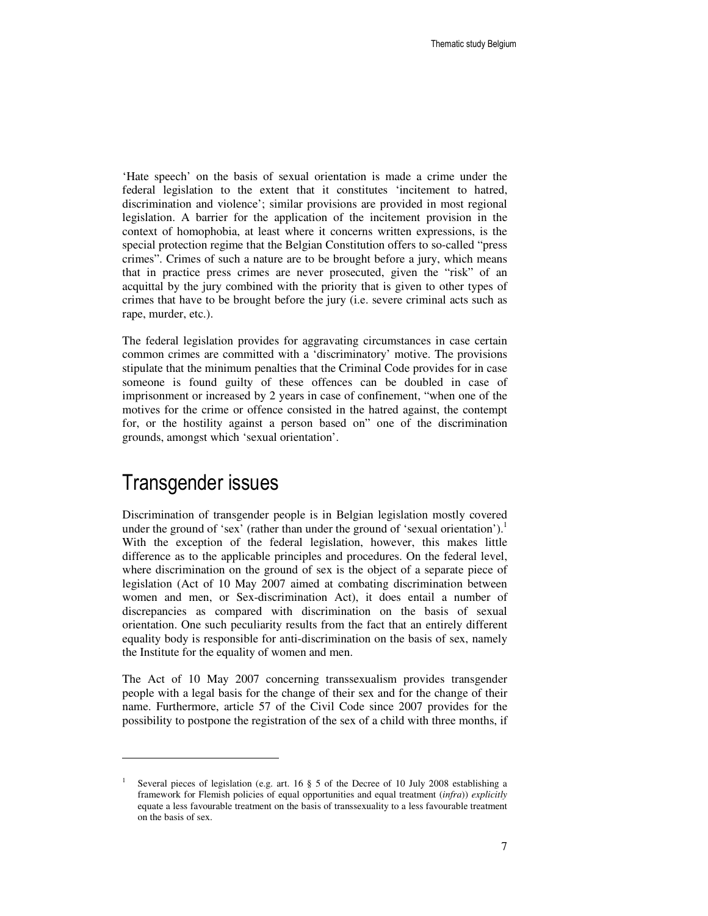'Hate speech' on the basis of sexual orientation is made a crime under the federal legislation to the extent that it constitutes 'incitement to hatred, discrimination and violence'; similar provisions are provided in most regional legislation. A barrier for the application of the incitement provision in the context of homophobia, at least where it concerns written expressions, is the special protection regime that the Belgian Constitution offers to so-called "press crimes". Crimes of such a nature are to be brought before a jury, which means that in practice press crimes are never prosecuted, given the "risk" of an acquittal by the jury combined with the priority that is given to other types of crimes that have to be brought before the jury (i.e. severe criminal acts such as rape, murder, etc.).

The federal legislation provides for aggravating circumstances in case certain common crimes are committed with a 'discriminatory' motive. The provisions stipulate that the minimum penalties that the Criminal Code provides for in case someone is found guilty of these offences can be doubled in case of imprisonment or increased by 2 years in case of confinement, "when one of the motives for the crime or offence consisted in the hatred against, the contempt for, or the hostility against a person based on" one of the discrimination grounds, amongst which 'sexual orientation'.

# Transgender issues

Discrimination of transgender people is in Belgian legislation mostly covered under the ground of 'sex' (rather than under the ground of 'sexual orientation').[1] With the exception of the federal legislation, however, this makes little difference as to the applicable principles and procedures. On the federal level, where discrimination on the ground of sex is the object of a separate piece of legislation (Act of 10 May 2007 aimed at combating discrimination between women and men, or Sex-discrimination Act), it does entail a number of discrepancies as compared with discrimination on the basis of sexual orientation. One such peculiarity results from the fact that an entirely different equality body is responsible for anti-discrimination on the basis of sex, namely the Institute for the equality of women and men.

The Act of 10 May 2007 concerning transsexualism provides transgender people with a legal basis for the change of their sex and for the change of their name. Furthermore, article 57 of the Civil Code since 2007 provides for the possibility to postpone the registration of the sex of a child with three months, if

---

[1] Several pieces of legislation (e.g. art. 16 § 5 of the Decree of 10 July 2008 establishing a framework for Flemish policies of equal opportunities and equal treatment (*infra*)) *explicitly* equate a less favourable treatment on the basis of transsexuality to a less favourable treatment on the basis of sex.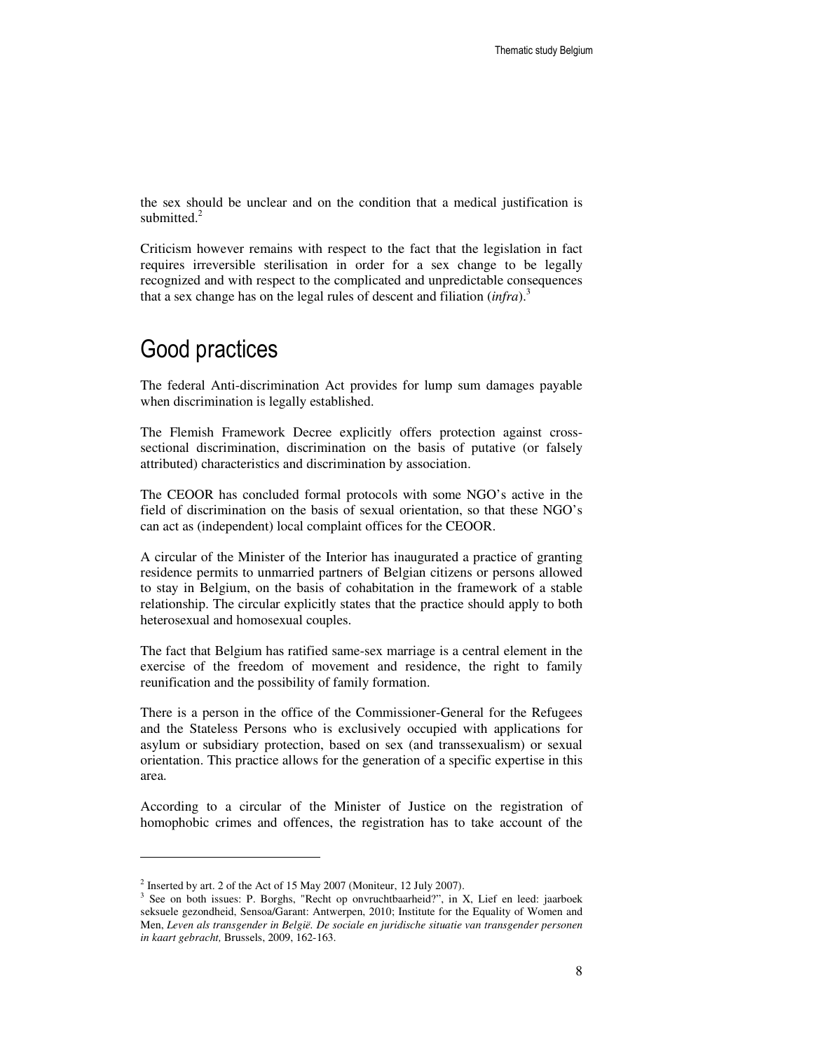the sex should be unclear and on the condition that a medical justification is submitted.[2]

Criticism however remains with respect to the fact that the legislation in fact requires irreversible sterilisation in order for a sex change to be legally recognized and with respect to the complicated and unpredictable consequences that a sex change has on the legal rules of descent and filiation (*infra*).[3]

# Good practices

The federal Anti-discrimination Act provides for lump sum damages payable when discrimination is legally established.

The Flemish Framework Decree explicitly offers protection against cross-sectional discrimination, discrimination on the basis of putative (or falsely attributed) characteristics and discrimination by association.

The CEOOR has concluded formal protocols with some NGO's active in the field of discrimination on the basis of sexual orientation, so that these NGO's can act as (independent) local complaint offices for the CEOOR.

A circular of the Minister of the Interior has inaugurated a practice of granting residence permits to unmarried partners of Belgian citizens or persons allowed to stay in Belgium, on the basis of cohabitation in the framework of a stable relationship. The circular explicitly states that the practice should apply to both heterosexual and homosexual couples.

The fact that Belgium has ratified same-sex marriage is a central element in the exercise of the freedom of movement and residence, the right to family reunification and the possibility of family formation.

There is a person in the office of the Commissioner-General for the Refugees and the Stateless Persons who is exclusively occupied with applications for asylum or subsidiary protection, based on sex (and transsexualism) or sexual orientation. This practice allows for the generation of a specific expertise in this area.

According to a circular of the Minister of Justice on the registration of homophobic crimes and offences, the registration has to take account of the

---

[2] Inserted by art. 2 of the Act of 15 May 2007 (Moniteur, 12 July 2007).

[3] See on both issues: P. Borghs, "Recht op onvruchtbaarheid?", in X, Lief en leed: jaarboek seksuele gezondheid, Sensoa/Garant: Antwerpen, 2010; Institute for the Equality of Women and Men, *Leven als transgender in België. De sociale en juridische situatie van transgender personen in kaart gebracht,* Brussels, 2009, 162-163.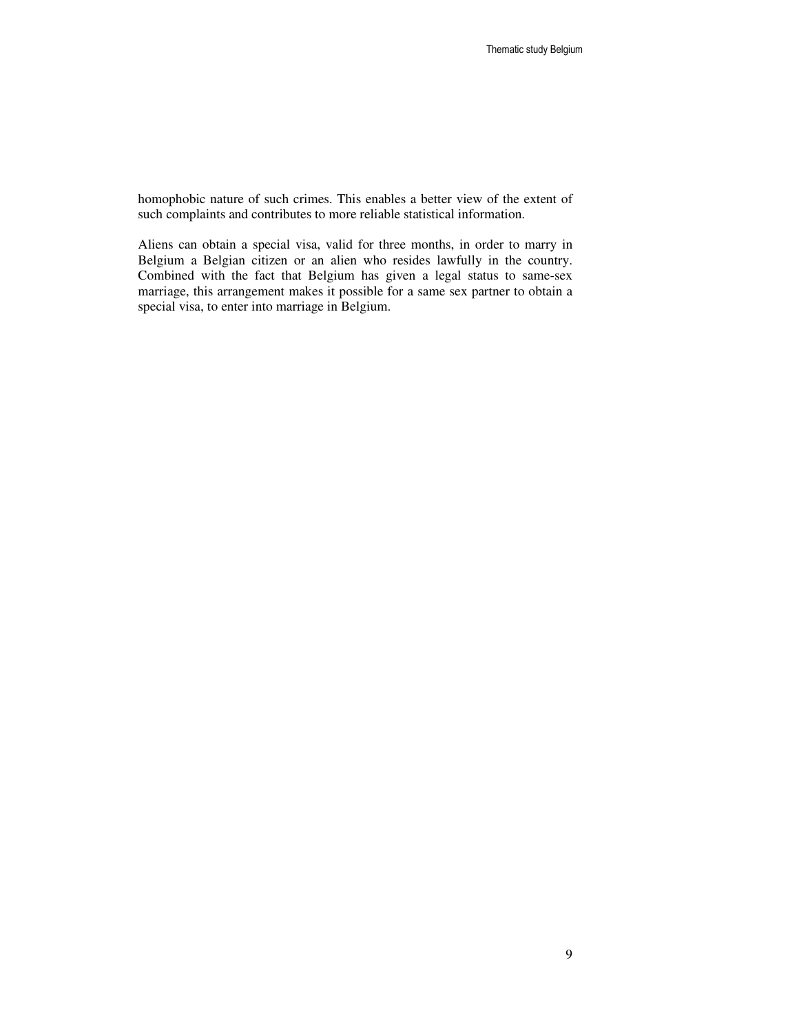homophobic nature of such crimes. This enables a better view of the extent of such complaints and contributes to more reliable statistical information.

Aliens can obtain a special visa, valid for three months, in order to marry in Belgium a Belgian citizen or an alien who resides lawfully in the country. Combined with the fact that Belgium has given a legal status to same-sex marriage, this arrangement makes it possible for a same sex partner to obtain a special visa, to enter into marriage in Belgium.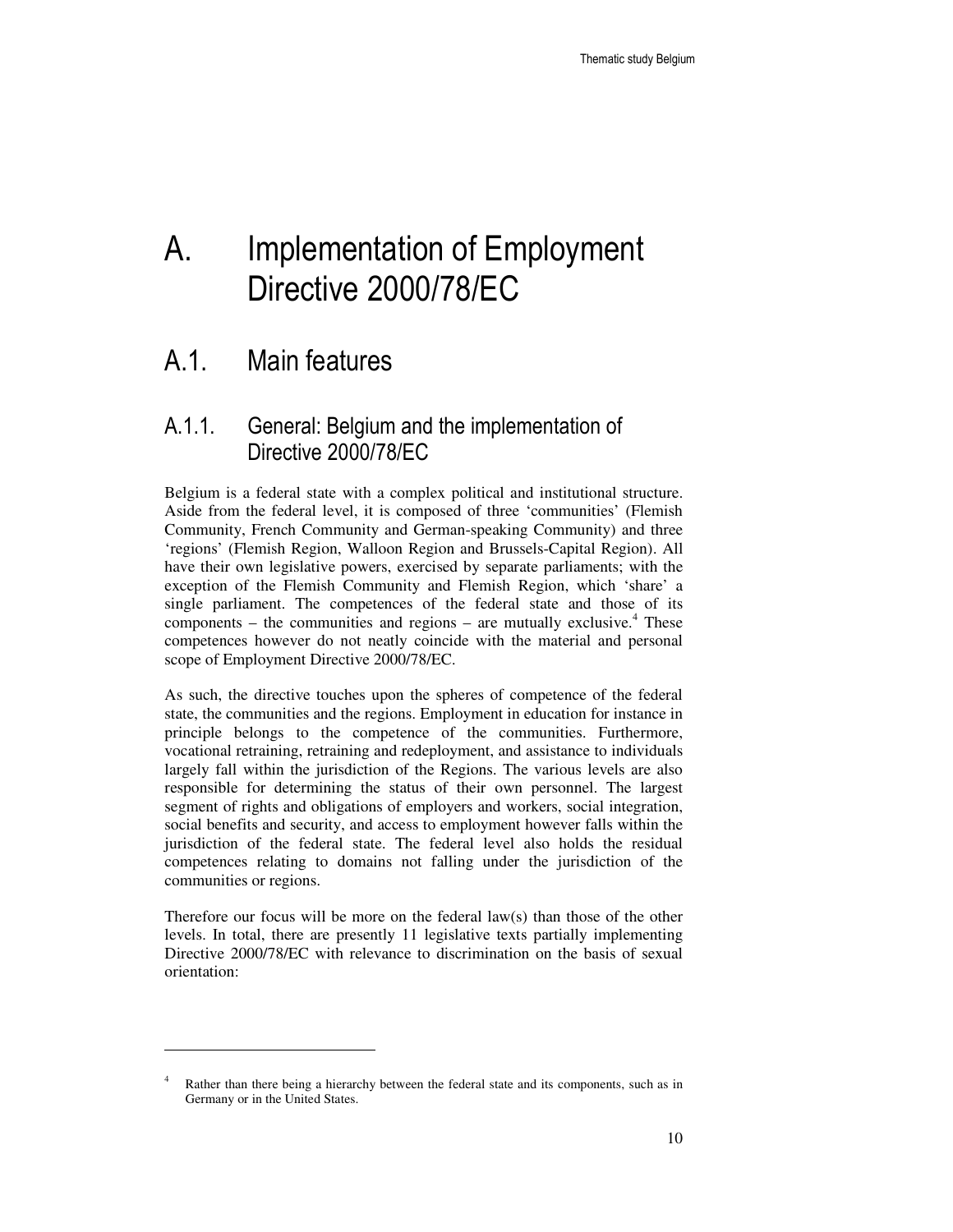# A. Implementation of Employment Directive 2000/78/EC

## A.1. Main features

### A.1.1. General: Belgium and the implementation of Directive 2000/78/EC

Belgium is a federal state with a complex political and institutional structure. Aside from the federal level, it is composed of three 'communities' (Flemish Community, French Community and German-speaking Community) and three 'regions' (Flemish Region, Walloon Region and Brussels-Capital Region). All have their own legislative powers, exercised by separate parliaments; with the exception of the Flemish Community and Flemish Region, which 'share' a single parliament. The competences of the federal state and those of its components – the communities and regions – are mutually exclusive.[4] These competences however do not neatly coincide with the material and personal scope of Employment Directive 2000/78/EC.

As such, the directive touches upon the spheres of competence of the federal state, the communities and the regions. Employment in education for instance in principle belongs to the competence of the communities. Furthermore, vocational retraining, retraining and redeployment, and assistance to individuals largely fall within the jurisdiction of the Regions. The various levels are also responsible for determining the status of their own personnel. The largest segment of rights and obligations of employers and workers, social integration, social benefits and security, and access to employment however falls within the jurisdiction of the federal state. The federal level also holds the residual competences relating to domains not falling under the jurisdiction of the communities or regions.

Therefore our focus will be more on the federal law(s) than those of the other levels. In total, there are presently 11 legislative texts partially implementing Directive 2000/78/EC with relevance to discrimination on the basis of sexual orientation:

---

[4] Rather than there being a hierarchy between the federal state and its components, such as in Germany or in the United States.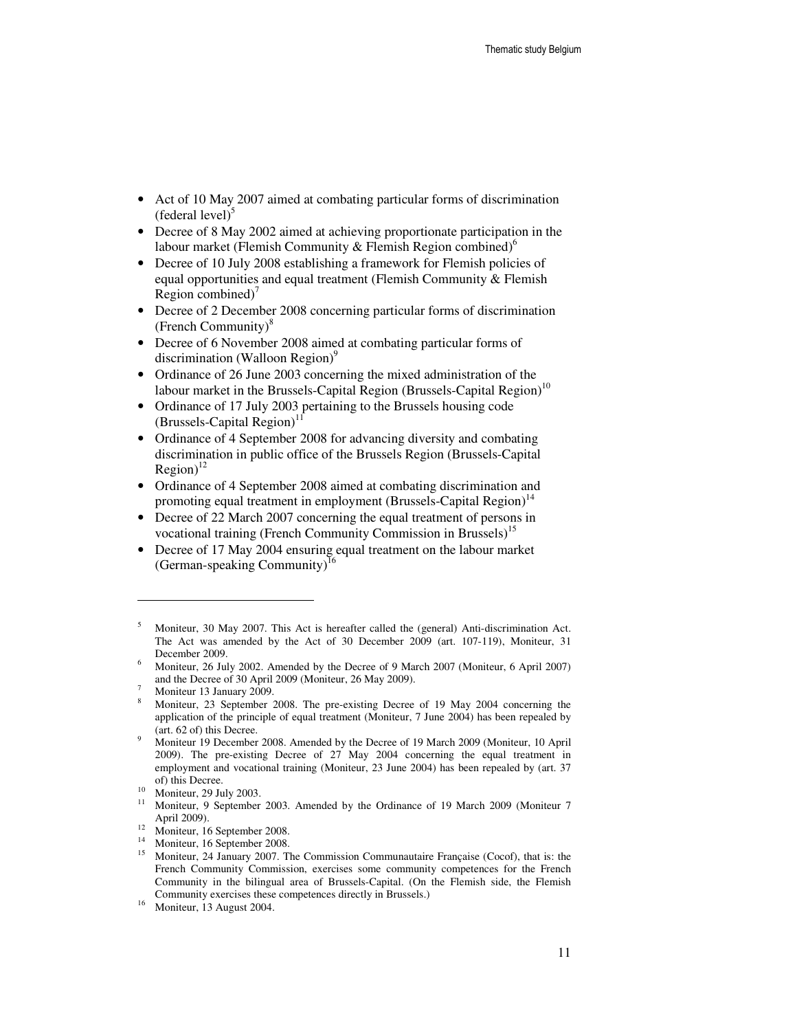- Act of 10 May 2007 aimed at combating particular forms of discrimination (federal level)[5]
- Decree of 8 May 2002 aimed at achieving proportionate participation in the labour market (Flemish Community & Flemish Region combined)[6]
- Decree of 10 July 2008 establishing a framework for Flemish policies of equal opportunities and equal treatment (Flemish Community & Flemish Region combined)[7]
- Decree of 2 December 2008 concerning particular forms of discrimination (French Community)[8]
- Decree of 6 November 2008 aimed at combating particular forms of discrimination (Walloon Region)[9]
- Ordinance of 26 June 2003 concerning the mixed administration of the labour market in the Brussels-Capital Region (Brussels-Capital Region)[10]
- Ordinance of 17 July 2003 pertaining to the Brussels housing code (Brussels-Capital Region)[11]
- Ordinance of 4 September 2008 for advancing diversity and combating discrimination in public office of the Brussels Region (Brussels-Capital Region)[12]
- Ordinance of 4 September 2008 aimed at combating discrimination and promoting equal treatment in employment (Brussels-Capital Region)[14]
- Decree of 22 March 2007 concerning the equal treatment of persons in vocational training (French Community Commission in Brussels)[15]
- Decree of 17 May 2004 ensuring equal treatment on the labour market (German-speaking Community)[16]

---

[5] Moniteur, 30 May 2007. This Act is hereafter called the (general) Anti-discrimination Act. The Act was amended by the Act of 30 December 2009 (art. 107-119), Moniteur, 31 December 2009.

[6] Moniteur, 26 July 2002. Amended by the Decree of 9 March 2007 (Moniteur, 6 April 2007) and the Decree of 30 April 2009 (Moniteur, 26 May 2009).

[7] Moniteur 13 January 2009.

[8] Moniteur, 23 September 2008. The pre-existing Decree of 19 May 2004 concerning the application of the principle of equal treatment (Moniteur, 7 June 2004) has been repealed by (art. 62 of) this Decree.

[9] Moniteur 19 December 2008. Amended by the Decree of 19 March 2009 (Moniteur, 10 April 2009). The pre-existing Decree of 27 May 2004 concerning the equal treatment in employment and vocational training (Moniteur, 23 June 2004) has been repealed by (art. 37 of) this Decree.

[10] Moniteur, 29 July 2003.

[11] Moniteur, 9 September 2003. Amended by the Ordinance of 19 March 2009 (Moniteur 7 April 2009).

[12] Moniteur, 16 September 2008.

[14] Moniteur, 16 September 2008.

[15] Moniteur, 24 January 2007. The Commission Communautaire Française (Cocof), that is: the French Community Commission, exercises some community competences for the French Community in the bilingual area of Brussels-Capital. (On the Flemish side, the Flemish Community exercises these competences directly in Brussels.)

[16] Moniteur, 13 August 2004.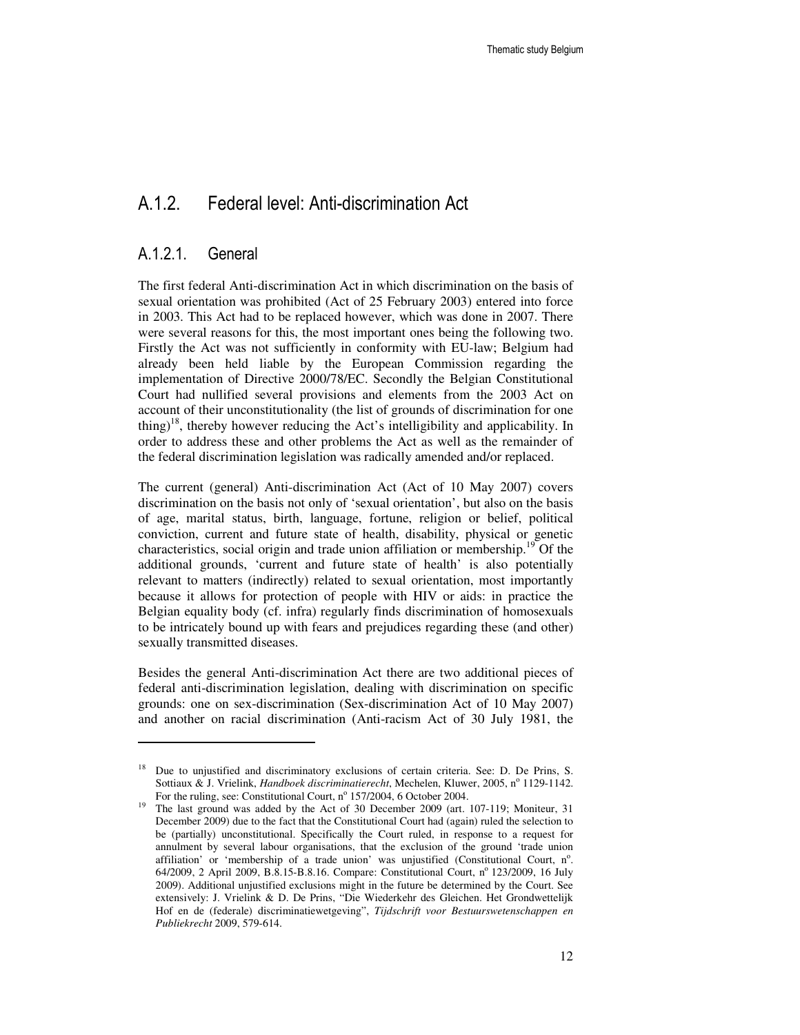## A.1.2. Federal level: Anti-discrimination Act

### A.1.2.1. General

The first federal Anti-discrimination Act in which discrimination on the basis of sexual orientation was prohibited (Act of 25 February 2003) entered into force in 2003. This Act had to be replaced however, which was done in 2007. There were several reasons for this, the most important ones being the following two. Firstly the Act was not sufficiently in conformity with EU-law; Belgium had already been held liable by the European Commission regarding the implementation of Directive 2000/78/EC. Secondly the Belgian Constitutional Court had nullified several provisions and elements from the 2003 Act on account of their unconstitutionality (the list of grounds of discrimination for one thing)[18], thereby however reducing the Act's intelligibility and applicability. In order to address these and other problems the Act as well as the remainder of the federal discrimination legislation was radically amended and/or replaced.

The current (general) Anti-discrimination Act (Act of 10 May 2007) covers discrimination on the basis not only of 'sexual orientation', but also on the basis of age, marital status, birth, language, fortune, religion or belief, political conviction, current and future state of health, disability, physical or genetic characteristics, social origin and trade union affiliation or membership.[19] Of the additional grounds, 'current and future state of health' is also potentially relevant to matters (indirectly) related to sexual orientation, most importantly because it allows for protection of people with HIV or aids: in practice the Belgian equality body (cf. infra) regularly finds discrimination of homosexuals to be intricately bound up with fears and prejudices regarding these (and other) sexually transmitted diseases.

Besides the general Anti-discrimination Act there are two additional pieces of federal anti-discrimination legislation, dealing with discrimination on specific grounds: one on sex-discrimination (Sex-discrimination Act of 10 May 2007) and another on racial discrimination (Anti-racism Act of 30 July 1981, the

---

[18] Due to unjustified and discriminatory exclusions of certain criteria. See: D. De Prins, S. Sottiaux & J. Vrielink, *Handboek discriminatierecht*, Mechelen, Kluwer, 2005, nº 1129-1142. For the ruling, see: Constitutional Court, nº 157/2004, 6 October 2004.

[19] The last ground was added by the Act of 30 December 2009 (art. 107-119; Moniteur, 31 December 2009) due to the fact that the Constitutional Court had (again) ruled the selection to be (partially) unconstitutional. Specifically the Court ruled, in response to a request for annulment by several labour organisations, that the exclusion of the ground 'trade union affiliation' or 'membership of a trade union' was unjustified (Constitutional Court, nº. 64/2009, 2 April 2009, B.8.15-B.8.16. Compare: Constitutional Court, nº 123/2009, 16 July 2009). Additional unjustified exclusions might in the future be determined by the Court. See extensively: J. Vrielink & D. De Prins, "Die Wiederkehr des Gleichen. Het Grondwettelijk Hof en de (federale) discriminatiewetgeving", *Tijdschrift voor Bestuurswetenschappen en Publiekrecht* 2009, 579-614.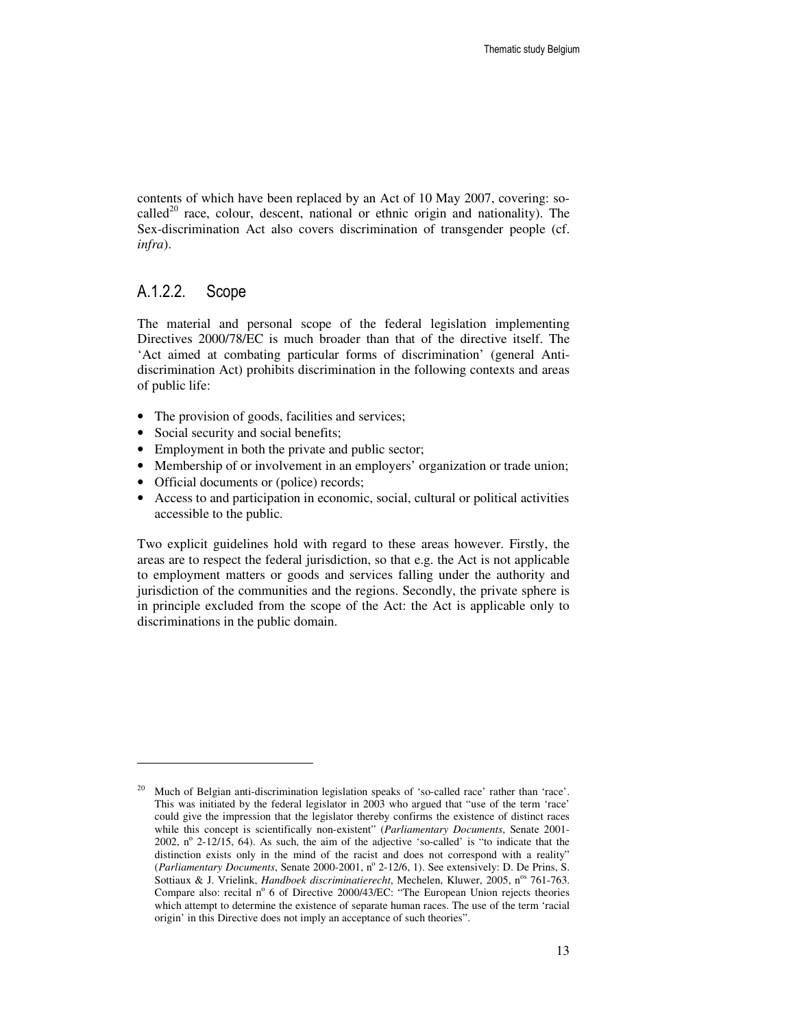contents of which have been replaced by an Act of 10 May 2007, covering: so-called[20] race, colour, descent, national or ethnic origin and nationality). The Sex-discrimination Act also covers discrimination of transgender people (cf. *infra*).

### A.1.2.2. Scope

The material and personal scope of the federal legislation implementing Directives 2000/78/EC is much broader than that of the directive itself. The 'Act aimed at combating particular forms of discrimination' (general Anti-discrimination Act) prohibits discrimination in the following contexts and areas of public life:

- The provision of goods, facilities and services;
- Social security and social benefits;
- Employment in both the private and public sector;
- Membership of or involvement in an employers' organization or trade union;
- Official documents or (police) records;
- Access to and participation in economic, social, cultural or political activities accessible to the public.

Two explicit guidelines hold with regard to these areas however. Firstly, the areas are to respect the federal jurisdiction, so that e.g. the Act is not applicable to employment matters or goods and services falling under the authority and jurisdiction of the communities and the regions. Secondly, the private sphere is in principle excluded from the scope of the Act: the Act is applicable only to discriminations in the public domain.

---

[20] Much of Belgian anti-discrimination legislation speaks of 'so-called race' rather than 'race'. This was initiated by the federal legislator in 2003 who argued that "use of the term 'race' could give the impression that the legislator thereby confirms the existence of distinct races while this concept is scientifically non-existent" (*Parliamentary Documents*, Senate 2001-2002, n° 2-12/15, 64). As such, the aim of the adjective 'so-called' is "to indicate that the distinction exists only in the mind of the racist and does not correspond with a reality" (*Parliamentary Documents*, Senate 2000-2001, n° 2-12/6, 1). See extensively: D. De Prins, S. Sottiaux & J. Vrielink, *Handboek discriminatierecht*, Mechelen, Kluwer, 2005, n°s 761-763. Compare also: recital n° 6 of Directive 2000/43/EC: "The European Union rejects theories which attempt to determine the existence of separate human races. The use of the term 'racial origin' in this Directive does not imply an acceptance of such theories".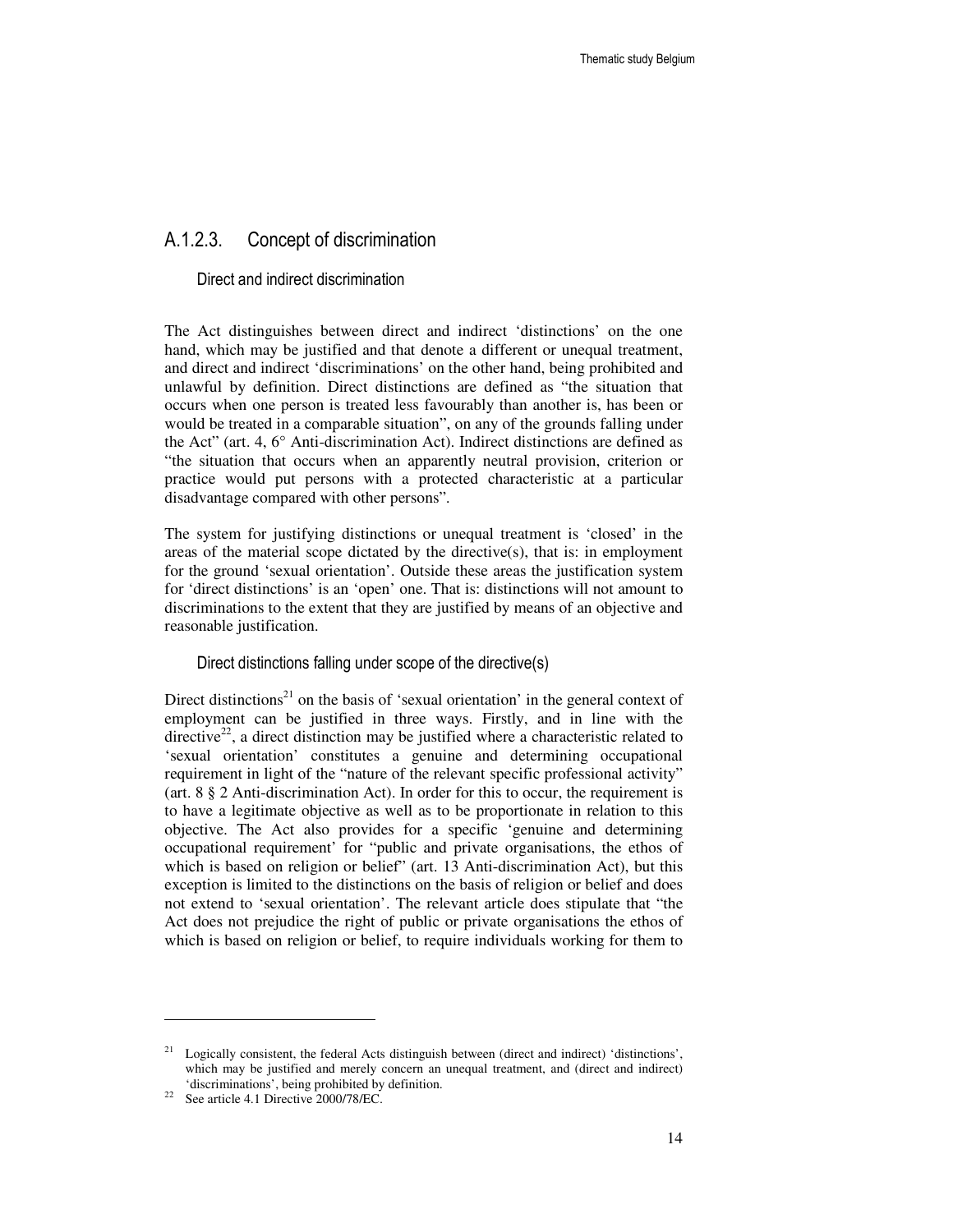### A.1.2.3. Concept of discrimination

#### Direct and indirect discrimination

The Act distinguishes between direct and indirect 'distinctions' on the one hand, which may be justified and that denote a different or unequal treatment, and direct and indirect 'discriminations' on the other hand, being prohibited and unlawful by definition. Direct distinctions are defined as "the situation that occurs when one person is treated less favourably than another is, has been or would be treated in a comparable situation", on any of the grounds falling under the Act" (art. 4, 6° Anti-discrimination Act). Indirect distinctions are defined as "the situation that occurs when an apparently neutral provision, criterion or practice would put persons with a protected characteristic at a particular disadvantage compared with other persons".

The system for justifying distinctions or unequal treatment is 'closed' in the areas of the material scope dictated by the directive(s), that is: in employment for the ground 'sexual orientation'. Outside these areas the justification system for 'direct distinctions' is an 'open' one. That is: distinctions will not amount to discriminations to the extent that they are justified by means of an objective and reasonable justification.

#### Direct distinctions falling under scope of the directive(s)

Direct distinctions[21] on the basis of 'sexual orientation' in the general context of employment can be justified in three ways. Firstly, and in line with the directive[22], a direct distinction may be justified where a characteristic related to 'sexual orientation' constitutes a genuine and determining occupational requirement in light of the "nature of the relevant specific professional activity" (art. 8 § 2 Anti-discrimination Act). In order for this to occur, the requirement is to have a legitimate objective as well as to be proportionate in relation to this objective. The Act also provides for a specific 'genuine and determining occupational requirement' for "public and private organisations, the ethos of which is based on religion or belief" (art. 13 Anti-discrimination Act), but this exception is limited to the distinctions on the basis of religion or belief and does not extend to 'sexual orientation'. The relevant article does stipulate that "the Act does not prejudice the right of public or private organisations the ethos of which is based on religion or belief, to require individuals working for them to

---

[21] Logically consistent, the federal Acts distinguish between (direct and indirect) 'distinctions', which may be justified and merely concern an unequal treatment, and (direct and indirect) 'discriminations', being prohibited by definition.

[22] See article 4.1 Directive 2000/78/EC.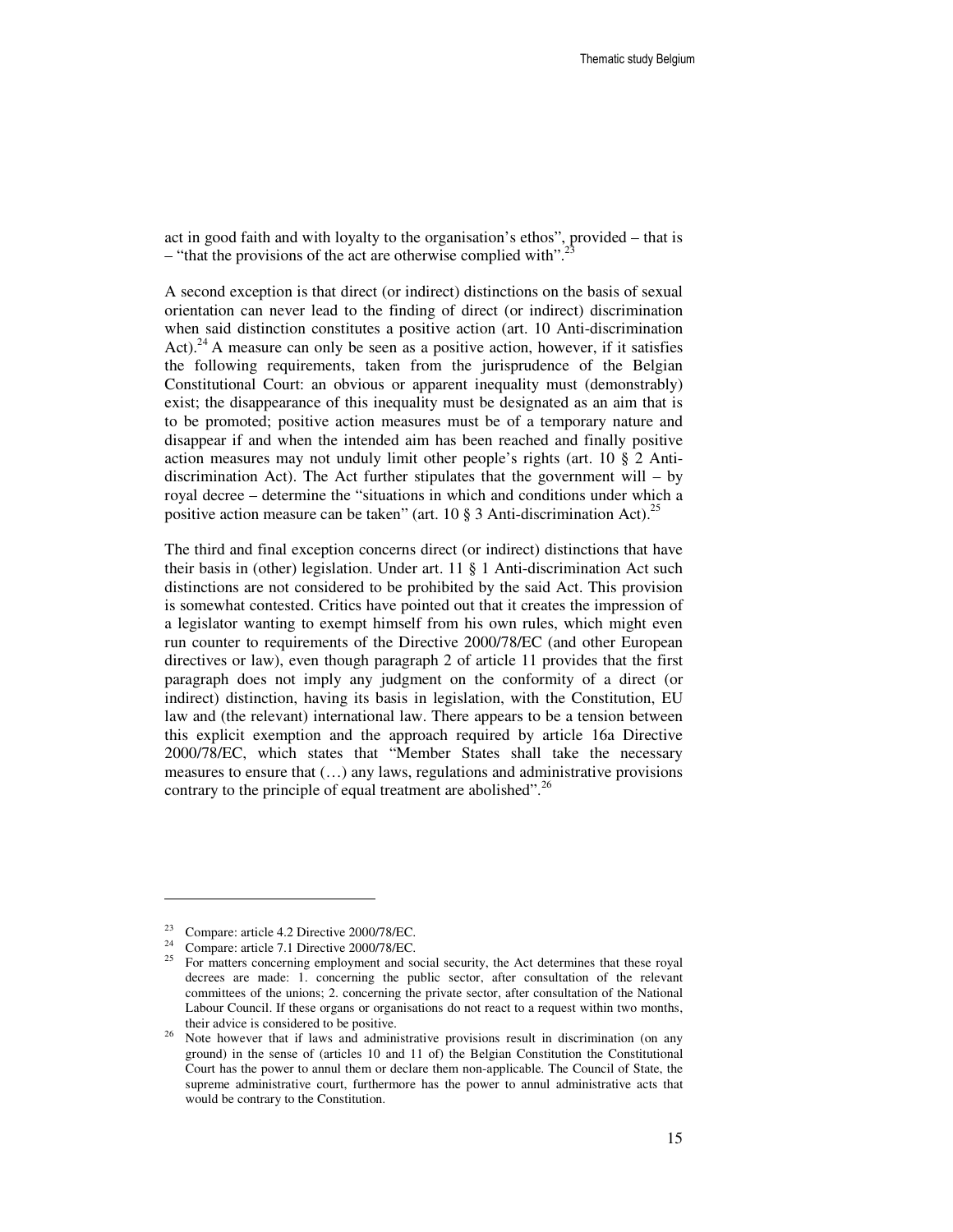act in good faith and with loyalty to the organisation's ethos", provided – that is – "that the provisions of the act are otherwise complied with".[23]

A second exception is that direct (or indirect) distinctions on the basis of sexual orientation can never lead to the finding of direct (or indirect) discrimination when said distinction constitutes a positive action (art. 10 Anti-discrimination Act).[24] A measure can only be seen as a positive action, however, if it satisfies the following requirements, taken from the jurisprudence of the Belgian Constitutional Court: an obvious or apparent inequality must (demonstrably) exist; the disappearance of this inequality must be designated as an aim that is to be promoted; positive action measures must be of a temporary nature and disappear if and when the intended aim has been reached and finally positive action measures may not unduly limit other people's rights (art. 10 § 2 Anti-discrimination Act). The Act further stipulates that the government will – by royal decree – determine the "situations in which and conditions under which a positive action measure can be taken" (art. 10 § 3 Anti-discrimination Act).[25]

The third and final exception concerns direct (or indirect) distinctions that have their basis in (other) legislation. Under art. 11 § 1 Anti-discrimination Act such distinctions are not considered to be prohibited by the said Act. This provision is somewhat contested. Critics have pointed out that it creates the impression of a legislator wanting to exempt himself from his own rules, which might even run counter to requirements of the Directive 2000/78/EC (and other European directives or law), even though paragraph 2 of article 11 provides that the first paragraph does not imply any judgment on the conformity of a direct (or indirect) distinction, having its basis in legislation, with the Constitution, EU law and (the relevant) international law. There appears to be a tension between this explicit exemption and the approach required by article 16a Directive 2000/78/EC, which states that "Member States shall take the necessary measures to ensure that (…) any laws, regulations and administrative provisions contrary to the principle of equal treatment are abolished".[26]

---

[23] Compare: article 4.2 Directive 2000/78/EC.

[24] Compare: article 7.1 Directive 2000/78/EC.

[25] For matters concerning employment and social security, the Act determines that these royal decrees are made: 1. concerning the public sector, after consultation of the relevant committees of the unions; 2. concerning the private sector, after consultation of the National Labour Council. If these organs or organisations do not react to a request within two months, their advice is considered to be positive.

[26] Note however that if laws and administrative provisions result in discrimination (on any ground) in the sense of (articles 10 and 11 of) the Belgian Constitution the Constitutional Court has the power to annul them or declare them non-applicable. The Council of State, the supreme administrative court, furthermore has the power to annul administrative acts that would be contrary to the Constitution.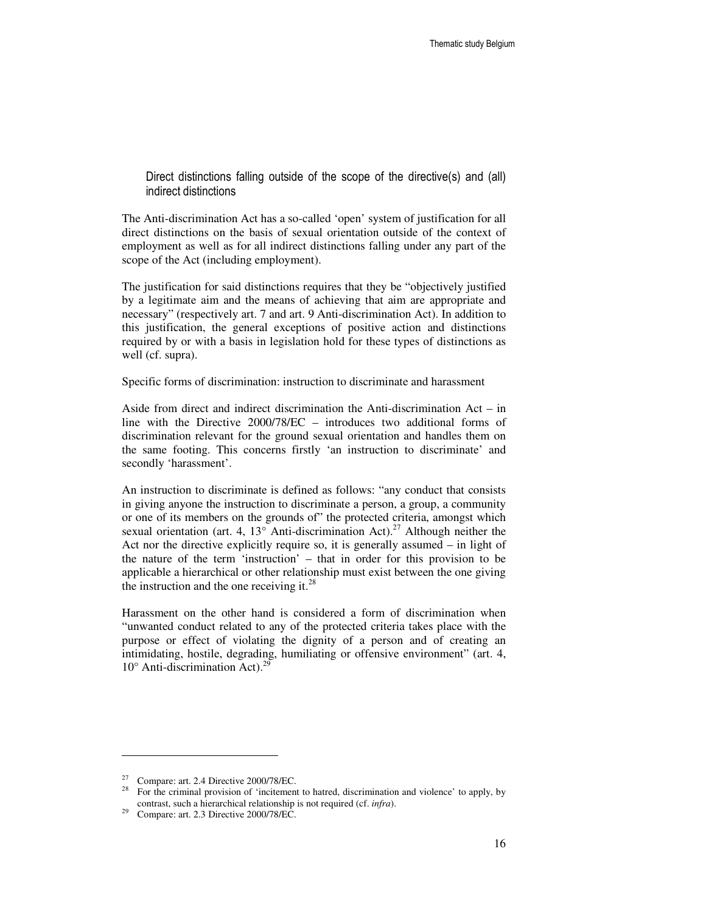### Direct distinctions falling outside of the scope of the directive(s) and (all) indirect distinctions

The Anti-discrimination Act has a so-called 'open' system of justification for all direct distinctions on the basis of sexual orientation outside of the context of employment as well as for all indirect distinctions falling under any part of the scope of the Act (including employment).

The justification for said distinctions requires that they be "objectively justified by a legitimate aim and the means of achieving that aim are appropriate and necessary" (respectively art. 7 and art. 9 Anti-discrimination Act). In addition to this justification, the general exceptions of positive action and distinctions required by or with a basis in legislation hold for these types of distinctions as well (cf. supra).

Specific forms of discrimination: instruction to discriminate and harassment

Aside from direct and indirect discrimination the Anti-discrimination Act – in line with the Directive 2000/78/EC – introduces two additional forms of discrimination relevant for the ground sexual orientation and handles them on the same footing. This concerns firstly 'an instruction to discriminate' and secondly 'harassment'.

An instruction to discriminate is defined as follows: "any conduct that consists in giving anyone the instruction to discriminate a person, a group, a community or one of its members on the grounds of" the protected criteria, amongst which sexual orientation (art. 4, 13° Anti-discrimination Act).[27] Although neither the Act nor the directive explicitly require so, it is generally assumed – in light of the nature of the term 'instruction' – that in order for this provision to be applicable a hierarchical or other relationship must exist between the one giving the instruction and the one receiving it.[28]

Harassment on the other hand is considered a form of discrimination when "unwanted conduct related to any of the protected criteria takes place with the purpose or effect of violating the dignity of a person and of creating an intimidating, hostile, degrading, humiliating or offensive environment" (art. 4, 10° Anti-discrimination Act).[29]

---

[27] Compare: art. 2.4 Directive 2000/78/EC.

[28] For the criminal provision of 'incitement to hatred, discrimination and violence' to apply, by contrast, such a hierarchical relationship is not required (cf. *infra*).

[29] Compare: art. 2.3 Directive 2000/78/EC.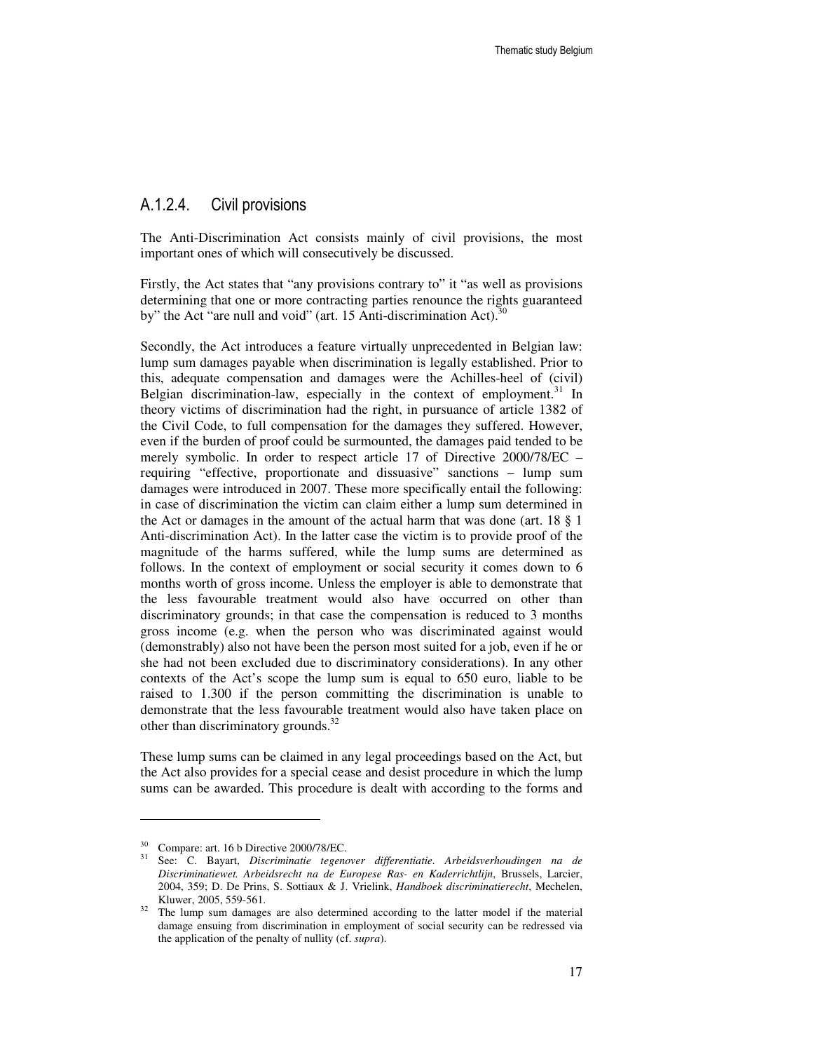### A.1.2.4. Civil provisions

The Anti-Discrimination Act consists mainly of civil provisions, the most important ones of which will consecutively be discussed.

Firstly, the Act states that "any provisions contrary to" it "as well as provisions determining that one or more contracting parties renounce the rights guaranteed by" the Act "are null and void" (art. 15 Anti-discrimination Act).[30]

Secondly, the Act introduces a feature virtually unprecedented in Belgian law: lump sum damages payable when discrimination is legally established. Prior to this, adequate compensation and damages were the Achilles-heel of (civil) Belgian discrimination-law, especially in the context of employment.[31] In theory victims of discrimination had the right, in pursuance of article 1382 of the Civil Code, to full compensation for the damages they suffered. However, even if the burden of proof could be surmounted, the damages paid tended to be merely symbolic. In order to respect article 17 of Directive 2000/78/EC – requiring "effective, proportionate and dissuasive" sanctions – lump sum damages were introduced in 2007. These more specifically entail the following: in case of discrimination the victim can claim either a lump sum determined in the Act or damages in the amount of the actual harm that was done (art. 18 § 1 Anti-discrimination Act). In the latter case the victim is to provide proof of the magnitude of the harms suffered, while the lump sums are determined as follows. In the context of employment or social security it comes down to 6 months worth of gross income. Unless the employer is able to demonstrate that the less favourable treatment would also have occurred on other than discriminatory grounds; in that case the compensation is reduced to 3 months gross income (e.g. when the person who was discriminated against would (demonstrably) also not have been the person most suited for a job, even if he or she had not been excluded due to discriminatory considerations). In any other contexts of the Act's scope the lump sum is equal to 650 euro, liable to be raised to 1.300 if the person committing the discrimination is unable to demonstrate that the less favourable treatment would also have taken place on other than discriminatory grounds.[32]

These lump sums can be claimed in any legal proceedings based on the Act, but the Act also provides for a special cease and desist procedure in which the lump sums can be awarded. This procedure is dealt with according to the forms and

---

[30] Compare: art. 16 b Directive 2000/78/EC.

[31] See: C. Bayart, *Discriminatie tegenover differentiatie. Arbeidsverhoudingen na de Discriminatiewet. Arbeidsrecht na de Europese Ras- en Kaderrichtlijn*, Brussels, Larcier, 2004, 359; D. De Prins, S. Sottiaux & J. Vrielink, *Handboek discriminatierecht*, Mechelen, Kluwer, 2005, 559-561.

[32] The lump sum damages are also determined according to the latter model if the material damage ensuing from discrimination in employment of social security can be redressed via the application of the penalty of nullity (cf. *supra*).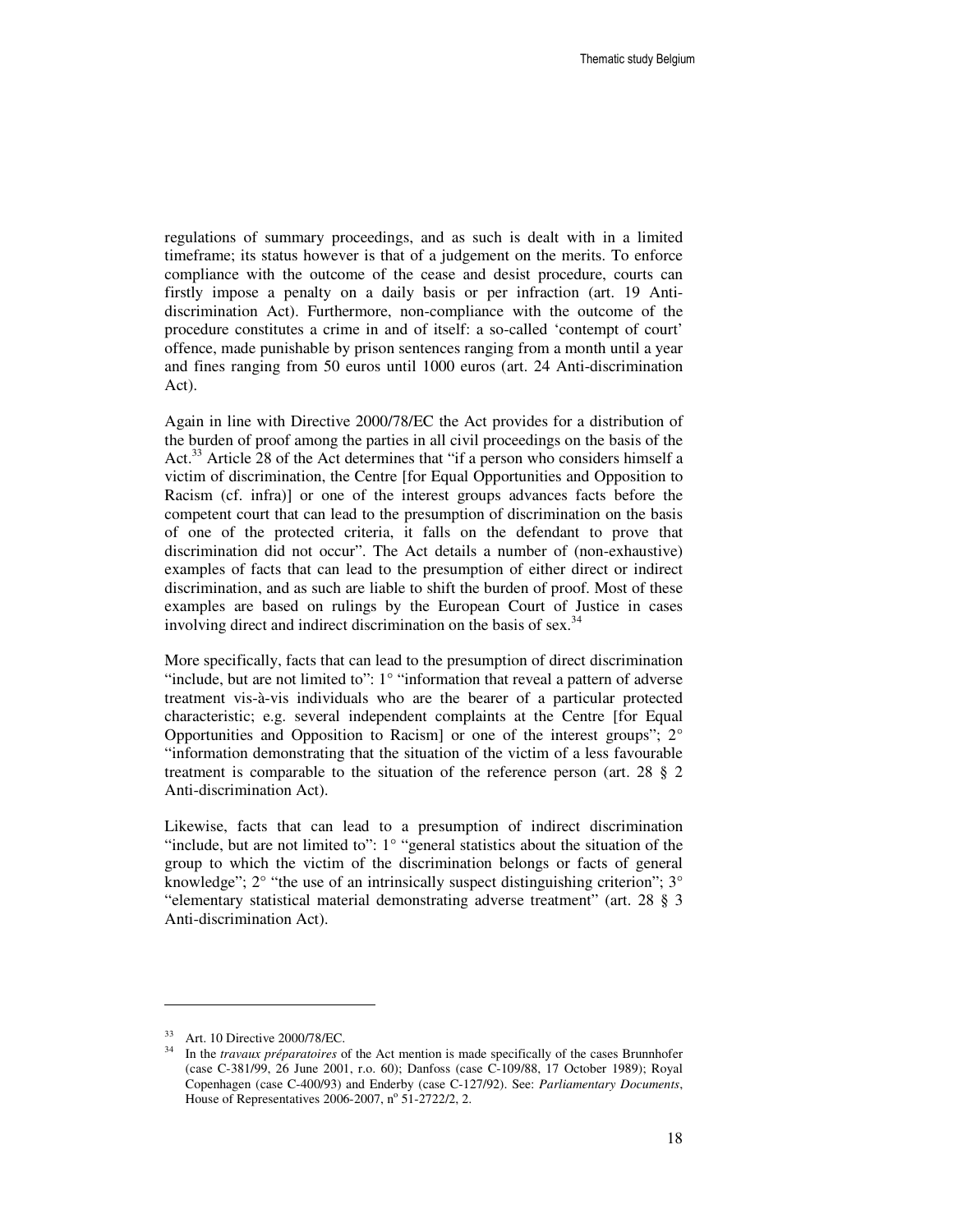regulations of summary proceedings, and as such is dealt with in a limited timeframe; its status however is that of a judgement on the merits. To enforce compliance with the outcome of the cease and desist procedure, courts can firstly impose a penalty on a daily basis or per infraction (art. 19 Anti-discrimination Act). Furthermore, non-compliance with the outcome of the procedure constitutes a crime in and of itself: a so-called 'contempt of court' offence, made punishable by prison sentences ranging from a month until a year and fines ranging from 50 euros until 1000 euros (art. 24 Anti-discrimination Act).

Again in line with Directive 2000/78/EC the Act provides for a distribution of the burden of proof among the parties in all civil proceedings on the basis of the Act.[33] Article 28 of the Act determines that "if a person who considers himself a victim of discrimination, the Centre [for Equal Opportunities and Opposition to Racism (cf. infra)] or one of the interest groups advances facts before the competent court that can lead to the presumption of discrimination on the basis of one of the protected criteria, it falls on the defendant to prove that discrimination did not occur". The Act details a number of (non-exhaustive) examples of facts that can lead to the presumption of either direct or indirect discrimination, and as such are liable to shift the burden of proof. Most of these examples are based on rulings by the European Court of Justice in cases involving direct and indirect discrimination on the basis of sex.[34]

More specifically, facts that can lead to the presumption of direct discrimination "include, but are not limited to": 1° "information that reveal a pattern of adverse treatment vis-à-vis individuals who are the bearer of a particular protected characteristic; e.g. several independent complaints at the Centre [for Equal Opportunities and Opposition to Racism] or one of the interest groups"; 2° "information demonstrating that the situation of the victim of a less favourable treatment is comparable to the situation of the reference person (art. 28 § 2 Anti-discrimination Act).

Likewise, facts that can lead to a presumption of indirect discrimination "include, but are not limited to": 1° "general statistics about the situation of the group to which the victim of the discrimination belongs or facts of general knowledge"; 2° "the use of an intrinsically suspect distinguishing criterion"; 3° "elementary statistical material demonstrating adverse treatment" (art. 28 § 3 Anti-discrimination Act).

---

[33] Art. 10 Directive 2000/78/EC.

[34] In the *travaux préparatoires* of the Act mention is made specifically of the cases Brunnhofer (case C-381/99, 26 June 2001, r.o. 60); Danfoss (case C-109/88, 17 October 1989); Royal Copenhagen (case C-400/93) and Enderby (case C-127/92). See: *Parliamentary Documents*, House of Representatives 2006-2007, n° 51-2722/2, 2.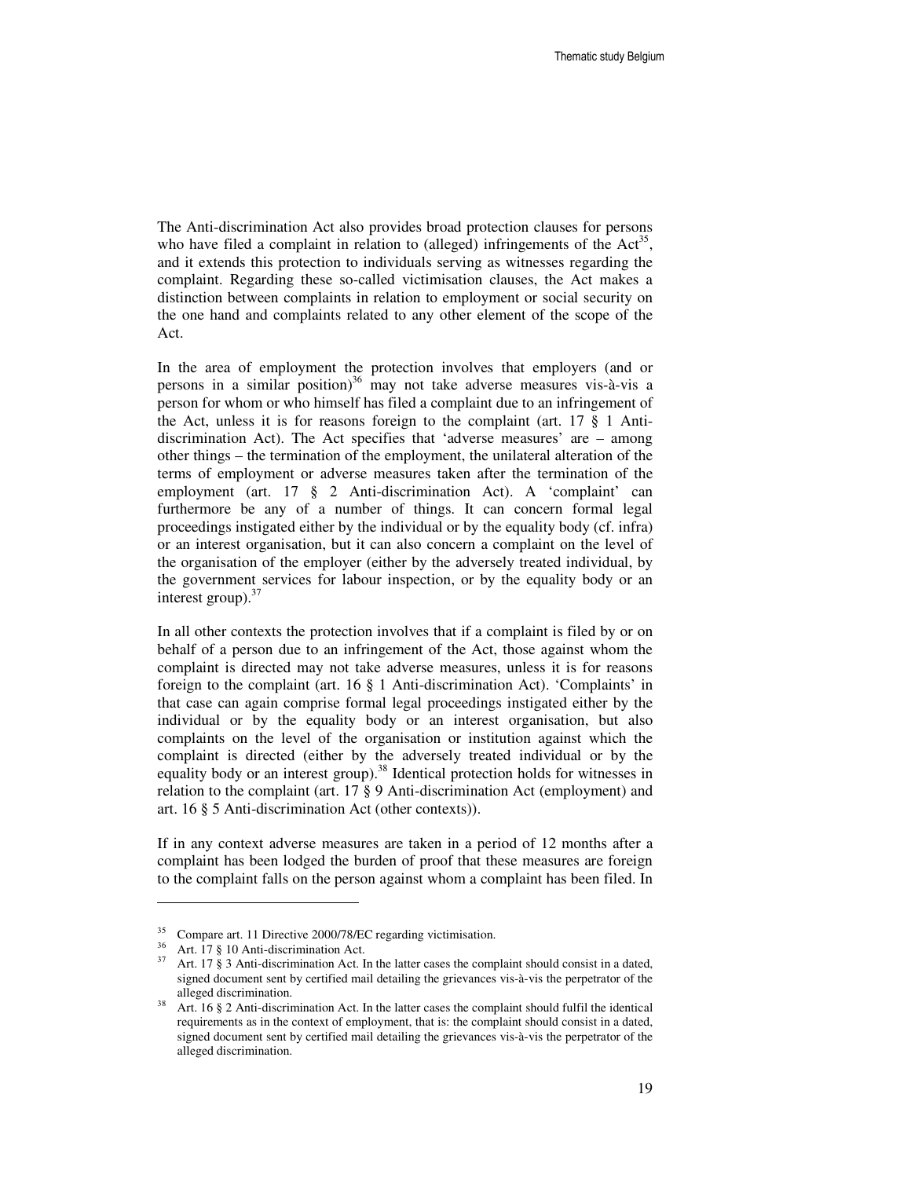The Anti-discrimination Act also provides broad protection clauses for persons who have filed a complaint in relation to (alleged) infringements of the Act[35], and it extends this protection to individuals serving as witnesses regarding the complaint. Regarding these so-called victimisation clauses, the Act makes a distinction between complaints in relation to employment or social security on the one hand and complaints related to any other element of the scope of the Act.

In the area of employment the protection involves that employers (and or persons in a similar position)[36] may not take adverse measures vis-à-vis a person for whom or who himself has filed a complaint due to an infringement of the Act, unless it is for reasons foreign to the complaint (art. 17 § 1 Anti-discrimination Act). The Act specifies that 'adverse measures' are – among other things – the termination of the employment, the unilateral alteration of the terms of employment or adverse measures taken after the termination of the employment (art. 17 § 2 Anti-discrimination Act). A 'complaint' can furthermore be any of a number of things. It can concern formal legal proceedings instigated either by the individual or by the equality body (cf. infra) or an interest organisation, but it can also concern a complaint on the level of the organisation of the employer (either by the adversely treated individual, by the government services for labour inspection, or by the equality body or an interest group).[37]

In all other contexts the protection involves that if a complaint is filed by or on behalf of a person due to an infringement of the Act, those against whom the complaint is directed may not take adverse measures, unless it is for reasons foreign to the complaint (art. 16 § 1 Anti-discrimination Act). 'Complaints' in that case can again comprise formal legal proceedings instigated either by the individual or by the equality body or an interest organisation, but also complaints on the level of the organisation or institution against which the complaint is directed (either by the adversely treated individual or by the equality body or an interest group).[38] Identical protection holds for witnesses in relation to the complaint (art. 17 § 9 Anti-discrimination Act (employment) and art. 16 § 5 Anti-discrimination Act (other contexts)).

If in any context adverse measures are taken in a period of 12 months after a complaint has been lodged the burden of proof that these measures are foreign to the complaint falls on the person against whom a complaint has been filed. In

---

[35] Compare art. 11 Directive 2000/78/EC regarding victimisation.

[36] Art. 17 § 10 Anti-discrimination Act.

[37] Art. 17 § 3 Anti-discrimination Act. In the latter cases the complaint should consist in a dated, signed document sent by certified mail detailing the grievances vis-à-vis the perpetrator of the alleged discrimination.

[38] Art. 16 § 2 Anti-discrimination Act. In the latter cases the complaint should fulfil the identical requirements as in the context of employment, that is: the complaint should consist in a dated, signed document sent by certified mail detailing the grievances vis-à-vis the perpetrator of the alleged discrimination.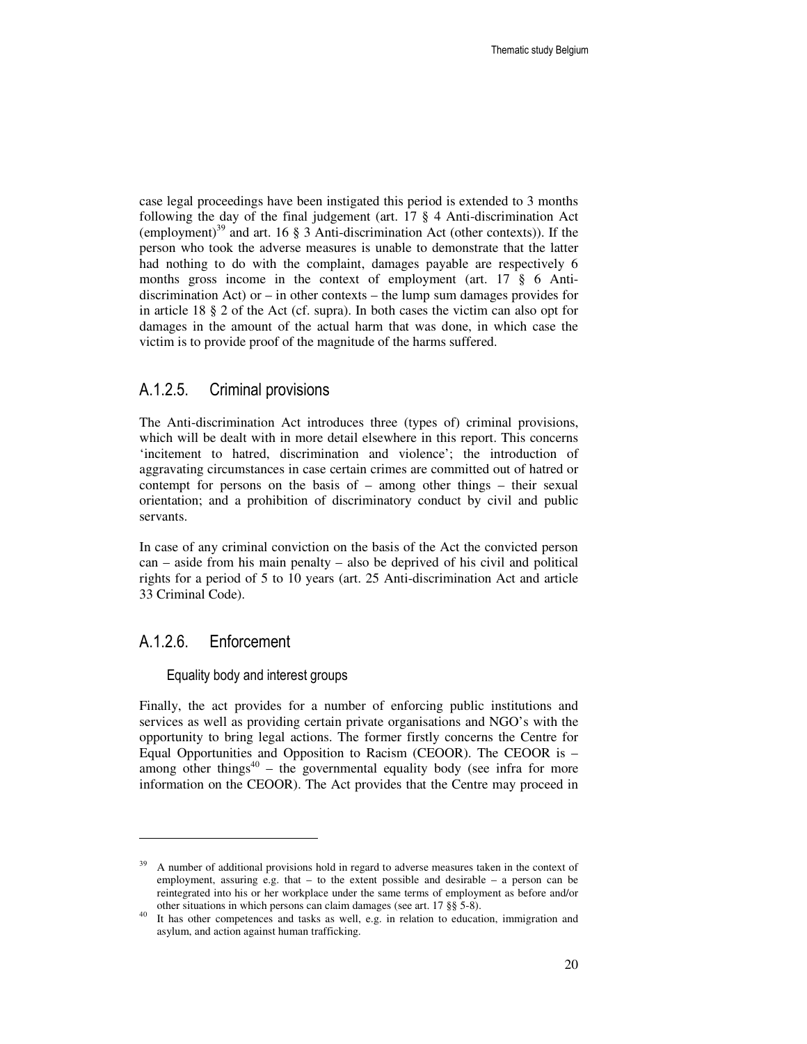case legal proceedings have been instigated this period is extended to 3 months following the day of the final judgement (art. 17 § 4 Anti-discrimination Act (employment)[39] and art. 16 § 3 Anti-discrimination Act (other contexts)). If the person who took the adverse measures is unable to demonstrate that the latter had nothing to do with the complaint, damages payable are respectively 6 months gross income in the context of employment (art. 17 § 6 Anti-discrimination Act) or – in other contexts – the lump sum damages provides for in article 18 § 2 of the Act (cf. supra). In both cases the victim can also opt for damages in the amount of the actual harm that was done, in which case the victim is to provide proof of the magnitude of the harms suffered.

### A.1.2.5. Criminal provisions

The Anti-discrimination Act introduces three (types of) criminal provisions, which will be dealt with in more detail elsewhere in this report. This concerns 'incitement to hatred, discrimination and violence'; the introduction of aggravating circumstances in case certain crimes are committed out of hatred or contempt for persons on the basis of – among other things – their sexual orientation; and a prohibition of discriminatory conduct by civil and public servants.

In case of any criminal conviction on the basis of the Act the convicted person can – aside from his main penalty – also be deprived of his civil and political rights for a period of 5 to 10 years (art. 25 Anti-discrimination Act and article 33 Criminal Code).

### A.1.2.6. Enforcement

#### Equality body and interest groups

Finally, the act provides for a number of enforcing public institutions and services as well as providing certain private organisations and NGO's with the opportunity to bring legal actions. The former firstly concerns the Centre for Equal Opportunities and Opposition to Racism (CEOOR). The CEOOR is – among other things[40] – the governmental equality body (see infra for more information on the CEOOR). The Act provides that the Centre may proceed in

---

[39] A number of additional provisions hold in regard to adverse measures taken in the context of employment, assuring e.g. that – to the extent possible and desirable – a person can be reintegrated into his or her workplace under the same terms of employment as before and/or other situations in which persons can claim damages (see art. 17 §§ 5-8).

[40] It has other competences and tasks as well, e.g. in relation to education, immigration and asylum, and action against human trafficking.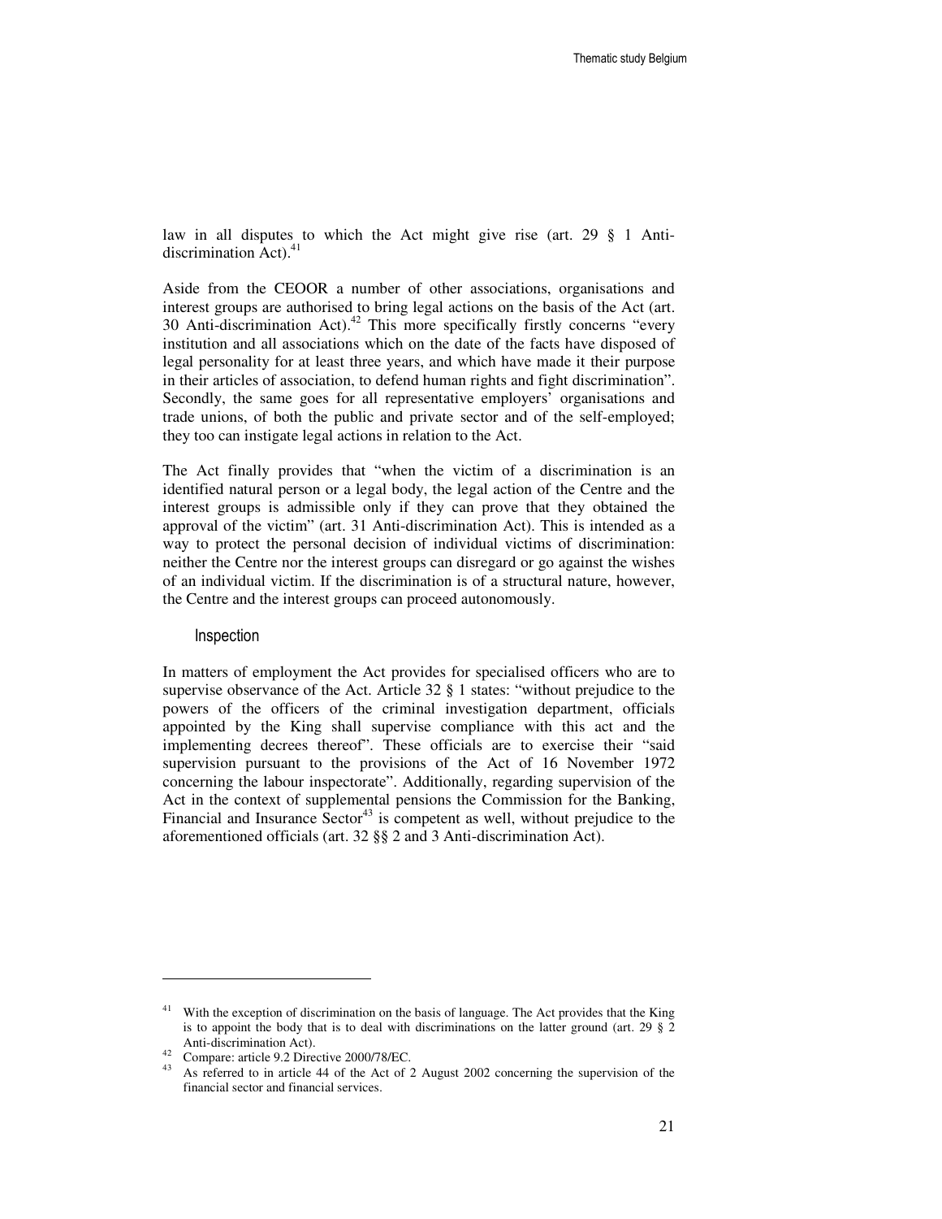law in all disputes to which the Act might give rise (art. 29 § 1 Anti-discrimination Act).[41]

Aside from the CEOOR a number of other associations, organisations and interest groups are authorised to bring legal actions on the basis of the Act (art. 30 Anti-discrimination Act).[42] This more specifically firstly concerns "every institution and all associations which on the date of the facts have disposed of legal personality for at least three years, and which have made it their purpose in their articles of association, to defend human rights and fight discrimination". Secondly, the same goes for all representative employers' organisations and trade unions, of both the public and private sector and of the self-employed; they too can instigate legal actions in relation to the Act.

The Act finally provides that "when the victim of a discrimination is an identified natural person or a legal body, the legal action of the Centre and the interest groups is admissible only if they can prove that they obtained the approval of the victim" (art. 31 Anti-discrimination Act). This is intended as a way to protect the personal decision of individual victims of discrimination: neither the Centre nor the interest groups can disregard or go against the wishes of an individual victim. If the discrimination is of a structural nature, however, the Centre and the interest groups can proceed autonomously.

### Inspection

In matters of employment the Act provides for specialised officers who are to supervise observance of the Act. Article 32 § 1 states: "without prejudice to the powers of the officers of the criminal investigation department, officials appointed by the King shall supervise compliance with this act and the implementing decrees thereof". These officials are to exercise their "said supervision pursuant to the provisions of the Act of 16 November 1972 concerning the labour inspectorate". Additionally, regarding supervision of the Act in the context of supplemental pensions the Commission for the Banking, Financial and Insurance Sector[43] is competent as well, without prejudice to the aforementioned officials (art. 32 §§ 2 and 3 Anti-discrimination Act).

---

[41] With the exception of discrimination on the basis of language. The Act provides that the King is to appoint the body that is to deal with discriminations on the latter ground (art. 29 § 2 Anti-discrimination Act).

[42] Compare: article 9.2 Directive 2000/78/EC.

[43] As referred to in article 44 of the Act of 2 August 2002 concerning the supervision of the financial sector and financial services.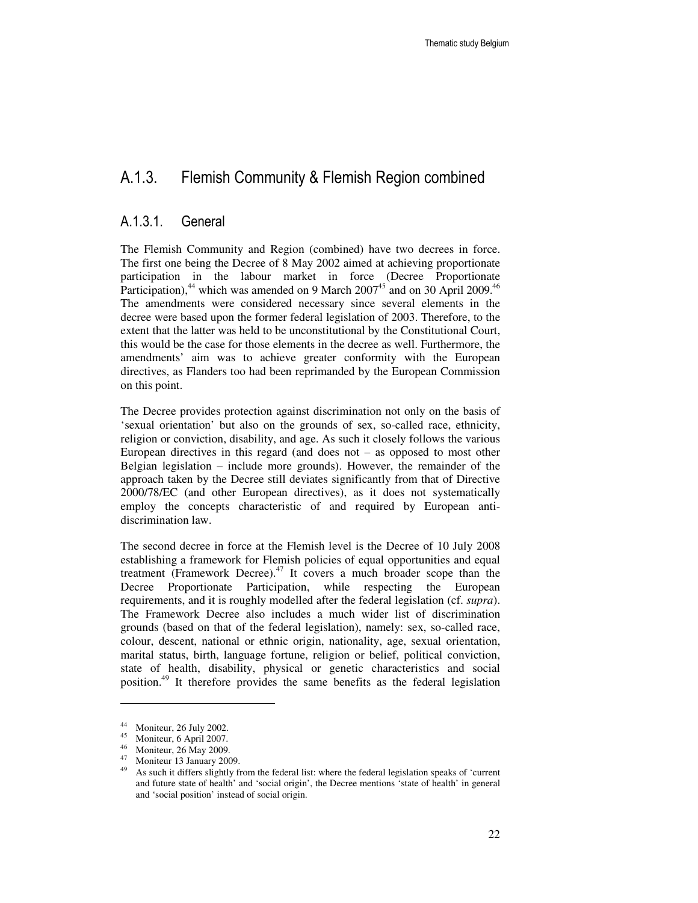## A.1.3. Flemish Community & Flemish Region combined

### A.1.3.1. General

The Flemish Community and Region (combined) have two decrees in force. The first one being the Decree of 8 May 2002 aimed at achieving proportionate participation in the labour market in force (Decree Proportionate Participation),[44] which was amended on 9 March 2007[45] and on 30 April 2009.[46] The amendments were considered necessary since several elements in the decree were based upon the former federal legislation of 2003. Therefore, to the extent that the latter was held to be unconstitutional by the Constitutional Court, this would be the case for those elements in the decree as well. Furthermore, the amendments' aim was to achieve greater conformity with the European directives, as Flanders too had been reprimanded by the European Commission on this point.

The Decree provides protection against discrimination not only on the basis of 'sexual orientation' but also on the grounds of sex, so-called race, ethnicity, religion or conviction, disability, and age. As such it closely follows the various European directives in this regard (and does not – as opposed to most other Belgian legislation – include more grounds). However, the remainder of the approach taken by the Decree still deviates significantly from that of Directive 2000/78/EC (and other European directives), as it does not systematically employ the concepts characteristic of and required by European anti-discrimination law.

The second decree in force at the Flemish level is the Decree of 10 July 2008 establishing a framework for Flemish policies of equal opportunities and equal treatment (Framework Decree).[47] It covers a much broader scope than the Decree Proportionate Participation, while respecting the European requirements, and it is roughly modelled after the federal legislation (cf. *supra*). The Framework Decree also includes a much wider list of discrimination grounds (based on that of the federal legislation), namely: sex, so-called race, colour, descent, national or ethnic origin, nationality, age, sexual orientation, marital status, birth, language fortune, religion or belief, political conviction, state of health, disability, physical or genetic characteristics and social position.[49] It therefore provides the same benefits as the federal legislation

---

[44] Moniteur, 26 July 2002.

[45] Moniteur, 6 April 2007.

[46] Moniteur, 26 May 2009.

[47] Moniteur 13 January 2009.

[49] As such it differs slightly from the federal list: where the federal legislation speaks of 'current and future state of health' and 'social origin', the Decree mentions 'state of health' in general and 'social position' instead of social origin.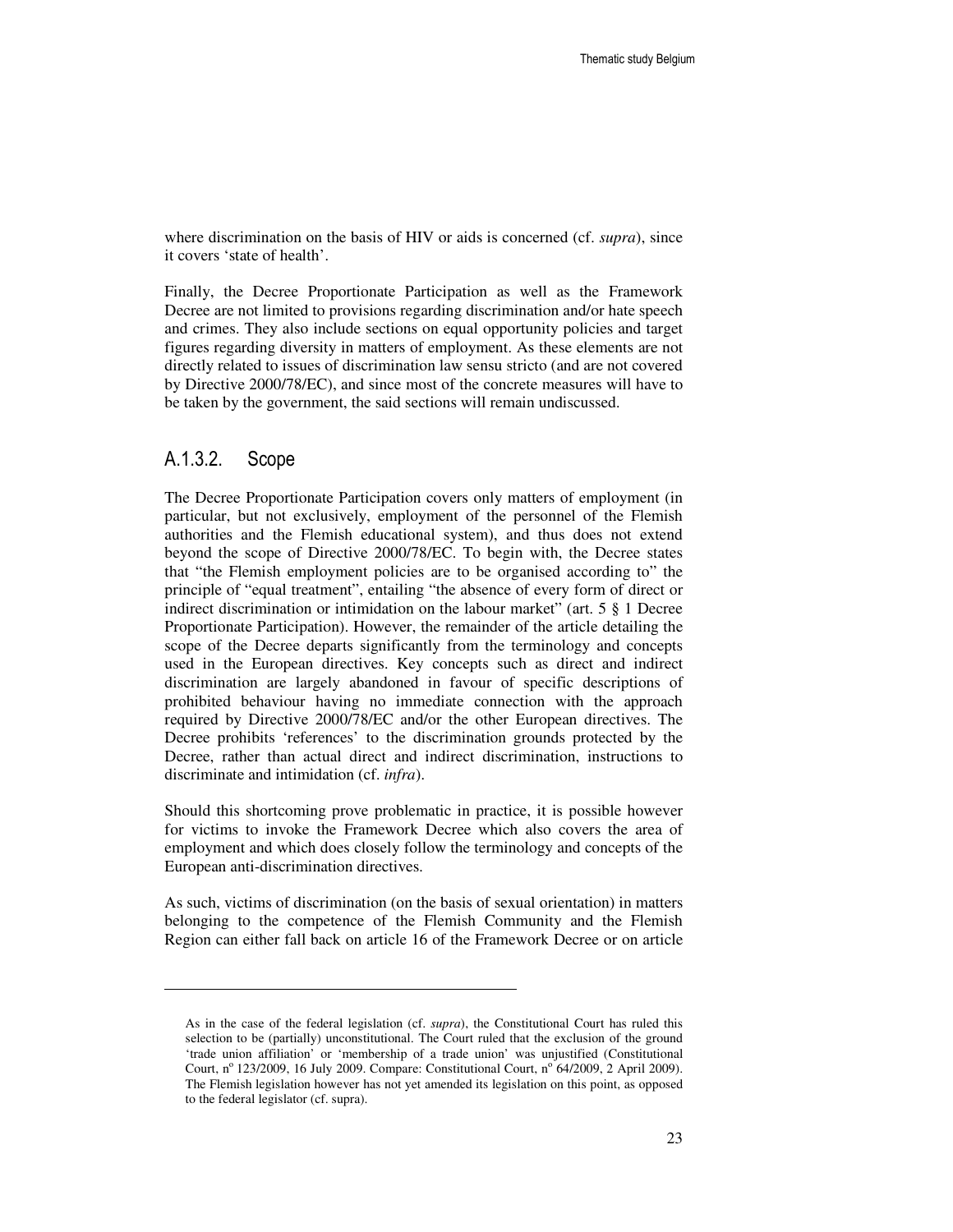where discrimination on the basis of HIV or aids is concerned (cf. *supra*), since it covers 'state of health'.

Finally, the Decree Proportionate Participation as well as the Framework Decree are not limited to provisions regarding discrimination and/or hate speech and crimes. They also include sections on equal opportunity policies and target figures regarding diversity in matters of employment. As these elements are not directly related to issues of discrimination law sensu stricto (and are not covered by Directive 2000/78/EC), and since most of the concrete measures will have to be taken by the government, the said sections will remain undiscussed.

### A.1.3.2. Scope

The Decree Proportionate Participation covers only matters of employment (in particular, but not exclusively, employment of the personnel of the Flemish authorities and the Flemish educational system), and thus does not extend beyond the scope of Directive 2000/78/EC. To begin with, the Decree states that "the Flemish employment policies are to be organised according to" the principle of "equal treatment", entailing "the absence of every form of direct or indirect discrimination or intimidation on the labour market" (art. 5 § 1 Decree Proportionate Participation). However, the remainder of the article detailing the scope of the Decree departs significantly from the terminology and concepts used in the European directives. Key concepts such as direct and indirect discrimination are largely abandoned in favour of specific descriptions of prohibited behaviour having no immediate connection with the approach required by Directive 2000/78/EC and/or the other European directives. The Decree prohibits 'references' to the discrimination grounds protected by the Decree, rather than actual direct and indirect discrimination, instructions to discriminate and intimidation (cf. *infra*).

Should this shortcoming prove problematic in practice, it is possible however for victims to invoke the Framework Decree which also covers the area of employment and which does closely follow the terminology and concepts of the European anti-discrimination directives.

As such, victims of discrimination (on the basis of sexual orientation) in matters belonging to the competence of the Flemish Community and the Flemish Region can either fall back on article 16 of the Framework Decree or on article

---

As in the case of the federal legislation (cf. *supra*), the Constitutional Court has ruled this selection to be (partially) unconstitutional. The Court ruled that the exclusion of the ground 'trade union affiliation' or 'membership of a trade union' was unjustified (Constitutional Court, n° 123/2009, 16 July 2009. Compare: Constitutional Court, n° 64/2009, 2 April 2009). The Flemish legislation however has not yet amended its legislation on this point, as opposed to the federal legislator (cf. supra).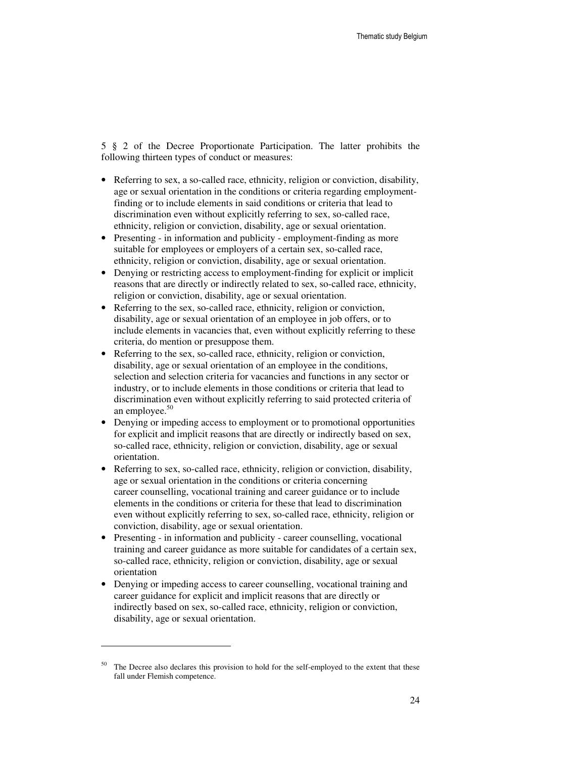5 § 2 of the Decree Proportionate Participation. The latter prohibits the following thirteen types of conduct or measures:

- Referring to sex, a so-called race, ethnicity, religion or conviction, disability, age or sexual orientation in the conditions or criteria regarding employment-finding or to include elements in said conditions or criteria that lead to discrimination even without explicitly referring to sex, so-called race, ethnicity, religion or conviction, disability, age or sexual orientation.
- Presenting - in information and publicity - employment-finding as more suitable for employees or employers of a certain sex, so-called race, ethnicity, religion or conviction, disability, age or sexual orientation.
- Denying or restricting access to employment-finding for explicit or implicit reasons that are directly or indirectly related to sex, so-called race, ethnicity, religion or conviction, disability, age or sexual orientation.
- Referring to the sex, so-called race, ethnicity, religion or conviction, disability, age or sexual orientation of an employee in job offers, or to include elements in vacancies that, even without explicitly referring to these criteria, do mention or presuppose them.
- Referring to the sex, so-called race, ethnicity, religion or conviction, disability, age or sexual orientation of an employee in the conditions, selection and selection criteria for vacancies and functions in any sector or industry, or to include elements in those conditions or criteria that lead to discrimination even without explicitly referring to said protected criteria of an employee.[50]
- Denying or impeding access to employment or to promotional opportunities for explicit and implicit reasons that are directly or indirectly based on sex, so-called race, ethnicity, religion or conviction, disability, age or sexual orientation.
- Referring to sex, so-called race, ethnicity, religion or conviction, disability, age or sexual orientation in the conditions or criteria concerning career counselling, vocational training and career guidance or to include elements in the conditions or criteria for these that lead to discrimination even without explicitly referring to sex, so-called race, ethnicity, religion or conviction, disability, age or sexual orientation.
- Presenting - in information and publicity - career counselling, vocational training and career guidance as more suitable for candidates of a certain sex, so-called race, ethnicity, religion or conviction, disability, age or sexual orientation
- Denying or impeding access to career counselling, vocational training and career guidance for explicit and implicit reasons that are directly or indirectly based on sex, so-called race, ethnicity, religion or conviction, disability, age or sexual orientation.

[50] The Decree also declares this provision to hold for the self-employed to the extent that these fall under Flemish competence.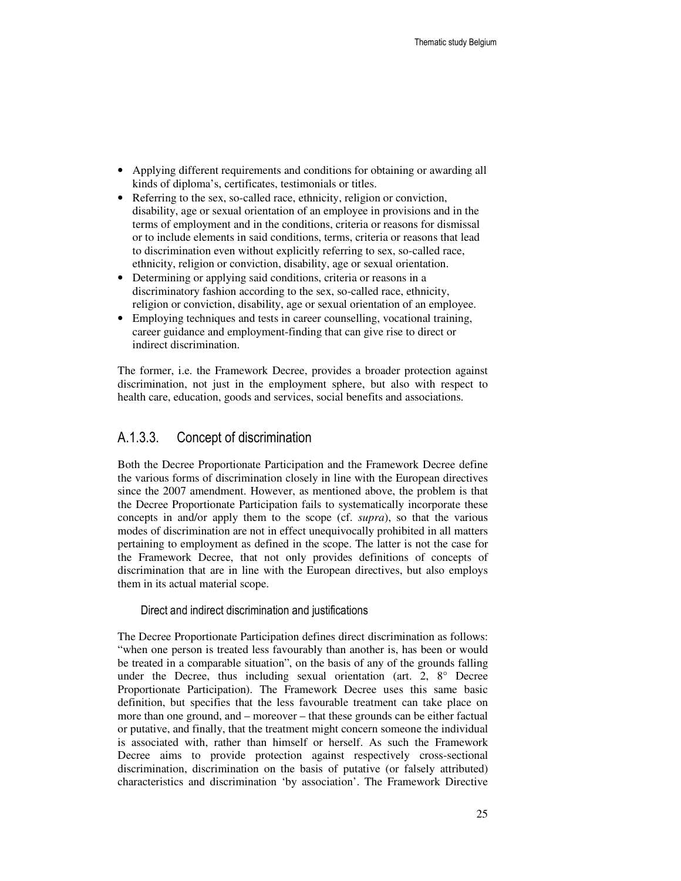- Applying different requirements and conditions for obtaining or awarding all kinds of diploma's, certificates, testimonials or titles.
- Referring to the sex, so-called race, ethnicity, religion or conviction, disability, age or sexual orientation of an employee in provisions and in the terms of employment and in the conditions, criteria or reasons for dismissal or to include elements in said conditions, terms, criteria or reasons that lead to discrimination even without explicitly referring to sex, so-called race, ethnicity, religion or conviction, disability, age or sexual orientation.
- Determining or applying said conditions, criteria or reasons in a discriminatory fashion according to the sex, so-called race, ethnicity, religion or conviction, disability, age or sexual orientation of an employee.
- Employing techniques and tests in career counselling, vocational training, career guidance and employment-finding that can give rise to direct or indirect discrimination.

The former, i.e. the Framework Decree, provides a broader protection against discrimination, not just in the employment sphere, but also with respect to health care, education, goods and services, social benefits and associations.

### A.1.3.3. Concept of discrimination

Both the Decree Proportionate Participation and the Framework Decree define the various forms of discrimination closely in line with the European directives since the 2007 amendment. However, as mentioned above, the problem is that the Decree Proportionate Participation fails to systematically incorporate these concepts in and/or apply them to the scope (cf. *supra*), so that the various modes of discrimination are not in effect unequivocally prohibited in all matters pertaining to employment as defined in the scope. The latter is not the case for the Framework Decree, that not only provides definitions of concepts of discrimination that are in line with the European directives, but also employs them in its actual material scope.

#### Direct and indirect discrimination and justifications

The Decree Proportionate Participation defines direct discrimination as follows: "when one person is treated less favourably than another is, has been or would be treated in a comparable situation", on the basis of any of the grounds falling under the Decree, thus including sexual orientation (art. 2, 8° Decree Proportionate Participation). The Framework Decree uses this same basic definition, but specifies that the less favourable treatment can take place on more than one ground, and – moreover – that these grounds can be either factual or putative, and finally, that the treatment might concern someone the individual is associated with, rather than himself or herself. As such the Framework Decree aims to provide protection against respectively cross-sectional discrimination, discrimination on the basis of putative (or falsely attributed) characteristics and discrimination 'by association'. The Framework Directive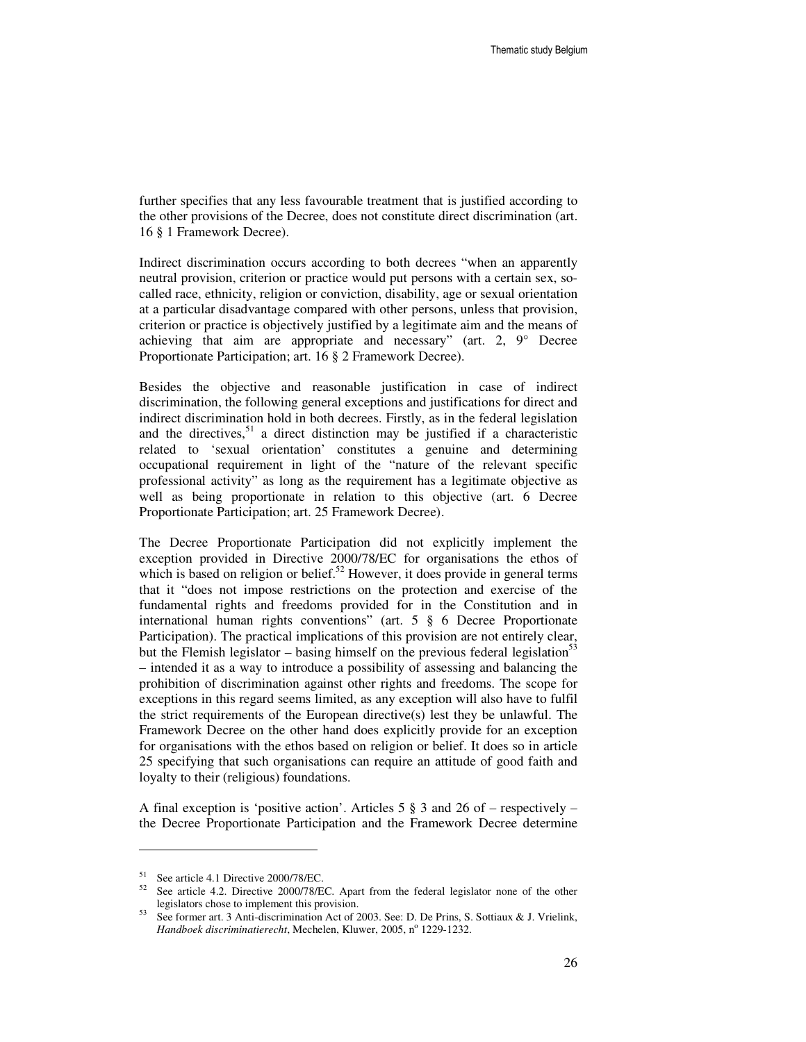further specifies that any less favourable treatment that is justified according to the other provisions of the Decree, does not constitute direct discrimination (art. 16 § 1 Framework Decree).

Indirect discrimination occurs according to both decrees "when an apparently neutral provision, criterion or practice would put persons with a certain sex, so-called race, ethnicity, religion or conviction, disability, age or sexual orientation at a particular disadvantage compared with other persons, unless that provision, criterion or practice is objectively justified by a legitimate aim and the means of achieving that aim are appropriate and necessary" (art. 2, 9° Decree Proportionate Participation; art. 16 § 2 Framework Decree).

Besides the objective and reasonable justification in case of indirect discrimination, the following general exceptions and justifications for direct and indirect discrimination hold in both decrees. Firstly, as in the federal legislation and the directives,[51] a direct distinction may be justified if a characteristic related to 'sexual orientation' constitutes a genuine and determining occupational requirement in light of the "nature of the relevant specific professional activity" as long as the requirement has a legitimate objective as well as being proportionate in relation to this objective (art. 6 Decree Proportionate Participation; art. 25 Framework Decree).

The Decree Proportionate Participation did not explicitly implement the exception provided in Directive 2000/78/EC for organisations the ethos of which is based on religion or belief.[52] However, it does provide in general terms that it "does not impose restrictions on the protection and exercise of the fundamental rights and freedoms provided for in the Constitution and in international human rights conventions" (art. 5 § 6 Decree Proportionate Participation). The practical implications of this provision are not entirely clear, but the Flemish legislator – basing himself on the previous federal legislation[53] – intended it as a way to introduce a possibility of assessing and balancing the prohibition of discrimination against other rights and freedoms. The scope for exceptions in this regard seems limited, as any exception will also have to fulfil the strict requirements of the European directive(s) lest they be unlawful. The Framework Decree on the other hand does explicitly provide for an exception for organisations with the ethos based on religion or belief. It does so in article 25 specifying that such organisations can require an attitude of good faith and loyalty to their (religious) foundations.

A final exception is 'positive action'. Articles 5 § 3 and 26 of – respectively – the Decree Proportionate Participation and the Framework Decree determine

---

[51] See article 4.1 Directive 2000/78/EC.

[52] See article 4.2. Directive 2000/78/EC. Apart from the federal legislator none of the other legislators chose to implement this provision.

[53] See former art. 3 Anti-discrimination Act of 2003. See: D. De Prins, S. Sottiaux & J. Vrielink, *Handboek discriminatierecht*, Mechelen, Kluwer, 2005, n° 1229-1232.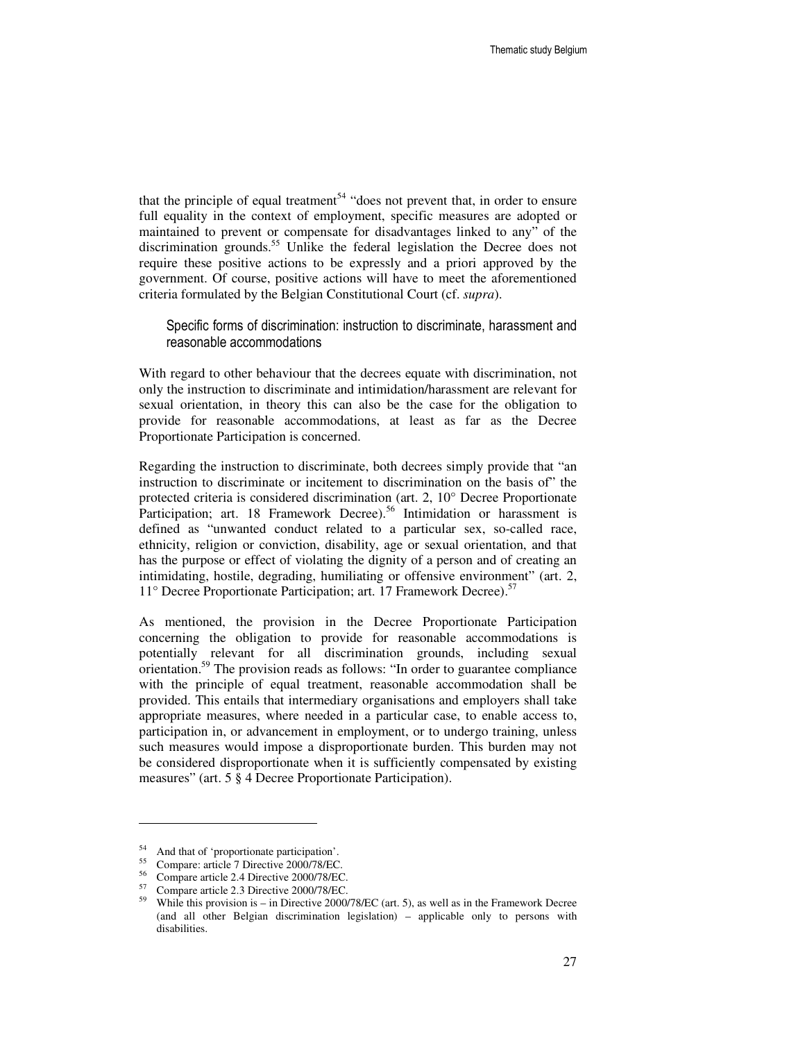that the principle of equal treatment[54] "does not prevent that, in order to ensure full equality in the context of employment, specific measures are adopted or maintained to prevent or compensate for disadvantages linked to any" of the discrimination grounds.[55] Unlike the federal legislation the Decree does not require these positive actions to be expressly and a priori approved by the government. Of course, positive actions will have to meet the aforementioned criteria formulated by the Belgian Constitutional Court (cf. *supra*).

### Specific forms of discrimination: instruction to discriminate, harassment and reasonable accommodations

With regard to other behaviour that the decrees equate with discrimination, not only the instruction to discriminate and intimidation/harassment are relevant for sexual orientation, in theory this can also be the case for the obligation to provide for reasonable accommodations, at least as far as the Decree Proportionate Participation is concerned.

Regarding the instruction to discriminate, both decrees simply provide that "an instruction to discriminate or incitement to discrimination on the basis of" the protected criteria is considered discrimination (art. 2, 10° Decree Proportionate Participation; art. 18 Framework Decree).[56] Intimidation or harassment is defined as "unwanted conduct related to a particular sex, so-called race, ethnicity, religion or conviction, disability, age or sexual orientation, and that has the purpose or effect of violating the dignity of a person and of creating an intimidating, hostile, degrading, humiliating or offensive environment" (art. 2, 11° Decree Proportionate Participation; art. 17 Framework Decree).[57]

As mentioned, the provision in the Decree Proportionate Participation concerning the obligation to provide for reasonable accommodations is potentially relevant for all discrimination grounds, including sexual orientation.[59] The provision reads as follows: "In order to guarantee compliance with the principle of equal treatment, reasonable accommodation shall be provided. This entails that intermediary organisations and employers shall take appropriate measures, where needed in a particular case, to enable access to, participation in, or advancement in employment, or to undergo training, unless such measures would impose a disproportionate burden. This burden may not be considered disproportionate when it is sufficiently compensated by existing measures" (art. 5 § 4 Decree Proportionate Participation).

---

[54] And that of 'proportionate participation'.

[55] Compare: article 7 Directive 2000/78/EC.

[56] Compare article 2.4 Directive 2000/78/EC.

[57] Compare article 2.3 Directive 2000/78/EC.

[59] While this provision is – in Directive 2000/78/EC (art. 5), as well as in the Framework Decree (and all other Belgian discrimination legislation) – applicable only to persons with disabilities.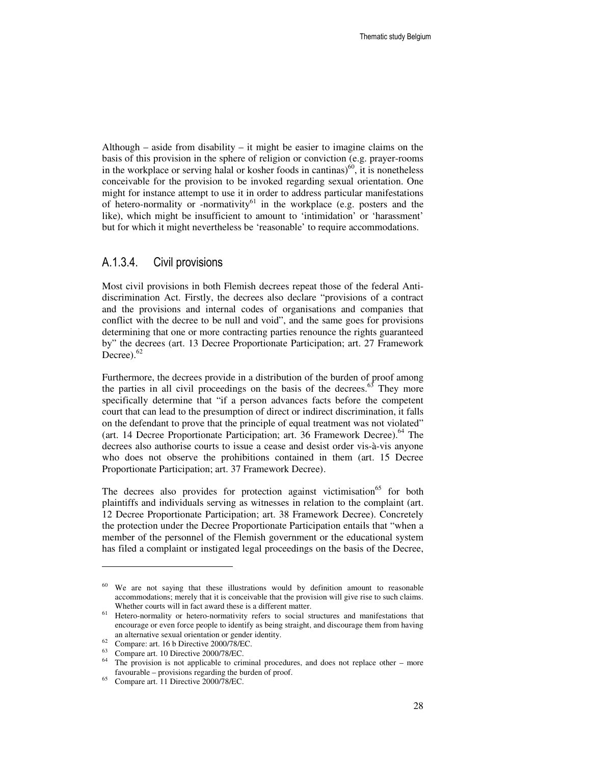Although – aside from disability – it might be easier to imagine claims on the basis of this provision in the sphere of religion or conviction (e.g. prayer-rooms in the workplace or serving halal or kosher foods in cantinas)[60], it is nonetheless conceivable for the provision to be invoked regarding sexual orientation. One might for instance attempt to use it in order to address particular manifestations of hetero-normality or -normativity[61] in the workplace (e.g. posters and the like), which might be insufficient to amount to 'intimidation' or 'harassment' but for which it might nevertheless be 'reasonable' to require accommodations.

### A.1.3.4. Civil provisions

Most civil provisions in both Flemish decrees repeat those of the federal Anti-discrimination Act. Firstly, the decrees also declare "provisions of a contract and the provisions and internal codes of organisations and companies that conflict with the decree to be null and void", and the same goes for provisions determining that one or more contracting parties renounce the rights guaranteed by" the decrees (art. 13 Decree Proportionate Participation; art. 27 Framework Decree).[62]

Furthermore, the decrees provide in a distribution of the burden of proof among the parties in all civil proceedings on the basis of the decrees.[63] They more specifically determine that "if a person advances facts before the competent court that can lead to the presumption of direct or indirect discrimination, it falls on the defendant to prove that the principle of equal treatment was not violated" (art. 14 Decree Proportionate Participation; art. 36 Framework Decree).[64] The decrees also authorise courts to issue a cease and desist order vis-à-vis anyone who does not observe the prohibitions contained in them (art. 15 Decree Proportionate Participation; art. 37 Framework Decree).

The decrees also provides for protection against victimisation[65] for both plaintiffs and individuals serving as witnesses in relation to the complaint (art. 12 Decree Proportionate Participation; art. 38 Framework Decree). Concretely the protection under the Decree Proportionate Participation entails that "when a member of the personnel of the Flemish government or the educational system has filed a complaint or instigated legal proceedings on the basis of the Decree,

---

[60] We are not saying that these illustrations would by definition amount to reasonable accommodations; merely that it is conceivable that the provision will give rise to such claims. Whether courts will in fact award these is a different matter.

[61] Hetero-normality or hetero-normativity refers to social structures and manifestations that encourage or even force people to identify as being straight, and discourage them from having an alternative sexual orientation or gender identity.

[62] Compare: art. 16 b Directive 2000/78/EC.

[63] Compare art. 10 Directive 2000/78/EC.

[64] The provision is not applicable to criminal procedures, and does not replace other – more favourable – provisions regarding the burden of proof.

[65] Compare art. 11 Directive 2000/78/EC.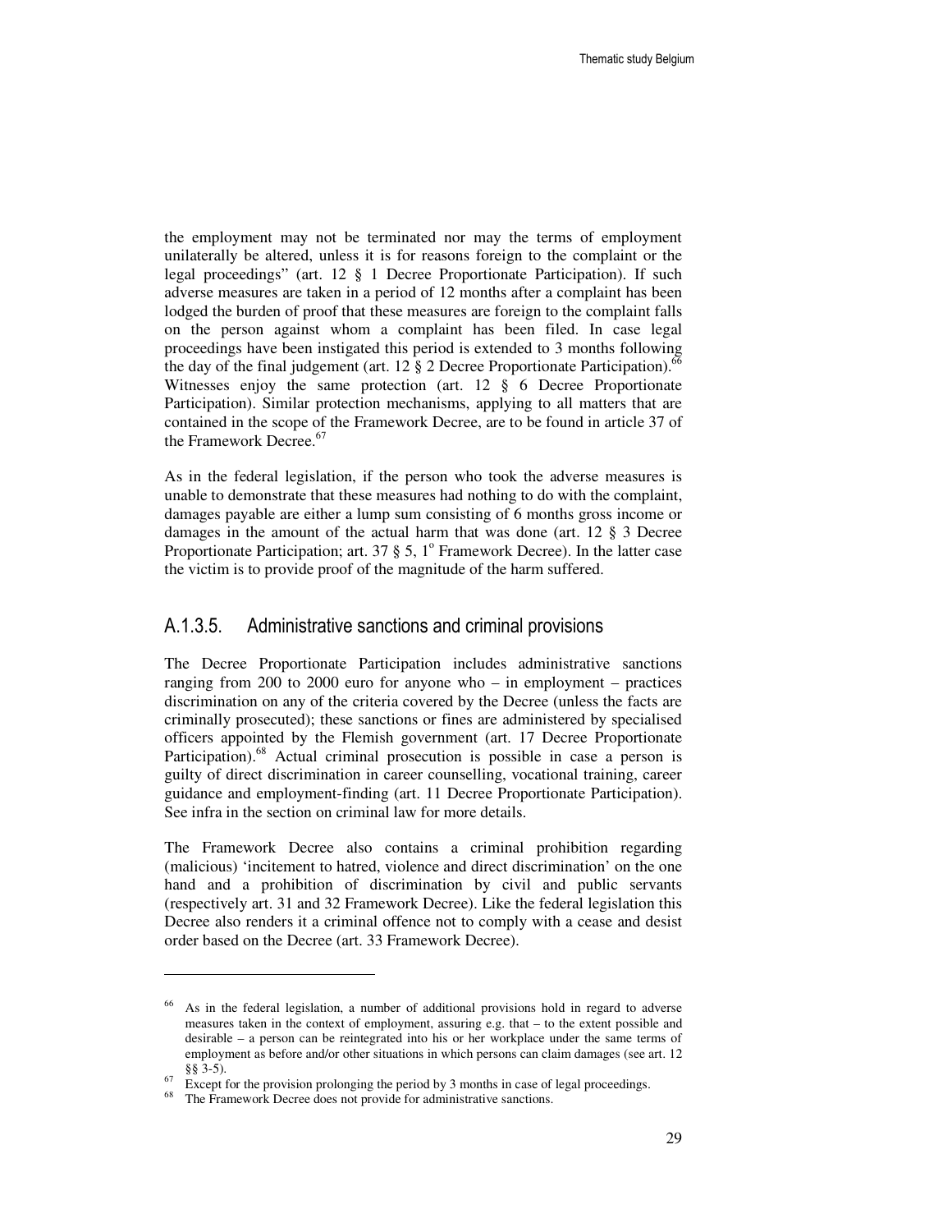the employment may not be terminated nor may the terms of employment unilaterally be altered, unless it is for reasons foreign to the complaint or the legal proceedings" (art. 12 § 1 Decree Proportionate Participation). If such adverse measures are taken in a period of 12 months after a complaint has been lodged the burden of proof that these measures are foreign to the complaint falls on the person against whom a complaint has been filed. In case legal proceedings have been instigated this period is extended to 3 months following the day of the final judgement (art. 12 § 2 Decree Proportionate Participation).[66] Witnesses enjoy the same protection (art. 12 § 6 Decree Proportionate Participation). Similar protection mechanisms, applying to all matters that are contained in the scope of the Framework Decree, are to be found in article 37 of the Framework Decree.[67]

As in the federal legislation, if the person who took the adverse measures is unable to demonstrate that these measures had nothing to do with the complaint, damages payable are either a lump sum consisting of 6 months gross income or damages in the amount of the actual harm that was done (art. 12 § 3 Decree Proportionate Participation; art. 37 § 5, 1° Framework Decree). In the latter case the victim is to provide proof of the magnitude of the harm suffered.

### A.1.3.5. Administrative sanctions and criminal provisions

The Decree Proportionate Participation includes administrative sanctions ranging from 200 to 2000 euro for anyone who – in employment – practices discrimination on any of the criteria covered by the Decree (unless the facts are criminally prosecuted); these sanctions or fines are administered by specialised officers appointed by the Flemish government (art. 17 Decree Proportionate Participation).[68] Actual criminal prosecution is possible in case a person is guilty of direct discrimination in career counselling, vocational training, career guidance and employment-finding (art. 11 Decree Proportionate Participation). See infra in the section on criminal law for more details.

The Framework Decree also contains a criminal prohibition regarding (malicious) 'incitement to hatred, violence and direct discrimination' on the one hand and a prohibition of discrimination by civil and public servants (respectively art. 31 and 32 Framework Decree). Like the federal legislation this Decree also renders it a criminal offence not to comply with a cease and desist order based on the Decree (art. 33 Framework Decree).

---

[66] As in the federal legislation, a number of additional provisions hold in regard to adverse measures taken in the context of employment, assuring e.g. that – to the extent possible and desirable – a person can be reintegrated into his or her workplace under the same terms of employment as before and/or other situations in which persons can claim damages (see art. 12 §§ 3-5).

[67] Except for the provision prolonging the period by 3 months in case of legal proceedings.

[68] The Framework Decree does not provide for administrative sanctions.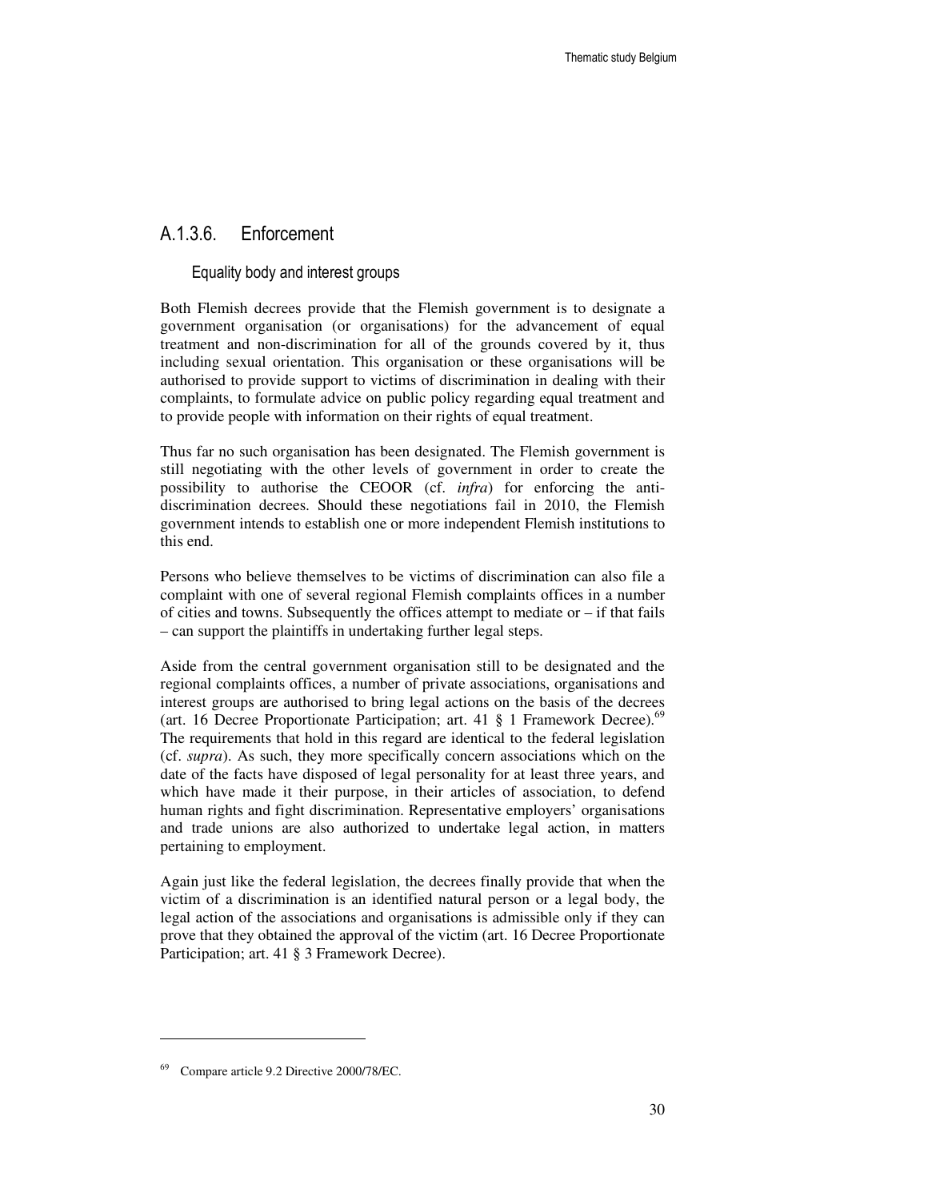### A.1.3.6. Enforcement

#### Equality body and interest groups

Both Flemish decrees provide that the Flemish government is to designate a government organisation (or organisations) for the advancement of equal treatment and non-discrimination for all of the grounds covered by it, thus including sexual orientation. This organisation or these organisations will be authorised to provide support to victims of discrimination in dealing with their complaints, to formulate advice on public policy regarding equal treatment and to provide people with information on their rights of equal treatment.

Thus far no such organisation has been designated. The Flemish government is still negotiating with the other levels of government in order to create the possibility to authorise the CEOOR (cf. *infra*) for enforcing the anti-discrimination decrees. Should these negotiations fail in 2010, the Flemish government intends to establish one or more independent Flemish institutions to this end.

Persons who believe themselves to be victims of discrimination can also file a complaint with one of several regional Flemish complaints offices in a number of cities and towns. Subsequently the offices attempt to mediate or – if that fails – can support the plaintiffs in undertaking further legal steps.

Aside from the central government organisation still to be designated and the regional complaints offices, a number of private associations, organisations and interest groups are authorised to bring legal actions on the basis of the decrees (art. 16 Decree Proportionate Participation; art. 41 § 1 Framework Decree).[69] The requirements that hold in this regard are identical to the federal legislation (cf. *supra*). As such, they more specifically concern associations which on the date of the facts have disposed of legal personality for at least three years, and which have made it their purpose, in their articles of association, to defend human rights and fight discrimination. Representative employers' organisations and trade unions are also authorized to undertake legal action, in matters pertaining to employment.

Again just like the federal legislation, the decrees finally provide that when the victim of a discrimination is an identified natural person or a legal body, the legal action of the associations and organisations is admissible only if they can prove that they obtained the approval of the victim (art. 16 Decree Proportionate Participation; art. 41 § 3 Framework Decree).

---

[69] Compare article 9.2 Directive 2000/78/EC.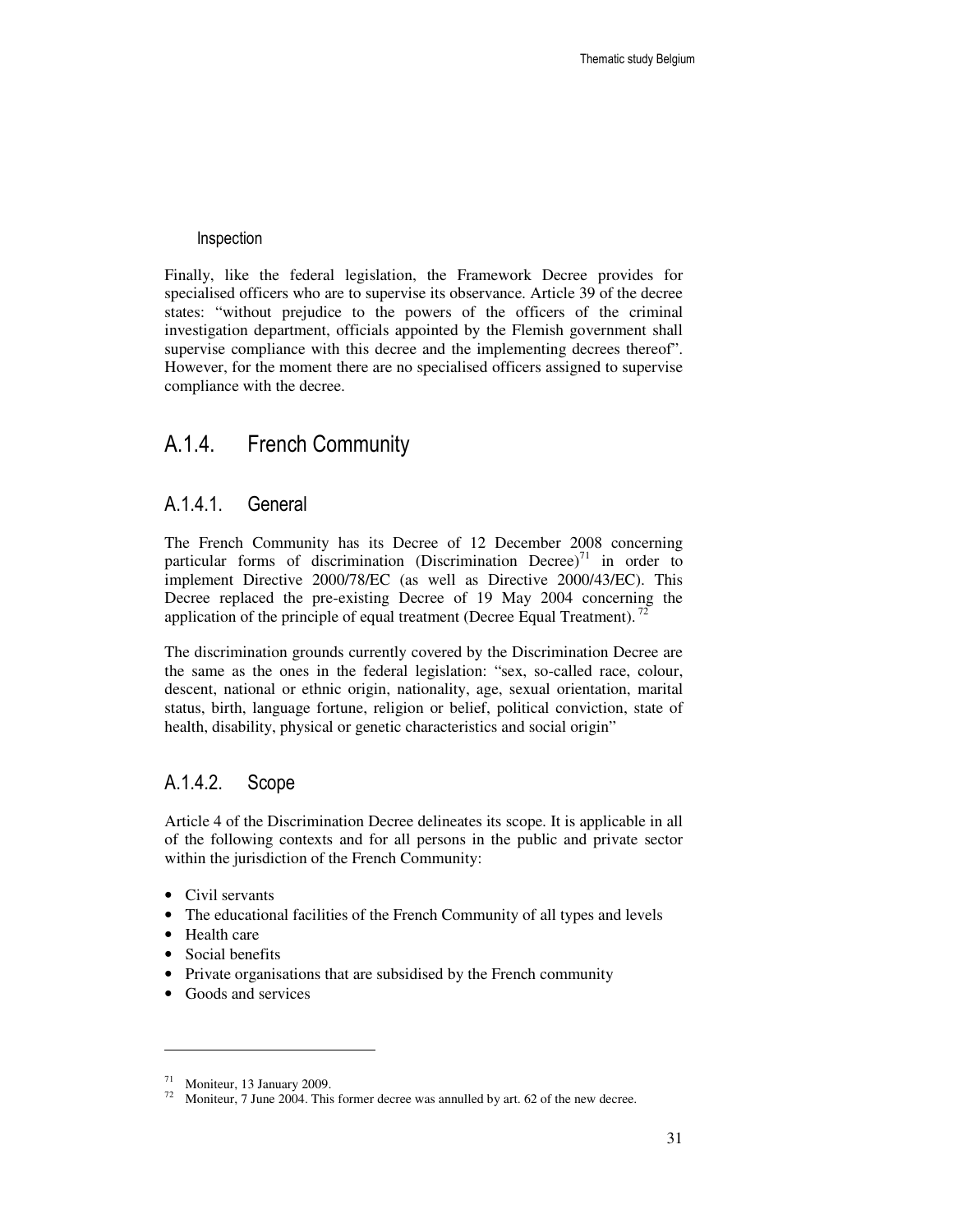#### Inspection

Finally, like the federal legislation, the Framework Decree provides for specialised officers who are to supervise its observance. Article 39 of the decree states: "without prejudice to the powers of the officers of the criminal investigation department, officials appointed by the Flemish government shall supervise compliance with this decree and the implementing decrees thereof". However, for the moment there are no specialised officers assigned to supervise compliance with the decree.

## A.1.4. French Community

### A.1.4.1. General

The French Community has its Decree of 12 December 2008 concerning particular forms of discrimination (Discrimination Decree)[71] in order to implement Directive 2000/78/EC (as well as Directive 2000/43/EC). This Decree replaced the pre-existing Decree of 19 May 2004 concerning the application of the principle of equal treatment (Decree Equal Treatment).[72]

The discrimination grounds currently covered by the Discrimination Decree are the same as the ones in the federal legislation: "sex, so-called race, colour, descent, national or ethnic origin, nationality, age, sexual orientation, marital status, birth, language fortune, religion or belief, political conviction, state of health, disability, physical or genetic characteristics and social origin"

### A.1.4.2. Scope

Article 4 of the Discrimination Decree delineates its scope. It is applicable in all of the following contexts and for all persons in the public and private sector within the jurisdiction of the French Community:

- Civil servants
- The educational facilities of the French Community of all types and levels
- Health care
- Social benefits
- Private organisations that are subsidised by the French community
- Goods and services

---

[71] Moniteur, 13 January 2009.

[72] Moniteur, 7 June 2004. This former decree was annulled by art. 62 of the new decree.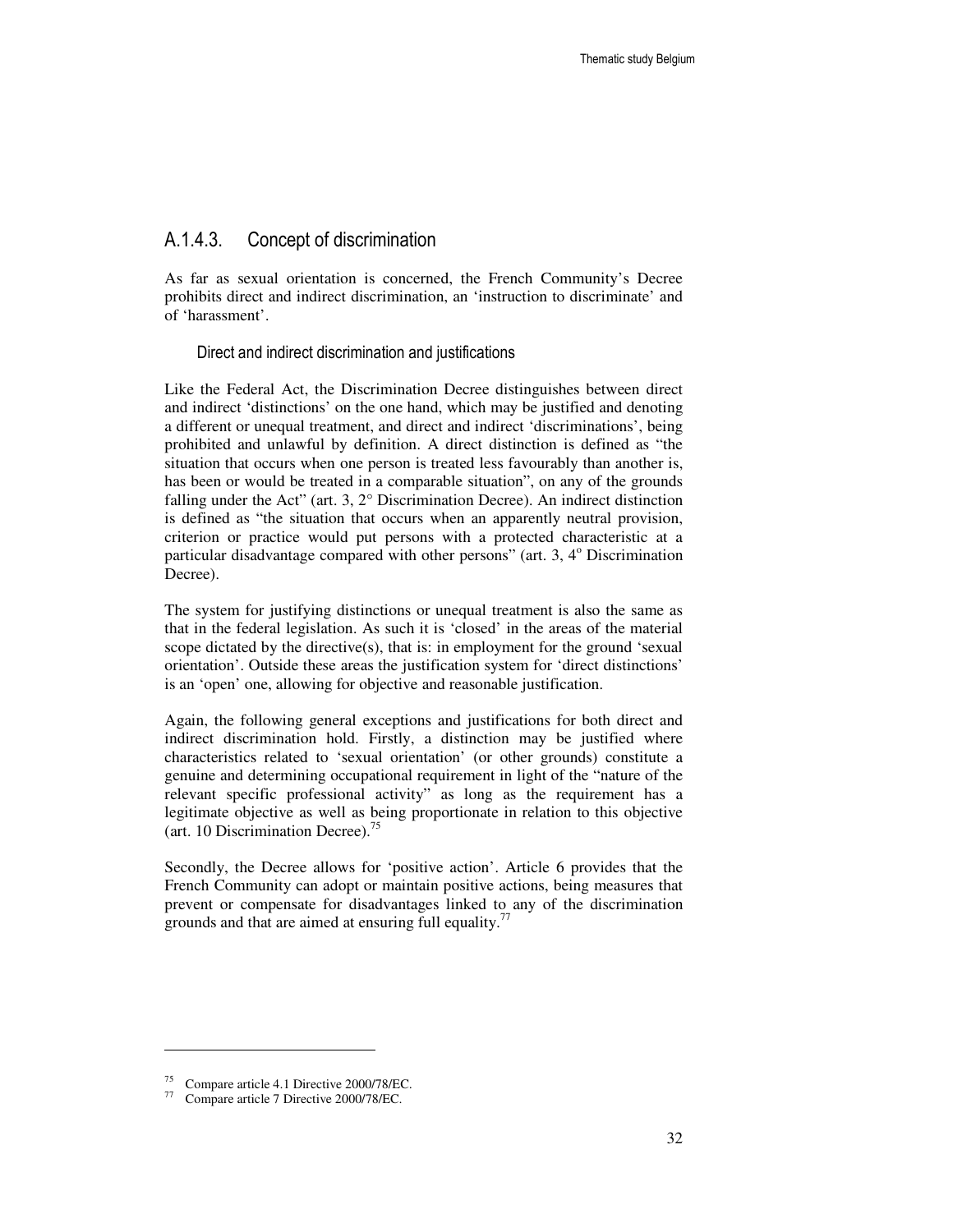## A.1.4.3. Concept of discrimination

As far as sexual orientation is concerned, the French Community's Decree prohibits direct and indirect discrimination, an 'instruction to discriminate' and of 'harassment'.

### Direct and indirect discrimination and justifications

Like the Federal Act, the Discrimination Decree distinguishes between direct and indirect 'distinctions' on the one hand, which may be justified and denoting a different or unequal treatment, and direct and indirect 'discriminations', being prohibited and unlawful by definition. A direct distinction is defined as "the situation that occurs when one person is treated less favourably than another is, has been or would be treated in a comparable situation", on any of the grounds falling under the Act" (art. 3, 2° Discrimination Decree). An indirect distinction is defined as "the situation that occurs when an apparently neutral provision, criterion or practice would put persons with a protected characteristic at a particular disadvantage compared with other persons" (art. 3, 4° Discrimination Decree).

The system for justifying distinctions or unequal treatment is also the same as that in the federal legislation. As such it is 'closed' in the areas of the material scope dictated by the directive(s), that is: in employment for the ground 'sexual orientation'. Outside these areas the justification system for 'direct distinctions' is an 'open' one, allowing for objective and reasonable justification.

Again, the following general exceptions and justifications for both direct and indirect discrimination hold. Firstly, a distinction may be justified where characteristics related to 'sexual orientation' (or other grounds) constitute a genuine and determining occupational requirement in light of the "nature of the relevant specific professional activity" as long as the requirement has a legitimate objective as well as being proportionate in relation to this objective (art. 10 Discrimination Decree).[75]

Secondly, the Decree allows for 'positive action'. Article 6 provides that the French Community can adopt or maintain positive actions, being measures that prevent or compensate for disadvantages linked to any of the discrimination grounds and that are aimed at ensuring full equality.[77]

---

[75] Compare article 4.1 Directive 2000/78/EC.

[77] Compare article 7 Directive 2000/78/EC.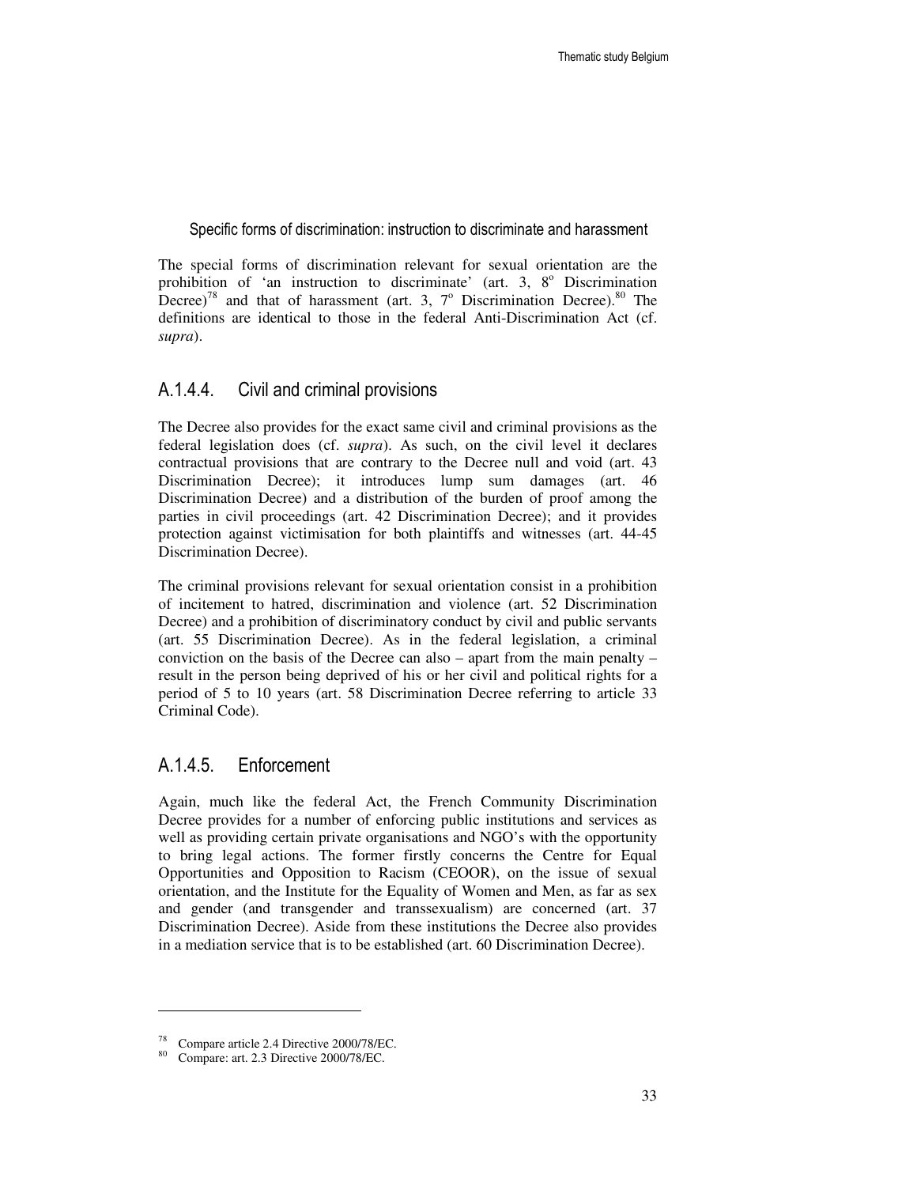Specific forms of discrimination: instruction to discriminate and harassment

The special forms of discrimination relevant for sexual orientation are the prohibition of 'an instruction to discriminate' (art. 3, 8° Discrimination Decree)[78] and that of harassment (art. 3, 7° Discrimination Decree).[80] The definitions are identical to those in the federal Anti-Discrimination Act (cf. *supra*).

### A.1.4.4. Civil and criminal provisions

The Decree also provides for the exact same civil and criminal provisions as the federal legislation does (cf. *supra*). As such, on the civil level it declares contractual provisions that are contrary to the Decree null and void (art. 43 Discrimination Decree); it introduces lump sum damages (art. 46 Discrimination Decree) and a distribution of the burden of proof among the parties in civil proceedings (art. 42 Discrimination Decree); and it provides protection against victimisation for both plaintiffs and witnesses (art. 44-45 Discrimination Decree).

The criminal provisions relevant for sexual orientation consist in a prohibition of incitement to hatred, discrimination and violence (art. 52 Discrimination Decree) and a prohibition of discriminatory conduct by civil and public servants (art. 55 Discrimination Decree). As in the federal legislation, a criminal conviction on the basis of the Decree can also – apart from the main penalty – result in the person being deprived of his or her civil and political rights for a period of 5 to 10 years (art. 58 Discrimination Decree referring to article 33 Criminal Code).

### A.1.4.5. Enforcement

Again, much like the federal Act, the French Community Discrimination Decree provides for a number of enforcing public institutions and services as well as providing certain private organisations and NGO's with the opportunity to bring legal actions. The former firstly concerns the Centre for Equal Opportunities and Opposition to Racism (CEOOR), on the issue of sexual orientation, and the Institute for the Equality of Women and Men, as far as sex and gender (and transgender and transsexualism) are concerned (art. 37 Discrimination Decree). Aside from these institutions the Decree also provides in a mediation service that is to be established (art. 60 Discrimination Decree).

---

[78] Compare article 2.4 Directive 2000/78/EC.

[80] Compare: art. 2.3 Directive 2000/78/EC.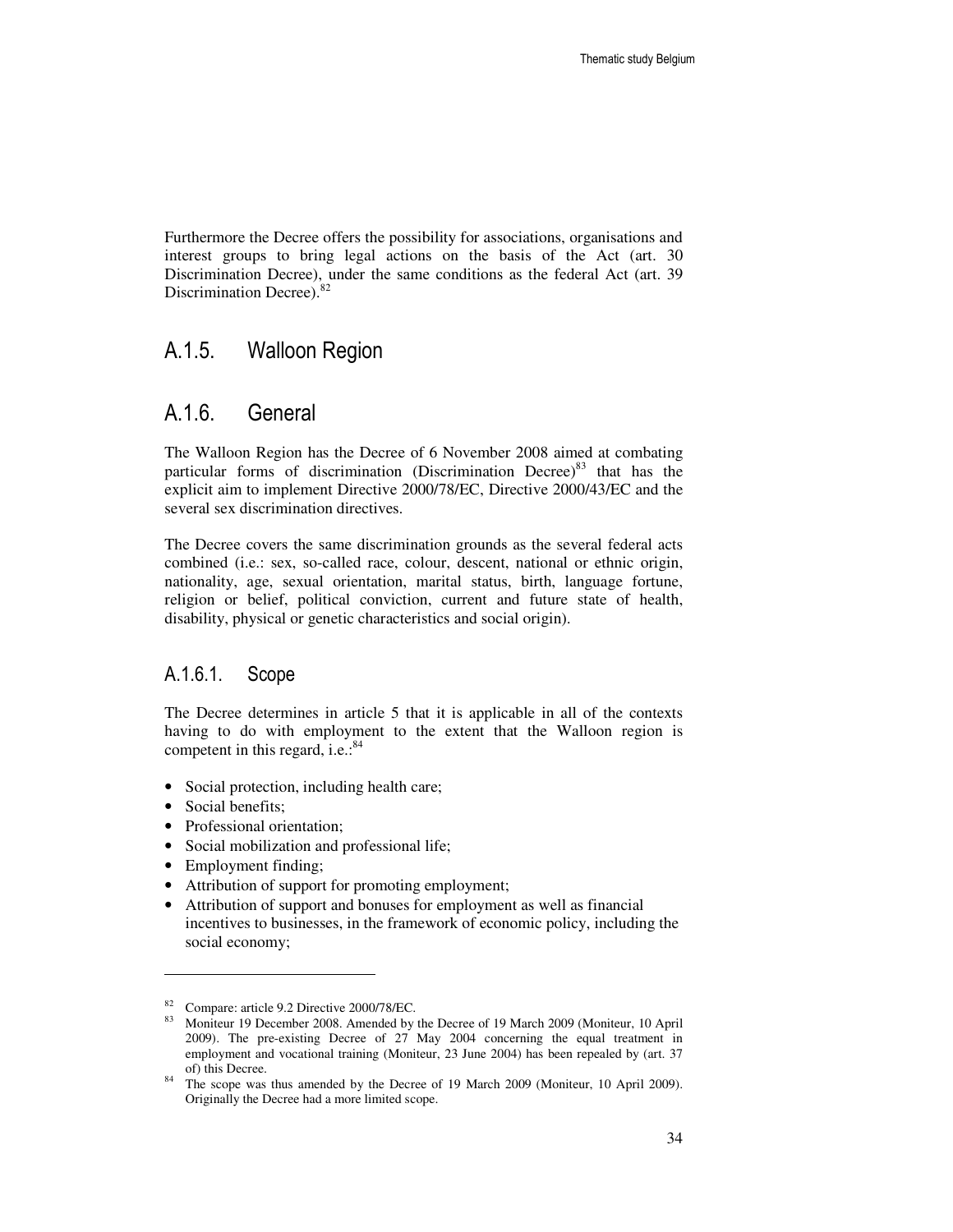Furthermore the Decree offers the possibility for associations, organisations and interest groups to bring legal actions on the basis of the Act (art. 30 Discrimination Decree), under the same conditions as the federal Act (art. 39 Discrimination Decree).[82]

## A.1.5. Walloon Region

## A.1.6. General

The Walloon Region has the Decree of 6 November 2008 aimed at combating particular forms of discrimination (Discrimination Decree)[83] that has the explicit aim to implement Directive 2000/78/EC, Directive 2000/43/EC and the several sex discrimination directives.

The Decree covers the same discrimination grounds as the several federal acts combined (i.e.: sex, so-called race, colour, descent, national or ethnic origin, nationality, age, sexual orientation, marital status, birth, language fortune, religion or belief, political conviction, current and future state of health, disability, physical or genetic characteristics and social origin).

### A.1.6.1. Scope

The Decree determines in article 5 that it is applicable in all of the contexts having to do with employment to the extent that the Walloon region is competent in this regard, i.e.:[84]

- Social protection, including health care;
- Social benefits;
- Professional orientation;
- Social mobilization and professional life;
- Employment finding;
- Attribution of support for promoting employment;
- Attribution of support and bonuses for employment as well as financial incentives to businesses, in the framework of economic policy, including the social economy;

---

[82] Compare: article 9.2 Directive 2000/78/EC.

[83] Moniteur 19 December 2008. Amended by the Decree of 19 March 2009 (Moniteur, 10 April 2009). The pre-existing Decree of 27 May 2004 concerning the equal treatment in employment and vocational training (Moniteur, 23 June 2004) has been repealed by (art. 37 of) this Decree.

[84] The scope was thus amended by the Decree of 19 March 2009 (Moniteur, 10 April 2009). Originally the Decree had a more limited scope.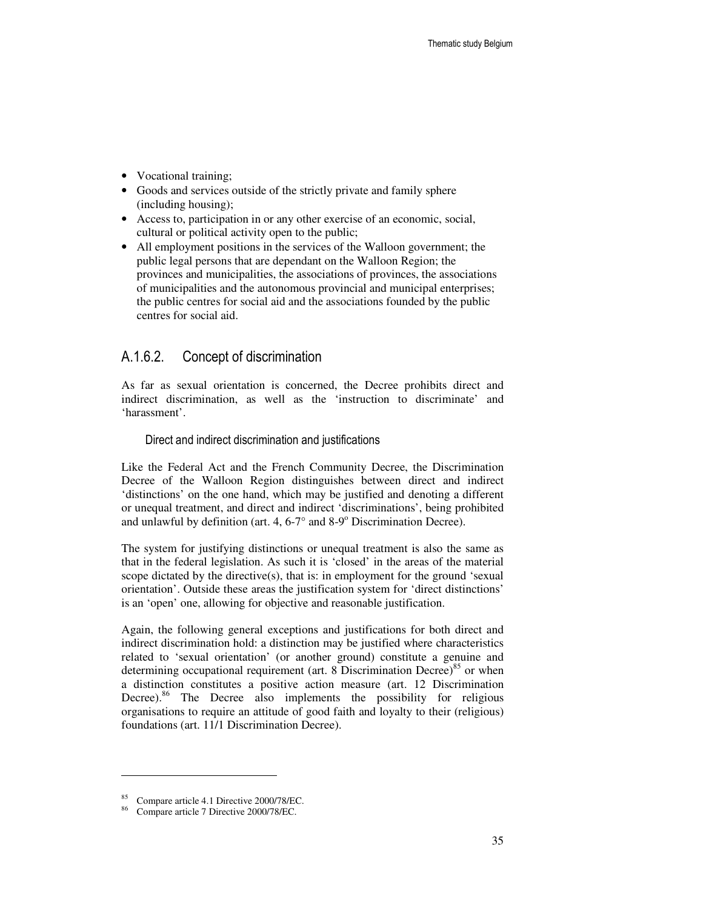- Vocational training;
- Goods and services outside of the strictly private and family sphere (including housing);
- Access to, participation in or any other exercise of an economic, social, cultural or political activity open to the public;
- All employment positions in the services of the Walloon government; the public legal persons that are dependant on the Walloon Region; the provinces and municipalities, the associations of provinces, the associations of municipalities and the autonomous provincial and municipal enterprises; the public centres for social aid and the associations founded by the public centres for social aid.

## A.1.6.2. Concept of discrimination

As far as sexual orientation is concerned, the Decree prohibits direct and indirect discrimination, as well as the 'instruction to discriminate' and 'harassment'.

### Direct and indirect discrimination and justifications

Like the Federal Act and the French Community Decree, the Discrimination Decree of the Walloon Region distinguishes between direct and indirect 'distinctions' on the one hand, which may be justified and denoting a different or unequal treatment, and direct and indirect 'discriminations', being prohibited and unlawful by definition (art. 4, 6-7° and 8-9° Discrimination Decree).

The system for justifying distinctions or unequal treatment is also the same as that in the federal legislation. As such it is 'closed' in the areas of the material scope dictated by the directive(s), that is: in employment for the ground 'sexual orientation'. Outside these areas the justification system for 'direct distinctions' is an 'open' one, allowing for objective and reasonable justification.

Again, the following general exceptions and justifications for both direct and indirect discrimination hold: a distinction may be justified where characteristics related to 'sexual orientation' (or another ground) constitute a genuine and determining occupational requirement (art. 8 Discrimination Decree)[85] or when a distinction constitutes a positive action measure (art. 12 Discrimination Decree).[86] The Decree also implements the possibility for religious organisations to require an attitude of good faith and loyalty to their (religious) foundations (art. 11/1 Discrimination Decree).

---

[85] Compare article 4.1 Directive 2000/78/EC.

[86] Compare article 7 Directive 2000/78/EC.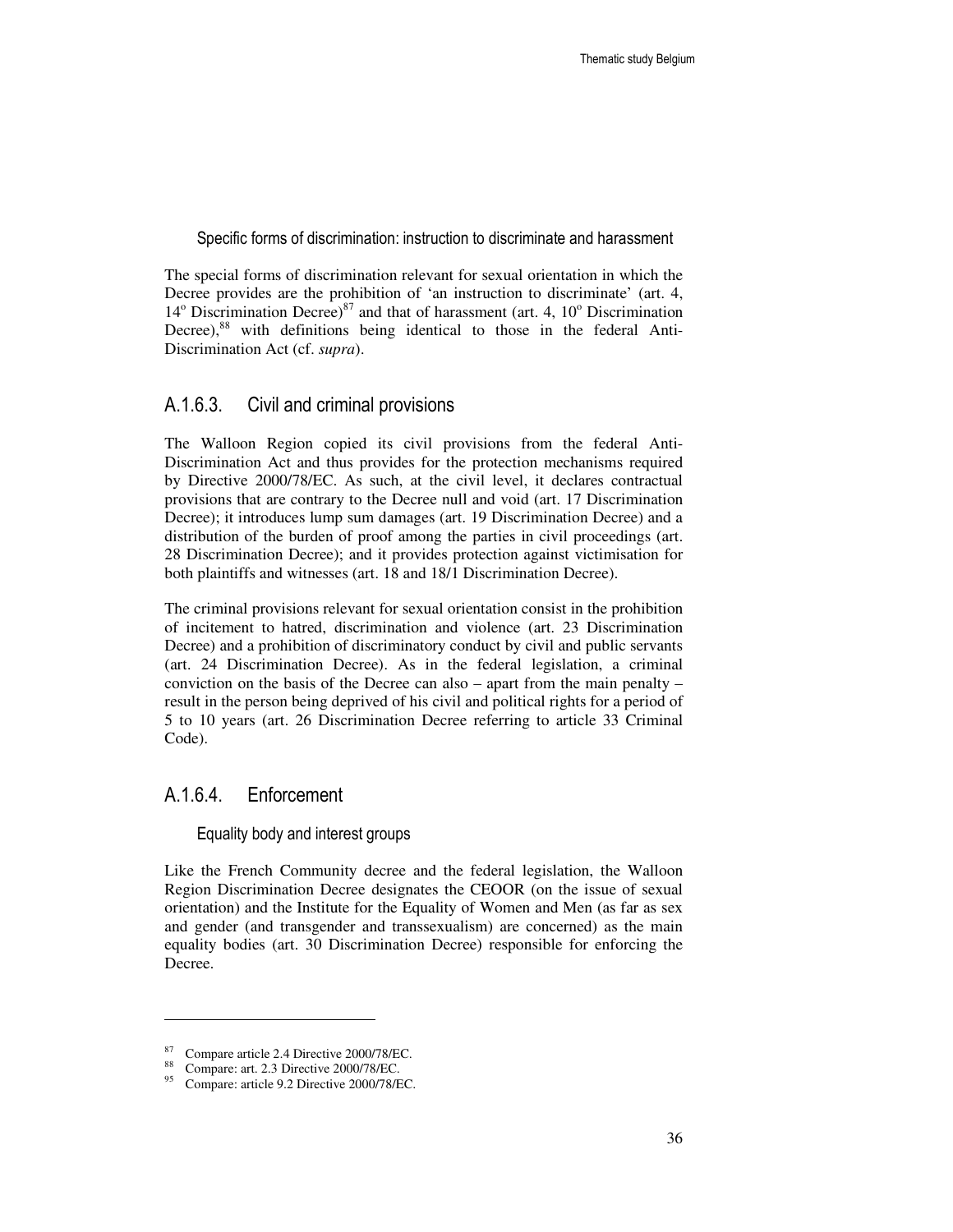#### Specific forms of discrimination: instruction to discriminate and harassment

The special forms of discrimination relevant for sexual orientation in which the Decree provides are the prohibition of 'an instruction to discriminate' (art. 4, 14° Discrimination Decree)[87] and that of harassment (art. 4, 10° Discrimination Decree),[88] with definitions being identical to those in the federal Anti-Discrimination Act (cf. *supra*).

### A.1.6.3. Civil and criminal provisions

The Walloon Region copied its civil provisions from the federal Anti-Discrimination Act and thus provides for the protection mechanisms required by Directive 2000/78/EC. As such, at the civil level, it declares contractual provisions that are contrary to the Decree null and void (art. 17 Discrimination Decree); it introduces lump sum damages (art. 19 Discrimination Decree) and a distribution of the burden of proof among the parties in civil proceedings (art. 28 Discrimination Decree); and it provides protection against victimisation for both plaintiffs and witnesses (art. 18 and 18/1 Discrimination Decree).

The criminal provisions relevant for sexual orientation consist in the prohibition of incitement to hatred, discrimination and violence (art. 23 Discrimination Decree) and a prohibition of discriminatory conduct by civil and public servants (art. 24 Discrimination Decree). As in the federal legislation, a criminal conviction on the basis of the Decree can also – apart from the main penalty – result in the person being deprived of his civil and political rights for a period of 5 to 10 years (art. 26 Discrimination Decree referring to article 33 Criminal Code).

### A.1.6.4. Enforcement

#### Equality body and interest groups

Like the French Community decree and the federal legislation, the Walloon Region Discrimination Decree designates the CEOOR (on the issue of sexual orientation) and the Institute for the Equality of Women and Men (as far as sex and gender (and transgender and transsexualism) are concerned) as the main equality bodies (art. 30 Discrimination Decree) responsible for enforcing the Decree.

---

[87] Compare article 2.4 Directive 2000/78/EC.

[88] Compare: art. 2.3 Directive 2000/78/EC.

[95] Compare: article 9.2 Directive 2000/78/EC.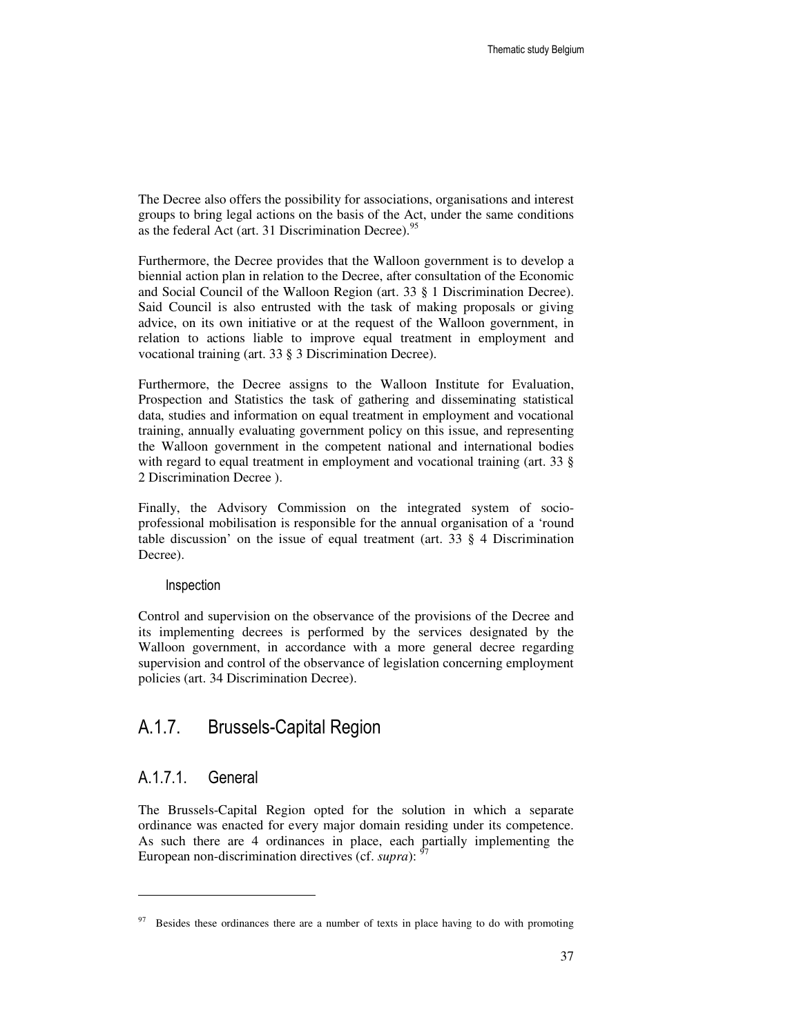The Decree also offers the possibility for associations, organisations and interest groups to bring legal actions on the basis of the Act, under the same conditions as the federal Act (art. 31 Discrimination Decree).[95]

Furthermore, the Decree provides that the Walloon government is to develop a biennial action plan in relation to the Decree, after consultation of the Economic and Social Council of the Walloon Region (art. 33 § 1 Discrimination Decree). Said Council is also entrusted with the task of making proposals or giving advice, on its own initiative or at the request of the Walloon government, in relation to actions liable to improve equal treatment in employment and vocational training (art. 33 § 3 Discrimination Decree).

Furthermore, the Decree assigns to the Walloon Institute for Evaluation, Prospection and Statistics the task of gathering and disseminating statistical data, studies and information on equal treatment in employment and vocational training, annually evaluating government policy on this issue, and representing the Walloon government in the competent national and international bodies with regard to equal treatment in employment and vocational training (art. 33 § 2 Discrimination Decree ).

Finally, the Advisory Commission on the integrated system of socio-professional mobilisation is responsible for the annual organisation of a 'round table discussion' on the issue of equal treatment (art. 33 § 4 Discrimination Decree).

#### Inspection

Control and supervision on the observance of the provisions of the Decree and its implementing decrees is performed by the services designated by the Walloon government, in accordance with a more general decree regarding supervision and control of the observance of legislation concerning employment policies (art. 34 Discrimination Decree).

## A.1.7. Brussels-Capital Region

### A.1.7.1. General

The Brussels-Capital Region opted for the solution in which a separate ordinance was enacted for every major domain residing under its competence. As such there are 4 ordinances in place, each partially implementing the European non-discrimination directives (cf. *supra*): [97]

---

[97] Besides these ordinances there are a number of texts in place having to do with promoting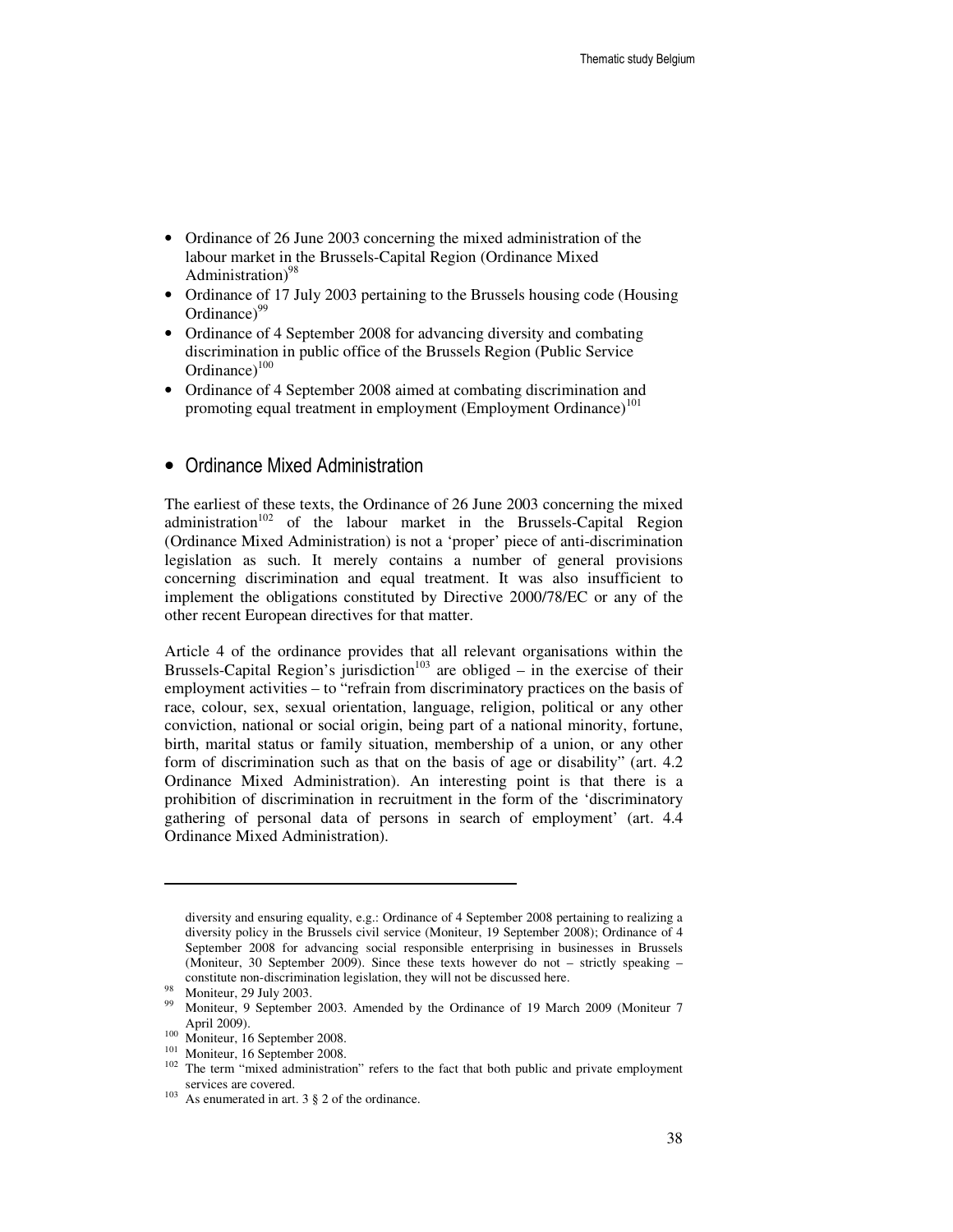- Ordinance of 26 June 2003 concerning the mixed administration of the labour market in the Brussels-Capital Region (Ordinance Mixed Administration)[98]
- Ordinance of 17 July 2003 pertaining to the Brussels housing code (Housing Ordinance)[99]
- Ordinance of 4 September 2008 for advancing diversity and combating discrimination in public office of the Brussels Region (Public Service Ordinance)[100]
- Ordinance of 4 September 2008 aimed at combating discrimination and promoting equal treatment in employment (Employment Ordinance)[101]

## • Ordinance Mixed Administration

The earliest of these texts, the Ordinance of 26 June 2003 concerning the mixed administration[102] of the labour market in the Brussels-Capital Region (Ordinance Mixed Administration) is not a 'proper' piece of anti-discrimination legislation as such. It merely contains a number of general provisions concerning discrimination and equal treatment. It was also insufficient to implement the obligations constituted by Directive 2000/78/EC or any of the other recent European directives for that matter.

Article 4 of the ordinance provides that all relevant organisations within the Brussels-Capital Region's jurisdiction[103] are obliged – in the exercise of their employment activities – to "refrain from discriminatory practices on the basis of race, colour, sex, sexual orientation, language, religion, political or any other conviction, national or social origin, being part of a national minority, fortune, birth, marital status or family situation, membership of a union, or any other form of discrimination such as that on the basis of age or disability" (art. 4.2 Ordinance Mixed Administration). An interesting point is that there is a prohibition of discrimination in recruitment in the form of the 'discriminatory gathering of personal data of persons in search of employment' (art. 4.4 Ordinance Mixed Administration).

---

diversity and ensuring equality, e.g.: Ordinance of 4 September 2008 pertaining to realizing a diversity policy in the Brussels civil service (Moniteur, 19 September 2008); Ordinance of 4 September 2008 for advancing social responsible enterprising in businesses in Brussels (Moniteur, 30 September 2009). Since these texts however do not – strictly speaking – constitute non-discrimination legislation, they will not be discussed here.

[98] Moniteur, 29 July 2003.

[99] Moniteur, 9 September 2003. Amended by the Ordinance of 19 March 2009 (Moniteur 7 April 2009).

[100] Moniteur, 16 September 2008.

[101] Moniteur, 16 September 2008.

[102] The term "mixed administration" refers to the fact that both public and private employment services are covered.

[103] As enumerated in art. 3 § 2 of the ordinance.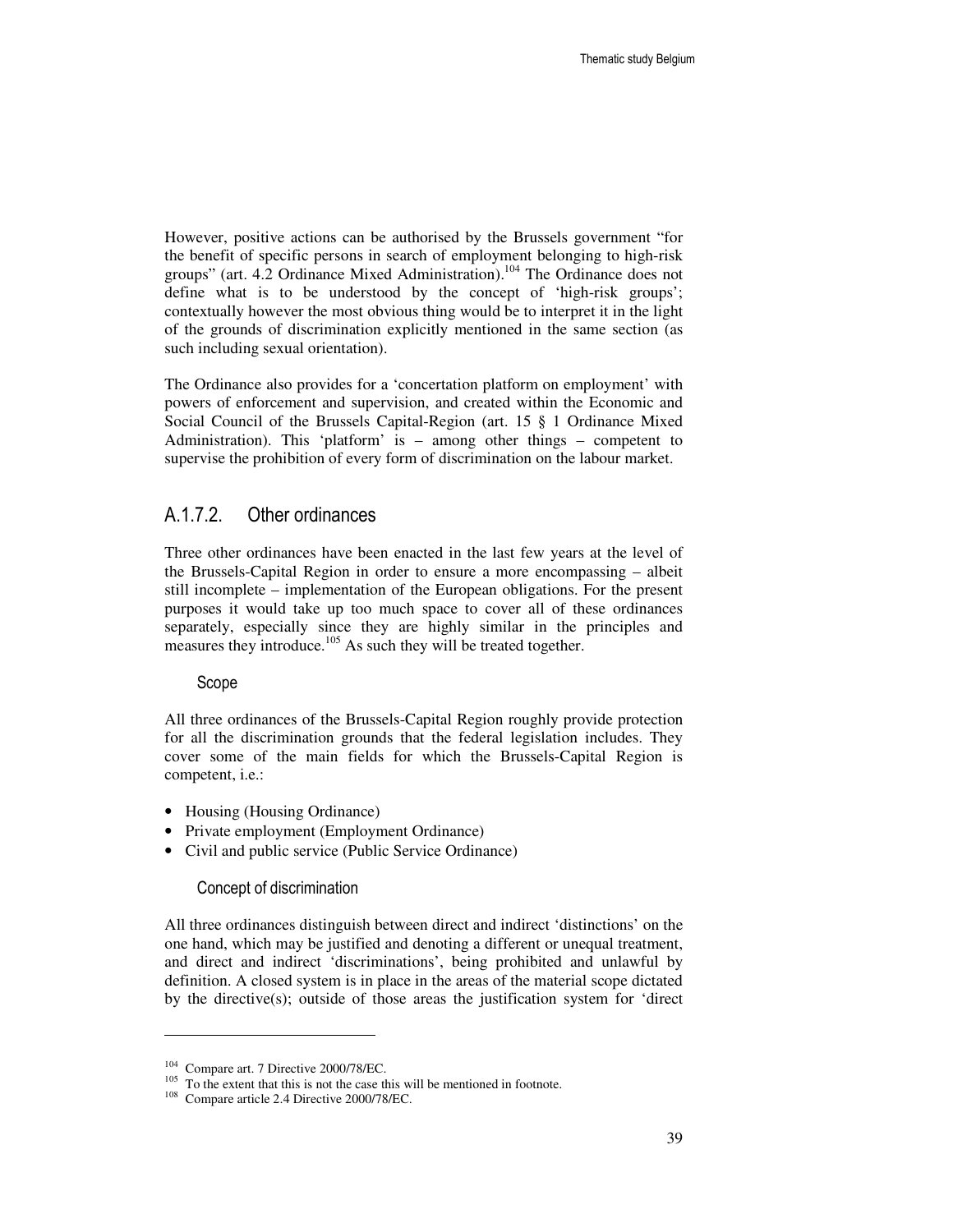However, positive actions can be authorised by the Brussels government "for the benefit of specific persons in search of employment belonging to high-risk groups" (art. 4.2 Ordinance Mixed Administration).[104] The Ordinance does not define what is to be understood by the concept of 'high-risk groups'; contextually however the most obvious thing would be to interpret it in the light of the grounds of discrimination explicitly mentioned in the same section (as such including sexual orientation).

The Ordinance also provides for a 'concertation platform on employment' with powers of enforcement and supervision, and created within the Economic and Social Council of the Brussels Capital-Region (art. 15 § 1 Ordinance Mixed Administration). This 'platform' is – among other things – competent to supervise the prohibition of every form of discrimination on the labour market.

### A.1.7.2. Other ordinances

Three other ordinances have been enacted in the last few years at the level of the Brussels-Capital Region in order to ensure a more encompassing – albeit still incomplete – implementation of the European obligations. For the present purposes it would take up too much space to cover all of these ordinances separately, especially since they are highly similar in the principles and measures they introduce.[105] As such they will be treated together.

#### Scope

All three ordinances of the Brussels-Capital Region roughly provide protection for all the discrimination grounds that the federal legislation includes. They cover some of the main fields for which the Brussels-Capital Region is competent, i.e.:

- Housing (Housing Ordinance)
- Private employment (Employment Ordinance)
- Civil and public service (Public Service Ordinance)

#### Concept of discrimination

All three ordinances distinguish between direct and indirect 'distinctions' on the one hand, which may be justified and denoting a different or unequal treatment, and direct and indirect 'discriminations', being prohibited and unlawful by definition. A closed system is in place in the areas of the material scope dictated by the directive(s); outside of those areas the justification system for 'direct

---

[104] Compare art. 7 Directive 2000/78/EC.

[105] To the extent that this is not the case this will be mentioned in footnote.

[108] Compare article 2.4 Directive 2000/78/EC.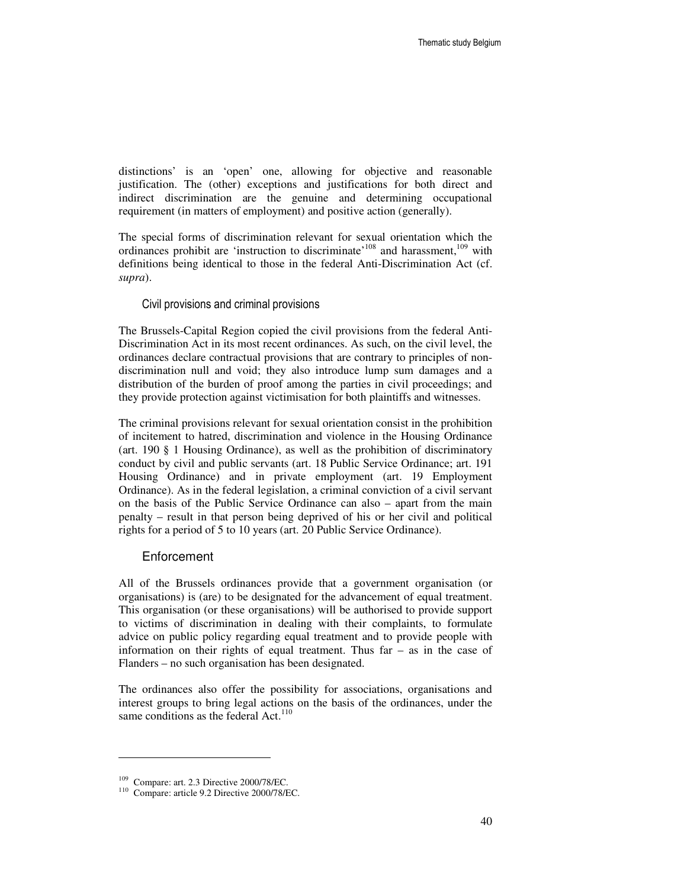distinctions' is an 'open' one, allowing for objective and reasonable justification. The (other) exceptions and justifications for both direct and indirect discrimination are the genuine and determining occupational requirement (in matters of employment) and positive action (generally).

The special forms of discrimination relevant for sexual orientation which the ordinances prohibit are 'instruction to discriminate'[108] and harassment,[109] with definitions being identical to those in the federal Anti-Discrimination Act (cf. *supra*).

### Civil provisions and criminal provisions

The Brussels-Capital Region copied the civil provisions from the federal Anti-Discrimination Act in its most recent ordinances. As such, on the civil level, the ordinances declare contractual provisions that are contrary to principles of non-discrimination null and void; they also introduce lump sum damages and a distribution of the burden of proof among the parties in civil proceedings; and they provide protection against victimisation for both plaintiffs and witnesses.

The criminal provisions relevant for sexual orientation consist in the prohibition of incitement to hatred, discrimination and violence in the Housing Ordinance (art. 190 § 1 Housing Ordinance), as well as the prohibition of discriminatory conduct by civil and public servants (art. 18 Public Service Ordinance; art. 191 Housing Ordinance) and in private employment (art. 19 Employment Ordinance). As in the federal legislation, a criminal conviction of a civil servant on the basis of the Public Service Ordinance can also – apart from the main penalty – result in that person being deprived of his or her civil and political rights for a period of 5 to 10 years (art. 20 Public Service Ordinance).

## Enforcement

All of the Brussels ordinances provide that a government organisation (or organisations) is (are) to be designated for the advancement of equal treatment. This organisation (or these organisations) will be authorised to provide support to victims of discrimination in dealing with their complaints, to formulate advice on public policy regarding equal treatment and to provide people with information on their rights of equal treatment. Thus far – as in the case of Flanders – no such organisation has been designated.

The ordinances also offer the possibility for associations, organisations and interest groups to bring legal actions on the basis of the ordinances, under the same conditions as the federal Act.[110]

---

[109] Compare: art. 2.3 Directive 2000/78/EC.

[110] Compare: article 9.2 Directive 2000/78/EC.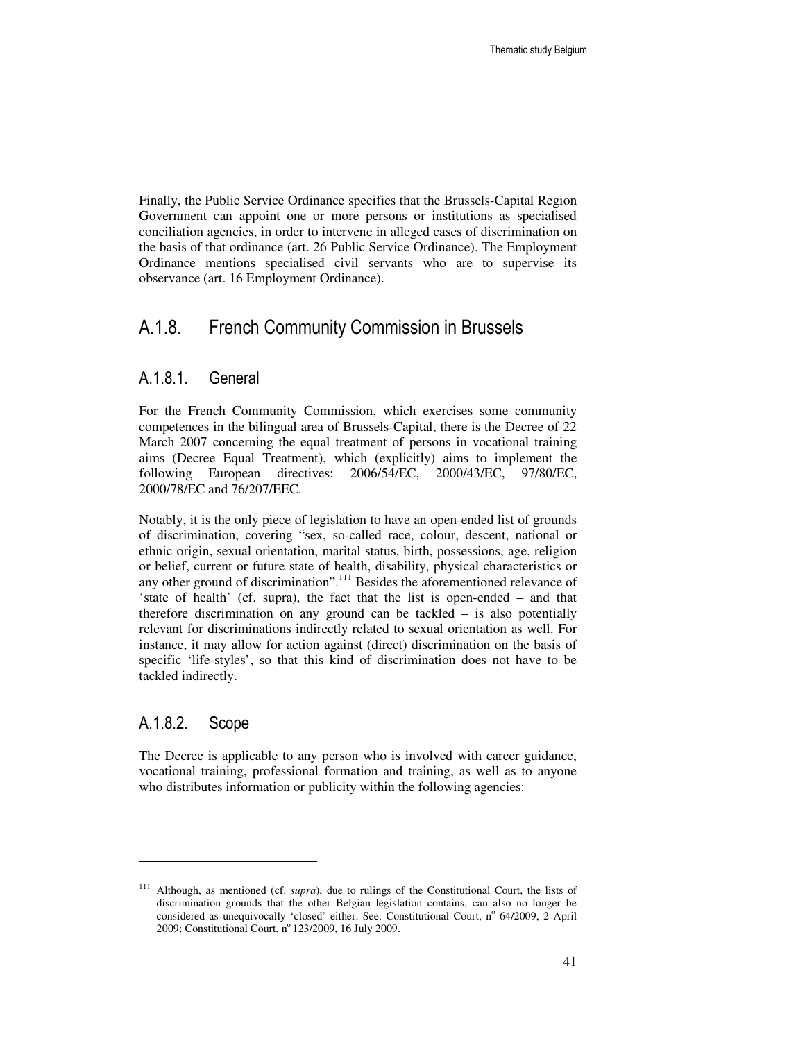Finally, the Public Service Ordinance specifies that the Brussels-Capital Region Government can appoint one or more persons or institutions as specialised conciliation agencies, in order to intervene in alleged cases of discrimination on the basis of that ordinance (art. 26 Public Service Ordinance). The Employment Ordinance mentions specialised civil servants who are to supervise its observance (art. 16 Employment Ordinance).

## A.1.8. French Community Commission in Brussels

### A.1.8.1. General

For the French Community Commission, which exercises some community competences in the bilingual area of Brussels-Capital, there is the Decree of 22 March 2007 concerning the equal treatment of persons in vocational training aims (Decree Equal Treatment), which (explicitly) aims to implement the following European directives: 2006/54/EC, 2000/43/EC, 97/80/EC, 2000/78/EC and 76/207/EEC.

Notably, it is the only piece of legislation to have an open-ended list of grounds of discrimination, covering "sex, so-called race, colour, descent, national or ethnic origin, sexual orientation, marital status, birth, possessions, age, religion or belief, current or future state of health, disability, physical characteristics or any other ground of discrimination".[111] Besides the aforementioned relevance of 'state of health' (cf. supra), the fact that the list is open-ended – and that therefore discrimination on any ground can be tackled – is also potentially relevant for discriminations indirectly related to sexual orientation as well. For instance, it may allow for action against (direct) discrimination on the basis of specific 'life-styles', so that this kind of discrimination does not have to be tackled indirectly.

### A.1.8.2. Scope

The Decree is applicable to any person who is involved with career guidance, vocational training, professional formation and training, as well as to anyone who distributes information or publicity within the following agencies:

---

[111] Although, as mentioned (cf. *supra*), due to rulings of the Constitutional Court, the lists of discrimination grounds that the other Belgian legislation contains, can also no longer be considered as unequivocally 'closed' either. See: Constitutional Court, n° 64/2009, 2 April 2009; Constitutional Court, n° 123/2009, 16 July 2009.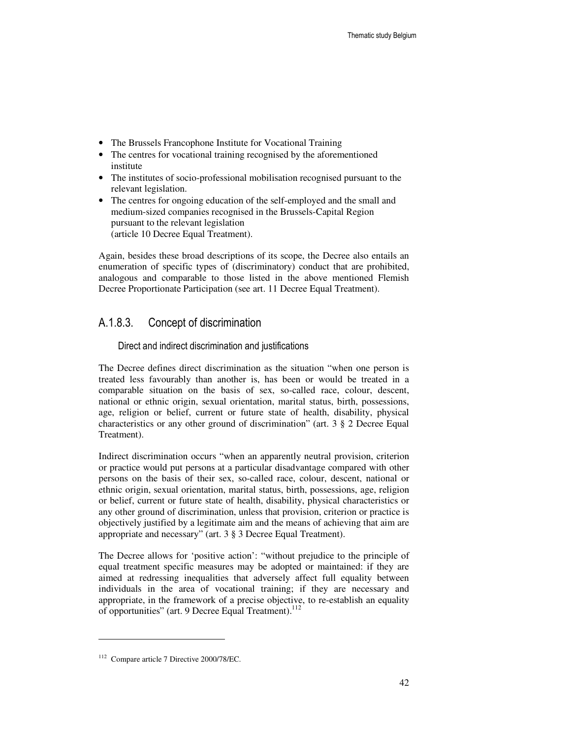- The Brussels Francophone Institute for Vocational Training
- The centres for vocational training recognised by the aforementioned institute
- The institutes of socio-professional mobilisation recognised pursuant to the relevant legislation.
- The centres for ongoing education of the self-employed and the small and medium-sized companies recognised in the Brussels-Capital Region pursuant to the relevant legislation (article 10 Decree Equal Treatment).

Again, besides these broad descriptions of its scope, the Decree also entails an enumeration of specific types of (discriminatory) conduct that are prohibited, analogous and comparable to those listed in the above mentioned Flemish Decree Proportionate Participation (see art. 11 Decree Equal Treatment).

## A.1.8.3. Concept of discrimination

### Direct and indirect discrimination and justifications

The Decree defines direct discrimination as the situation "when one person is treated less favourably than another is, has been or would be treated in a comparable situation on the basis of sex, so-called race, colour, descent, national or ethnic origin, sexual orientation, marital status, birth, possessions, age, religion or belief, current or future state of health, disability, physical characteristics or any other ground of discrimination" (art. 3 § 2 Decree Equal Treatment).

Indirect discrimination occurs "when an apparently neutral provision, criterion or practice would put persons at a particular disadvantage compared with other persons on the basis of their sex, so-called race, colour, descent, national or ethnic origin, sexual orientation, marital status, birth, possessions, age, religion or belief, current or future state of health, disability, physical characteristics or any other ground of discrimination, unless that provision, criterion or practice is objectively justified by a legitimate aim and the means of achieving that aim are appropriate and necessary" (art. 3 § 3 Decree Equal Treatment).

The Decree allows for 'positive action': "without prejudice to the principle of equal treatment specific measures may be adopted or maintained: if they are aimed at redressing inequalities that adversely affect full equality between individuals in the area of vocational training; if they are necessary and appropriate, in the framework of a precise objective, to re-establish an equality of opportunities" (art. 9 Decree Equal Treatment).[112]

---

[112] Compare article 7 Directive 2000/78/EC.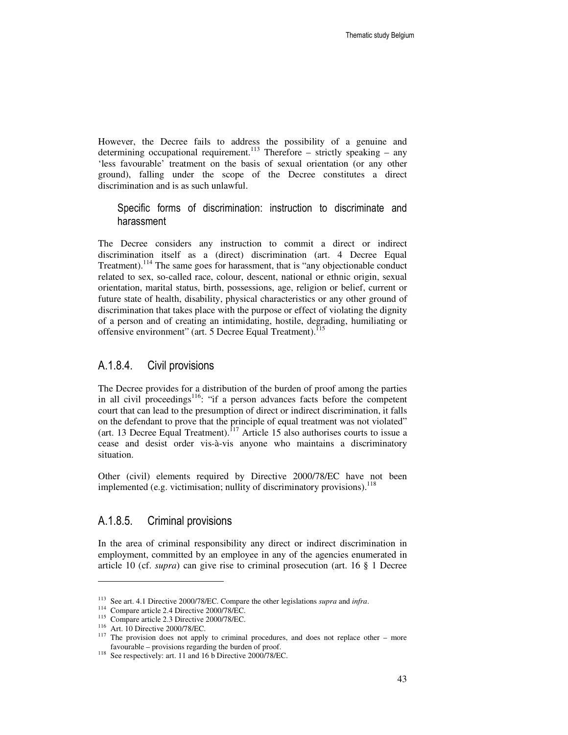However, the Decree fails to address the possibility of a genuine and determining occupational requirement.[113] Therefore – strictly speaking – any 'less favourable' treatment on the basis of sexual orientation (or any other ground), falling under the scope of the Decree constitutes a direct discrimination and is as such unlawful.

#### Specific forms of discrimination: instruction to discriminate and harassment

The Decree considers any instruction to commit a direct or indirect discrimination itself as a (direct) discrimination (art. 4 Decree Equal Treatment).[114] The same goes for harassment, that is "any objectionable conduct related to sex, so-called race, colour, descent, national or ethnic origin, sexual orientation, marital status, birth, possessions, age, religion or belief, current or future state of health, disability, physical characteristics or any other ground of discrimination that takes place with the purpose or effect of violating the dignity of a person and of creating an intimidating, hostile, degrading, humiliating or offensive environment" (art. 5 Decree Equal Treatment).[115]

### A.1.8.4. Civil provisions

The Decree provides for a distribution of the burden of proof among the parties in all civil proceedings[116]: "if a person advances facts before the competent court that can lead to the presumption of direct or indirect discrimination, it falls on the defendant to prove that the principle of equal treatment was not violated" (art. 13 Decree Equal Treatment).[117] Article 15 also authorises courts to issue a cease and desist order vis-à-vis anyone who maintains a discriminatory situation.

Other (civil) elements required by Directive 2000/78/EC have not been implemented (e.g. victimisation; nullity of discriminatory provisions).[118]

### A.1.8.5. Criminal provisions

In the area of criminal responsibility any direct or indirect discrimination in employment, committed by an employee in any of the agencies enumerated in article 10 (cf. *supra*) can give rise to criminal prosecution (art. 16 § 1 Decree

---

[113] See art. 4.1 Directive 2000/78/EC. Compare the other legislations *supra* and *infra*.

[114] Compare article 2.4 Directive 2000/78/EC.

[115] Compare article 2.3 Directive 2000/78/EC.

[116] Art. 10 Directive 2000/78/EC.

[117] The provision does not apply to criminal procedures, and does not replace other – more favourable – provisions regarding the burden of proof.

[118] See respectively: art. 11 and 16 b Directive 2000/78/EC.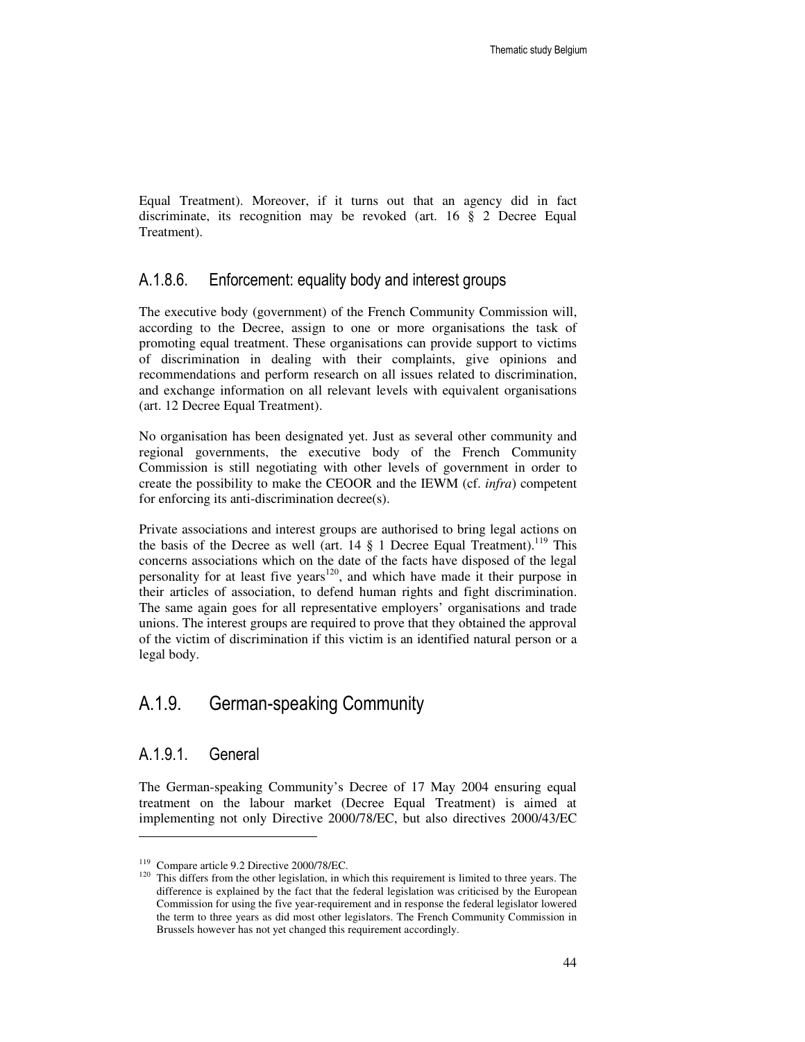Equal Treatment). Moreover, if it turns out that an agency did in fact discriminate, its recognition may be revoked (art. 16 § 2 Decree Equal Treatment).

### A.1.8.6. Enforcement: equality body and interest groups

The executive body (government) of the French Community Commission will, according to the Decree, assign to one or more organisations the task of promoting equal treatment. These organisations can provide support to victims of discrimination in dealing with their complaints, give opinions and recommendations and perform research on all issues related to discrimination, and exchange information on all relevant levels with equivalent organisations (art. 12 Decree Equal Treatment).

No organisation has been designated yet. Just as several other community and regional governments, the executive body of the French Community Commission is still negotiating with other levels of government in order to create the possibility to make the CEOOR and the IEWM (cf. *infra*) competent for enforcing its anti-discrimination decree(s).

Private associations and interest groups are authorised to bring legal actions on the basis of the Decree as well (art. 14 § 1 Decree Equal Treatment).[119] This concerns associations which on the date of the facts have disposed of the legal personality for at least five years[120], and which have made it their purpose in their articles of association, to defend human rights and fight discrimination. The same again goes for all representative employers' organisations and trade unions. The interest groups are required to prove that they obtained the approval of the victim of discrimination if this victim is an identified natural person or a legal body.

## A.1.9. German-speaking Community

### A.1.9.1. General

The German-speaking Community's Decree of 17 May 2004 ensuring equal treatment on the labour market (Decree Equal Treatment) is aimed at implementing not only Directive 2000/78/EC, but also directives 2000/43/EC

---

[119] Compare article 9.2 Directive 2000/78/EC.

[120] This differs from the other legislation, in which this requirement is limited to three years. The difference is explained by the fact that the federal legislation was criticised by the European Commission for using the five year-requirement and in response the federal legislator lowered the term to three years as did most other legislators. The French Community Commission in Brussels however has not yet changed this requirement accordingly.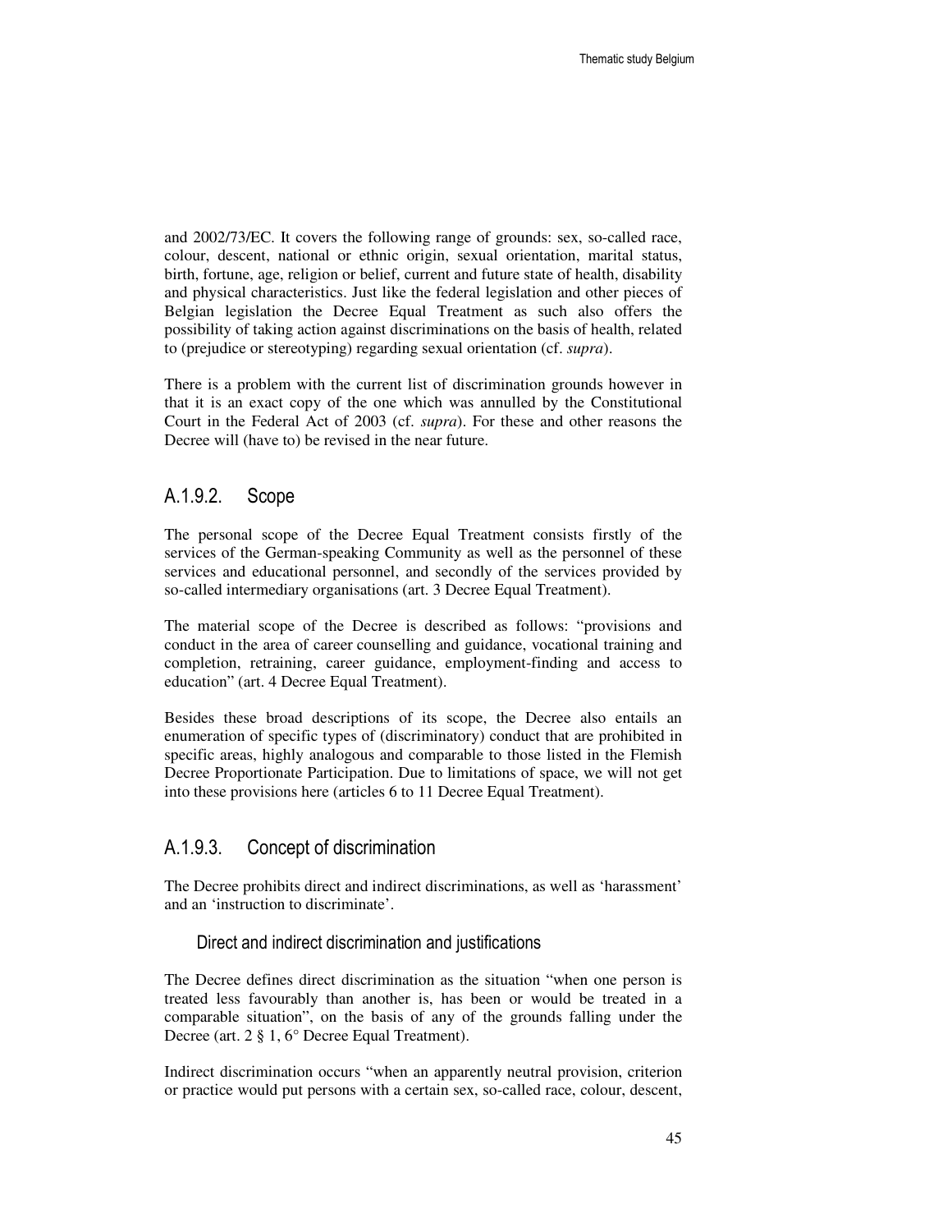and 2002/73/EC. It covers the following range of grounds: sex, so-called race, colour, descent, national or ethnic origin, sexual orientation, marital status, birth, fortune, age, religion or belief, current and future state of health, disability and physical characteristics. Just like the federal legislation and other pieces of Belgian legislation the Decree Equal Treatment as such also offers the possibility of taking action against discriminations on the basis of health, related to (prejudice or stereotyping) regarding sexual orientation (cf. *supra*).

There is a problem with the current list of discrimination grounds however in that it is an exact copy of the one which was annulled by the Constitutional Court in the Federal Act of 2003 (cf. *supra*). For these and other reasons the Decree will (have to) be revised in the near future.

### A.1.9.2. Scope

The personal scope of the Decree Equal Treatment consists firstly of the services of the German-speaking Community as well as the personnel of these services and educational personnel, and secondly of the services provided by so-called intermediary organisations (art. 3 Decree Equal Treatment).

The material scope of the Decree is described as follows: "provisions and conduct in the area of career counselling and guidance, vocational training and completion, retraining, career guidance, employment-finding and access to education" (art. 4 Decree Equal Treatment).

Besides these broad descriptions of its scope, the Decree also entails an enumeration of specific types of (discriminatory) conduct that are prohibited in specific areas, highly analogous and comparable to those listed in the Flemish Decree Proportionate Participation. Due to limitations of space, we will not get into these provisions here (articles 6 to 11 Decree Equal Treatment).

### A.1.9.3. Concept of discrimination

The Decree prohibits direct and indirect discriminations, as well as 'harassment' and an 'instruction to discriminate'.

#### Direct and indirect discrimination and justifications

The Decree defines direct discrimination as the situation "when one person is treated less favourably than another is, has been or would be treated in a comparable situation", on the basis of any of the grounds falling under the Decree (art. 2 § 1, 6° Decree Equal Treatment).

Indirect discrimination occurs "when an apparently neutral provision, criterion or practice would put persons with a certain sex, so-called race, colour, descent,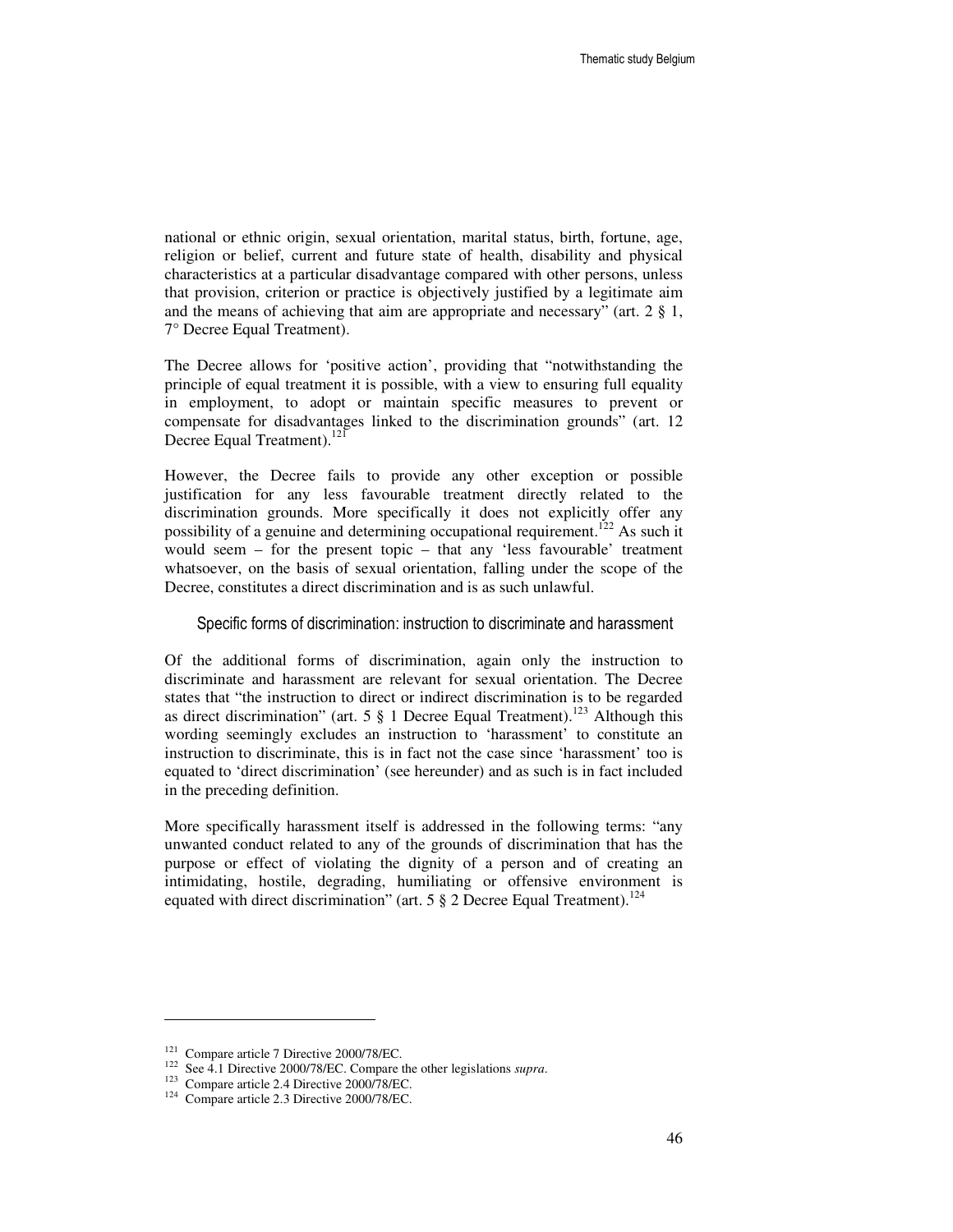national or ethnic origin, sexual orientation, marital status, birth, fortune, age, religion or belief, current and future state of health, disability and physical characteristics at a particular disadvantage compared with other persons, unless that provision, criterion or practice is objectively justified by a legitimate aim and the means of achieving that aim are appropriate and necessary" (art. 2 § 1, 7° Decree Equal Treatment).

The Decree allows for 'positive action', providing that "notwithstanding the principle of equal treatment it is possible, with a view to ensuring full equality in employment, to adopt or maintain specific measures to prevent or compensate for disadvantages linked to the discrimination grounds" (art. 12 Decree Equal Treatment).[121]

However, the Decree fails to provide any other exception or possible justification for any less favourable treatment directly related to the discrimination grounds. More specifically it does not explicitly offer any possibility of a genuine and determining occupational requirement.[122] As such it would seem – for the present topic – that any 'less favourable' treatment whatsoever, on the basis of sexual orientation, falling under the scope of the Decree, constitutes a direct discrimination and is as such unlawful.

### Specific forms of discrimination: instruction to discriminate and harassment

Of the additional forms of discrimination, again only the instruction to discriminate and harassment are relevant for sexual orientation. The Decree states that "the instruction to direct or indirect discrimination is to be regarded as direct discrimination" (art. 5 § 1 Decree Equal Treatment).[123] Although this wording seemingly excludes an instruction to 'harassment' to constitute an instruction to discriminate, this is in fact not the case since 'harassment' too is equated to 'direct discrimination' (see hereunder) and as such is in fact included in the preceding definition.

More specifically harassment itself is addressed in the following terms: "any unwanted conduct related to any of the grounds of discrimination that has the purpose or effect of violating the dignity of a person and of creating an intimidating, hostile, degrading, humiliating or offensive environment is equated with direct discrimination" (art. 5 § 2 Decree Equal Treatment).[124]

---

[121] Compare article 7 Directive 2000/78/EC.

[122] See 4.1 Directive 2000/78/EC. Compare the other legislations *supra*.

[123] Compare article 2.4 Directive 2000/78/EC.

[124] Compare article 2.3 Directive 2000/78/EC.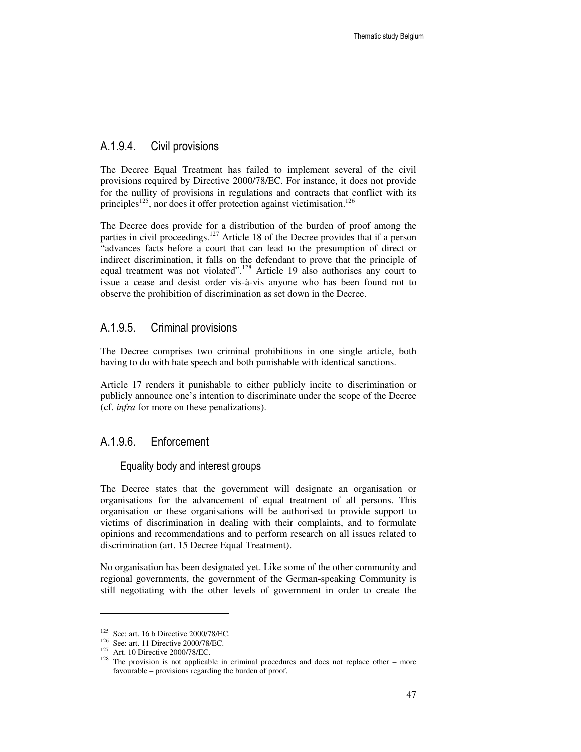### A.1.9.4. Civil provisions

The Decree Equal Treatment has failed to implement several of the civil provisions required by Directive 2000/78/EC. For instance, it does not provide for the nullity of provisions in regulations and contracts that conflict with its principles[125], nor does it offer protection against victimisation.[126]

The Decree does provide for a distribution of the burden of proof among the parties in civil proceedings.[127] Article 18 of the Decree provides that if a person "advances facts before a court that can lead to the presumption of direct or indirect discrimination, it falls on the defendant to prove that the principle of equal treatment was not violated".[128] Article 19 also authorises any court to issue a cease and desist order vis-à-vis anyone who has been found not to observe the prohibition of discrimination as set down in the Decree.

### A.1.9.5. Criminal provisions

The Decree comprises two criminal prohibitions in one single article, both having to do with hate speech and both punishable with identical sanctions.

Article 17 renders it punishable to either publicly incite to discrimination or publicly announce one's intention to discriminate under the scope of the Decree (cf. *infra* for more on these penalizations).

### A.1.9.6. Enforcement

#### Equality body and interest groups

The Decree states that the government will designate an organisation or organisations for the advancement of equal treatment of all persons. This organisation or these organisations will be authorised to provide support to victims of discrimination in dealing with their complaints, and to formulate opinions and recommendations and to perform research on all issues related to discrimination (art. 15 Decree Equal Treatment).

No organisation has been designated yet. Like some of the other community and regional governments, the government of the German-speaking Community is still negotiating with the other levels of government in order to create the

---

[125] See: art. 16 b Directive 2000/78/EC.

[126] See: art. 11 Directive 2000/78/EC.

[127] Art. 10 Directive 2000/78/EC.

[128] The provision is not applicable in criminal procedures and does not replace other – more favourable – provisions regarding the burden of proof.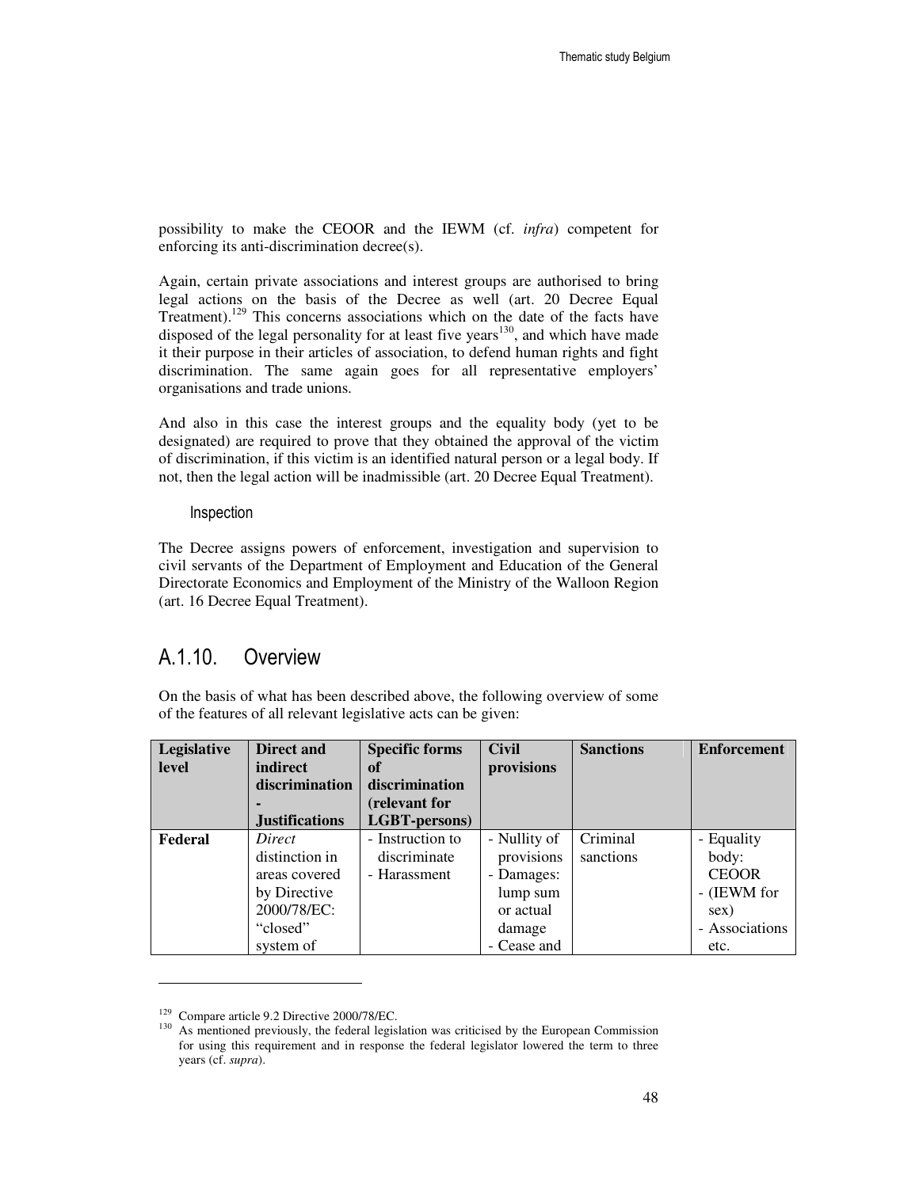possibility to make the CEOOR and the IEWM (cf. *infra*) competent for enforcing its anti-discrimination decree(s).

Again, certain private associations and interest groups are authorised to bring legal actions on the basis of the Decree as well (art. 20 Decree Equal Treatment).[129] This concerns associations which on the date of the facts have disposed of the legal personality for at least five years[130], and which have made it their purpose in their articles of association, to defend human rights and fight discrimination. The same again goes for all representative employers' organisations and trade unions.

And also in this case the interest groups and the equality body (yet to be designated) are required to prove that they obtained the approval of the victim of discrimination, if this victim is an identified natural person or a legal body. If not, then the legal action will be inadmissible (art. 20 Decree Equal Treatment).

#### Inspection

The Decree assigns powers of enforcement, investigation and supervision to civil servants of the Department of Employment and Education of the General Directorate Economics and Employment of the Ministry of the Walloon Region (art. 16 Decree Equal Treatment).

## A.1.10. Overview

On the basis of what has been described above, the following overview of some of the features of all relevant legislative acts can be given:

| Legislative level | Direct and indirect discrimination - Justifications | Specific forms of discrimination (relevant for LGBT-persons) | Civil provisions | Sanctions | Enforcement |
|---|---|---|---|---|---|
| **Federal** | *Direct* distinction in areas covered by Directive 2000/78/EC: "closed" system of | - Instruction to discriminate<br>- Harassment | - Nullity of provisions<br>- Damages: lump sum or actual damage<br>- Cease and | Criminal sanctions | - Equality body: CEOOR<br>- (IEWM for sex)<br>- Associations etc. |

---

[129] Compare article 9.2 Directive 2000/78/EC.

[130] As mentioned previously, the federal legislation was criticised by the European Commission for using this requirement and in response the federal legislator lowered the term to three years (cf. *supra*).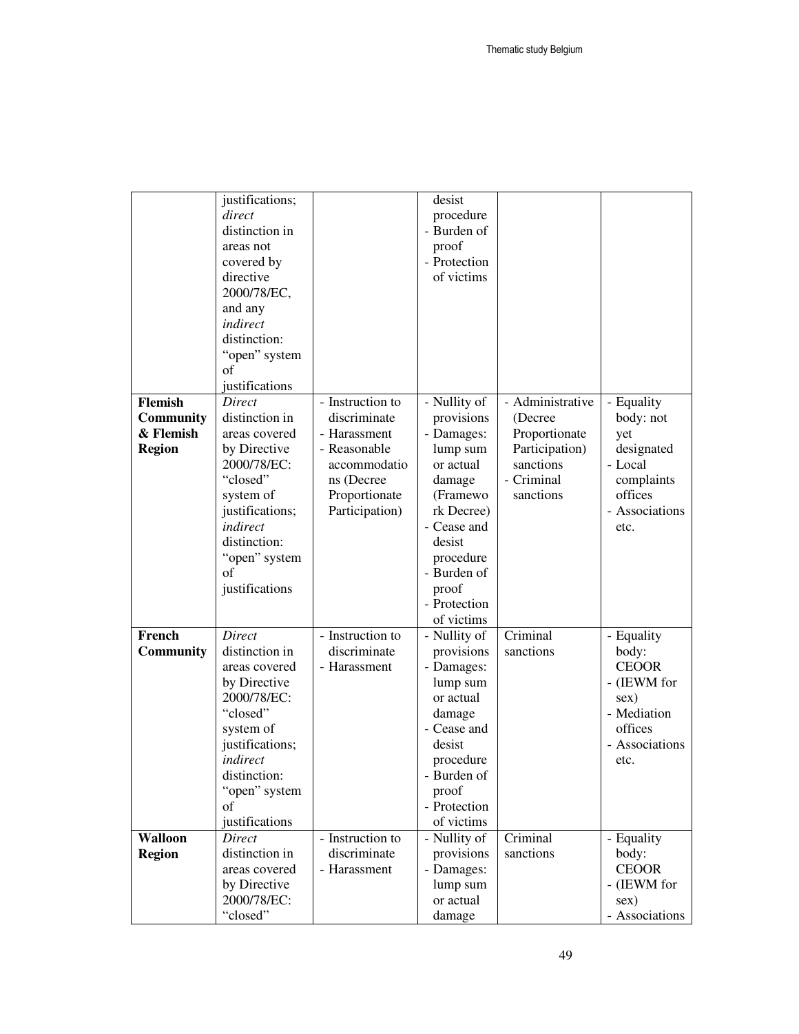| | justifications; *direct* distinction in areas not covered by directive 2000/78/EC, and any *indirect* distinction: "open" system of justifications | | desist procedure<br>- Burden of proof<br>- Protection of victims | | |
|---|---|---|---|---|---|
| **Flemish Community & Flemish Region** | *Direct* distinction in areas covered by Directive 2000/78/EC: "closed" system of justifications; *indirect* distinction: "open" system of justifications | - Instruction to discriminate<br>- Harassment<br>- Reasonable accommodations (Decree Proportionate Participation) | - Nullity of provisions<br>- Damages: lump sum or actual damage (Framework Decree)<br>- Cease and desist procedure<br>- Burden of proof<br>- Protection of victims | - Administrative (Decree Proportionate Participation) sanctions<br>- Criminal sanctions | - Equality body: not yet designated<br>- Local complaints offices<br>- Associations etc. |
| **French Community** | *Direct* distinction in areas covered by Directive 2000/78/EC: "closed" system of justifications; *indirect* distinction: "open" system of justifications | - Instruction to discriminate<br>- Harassment | - Nullity of provisions<br>- Damages: lump sum or actual damage<br>- Cease and desist procedure<br>- Burden of proof<br>- Protection of victims | Criminal sanctions | - Equality body: CEOOR<br>- (IEWM for sex)<br>- Mediation offices<br>- Associations etc. |
| **Walloon Region** | *Direct* distinction in areas covered by Directive 2000/78/EC: "closed" | - Instruction to discriminate<br>- Harassment | - Nullity of provisions<br>- Damages: lump sum or actual damage | Criminal sanctions | - Equality body: CEOOR<br>- (IEWM for sex)<br>- Associations |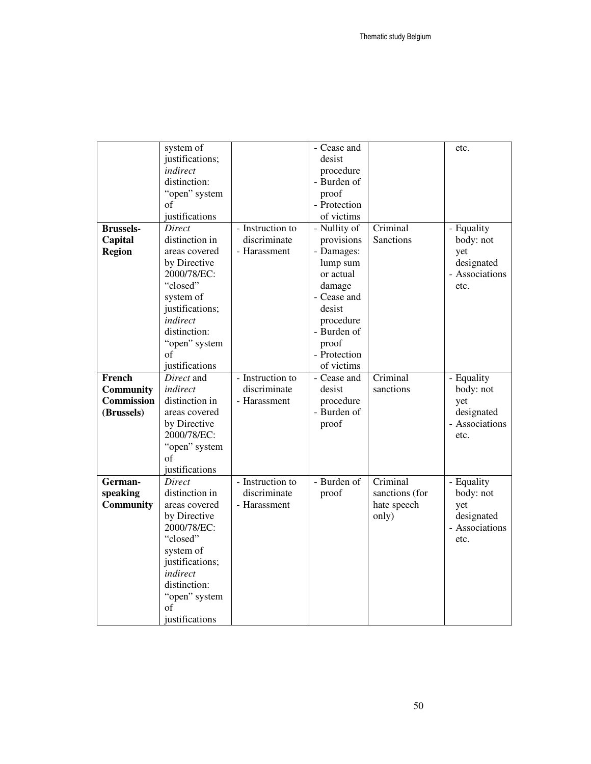| | | | | | |
|---|---|---|---|---|---|
| | system of justifications; *indirect* distinction: "open" system of justifications | | - Cease and desist procedure<br>- Burden of proof<br>- Protection of victims | | etc. |
| **Brussels-Capital Region** | *Direct* distinction in areas covered by Directive 2000/78/EC: "closed" system of justifications; *indirect* distinction: "open" system of justifications | - Instruction to discriminate<br>- Harassment | - Nullity of provisions<br>- Damages: lump sum or actual damage<br>- Cease and desist procedure<br>- Burden of proof<br>- Protection of victims | Criminal Sanctions | - Equality body: not yet designated<br>- Associations etc. |
| **French Community Commission (Brussels)** | *Direct* and *indirect* distinction in areas covered by Directive 2000/78/EC: "open" system of justifications | - Instruction to discriminate<br>- Harassment | - Cease and desist procedure<br>- Burden of proof | Criminal sanctions | - Equality body: not yet designated<br>- Associations etc. |
| **German-speaking Community** | *Direct* distinction in areas covered by Directive 2000/78/EC: "closed" system of justifications; *indirect* distinction: "open" system of justifications | - Instruction to discriminate<br>- Harassment | - Burden of proof | Criminal sanctions (for hate speech only) | - Equality body: not yet designated<br>- Associations etc. |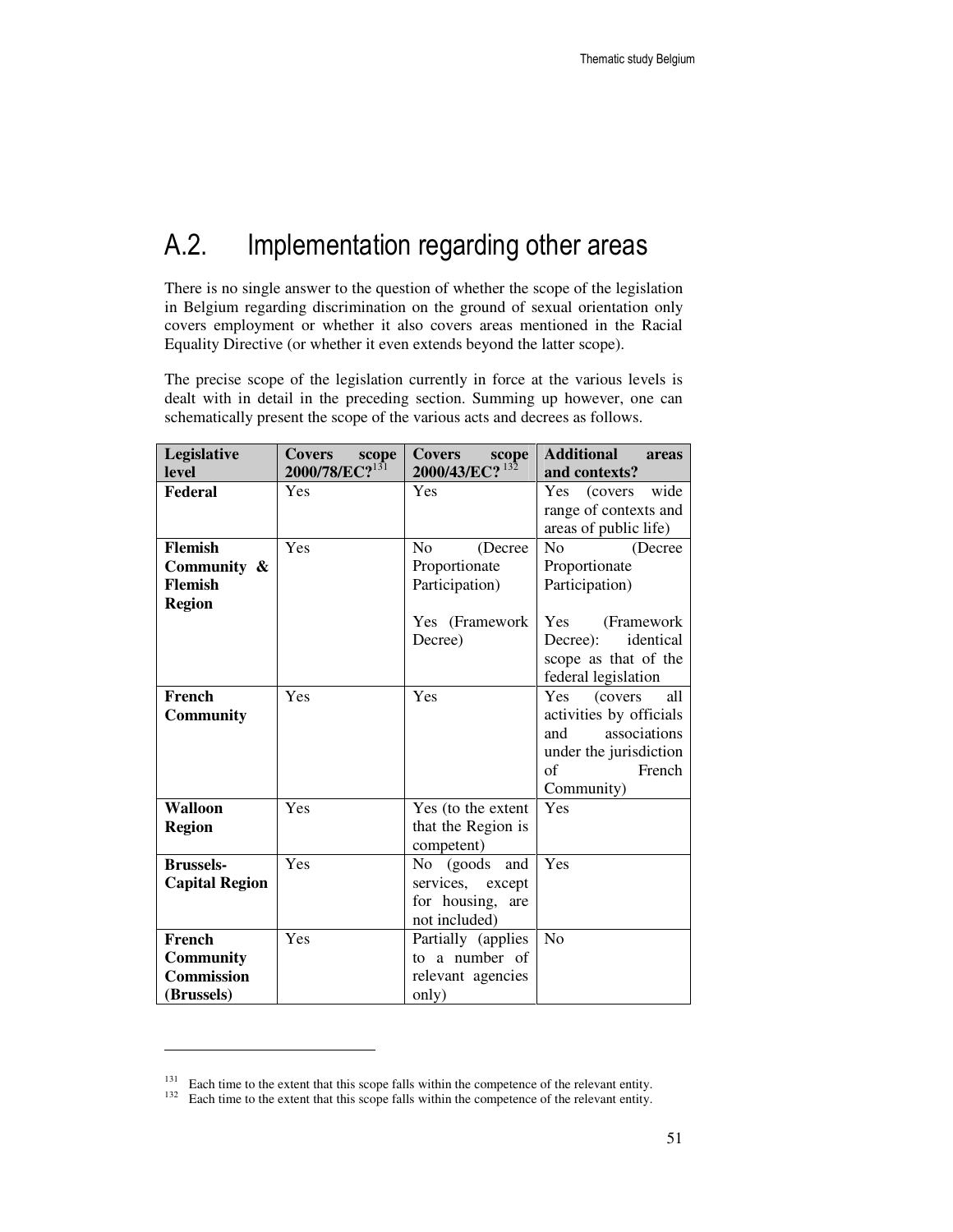## A.2. Implementation regarding other areas

There is no single answer to the question of whether the scope of the legislation in Belgium regarding discrimination on the ground of sexual orientation only covers employment or whether it also covers areas mentioned in the Racial Equality Directive (or whether it even extends beyond the latter scope).

The precise scope of the legislation currently in force at the various levels is dealt with in detail in the preceding section. Summing up however, one can schematically present the scope of the various acts and decrees as follows.

| Legislative level | Covers scope 2000/78/EC?[131] | Covers scope 2000/43/EC?[132] | Additional areas and contexts? |
|---|---|---|---|
| **Federal** | Yes | Yes | Yes (covers wide range of contexts and areas of public life) |
| **Flemish Community & Flemish Region** | Yes | No (Decree Proportionate Participation)<br><br>Yes (Framework Decree) | No (Decree Proportionate Participation)<br><br>Yes (Framework Decree): identical scope as that of the federal legislation |
| **French Community** | Yes | Yes | Yes (covers all activities by officials and associations under the jurisdiction of French Community) |
| **Walloon Region** | Yes | Yes (to the extent that the Region is competent) | Yes |
| **Brussels-Capital Region** | Yes | No (goods and services, except for housing, are not included) | Yes |
| **French Community Commission (Brussels)** | Yes | Partially (applies to a number of relevant agencies only) | No |

[131] Each time to the extent that this scope falls within the competence of the relevant entity.

[132] Each time to the extent that this scope falls within the competence of the relevant entity.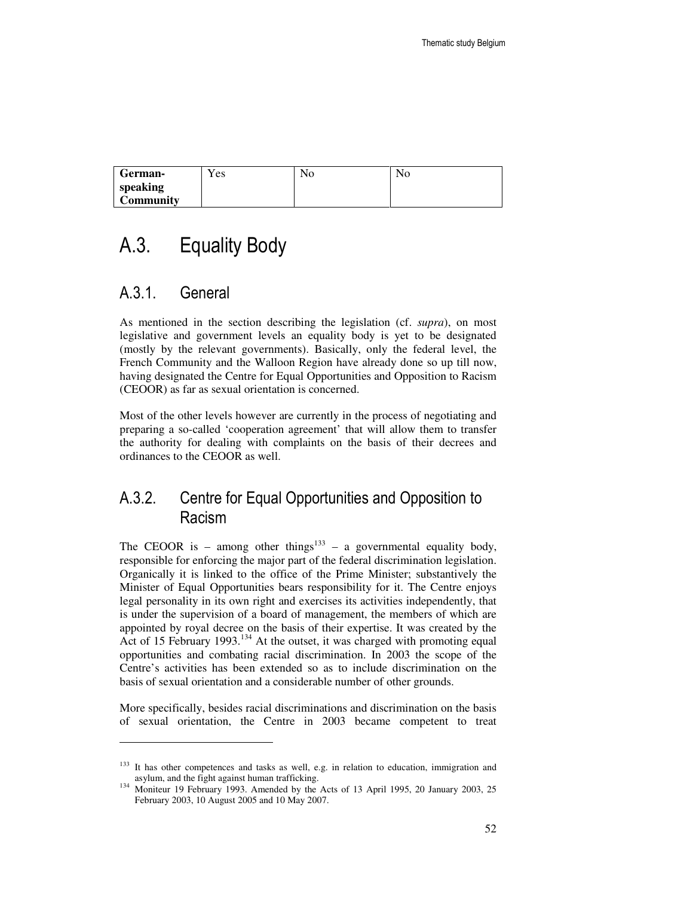| German-speaking Community | Yes | No | No |
|---|---|---|---|

# A.3. Equality Body

## A.3.1. General

As mentioned in the section describing the legislation (cf. *supra*), on most legislative and government levels an equality body is yet to be designated (mostly by the relevant governments). Basically, only the federal level, the French Community and the Walloon Region have already done so up till now, having designated the Centre for Equal Opportunities and Opposition to Racism (CEOOR) as far as sexual orientation is concerned.

Most of the other levels however are currently in the process of negotiating and preparing a so-called 'cooperation agreement' that will allow them to transfer the authority for dealing with complaints on the basis of their decrees and ordinances to the CEOOR as well.

## A.3.2. Centre for Equal Opportunities and Opposition to Racism

The CEOOR is – among other things[133] – a governmental equality body, responsible for enforcing the major part of the federal discrimination legislation. Organically it is linked to the office of the Prime Minister; substantively the Minister of Equal Opportunities bears responsibility for it. The Centre enjoys legal personality in its own right and exercises its activities independently, that is under the supervision of a board of management, the members of which are appointed by royal decree on the basis of their expertise. It was created by the Act of 15 February 1993.[134] At the outset, it was charged with promoting equal opportunities and combating racial discrimination. In 2003 the scope of the Centre's activities has been extended so as to include discrimination on the basis of sexual orientation and a considerable number of other grounds.

More specifically, besides racial discriminations and discrimination on the basis of sexual orientation, the Centre in 2003 became competent to treat

---

[133] It has other competences and tasks as well, e.g. in relation to education, immigration and asylum, and the fight against human trafficking.

[134] Moniteur 19 February 1993. Amended by the Acts of 13 April 1995, 20 January 2003, 25 February 2003, 10 August 2005 and 10 May 2007.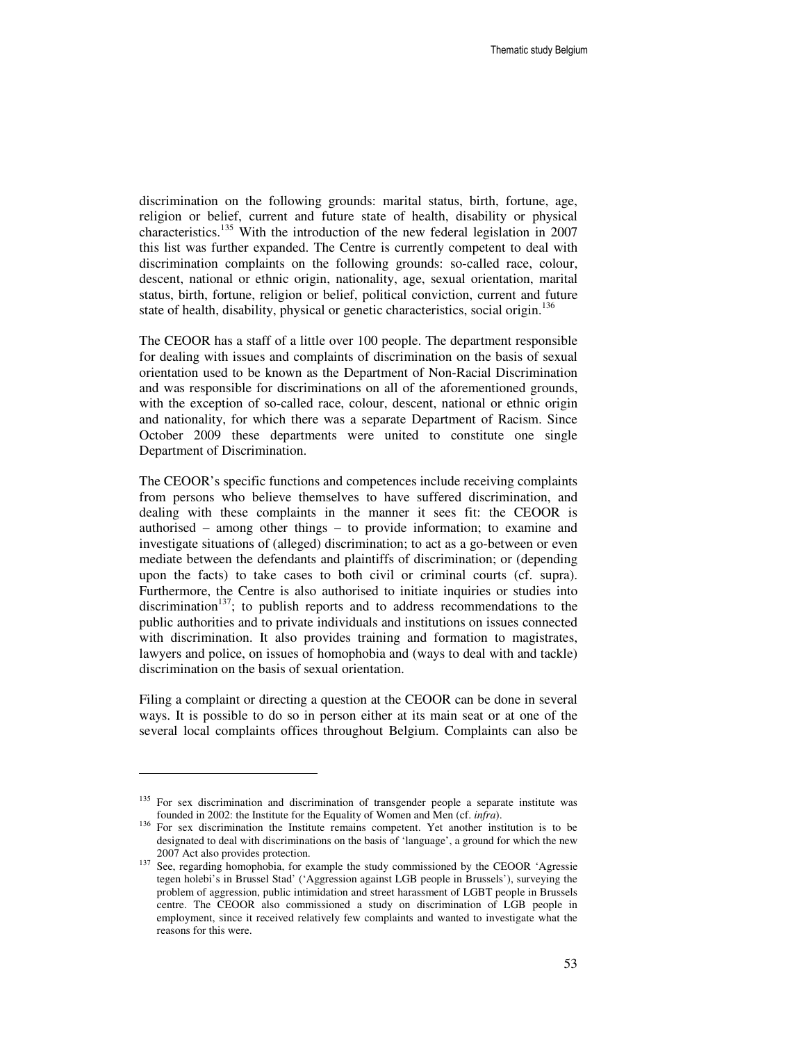discrimination on the following grounds: marital status, birth, fortune, age, religion or belief, current and future state of health, disability or physical characteristics.[135] With the introduction of the new federal legislation in 2007 this list was further expanded. The Centre is currently competent to deal with discrimination complaints on the following grounds: so-called race, colour, descent, national or ethnic origin, nationality, age, sexual orientation, marital status, birth, fortune, religion or belief, political conviction, current and future state of health, disability, physical or genetic characteristics, social origin.[136]

The CEOOR has a staff of a little over 100 people. The department responsible for dealing with issues and complaints of discrimination on the basis of sexual orientation used to be known as the Department of Non-Racial Discrimination and was responsible for discriminations on all of the aforementioned grounds, with the exception of so-called race, colour, descent, national or ethnic origin and nationality, for which there was a separate Department of Racism. Since October 2009 these departments were united to constitute one single Department of Discrimination.

The CEOOR's specific functions and competences include receiving complaints from persons who believe themselves to have suffered discrimination, and dealing with these complaints in the manner it sees fit: the CEOOR is authorised – among other things – to provide information; to examine and investigate situations of (alleged) discrimination; to act as a go-between or even mediate between the defendants and plaintiffs of discrimination; or (depending upon the facts) to take cases to both civil or criminal courts (cf. supra). Furthermore, the Centre is also authorised to initiate inquiries or studies into discrimination[137]; to publish reports and to address recommendations to the public authorities and to private individuals and institutions on issues connected with discrimination. It also provides training and formation to magistrates, lawyers and police, on issues of homophobia and (ways to deal with and tackle) discrimination on the basis of sexual orientation.

Filing a complaint or directing a question at the CEOOR can be done in several ways. It is possible to do so in person either at its main seat or at one of the several local complaints offices throughout Belgium. Complaints can also be

---

[135] For sex discrimination and discrimination of transgender people a separate institute was founded in 2002: the Institute for the Equality of Women and Men (cf. *infra*).

[136] For sex discrimination the Institute remains competent. Yet another institution is to be designated to deal with discriminations on the basis of 'language', a ground for which the new 2007 Act also provides protection.

[137] See, regarding homophobia, for example the study commissioned by the CEOOR 'Agressie tegen holebi's in Brussel Stad' ('Aggression against LGB people in Brussels'), surveying the problem of aggression, public intimidation and street harassment of LGBT people in Brussels centre. The CEOOR also commissioned a study on discrimination of LGB people in employment, since it received relatively few complaints and wanted to investigate what the reasons for this were.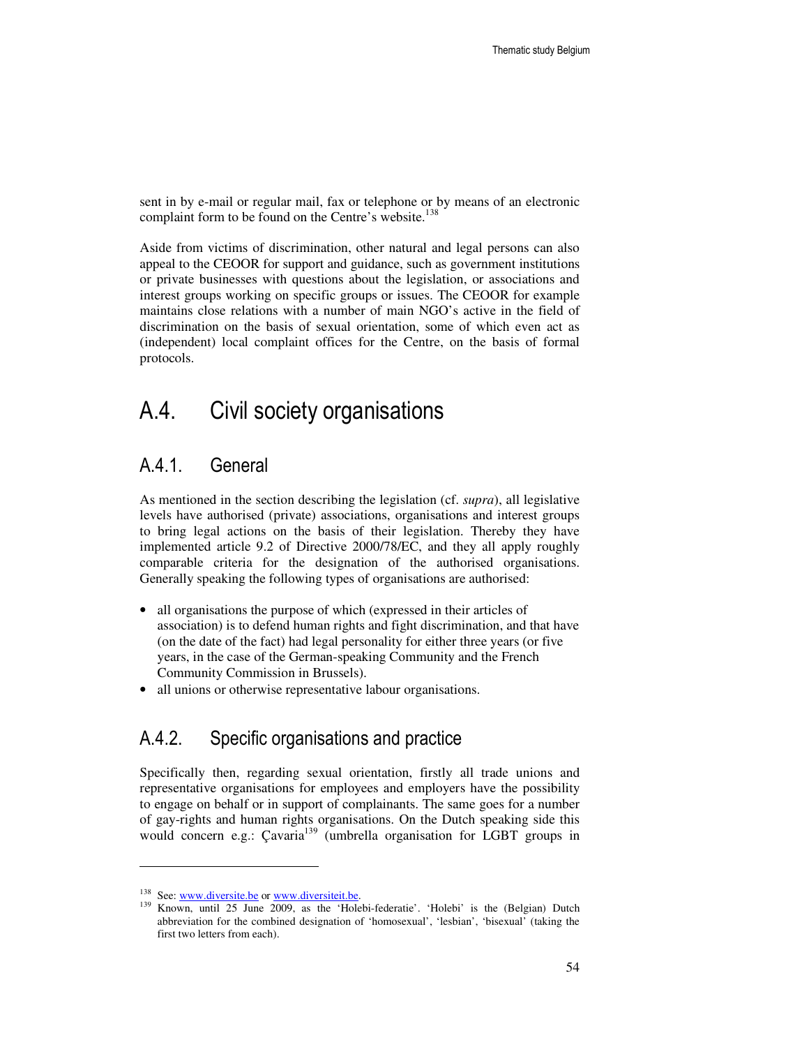sent in by e-mail or regular mail, fax or telephone or by means of an electronic complaint form to be found on the Centre's website.[138]

Aside from victims of discrimination, other natural and legal persons can also appeal to the CEOOR for support and guidance, such as government institutions or private businesses with questions about the legislation, or associations and interest groups working on specific groups or issues. The CEOOR for example maintains close relations with a number of main NGO's active in the field of discrimination on the basis of sexual orientation, some of which even act as (independent) local complaint offices for the Centre, on the basis of formal protocols.

## A.4. Civil society organisations

### A.4.1. General

As mentioned in the section describing the legislation (cf. *supra*), all legislative levels have authorised (private) associations, organisations and interest groups to bring legal actions on the basis of their legislation. Thereby they have implemented article 9.2 of Directive 2000/78/EC, and they all apply roughly comparable criteria for the designation of the authorised organisations. Generally speaking the following types of organisations are authorised:

- all organisations the purpose of which (expressed in their articles of association) is to defend human rights and fight discrimination, and that have (on the date of the fact) had legal personality for either three years (or five years, in the case of the German-speaking Community and the French Community Commission in Brussels).
- all unions or otherwise representative labour organisations.

### A.4.2. Specific organisations and practice

Specifically then, regarding sexual orientation, firstly all trade unions and representative organisations for employees and employers have the possibility to engage on behalf or in support of complainants. The same goes for a number of gay-rights and human rights organisations. On the Dutch speaking side this would concern e.g.: Çavaria[139] (umbrella organisation for LGBT groups in

---

[138] See: www.diversite.be or www.diversiteit.be.

[139] Known, until 25 June 2009, as the 'Holebi-federatie'. 'Holebi' is the (Belgian) Dutch abbreviation for the combined designation of 'homosexual', 'lesbian', 'bisexual' (taking the first two letters from each).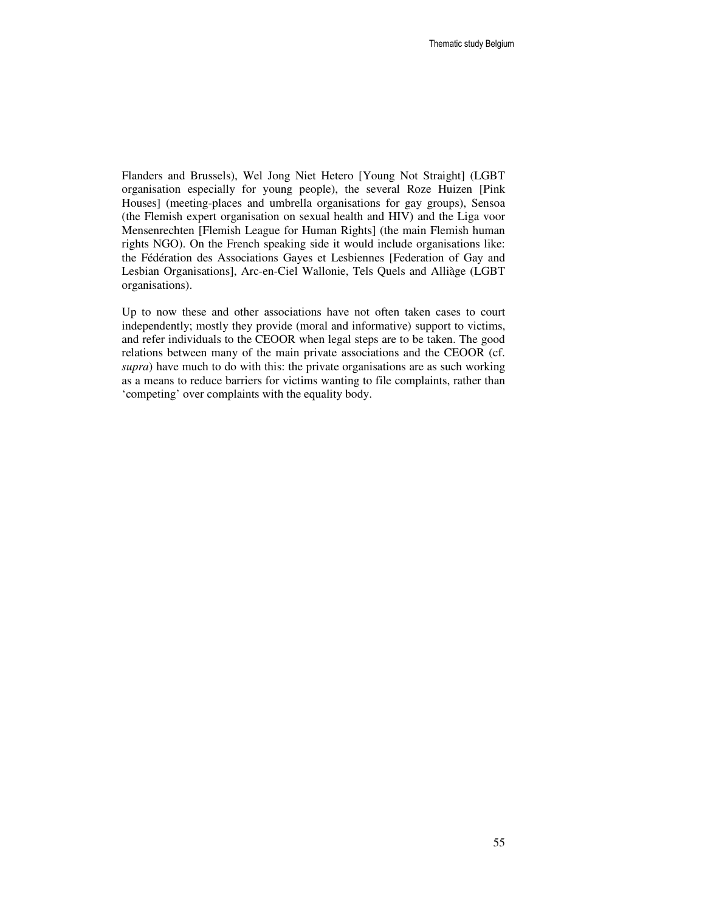Flanders and Brussels), Wel Jong Niet Hetero [Young Not Straight] (LGBT organisation especially for young people), the several Roze Huizen [Pink Houses] (meeting-places and umbrella organisations for gay groups), Sensoa (the Flemish expert organisation on sexual health and HIV) and the Liga voor Mensenrechten [Flemish League for Human Rights] (the main Flemish human rights NGO). On the French speaking side it would include organisations like: the Fédération des Associations Gayes et Lesbiennes [Federation of Gay and Lesbian Organisations], Arc-en-Ciel Wallonie, Tels Quels and Alliàge (LGBT organisations).

Up to now these and other associations have not often taken cases to court independently; mostly they provide (moral and informative) support to victims, and refer individuals to the CEOOR when legal steps are to be taken. The good relations between many of the main private associations and the CEOOR (cf. *supra*) have much to do with this: the private organisations are as such working as a means to reduce barriers for victims wanting to file complaints, rather than 'competing' over complaints with the equality body.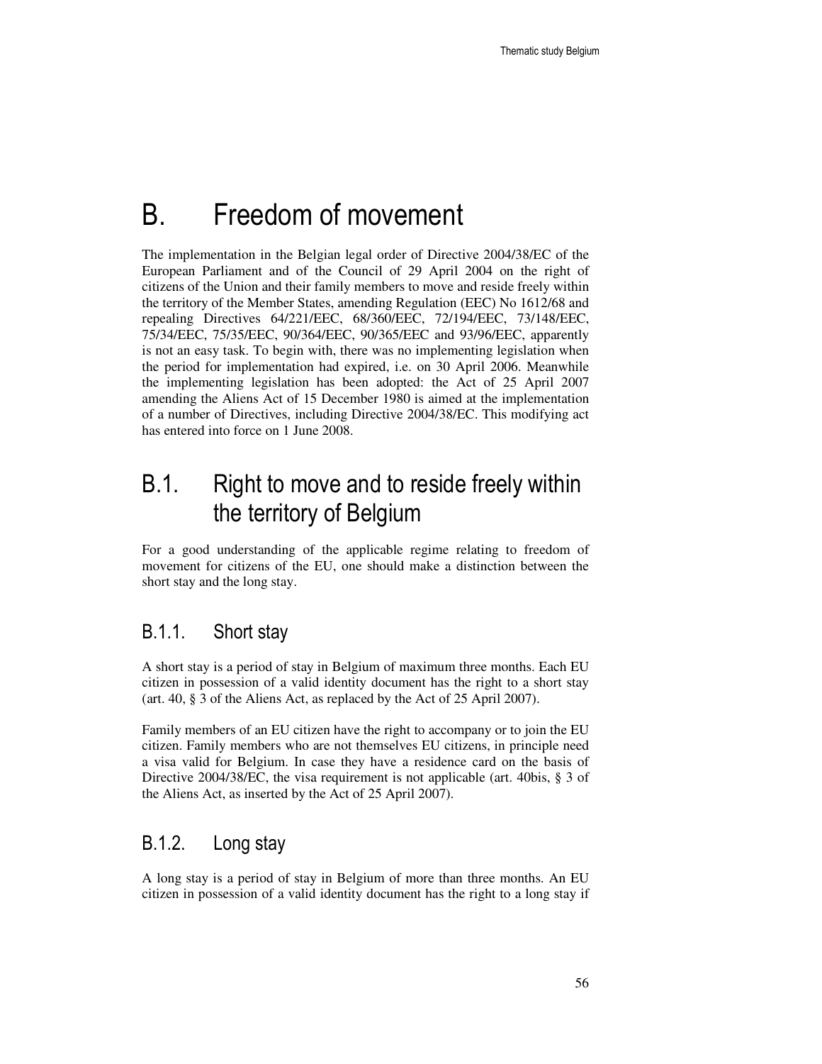# B. Freedom of movement

The implementation in the Belgian legal order of Directive 2004/38/EC of the European Parliament and of the Council of 29 April 2004 on the right of citizens of the Union and their family members to move and reside freely within the territory of the Member States, amending Regulation (EEC) No 1612/68 and repealing Directives 64/221/EEC, 68/360/EEC, 72/194/EEC, 73/148/EEC, 75/34/EEC, 75/35/EEC, 90/364/EEC, 90/365/EEC and 93/96/EEC, apparently is not an easy task. To begin with, there was no implementing legislation when the period for implementation had expired, i.e. on 30 April 2006. Meanwhile the implementing legislation has been adopted: the Act of 25 April 2007 amending the Aliens Act of 15 December 1980 is aimed at the implementation of a number of Directives, including Directive 2004/38/EC. This modifying act has entered into force on 1 June 2008.

## B.1. Right to move and to reside freely within the territory of Belgium

For a good understanding of the applicable regime relating to freedom of movement for citizens of the EU, one should make a distinction between the short stay and the long stay.

### B.1.1. Short stay

A short stay is a period of stay in Belgium of maximum three months. Each EU citizen in possession of a valid identity document has the right to a short stay (art. 40, § 3 of the Aliens Act, as replaced by the Act of 25 April 2007).

Family members of an EU citizen have the right to accompany or to join the EU citizen. Family members who are not themselves EU citizens, in principle need a visa valid for Belgium. In case they have a residence card on the basis of Directive 2004/38/EC, the visa requirement is not applicable (art. 40bis, § 3 of the Aliens Act, as inserted by the Act of 25 April 2007).

### B.1.2. Long stay

A long stay is a period of stay in Belgium of more than three months. An EU citizen in possession of a valid identity document has the right to a long stay if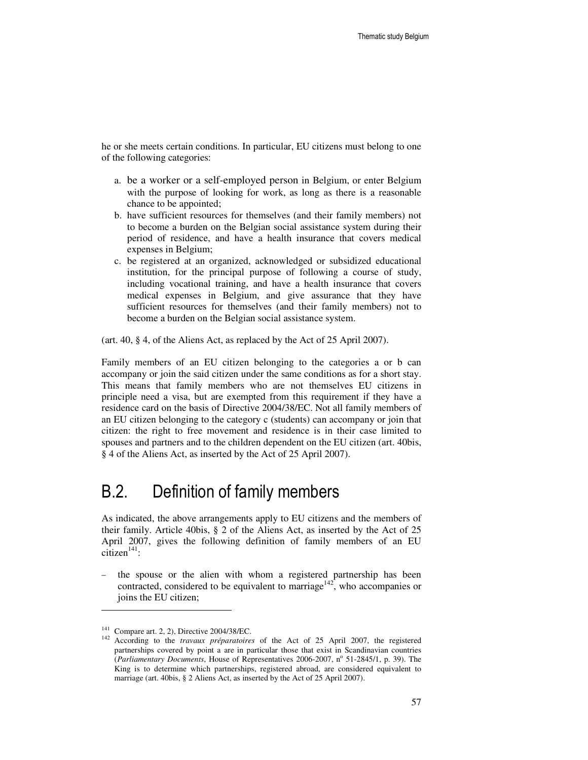he or she meets certain conditions. In particular, EU citizens must belong to one of the following categories:

a. be a worker or a self-employed person in Belgium, or enter Belgium with the purpose of looking for work, as long as there is a reasonable chance to be appointed;
b. have sufficient resources for themselves (and their family members) not to become a burden on the Belgian social assistance system during their period of residence, and have a health insurance that covers medical expenses in Belgium;
c. be registered at an organized, acknowledged or subsidized educational institution, for the principal purpose of following a course of study, including vocational training, and have a health insurance that covers medical expenses in Belgium, and give assurance that they have sufficient resources for themselves (and their family members) not to become a burden on the Belgian social assistance system.

(art. 40, § 4, of the Aliens Act, as replaced by the Act of 25 April 2007).

Family members of an EU citizen belonging to the categories a or b can accompany or join the said citizen under the same conditions as for a short stay. This means that family members who are not themselves EU citizens in principle need a visa, but are exempted from this requirement if they have a residence card on the basis of Directive 2004/38/EC. Not all family members of an EU citizen belonging to the category c (students) can accompany or join that citizen: the right to free movement and residence is in their case limited to spouses and partners and to the children dependent on the EU citizen (art. 40bis, § 4 of the Aliens Act, as inserted by the Act of 25 April 2007).

## B.2. Definition of family members

As indicated, the above arrangements apply to EU citizens and the members of their family. Article 40bis, § 2 of the Aliens Act, as inserted by the Act of 25 April 2007, gives the following definition of family members of an EU citizen[141]:

– the spouse or the alien with whom a registered partnership has been contracted, considered to be equivalent to marriage[142], who accompanies or joins the EU citizen;

---

[141] Compare art. 2, 2), Directive 2004/38/EC.

[142] According to the *travaux préparatoires* of the Act of 25 April 2007, the registered partnerships covered by point a are in particular those that exist in Scandinavian countries (*Parliamentary Documents*, House of Representatives 2006-2007, n° 51-2845/1, p. 39). The King is to determine which partnerships, registered abroad, are considered equivalent to marriage (art. 40bis, § 2 Aliens Act, as inserted by the Act of 25 April 2007).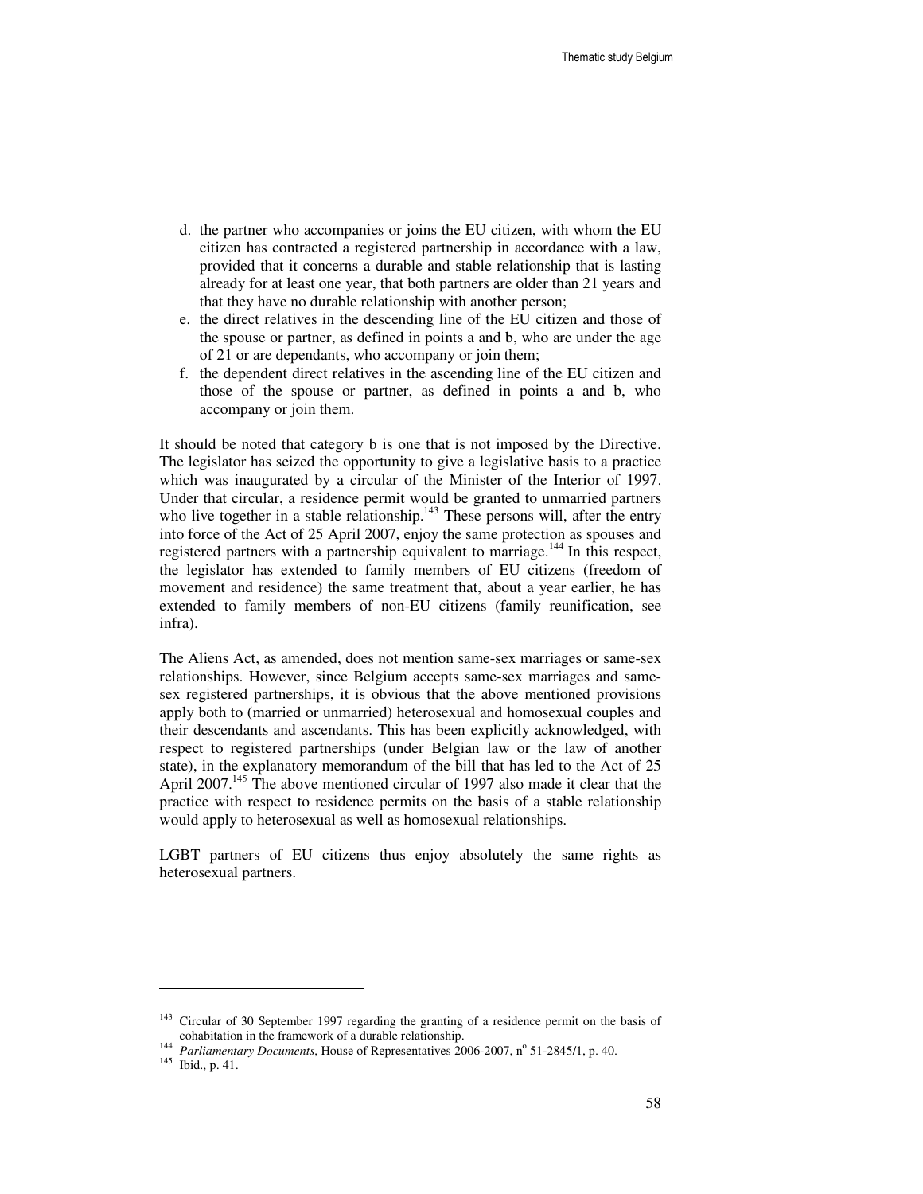d. the partner who accompanies or joins the EU citizen, with whom the EU citizen has contracted a registered partnership in accordance with a law, provided that it concerns a durable and stable relationship that is lasting already for at least one year, that both partners are older than 21 years and that they have no durable relationship with another person;
e. the direct relatives in the descending line of the EU citizen and those of the spouse or partner, as defined in points a and b, who are under the age of 21 or are dependants, who accompany or join them;
f. the dependent direct relatives in the ascending line of the EU citizen and those of the spouse or partner, as defined in points a and b, who accompany or join them.

It should be noted that category b is one that is not imposed by the Directive. The legislator has seized the opportunity to give a legislative basis to a practice which was inaugurated by a circular of the Minister of the Interior of 1997. Under that circular, a residence permit would be granted to unmarried partners who live together in a stable relationship.[143] These persons will, after the entry into force of the Act of 25 April 2007, enjoy the same protection as spouses and registered partners with a partnership equivalent to marriage.[144] In this respect, the legislator has extended to family members of EU citizens (freedom of movement and residence) the same treatment that, about a year earlier, he has extended to family members of non-EU citizens (family reunification, see infra).

The Aliens Act, as amended, does not mention same-sex marriages or same-sex relationships. However, since Belgium accepts same-sex marriages and same-sex registered partnerships, it is obvious that the above mentioned provisions apply both to (married or unmarried) heterosexual and homosexual couples and their descendants and ascendants. This has been explicitly acknowledged, with respect to registered partnerships (under Belgian law or the law of another state), in the explanatory memorandum of the bill that has led to the Act of 25 April 2007.[145] The above mentioned circular of 1997 also made it clear that the practice with respect to residence permits on the basis of a stable relationship would apply to heterosexual as well as homosexual relationships.

LGBT partners of EU citizens thus enjoy absolutely the same rights as heterosexual partners.

---

[143] Circular of 30 September 1997 regarding the granting of a residence permit on the basis of cohabitation in the framework of a durable relationship.

[144] *Parliamentary Documents*, House of Representatives 2006-2007, n° 51-2845/1, p. 40.

[145] Ibid., p. 41.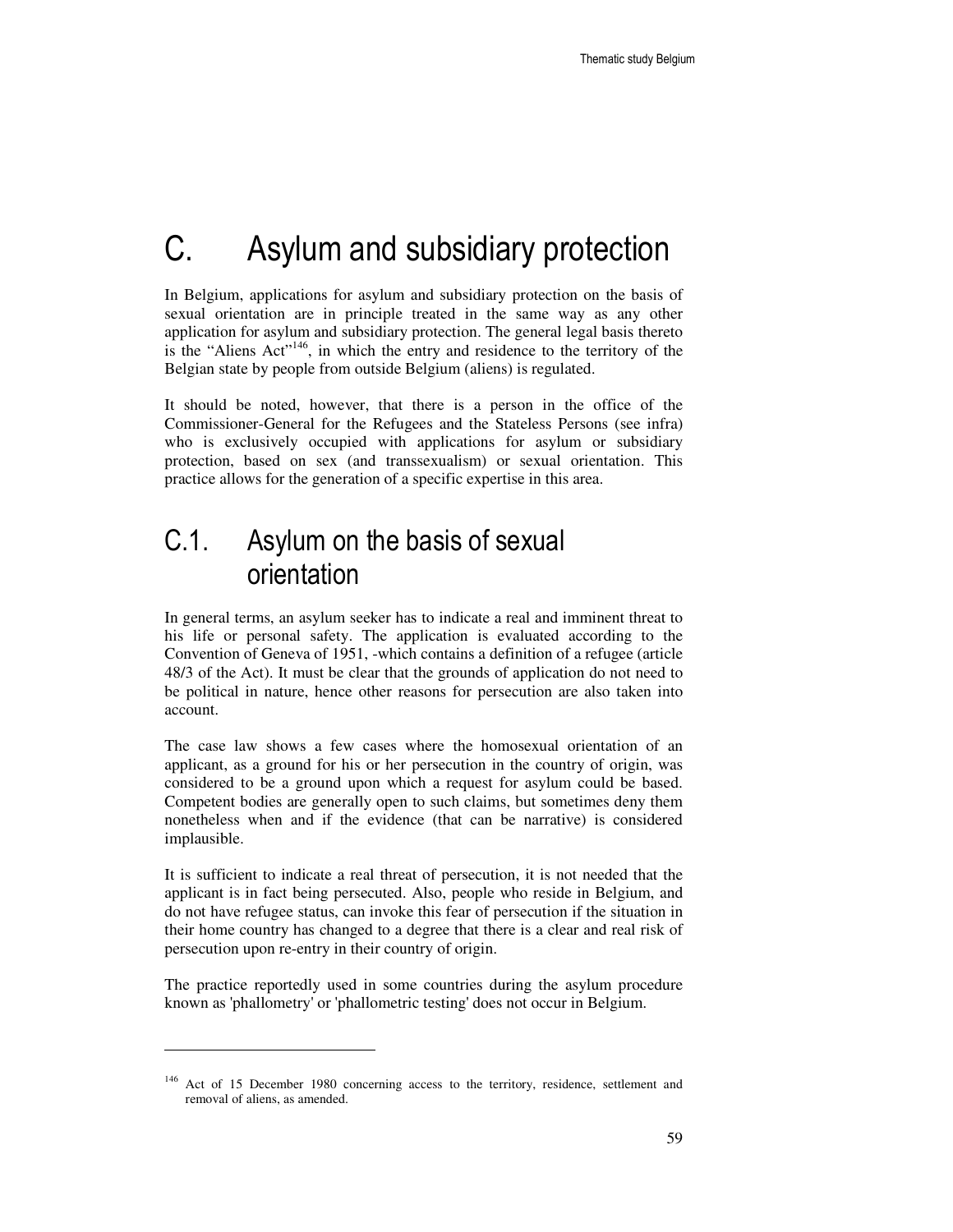# C. Asylum and subsidiary protection

In Belgium, applications for asylum and subsidiary protection on the basis of sexual orientation are in principle treated in the same way as any other application for asylum and subsidiary protection. The general legal basis thereto is the "Aliens Act"[146], in which the entry and residence to the territory of the Belgian state by people from outside Belgium (aliens) is regulated.

It should be noted, however, that there is a person in the office of the Commissioner-General for the Refugees and the Stateless Persons (see infra) who is exclusively occupied with applications for asylum or subsidiary protection, based on sex (and transsexualism) or sexual orientation. This practice allows for the generation of a specific expertise in this area.

## C.1. Asylum on the basis of sexual orientation

In general terms, an asylum seeker has to indicate a real and imminent threat to his life or personal safety. The application is evaluated according to the Convention of Geneva of 1951, -which contains a definition of a refugee (article 48/3 of the Act). It must be clear that the grounds of application do not need to be political in nature, hence other reasons for persecution are also taken into account.

The case law shows a few cases where the homosexual orientation of an applicant, as a ground for his or her persecution in the country of origin, was considered to be a ground upon which a request for asylum could be based. Competent bodies are generally open to such claims, but sometimes deny them nonetheless when and if the evidence (that can be narrative) is considered implausible.

It is sufficient to indicate a real threat of persecution, it is not needed that the applicant is in fact being persecuted. Also, people who reside in Belgium, and do not have refugee status, can invoke this fear of persecution if the situation in their home country has changed to a degree that there is a clear and real risk of persecution upon re-entry in their country of origin.

The practice reportedly used in some countries during the asylum procedure known as 'phallometry' or 'phallometric testing' does not occur in Belgium.

---

[146] Act of 15 December 1980 concerning access to the territory, residence, settlement and removal of aliens, as amended.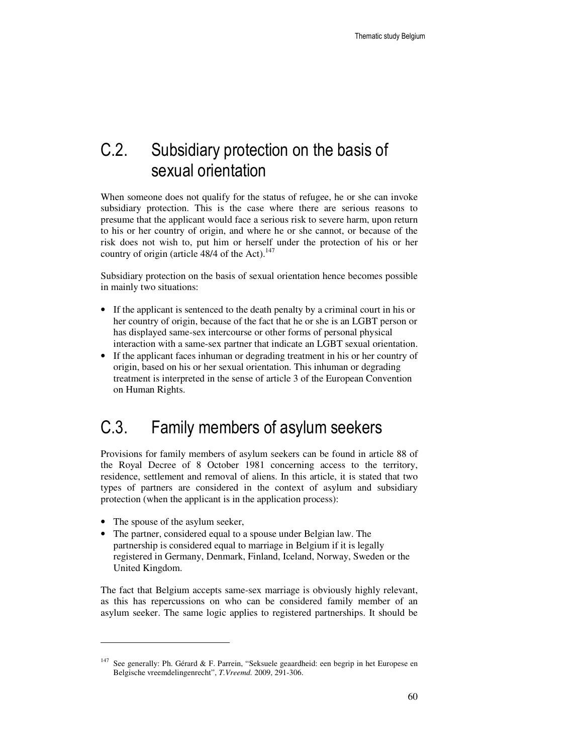## C.2. Subsidiary protection on the basis of sexual orientation

When someone does not qualify for the status of refugee, he or she can invoke subsidiary protection. This is the case where there are serious reasons to presume that the applicant would face a serious risk to severe harm, upon return to his or her country of origin, and where he or she cannot, or because of the risk does not wish to, put him or herself under the protection of his or her country of origin (article 48/4 of the Act).[147]

Subsidiary protection on the basis of sexual orientation hence becomes possible in mainly two situations:

- If the applicant is sentenced to the death penalty by a criminal court in his or her country of origin, because of the fact that he or she is an LGBT person or has displayed same-sex intercourse or other forms of personal physical interaction with a same-sex partner that indicate an LGBT sexual orientation.
- If the applicant faces inhuman or degrading treatment in his or her country of origin, based on his or her sexual orientation. This inhuman or degrading treatment is interpreted in the sense of article 3 of the European Convention on Human Rights.

## C.3. Family members of asylum seekers

Provisions for family members of asylum seekers can be found in article 88 of the Royal Decree of 8 October 1981 concerning access to the territory, residence, settlement and removal of aliens. In this article, it is stated that two types of partners are considered in the context of asylum and subsidiary protection (when the applicant is in the application process):

- The spouse of the asylum seeker,
- The partner, considered equal to a spouse under Belgian law. The partnership is considered equal to marriage in Belgium if it is legally registered in Germany, Denmark, Finland, Iceland, Norway, Sweden or the United Kingdom.

The fact that Belgium accepts same-sex marriage is obviously highly relevant, as this has repercussions on who can be considered family member of an asylum seeker. The same logic applies to registered partnerships. It should be

---

[147] See generally: Ph. Gérard & F. Parrein, "Seksuele geaardheid: een begrip in het Europese en Belgische vreemdelingenrecht", *T.Vreemd.* 2009, 291-306.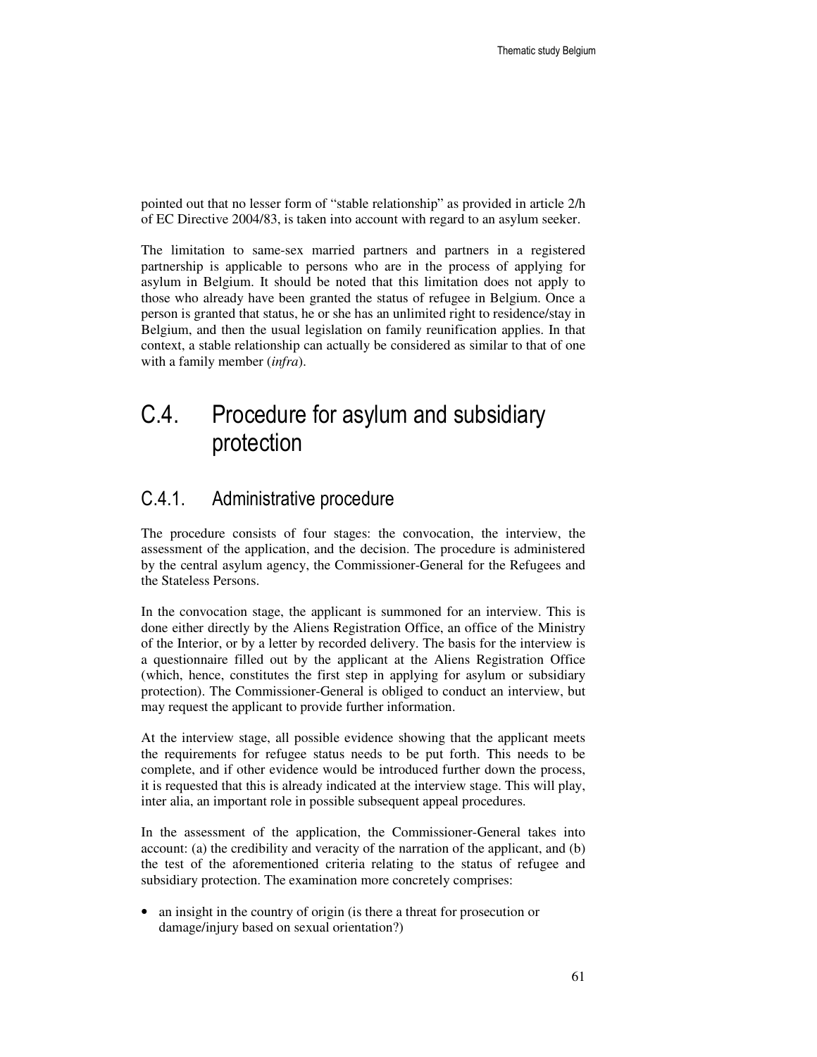pointed out that no lesser form of "stable relationship" as provided in article 2/h of EC Directive 2004/83, is taken into account with regard to an asylum seeker.

The limitation to same-sex married partners and partners in a registered partnership is applicable to persons who are in the process of applying for asylum in Belgium. It should be noted that this limitation does not apply to those who already have been granted the status of refugee in Belgium. Once a person is granted that status, he or she has an unlimited right to residence/stay in Belgium, and then the usual legislation on family reunification applies. In that context, a stable relationship can actually be considered as similar to that of one with a family member (*infra*).

# C.4. Procedure for asylum and subsidiary protection

## C.4.1. Administrative procedure

The procedure consists of four stages: the convocation, the interview, the assessment of the application, and the decision. The procedure is administered by the central asylum agency, the Commissioner-General for the Refugees and the Stateless Persons.

In the convocation stage, the applicant is summoned for an interview. This is done either directly by the Aliens Registration Office, an office of the Ministry of the Interior, or by a letter by recorded delivery. The basis for the interview is a questionnaire filled out by the applicant at the Aliens Registration Office (which, hence, constitutes the first step in applying for asylum or subsidiary protection). The Commissioner-General is obliged to conduct an interview, but may request the applicant to provide further information.

At the interview stage, all possible evidence showing that the applicant meets the requirements for refugee status needs to be put forth. This needs to be complete, and if other evidence would be introduced further down the process, it is requested that this is already indicated at the interview stage. This will play, inter alia, an important role in possible subsequent appeal procedures.

In the assessment of the application, the Commissioner-General takes into account: (a) the credibility and veracity of the narration of the applicant, and (b) the test of the aforementioned criteria relating to the status of refugee and subsidiary protection. The examination more concretely comprises:

- an insight in the country of origin (is there a threat for prosecution or damage/injury based on sexual orientation?)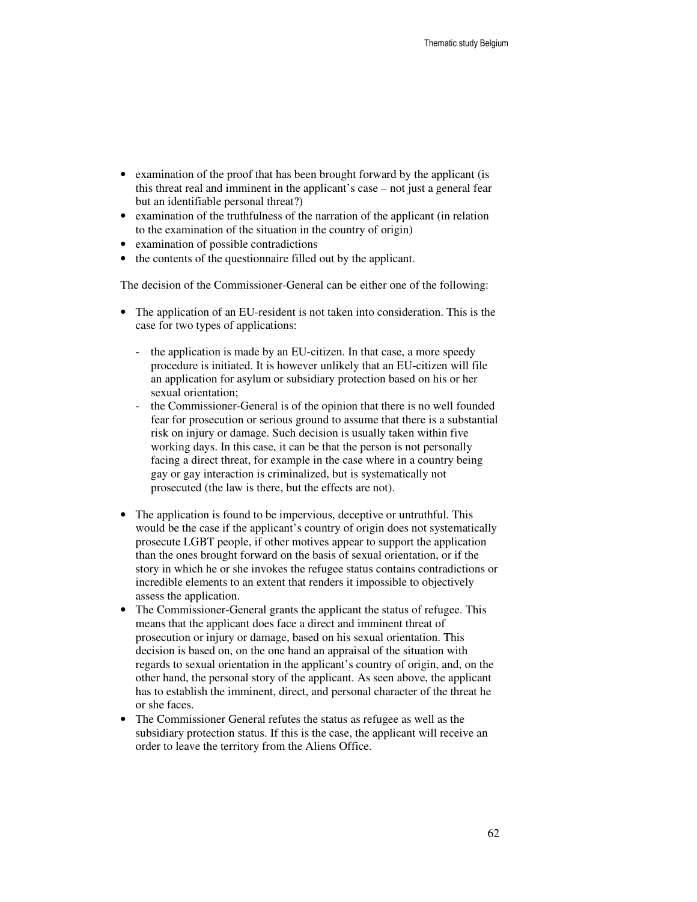- examination of the proof that has been brought forward by the applicant (is this threat real and imminent in the applicant's case – not just a general fear but an identifiable personal threat?)
- examination of the truthfulness of the narration of the applicant (in relation to the examination of the situation in the country of origin)
- examination of possible contradictions
- the contents of the questionnaire filled out by the applicant.

The decision of the Commissioner-General can be either one of the following:

- The application of an EU-resident is not taken into consideration. This is the case for two types of applications:

  - the application is made by an EU-citizen. In that case, a more speedy procedure is initiated. It is however unlikely that an EU-citizen will file an application for asylum or subsidiary protection based on his or her sexual orientation;
  - the Commissioner-General is of the opinion that there is no well founded fear for prosecution or serious ground to assume that there is a substantial risk on injury or damage. Such decision is usually taken within five working days. In this case, it can be that the person is not personally facing a direct threat, for example in the case where in a country being gay or gay interaction is criminalized, but is systematically not prosecuted (the law is there, but the effects are not).

- The application is found to be impervious, deceptive or untruthful. This would be the case if the applicant's country of origin does not systematically prosecute LGBT people, if other motives appear to support the application than the ones brought forward on the basis of sexual orientation, or if the story in which he or she invokes the refugee status contains contradictions or incredible elements to an extent that renders it impossible to objectively assess the application.
- The Commissioner-General grants the applicant the status of refugee. This means that the applicant does face a direct and imminent threat of prosecution or injury or damage, based on his sexual orientation. This decision is based on, on the one hand an appraisal of the situation with regards to sexual orientation in the applicant's country of origin, and, on the other hand, the personal story of the applicant. As seen above, the applicant has to establish the imminent, direct, and personal character of the threat he or she faces.
- The Commissioner General refutes the status as refugee as well as the subsidiary protection status. If this is the case, the applicant will receive an order to leave the territory from the Aliens Office.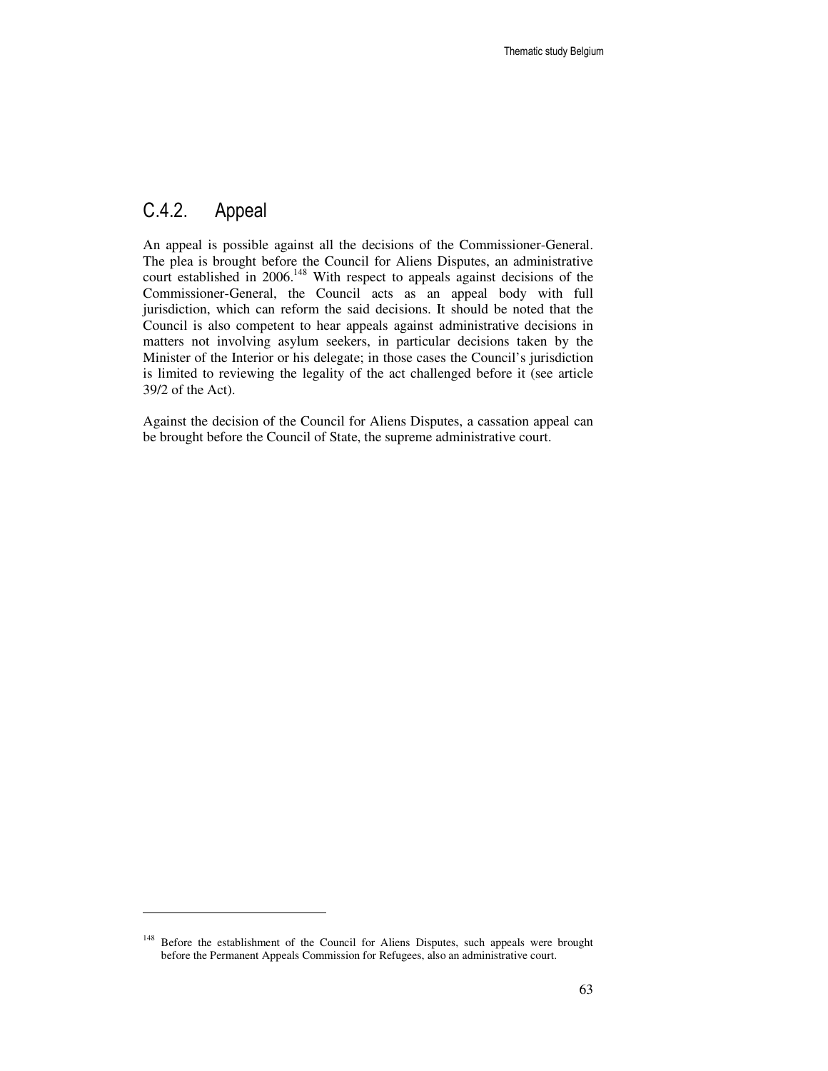## C.4.2. Appeal

An appeal is possible against all the decisions of the Commissioner-General. The plea is brought before the Council for Aliens Disputes, an administrative court established in 2006.[148] With respect to appeals against decisions of the Commissioner-General, the Council acts as an appeal body with full jurisdiction, which can reform the said decisions. It should be noted that the Council is also competent to hear appeals against administrative decisions in matters not involving asylum seekers, in particular decisions taken by the Minister of the Interior or his delegate; in those cases the Council's jurisdiction is limited to reviewing the legality of the act challenged before it (see article 39/2 of the Act).

Against the decision of the Council for Aliens Disputes, a cassation appeal can be brought before the Council of State, the supreme administrative court.

---

[148] Before the establishment of the Council for Aliens Disputes, such appeals were brought before the Permanent Appeals Commission for Refugees, also an administrative court.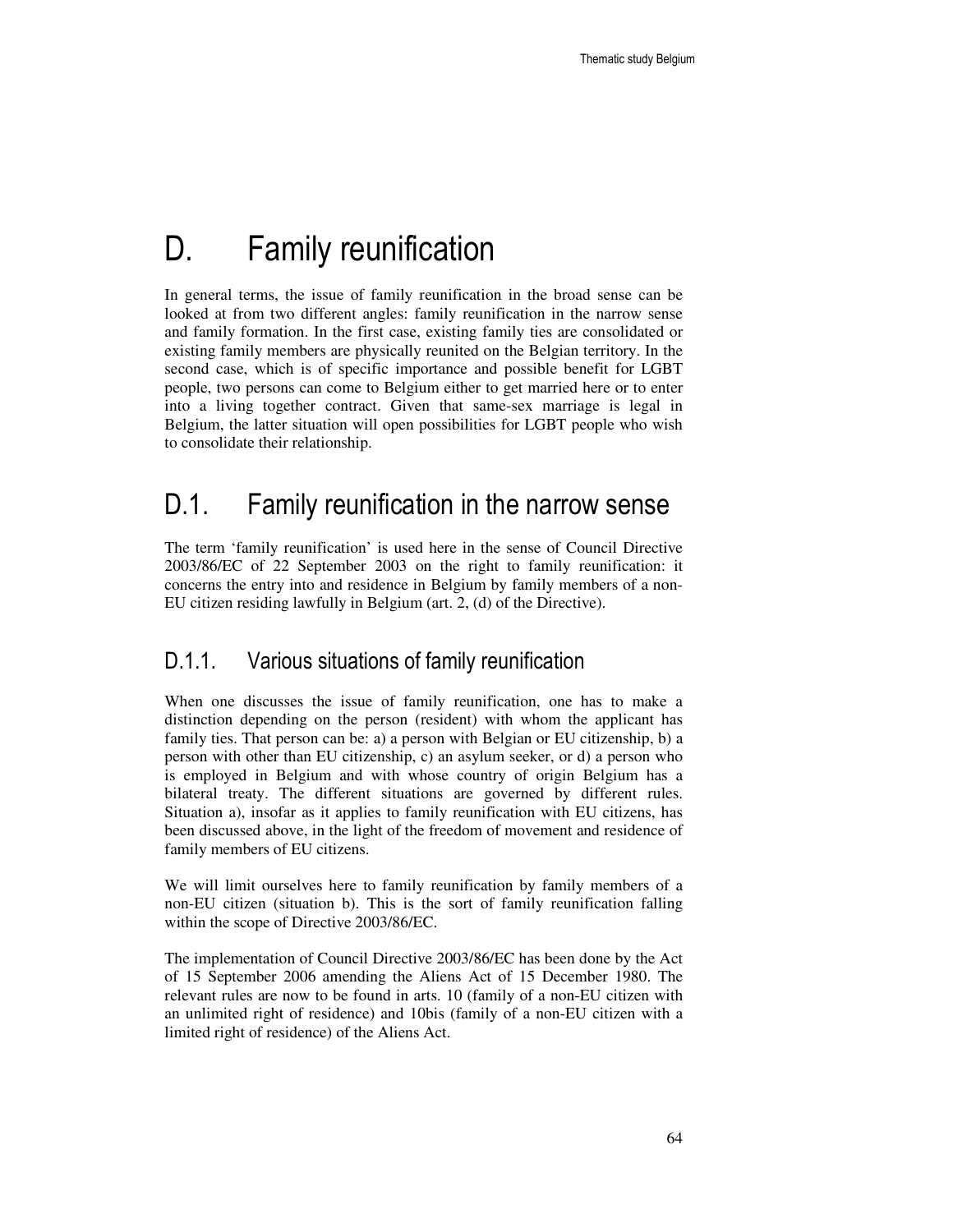# D. Family reunification

In general terms, the issue of family reunification in the broad sense can be looked at from two different angles: family reunification in the narrow sense and family formation. In the first case, existing family ties are consolidated or existing family members are physically reunited on the Belgian territory. In the second case, which is of specific importance and possible benefit for LGBT people, two persons can come to Belgium either to get married here or to enter into a living together contract. Given that same-sex marriage is legal in Belgium, the latter situation will open possibilities for LGBT people who wish to consolidate their relationship.

## D.1. Family reunification in the narrow sense

The term 'family reunification' is used here in the sense of Council Directive 2003/86/EC of 22 September 2003 on the right to family reunification: it concerns the entry into and residence in Belgium by family members of a non-EU citizen residing lawfully in Belgium (art. 2, (d) of the Directive).

### D.1.1. Various situations of family reunification

When one discusses the issue of family reunification, one has to make a distinction depending on the person (resident) with whom the applicant has family ties. That person can be: a) a person with Belgian or EU citizenship, b) a person with other than EU citizenship, c) an asylum seeker, or d) a person who is employed in Belgium and with whose country of origin Belgium has a bilateral treaty. The different situations are governed by different rules. Situation a), insofar as it applies to family reunification with EU citizens, has been discussed above, in the light of the freedom of movement and residence of family members of EU citizens.

We will limit ourselves here to family reunification by family members of a non-EU citizen (situation b). This is the sort of family reunification falling within the scope of Directive 2003/86/EC.

The implementation of Council Directive 2003/86/EC has been done by the Act of 15 September 2006 amending the Aliens Act of 15 December 1980. The relevant rules are now to be found in arts. 10 (family of a non-EU citizen with an unlimited right of residence) and 10bis (family of a non-EU citizen with a limited right of residence) of the Aliens Act.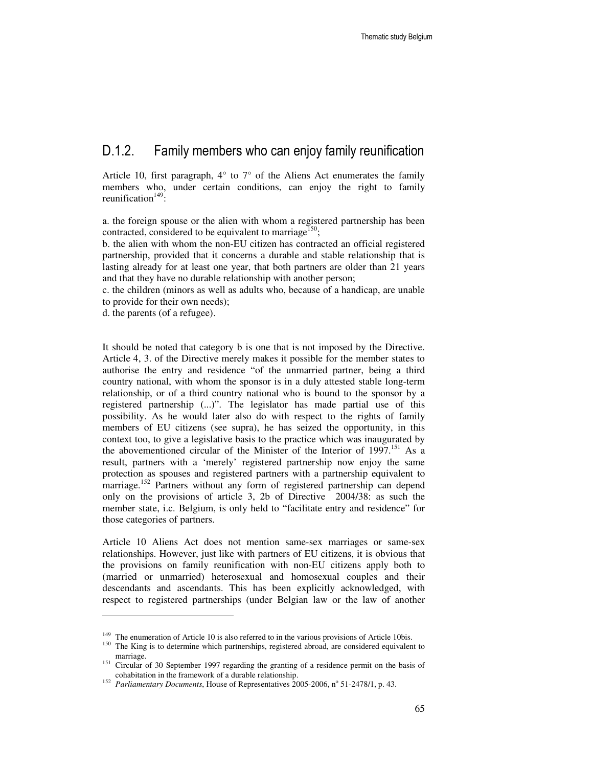## D.1.2. Family members who can enjoy family reunification

Article 10, first paragraph, 4° to 7° of the Aliens Act enumerates the family members who, under certain conditions, can enjoy the right to family reunification[149]:

a. the foreign spouse or the alien with whom a registered partnership has been contracted, considered to be equivalent to marriage[150];
b. the alien with whom the non-EU citizen has contracted an official registered partnership, provided that it concerns a durable and stable relationship that is lasting already for at least one year, that both partners are older than 21 years and that they have no durable relationship with another person;
c. the children (minors as well as adults who, because of a handicap, are unable to provide for their own needs);
d. the parents (of a refugee).

It should be noted that category b is one that is not imposed by the Directive. Article 4, 3. of the Directive merely makes it possible for the member states to authorise the entry and residence "of the unmarried partner, being a third country national, with whom the sponsor is in a duly attested stable long-term relationship, or of a third country national who is bound to the sponsor by a registered partnership (...)". The legislator has made partial use of this possibility. As he would later also do with respect to the rights of family members of EU citizens (see supra), he has seized the opportunity, in this context too, to give a legislative basis to the practice which was inaugurated by the abovementioned circular of the Minister of the Interior of 1997.[151] As a result, partners with a 'merely' registered partnership now enjoy the same protection as spouses and registered partners with a partnership equivalent to marriage.[152] Partners without any form of registered partnership can depend only on the provisions of article 3, 2b of Directive 2004/38: as such the member state, i.c. Belgium, is only held to "facilitate entry and residence" for those categories of partners.

Article 10 Aliens Act does not mention same-sex marriages or same-sex relationships. However, just like with partners of EU citizens, it is obvious that the provisions on family reunification with non-EU citizens apply both to (married or unmarried) heterosexual and homosexual couples and their descendants and ascendants. This has been explicitly acknowledged, with respect to registered partnerships (under Belgian law or the law of another

---

[149] The enumeration of Article 10 is also referred to in the various provisions of Article 10bis.

[150] The King is to determine which partnerships, registered abroad, are considered equivalent to marriage.

[151] Circular of 30 September 1997 regarding the granting of a residence permit on the basis of cohabitation in the framework of a durable relationship.

[152] *Parliamentary Documents*, House of Representatives 2005-2006, n° 51-2478/1, p. 43.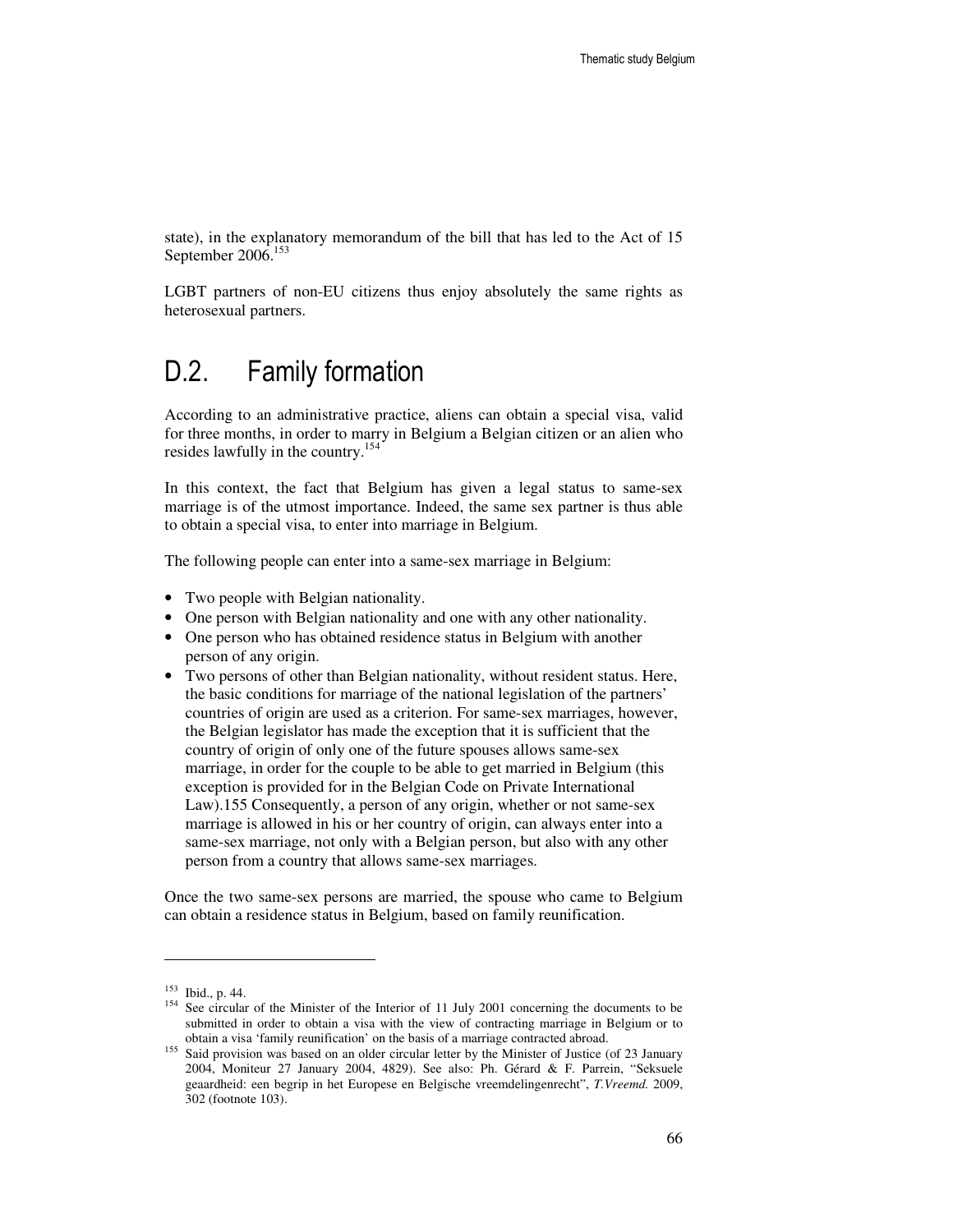state), in the explanatory memorandum of the bill that has led to the Act of 15 September 2006.[153]

LGBT partners of non-EU citizens thus enjoy absolutely the same rights as heterosexual partners.

## D.2. Family formation

According to an administrative practice, aliens can obtain a special visa, valid for three months, in order to marry in Belgium a Belgian citizen or an alien who resides lawfully in the country.[154]

In this context, the fact that Belgium has given a legal status to same-sex marriage is of the utmost importance. Indeed, the same sex partner is thus able to obtain a special visa, to enter into marriage in Belgium.

The following people can enter into a same-sex marriage in Belgium:

- Two people with Belgian nationality.
- One person with Belgian nationality and one with any other nationality.
- One person who has obtained residence status in Belgium with another person of any origin.
- Two persons of other than Belgian nationality, without resident status. Here, the basic conditions for marriage of the national legislation of the partners' countries of origin are used as a criterion. For same-sex marriages, however, the Belgian legislator has made the exception that it is sufficient that the country of origin of only one of the future spouses allows same-sex marriage, in order for the couple to be able to get married in Belgium (this exception is provided for in the Belgian Code on Private International Law).155 Consequently, a person of any origin, whether or not same-sex marriage is allowed in his or her country of origin, can always enter into a same-sex marriage, not only with a Belgian person, but also with any other person from a country that allows same-sex marriages.

Once the two same-sex persons are married, the spouse who came to Belgium can obtain a residence status in Belgium, based on family reunification.

---

[153] Ibid., p. 44.

[154] See circular of the Minister of the Interior of 11 July 2001 concerning the documents to be submitted in order to obtain a visa with the view of contracting marriage in Belgium or to obtain a visa 'family reunification' on the basis of a marriage contracted abroad.

[155] Said provision was based on an older circular letter by the Minister of Justice (of 23 January 2004, Moniteur 27 January 2004, 4829). See also: Ph. Gérard & F. Parrein, "Seksuele geaardheid: een begrip in het Europese en Belgische vreemdelingenrecht", *T.Vreemd.* 2009, 302 (footnote 103).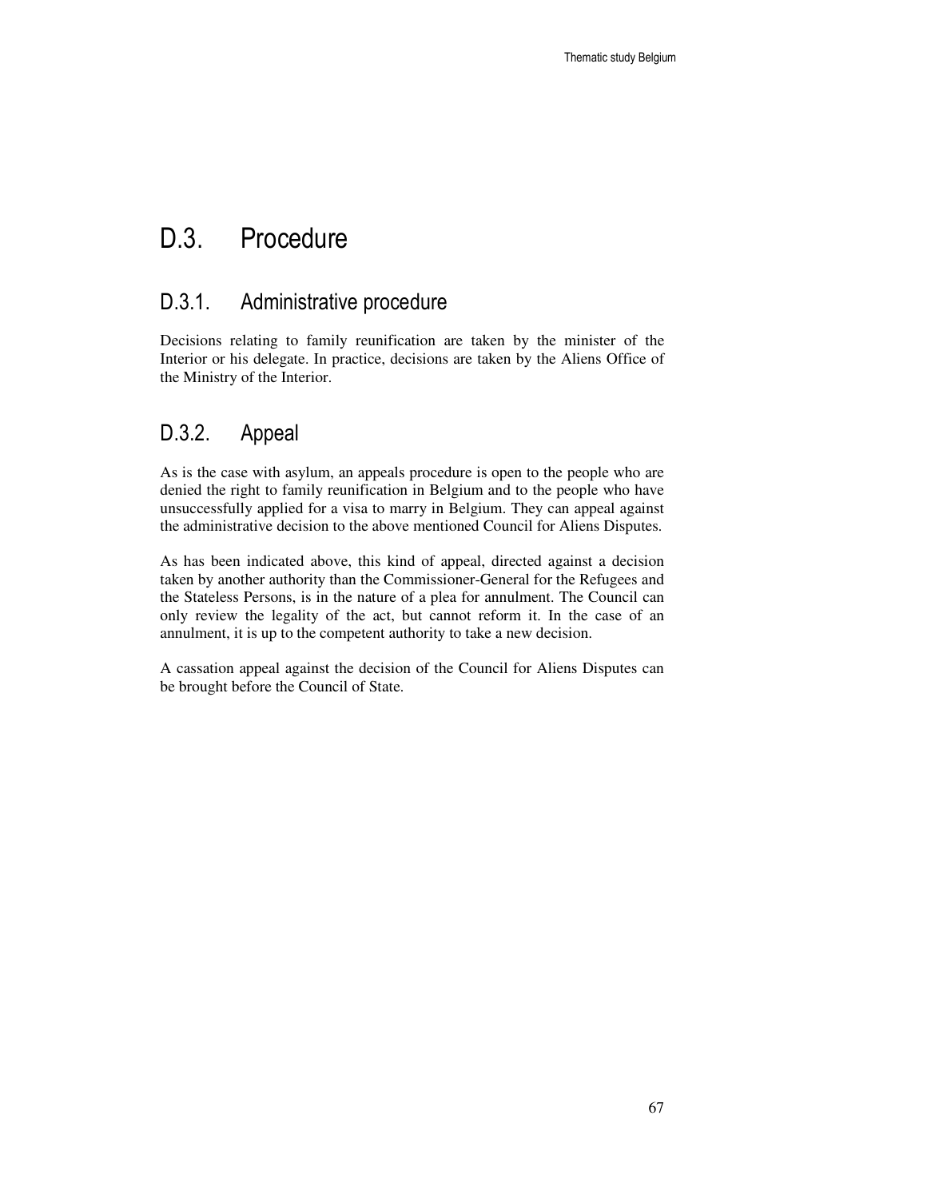# D.3. Procedure

## D.3.1. Administrative procedure

Decisions relating to family reunification are taken by the minister of the Interior or his delegate. In practice, decisions are taken by the Aliens Office of the Ministry of the Interior.

## D.3.2. Appeal

As is the case with asylum, an appeals procedure is open to the people who are denied the right to family reunification in Belgium and to the people who have unsuccessfully applied for a visa to marry in Belgium. They can appeal against the administrative decision to the above mentioned Council for Aliens Disputes.

As has been indicated above, this kind of appeal, directed against a decision taken by another authority than the Commissioner-General for the Refugees and the Stateless Persons, is in the nature of a plea for annulment. The Council can only review the legality of the act, but cannot reform it. In the case of an annulment, it is up to the competent authority to take a new decision.

A cassation appeal against the decision of the Council for Aliens Disputes can be brought before the Council of State.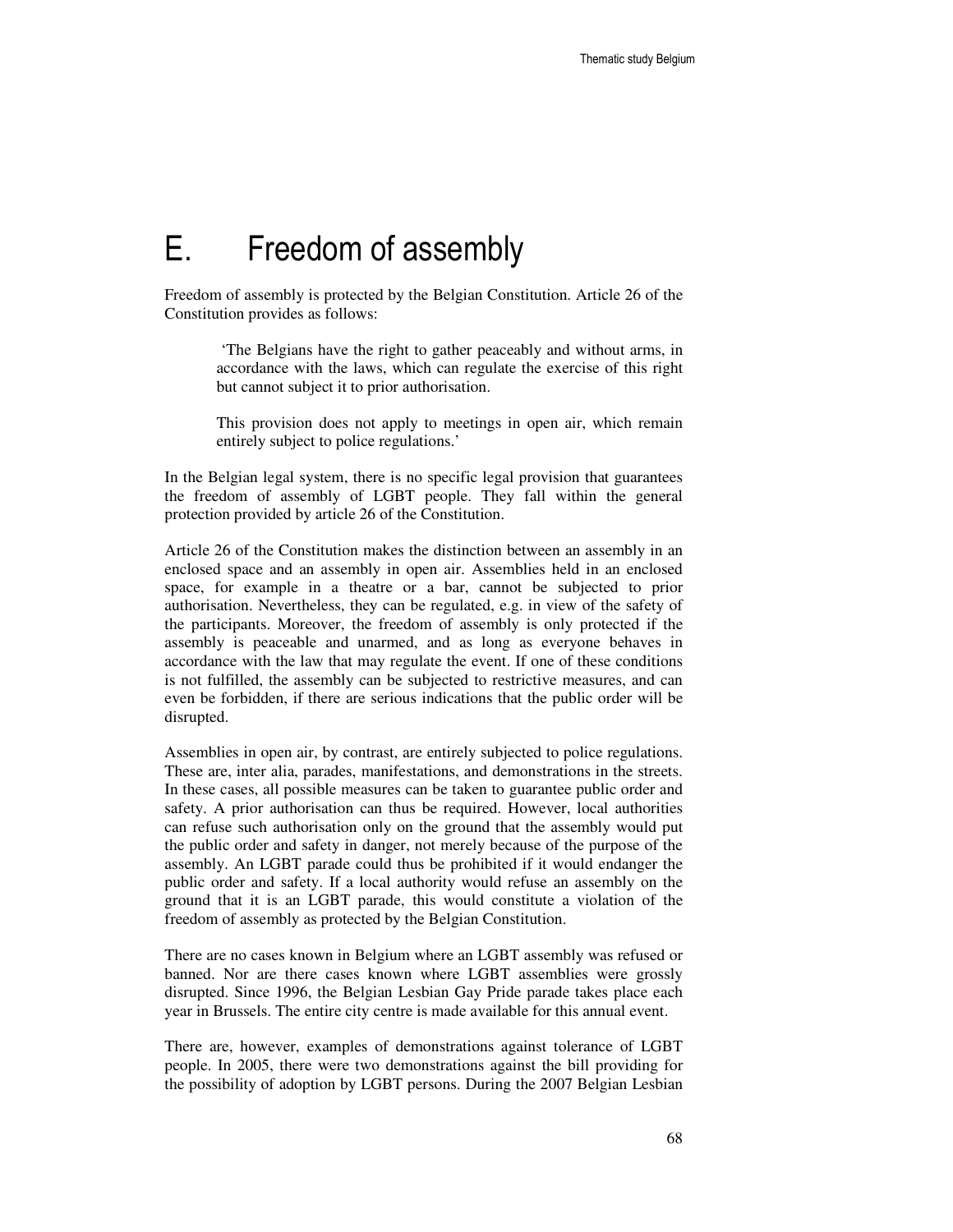# E. Freedom of assembly

Freedom of assembly is protected by the Belgian Constitution. Article 26 of the Constitution provides as follows:

> 'The Belgians have the right to gather peaceably and without arms, in accordance with the laws, which can regulate the exercise of this right but cannot subject it to prior authorisation.
>
> This provision does not apply to meetings in open air, which remain entirely subject to police regulations.'

In the Belgian legal system, there is no specific legal provision that guarantees the freedom of assembly of LGBT people. They fall within the general protection provided by article 26 of the Constitution.

Article 26 of the Constitution makes the distinction between an assembly in an enclosed space and an assembly in open air. Assemblies held in an enclosed space, for example in a theatre or a bar, cannot be subjected to prior authorisation. Nevertheless, they can be regulated, e.g. in view of the safety of the participants. Moreover, the freedom of assembly is only protected if the assembly is peaceable and unarmed, and as long as everyone behaves in accordance with the law that may regulate the event. If one of these conditions is not fulfilled, the assembly can be subjected to restrictive measures, and can even be forbidden, if there are serious indications that the public order will be disrupted.

Assemblies in open air, by contrast, are entirely subjected to police regulations. These are, inter alia, parades, manifestations, and demonstrations in the streets. In these cases, all possible measures can be taken to guarantee public order and safety. A prior authorisation can thus be required. However, local authorities can refuse such authorisation only on the ground that the assembly would put the public order and safety in danger, not merely because of the purpose of the assembly. An LGBT parade could thus be prohibited if it would endanger the public order and safety. If a local authority would refuse an assembly on the ground that it is an LGBT parade, this would constitute a violation of the freedom of assembly as protected by the Belgian Constitution.

There are no cases known in Belgium where an LGBT assembly was refused or banned. Nor are there cases known where LGBT assemblies were grossly disrupted. Since 1996, the Belgian Lesbian Gay Pride parade takes place each year in Brussels. The entire city centre is made available for this annual event.

There are, however, examples of demonstrations against tolerance of LGBT people. In 2005, there were two demonstrations against the bill providing for the possibility of adoption by LGBT persons. During the 2007 Belgian Lesbian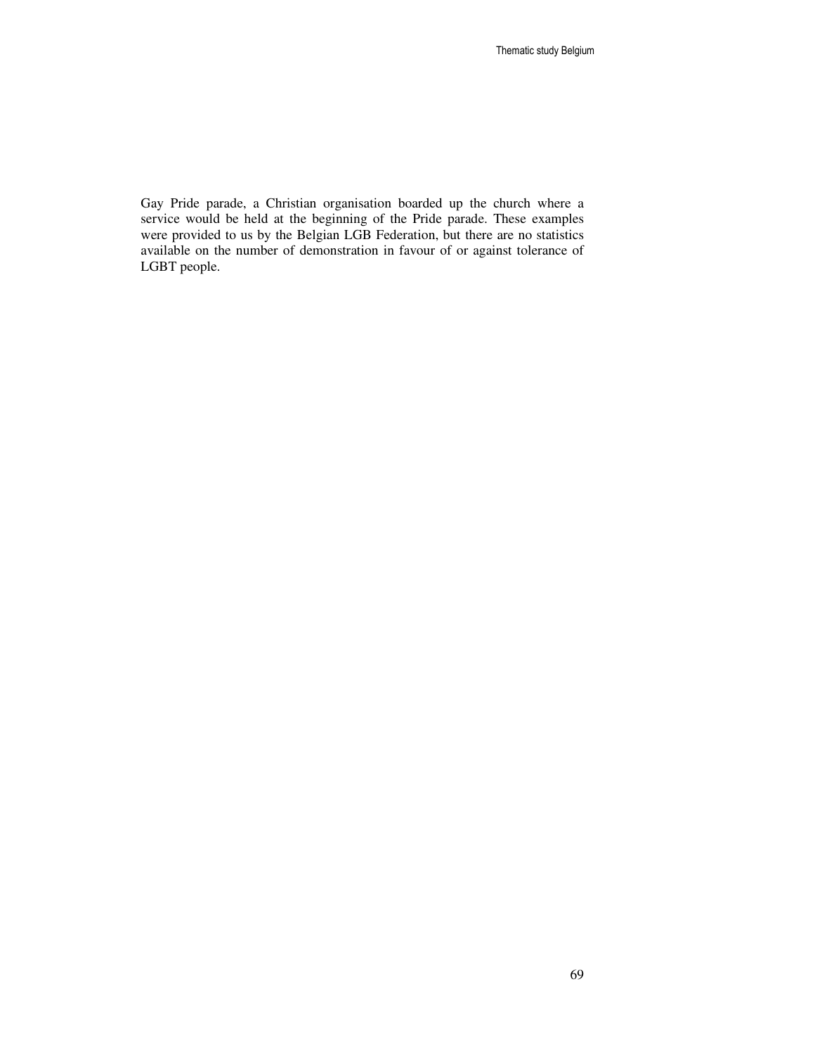Gay Pride parade, a Christian organisation boarded up the church where a service would be held at the beginning of the Pride parade. These examples were provided to us by the Belgian LGB Federation, but there are no statistics available on the number of demonstration in favour of or against tolerance of LGBT people.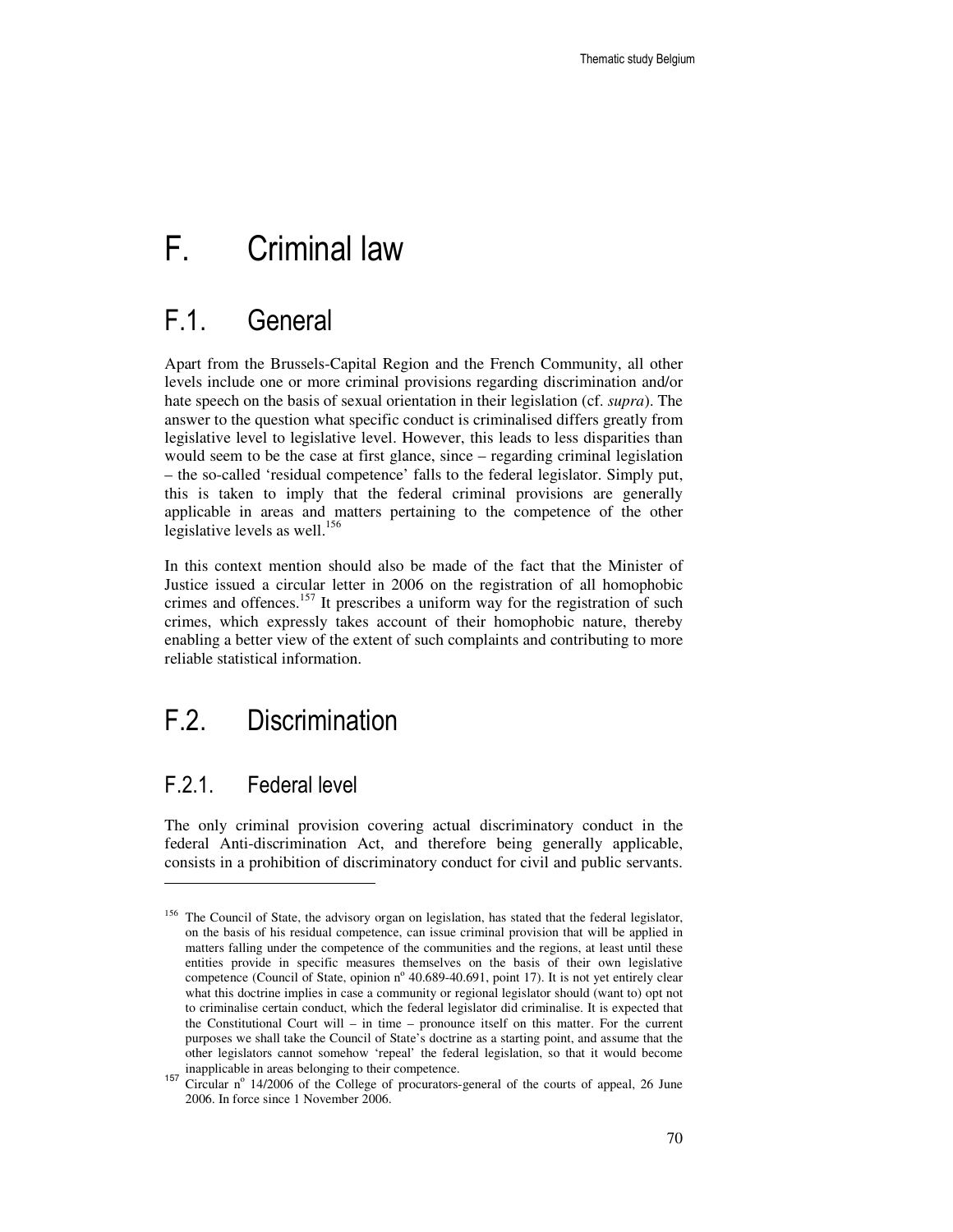# F. Criminal law

## F.1. General

Apart from the Brussels-Capital Region and the French Community, all other levels include one or more criminal provisions regarding discrimination and/or hate speech on the basis of sexual orientation in their legislation (cf. *supra*). The answer to the question what specific conduct is criminalised differs greatly from legislative level to legislative level. However, this leads to less disparities than would seem to be the case at first glance, since – regarding criminal legislation – the so-called 'residual competence' falls to the federal legislator. Simply put, this is taken to imply that the federal criminal provisions are generally applicable in areas and matters pertaining to the competence of the other legislative levels as well.[156]

In this context mention should also be made of the fact that the Minister of Justice issued a circular letter in 2006 on the registration of all homophobic crimes and offences.[157] It prescribes a uniform way for the registration of such crimes, which expressly takes account of their homophobic nature, thereby enabling a better view of the extent of such complaints and contributing to more reliable statistical information.

## F.2. Discrimination

### F.2.1. Federal level

The only criminal provision covering actual discriminatory conduct in the federal Anti-discrimination Act, and therefore being generally applicable, consists in a prohibition of discriminatory conduct for civil and public servants.

---

[156] The Council of State, the advisory organ on legislation, has stated that the federal legislator, on the basis of his residual competence, can issue criminal provision that will be applied in matters falling under the competence of the communities and the regions, at least until these entities provide in specific measures themselves on the basis of their own legislative competence (Council of State, opinion nº 40.689-40.691, point 17). It is not yet entirely clear what this doctrine implies in case a community or regional legislator should (want to) opt not to criminalise certain conduct, which the federal legislator did criminalise. It is expected that the Constitutional Court will – in time – pronounce itself on this matter. For the current purposes we shall take the Council of State's doctrine as a starting point, and assume that the other legislators cannot somehow 'repeal' the federal legislation, so that it would become inapplicable in areas belonging to their competence.

[157] Circular nº 14/2006 of the College of procurators-general of the courts of appeal, 26 June 2006. In force since 1 November 2006.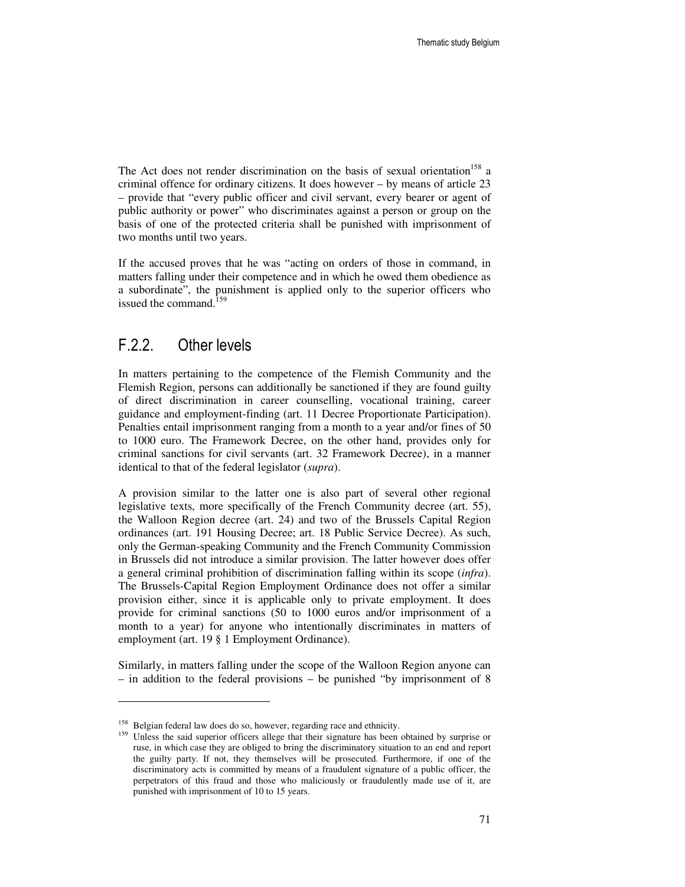The Act does not render discrimination on the basis of sexual orientation[158] a criminal offence for ordinary citizens. It does however – by means of article 23 – provide that "every public officer and civil servant, every bearer or agent of public authority or power" who discriminates against a person or group on the basis of one of the protected criteria shall be punished with imprisonment of two months until two years.

If the accused proves that he was "acting on orders of those in command, in matters falling under their competence and in which he owed them obedience as a subordinate", the punishment is applied only to the superior officers who issued the command.[159]

## F.2.2. Other levels

In matters pertaining to the competence of the Flemish Community and the Flemish Region, persons can additionally be sanctioned if they are found guilty of direct discrimination in career counselling, vocational training, career guidance and employment-finding (art. 11 Decree Proportionate Participation). Penalties entail imprisonment ranging from a month to a year and/or fines of 50 to 1000 euro. The Framework Decree, on the other hand, provides only for criminal sanctions for civil servants (art. 32 Framework Decree), in a manner identical to that of the federal legislator (*supra*).

A provision similar to the latter one is also part of several other regional legislative texts, more specifically of the French Community decree (art. 55), the Walloon Region decree (art. 24) and two of the Brussels Capital Region ordinances (art. 191 Housing Decree; art. 18 Public Service Decree). As such, only the German-speaking Community and the French Community Commission in Brussels did not introduce a similar provision. The latter however does offer a general criminal prohibition of discrimination falling within its scope (*infra*). The Brussels-Capital Region Employment Ordinance does not offer a similar provision either, since it is applicable only to private employment. It does provide for criminal sanctions (50 to 1000 euros and/or imprisonment of a month to a year) for anyone who intentionally discriminates in matters of employment (art. 19 § 1 Employment Ordinance).

Similarly, in matters falling under the scope of the Walloon Region anyone can – in addition to the federal provisions – be punished "by imprisonment of 8

---

[158] Belgian federal law does do so, however, regarding race and ethnicity.

[159] Unless the said superior officers allege that their signature has been obtained by surprise or ruse, in which case they are obliged to bring the discriminatory situation to an end and report the guilty party. If not, they themselves will be prosecuted. Furthermore, if one of the discriminatory acts is committed by means of a fraudulent signature of a public officer, the perpetrators of this fraud and those who maliciously or fraudulently made use of it, are punished with imprisonment of 10 to 15 years.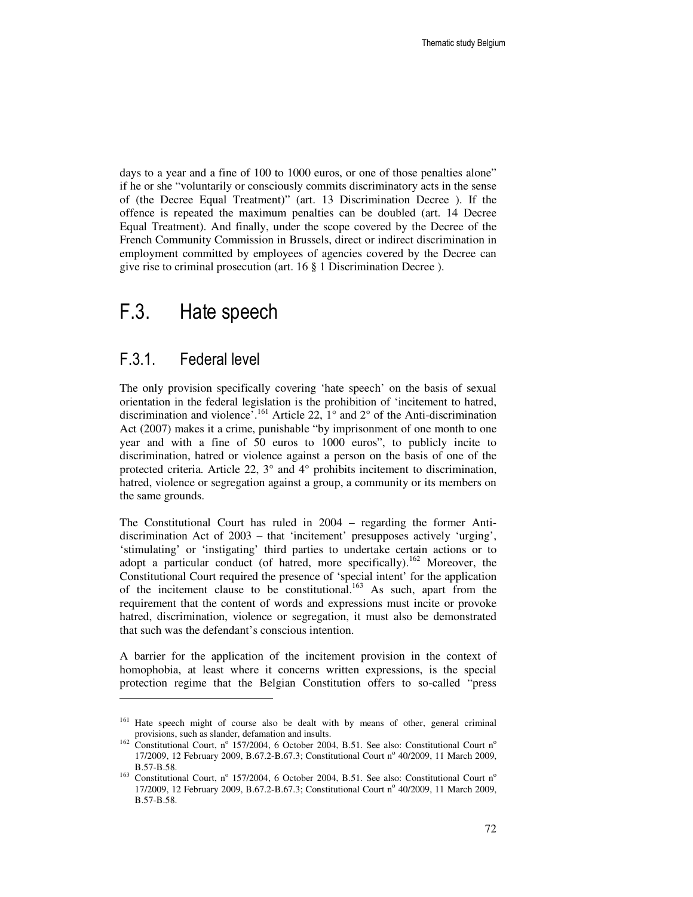days to a year and a fine of 100 to 1000 euros, or one of those penalties alone" if he or she "voluntarily or consciously commits discriminatory acts in the sense of (the Decree Equal Treatment)" (art. 13 Discrimination Decree ). If the offence is repeated the maximum penalties can be doubled (art. 14 Decree Equal Treatment). And finally, under the scope covered by the Decree of the French Community Commission in Brussels, direct or indirect discrimination in employment committed by employees of agencies covered by the Decree can give rise to criminal prosecution (art. 16 § 1 Discrimination Decree ).

## F.3. Hate speech

### F.3.1. Federal level

The only provision specifically covering 'hate speech' on the basis of sexual orientation in the federal legislation is the prohibition of 'incitement to hatred, discrimination and violence'.[161] Article 22, 1° and 2° of the Anti-discrimination Act (2007) makes it a crime, punishable "by imprisonment of one month to one year and with a fine of 50 euros to 1000 euros", to publicly incite to discrimination, hatred or violence against a person on the basis of one of the protected criteria. Article 22, 3° and 4° prohibits incitement to discrimination, hatred, violence or segregation against a group, a community or its members on the same grounds.

The Constitutional Court has ruled in 2004 – regarding the former Anti-discrimination Act of 2003 – that 'incitement' presupposes actively 'urging', 'stimulating' or 'instigating' third parties to undertake certain actions or to adopt a particular conduct (of hatred, more specifically).[162] Moreover, the Constitutional Court required the presence of 'special intent' for the application of the incitement clause to be constitutional.[163] As such, apart from the requirement that the content of words and expressions must incite or provoke hatred, discrimination, violence or segregation, it must also be demonstrated that such was the defendant's conscious intention.

A barrier for the application of the incitement provision in the context of homophobia, at least where it concerns written expressions, is the special protection regime that the Belgian Constitution offers to so-called "press

---

[161] Hate speech might of course also be dealt with by means of other, general criminal provisions, such as slander, defamation and insults.

[162] Constitutional Court, n° 157/2004, 6 October 2004, B.51. See also: Constitutional Court n° 17/2009, 12 February 2009, B.67.2-B.67.3; Constitutional Court n° 40/2009, 11 March 2009, B.57-B.58.

[163] Constitutional Court, n° 157/2004, 6 October 2004, B.51. See also: Constitutional Court n° 17/2009, 12 February 2009, B.67.2-B.67.3; Constitutional Court n° 40/2009, 11 March 2009, B.57-B.58.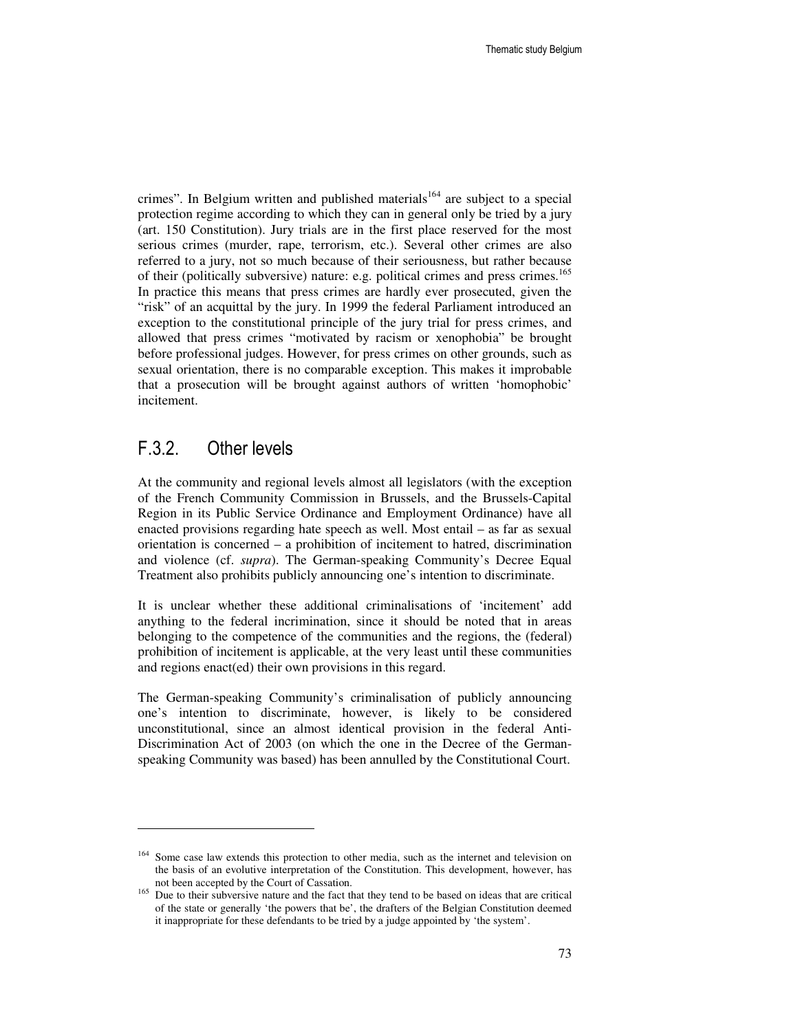crimes". In Belgium written and published materials[164] are subject to a special protection regime according to which they can in general only be tried by a jury (art. 150 Constitution). Jury trials are in the first place reserved for the most serious crimes (murder, rape, terrorism, etc.). Several other crimes are also referred to a jury, not so much because of their seriousness, but rather because of their (politically subversive) nature: e.g. political crimes and press crimes.[165] In practice this means that press crimes are hardly ever prosecuted, given the "risk" of an acquittal by the jury. In 1999 the federal Parliament introduced an exception to the constitutional principle of the jury trial for press crimes, and allowed that press crimes "motivated by racism or xenophobia" be brought before professional judges. However, for press crimes on other grounds, such as sexual orientation, there is no comparable exception. This makes it improbable that a prosecution will be brought against authors of written 'homophobic' incitement.

### F.3.2. Other levels

At the community and regional levels almost all legislators (with the exception of the French Community Commission in Brussels, and the Brussels-Capital Region in its Public Service Ordinance and Employment Ordinance) have all enacted provisions regarding hate speech as well. Most entail – as far as sexual orientation is concerned – a prohibition of incitement to hatred, discrimination and violence (cf. *supra*). The German-speaking Community's Decree Equal Treatment also prohibits publicly announcing one's intention to discriminate.

It is unclear whether these additional criminalisations of 'incitement' add anything to the federal incrimination, since it should be noted that in areas belonging to the competence of the communities and the regions, the (federal) prohibition of incitement is applicable, at the very least until these communities and regions enact(ed) their own provisions in this regard.

The German-speaking Community's criminalisation of publicly announcing one's intention to discriminate, however, is likely to be considered unconstitutional, since an almost identical provision in the federal Anti-Discrimination Act of 2003 (on which the one in the Decree of the German-speaking Community was based) has been annulled by the Constitutional Court.

---

[164] Some case law extends this protection to other media, such as the internet and television on the basis of an evolutive interpretation of the Constitution. This development, however, has not been accepted by the Court of Cassation.

[165] Due to their subversive nature and the fact that they tend to be based on ideas that are critical of the state or generally 'the powers that be', the drafters of the Belgian Constitution deemed it inappropriate for these defendants to be tried by a judge appointed by 'the system'.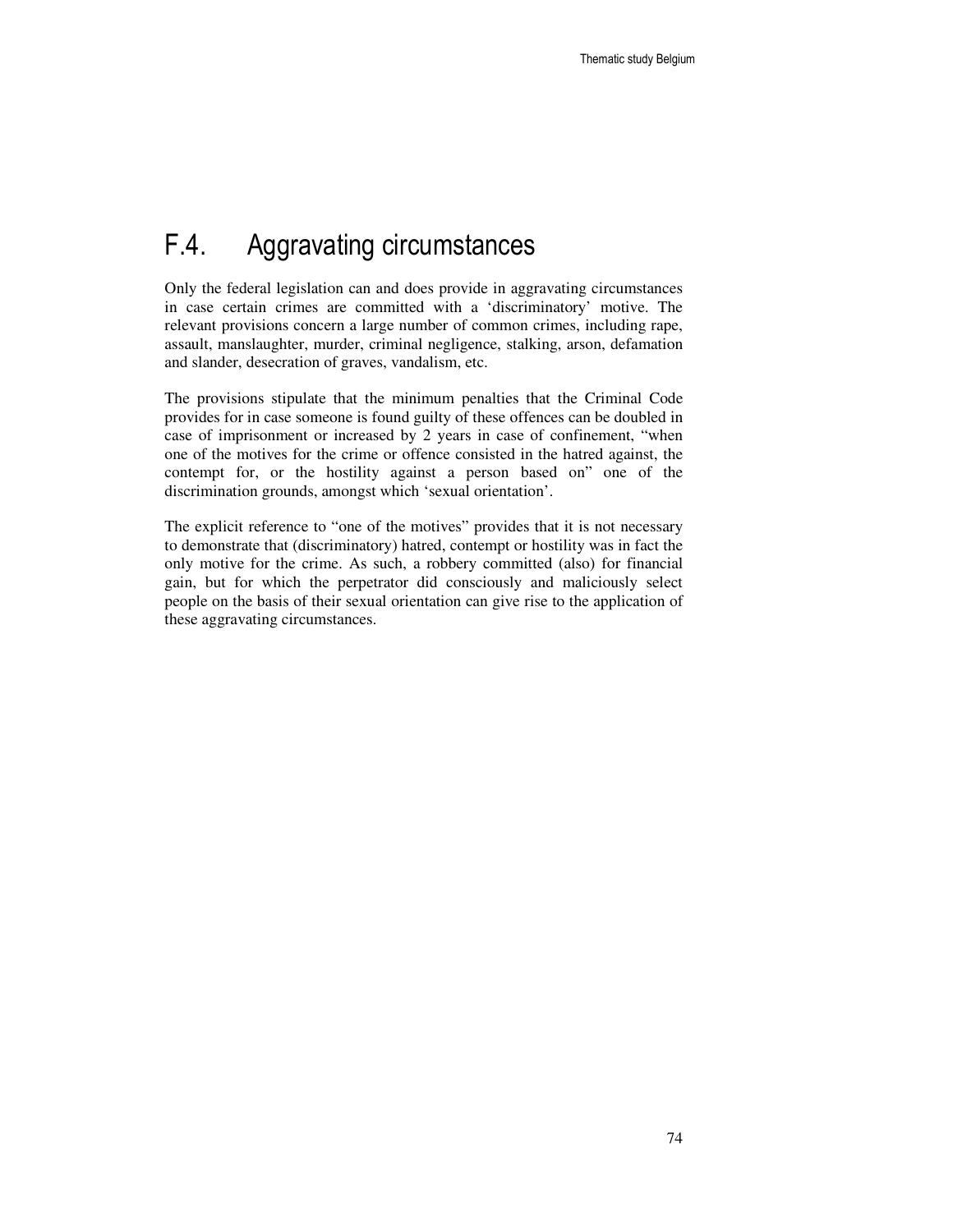## F.4. Aggravating circumstances

Only the federal legislation can and does provide in aggravating circumstances in case certain crimes are committed with a 'discriminatory' motive. The relevant provisions concern a large number of common crimes, including rape, assault, manslaughter, murder, criminal negligence, stalking, arson, defamation and slander, desecration of graves, vandalism, etc.

The provisions stipulate that the minimum penalties that the Criminal Code provides for in case someone is found guilty of these offences can be doubled in case of imprisonment or increased by 2 years in case of confinement, "when one of the motives for the crime or offence consisted in the hatred against, the contempt for, or the hostility against a person based on" one of the discrimination grounds, amongst which 'sexual orientation'.

The explicit reference to "one of the motives" provides that it is not necessary to demonstrate that (discriminatory) hatred, contempt or hostility was in fact the only motive for the crime. As such, a robbery committed (also) for financial gain, but for which the perpetrator did consciously and maliciously select people on the basis of their sexual orientation can give rise to the application of these aggravating circumstances.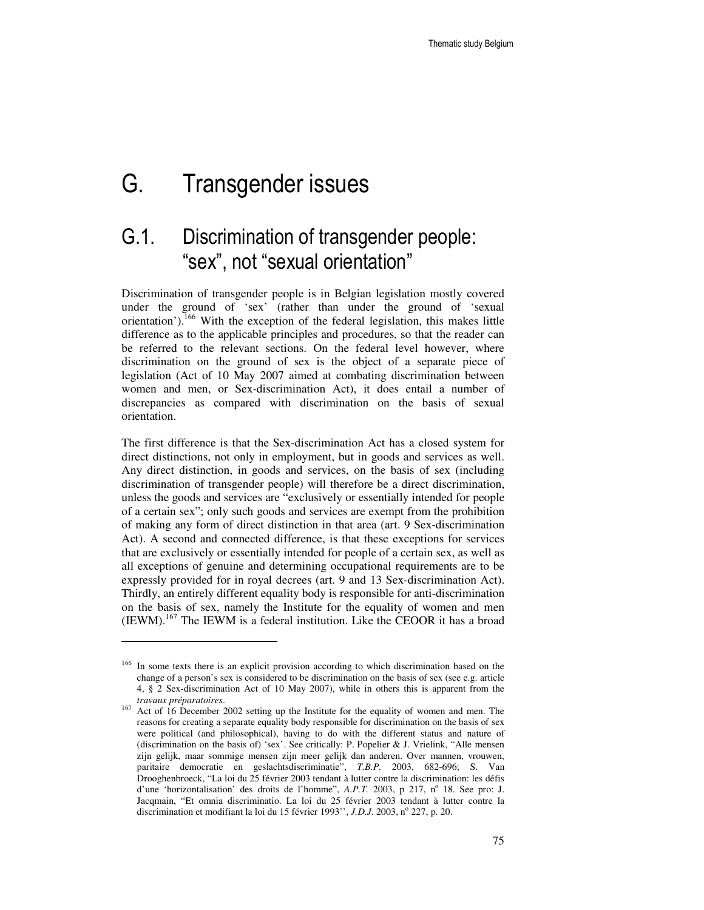# G. Transgender issues

## G.1. Discrimination of transgender people: "sex", not "sexual orientation"

Discrimination of transgender people is in Belgian legislation mostly covered under the ground of 'sex' (rather than under the ground of 'sexual orientation').[166] With the exception of the federal legislation, this makes little difference as to the applicable principles and procedures, so that the reader can be referred to the relevant sections. On the federal level however, where discrimination on the ground of sex is the object of a separate piece of legislation (Act of 10 May 2007 aimed at combating discrimination between women and men, or Sex-discrimination Act), it does entail a number of discrepancies as compared with discrimination on the basis of sexual orientation.

The first difference is that the Sex-discrimination Act has a closed system for direct distinctions, not only in employment, but in goods and services as well. Any direct distinction, in goods and services, on the basis of sex (including discrimination of transgender people) will therefore be a direct discrimination, unless the goods and services are "exclusively or essentially intended for people of a certain sex"; only such goods and services are exempt from the prohibition of making any form of direct distinction in that area (art. 9 Sex-discrimination Act). A second and connected difference, is that these exceptions for services that are exclusively or essentially intended for people of a certain sex, as well as all exceptions of genuine and determining occupational requirements are to be expressly provided for in royal decrees (art. 9 and 13 Sex-discrimination Act). Thirdly, an entirely different equality body is responsible for anti-discrimination on the basis of sex, namely the Institute for the equality of women and men (IEWM).[167] The IEWM is a federal institution. Like the CEOOR it has a broad

---

[166] In some texts there is an explicit provision according to which discrimination based on the change of a person's sex is considered to be discrimination on the basis of sex (see e.g. article 4, § 2 Sex-discrimination Act of 10 May 2007), while in others this is apparent from the *travaux préparatoires*.

[167] Act of 16 December 2002 setting up the Institute for the equality of women and men. The reasons for creating a separate equality body responsible for discrimination on the basis of sex were political (and philosophical), having to do with the different status and nature of (discrimination on the basis of) 'sex'. See critically: P. Popelier & J. Vrielink, "Alle mensen zijn gelijk, maar sommige mensen zijn meer gelijk dan anderen. Over mannen, vrouwen, paritaire democratie en geslachtsdiscriminatie", *T.B.P.* 2003, 682-696; S. Van Drooghenbroeck, "La loi du 25 février 2003 tendant à lutter contre la discrimination: les défis d'une 'horizontalisation' des droits de l'homme", *A.P.T.* 2003, p 217, nº 18. See pro: J. Jacqmain, "Et omnia discriminatio. La loi du 25 février 2003 tendant à lutter contre la discrimination et modifiant la loi du 15 février 1993'', *J.D.J.* 2003, nº 227, p. 20.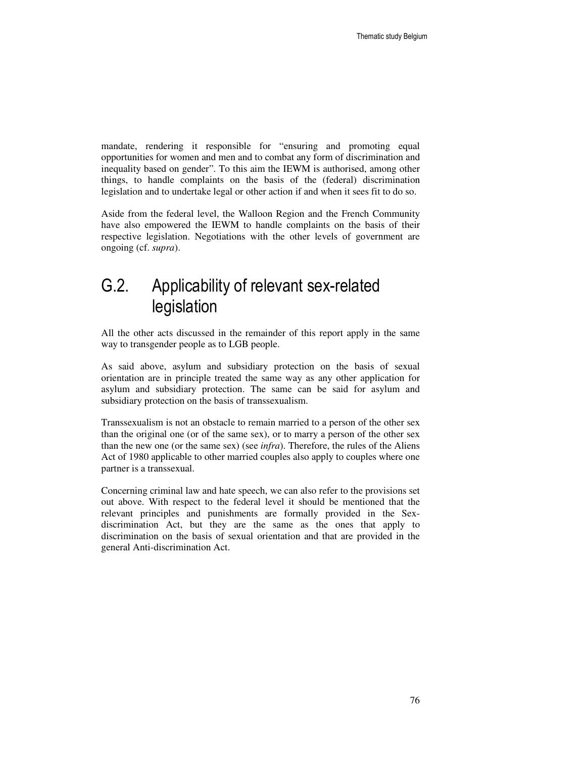mandate, rendering it responsible for "ensuring and promoting equal opportunities for women and men and to combat any form of discrimination and inequality based on gender". To this aim the IEWM is authorised, among other things, to handle complaints on the basis of the (federal) discrimination legislation and to undertake legal or other action if and when it sees fit to do so.

Aside from the federal level, the Walloon Region and the French Community have also empowered the IEWM to handle complaints on the basis of their respective legislation. Negotiations with the other levels of government are ongoing (cf. *supra*).

## G.2. Applicability of relevant sex-related legislation

All the other acts discussed in the remainder of this report apply in the same way to transgender people as to LGB people.

As said above, asylum and subsidiary protection on the basis of sexual orientation are in principle treated the same way as any other application for asylum and subsidiary protection. The same can be said for asylum and subsidiary protection on the basis of transsexualism.

Transsexualism is not an obstacle to remain married to a person of the other sex than the original one (or of the same sex), or to marry a person of the other sex than the new one (or the same sex) (see *infra*). Therefore, the rules of the Aliens Act of 1980 applicable to other married couples also apply to couples where one partner is a transsexual.

Concerning criminal law and hate speech, we can also refer to the provisions set out above. With respect to the federal level it should be mentioned that the relevant principles and punishments are formally provided in the Sex-discrimination Act, but they are the same as the ones that apply to discrimination on the basis of sexual orientation and that are provided in the general Anti-discrimination Act.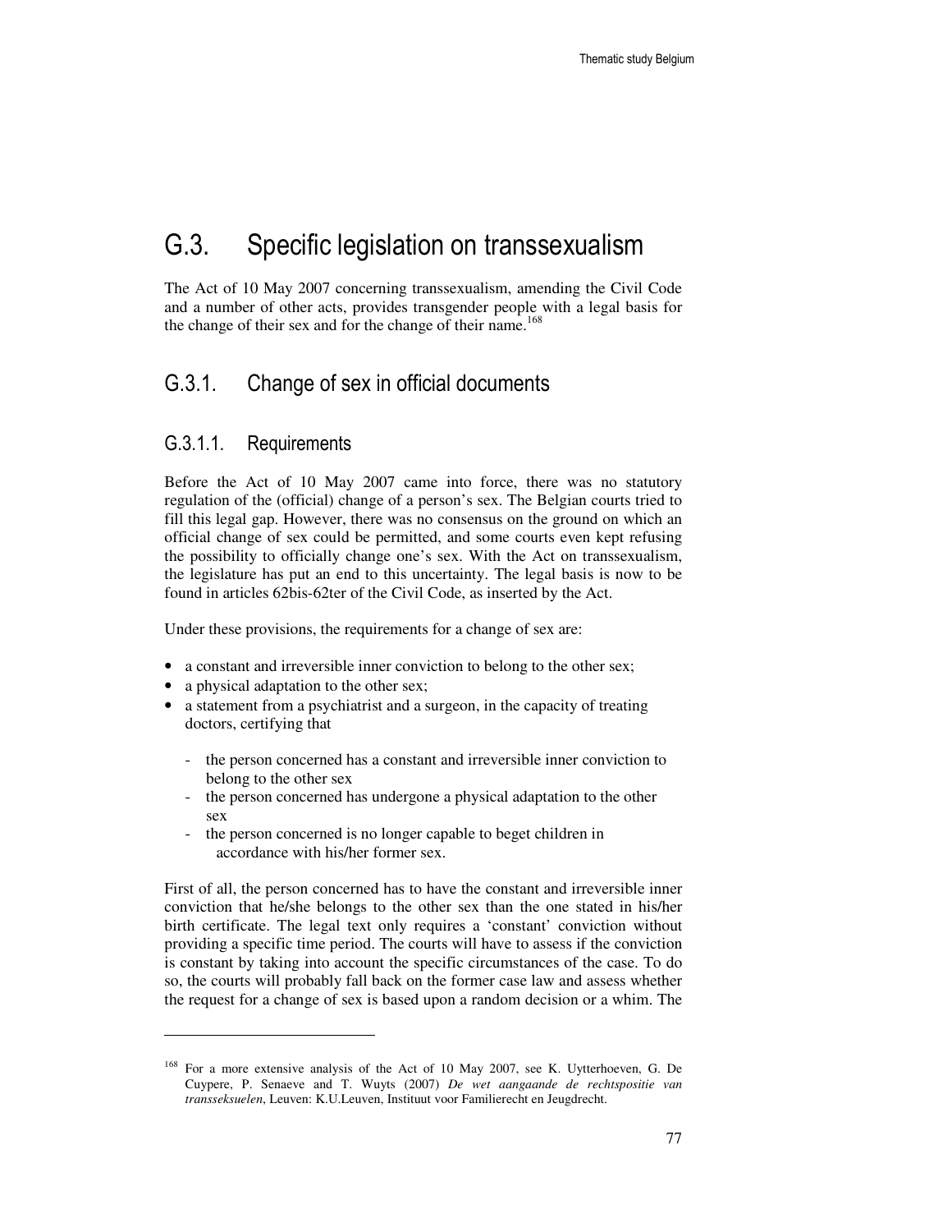# G.3. Specific legislation on transsexualism

The Act of 10 May 2007 concerning transsexualism, amending the Civil Code and a number of other acts, provides transgender people with a legal basis for the change of their sex and for the change of their name.[168]

## G.3.1. Change of sex in official documents

### G.3.1.1. Requirements

Before the Act of 10 May 2007 came into force, there was no statutory regulation of the (official) change of a person's sex. The Belgian courts tried to fill this legal gap. However, there was no consensus on the ground on which an official change of sex could be permitted, and some courts even kept refusing the possibility to officially change one's sex. With the Act on transsexualism, the legislature has put an end to this uncertainty. The legal basis is now to be found in articles 62bis-62ter of the Civil Code, as inserted by the Act.

Under these provisions, the requirements for a change of sex are:

- a constant and irreversible inner conviction to belong to the other sex;
- a physical adaptation to the other sex;
- a statement from a psychiatrist and a surgeon, in the capacity of treating doctors, certifying that
  - the person concerned has a constant and irreversible inner conviction to belong to the other sex
  - the person concerned has undergone a physical adaptation to the other sex
  - the person concerned is no longer capable to beget children in accordance with his/her former sex.

First of all, the person concerned has to have the constant and irreversible inner conviction that he/she belongs to the other sex than the one stated in his/her birth certificate. The legal text only requires a 'constant' conviction without providing a specific time period. The courts will have to assess if the conviction is constant by taking into account the specific circumstances of the case. To do so, the courts will probably fall back on the former case law and assess whether the request for a change of sex is based upon a random decision or a whim. The

---

[168] For a more extensive analysis of the Act of 10 May 2007, see K. Uytterhoeven, G. De Cuypere, P. Senaeve and T. Wuyts (2007) *De wet aangaande de rechtspositie van transseksuelen*, Leuven: K.U.Leuven, Instituut voor Familierecht en Jeugdrecht.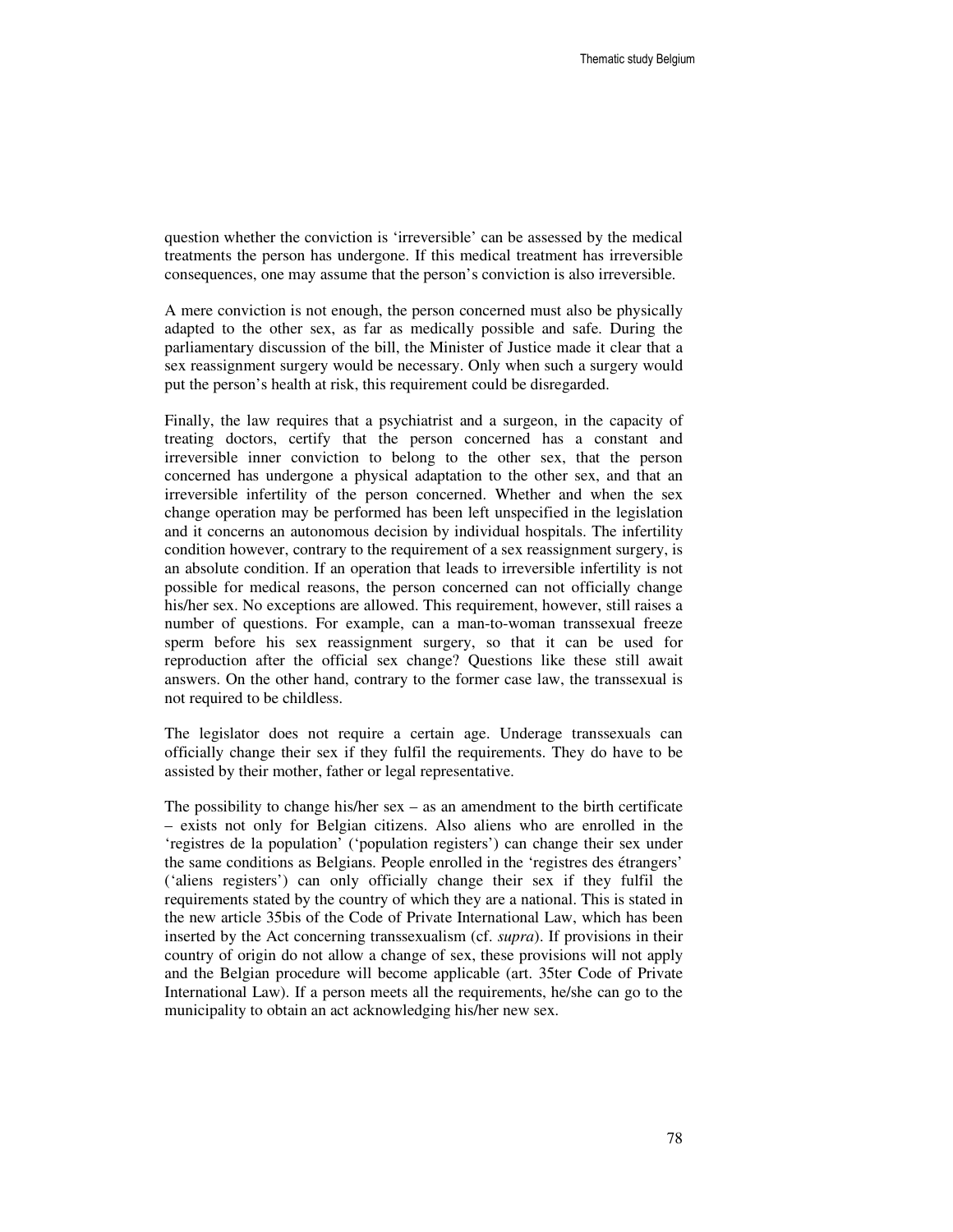question whether the conviction is 'irreversible' can be assessed by the medical treatments the person has undergone. If this medical treatment has irreversible consequences, one may assume that the person's conviction is also irreversible.

A mere conviction is not enough, the person concerned must also be physically adapted to the other sex, as far as medically possible and safe. During the parliamentary discussion of the bill, the Minister of Justice made it clear that a sex reassignment surgery would be necessary. Only when such a surgery would put the person's health at risk, this requirement could be disregarded.

Finally, the law requires that a psychiatrist and a surgeon, in the capacity of treating doctors, certify that the person concerned has a constant and irreversible inner conviction to belong to the other sex, that the person concerned has undergone a physical adaptation to the other sex, and that an irreversible infertility of the person concerned. Whether and when the sex change operation may be performed has been left unspecified in the legislation and it concerns an autonomous decision by individual hospitals. The infertility condition however, contrary to the requirement of a sex reassignment surgery, is an absolute condition. If an operation that leads to irreversible infertility is not possible for medical reasons, the person concerned can not officially change his/her sex. No exceptions are allowed. This requirement, however, still raises a number of questions. For example, can a man-to-woman transsexual freeze sperm before his sex reassignment surgery, so that it can be used for reproduction after the official sex change? Questions like these still await answers. On the other hand, contrary to the former case law, the transsexual is not required to be childless.

The legislator does not require a certain age. Underage transsexuals can officially change their sex if they fulfil the requirements. They do have to be assisted by their mother, father or legal representative.

The possibility to change his/her sex – as an amendment to the birth certificate – exists not only for Belgian citizens. Also aliens who are enrolled in the 'registres de la population' ('population registers') can change their sex under the same conditions as Belgians. People enrolled in the 'registres des étrangers' ('aliens registers') can only officially change their sex if they fulfil the requirements stated by the country of which they are a national. This is stated in the new article 35bis of the Code of Private International Law, which has been inserted by the Act concerning transsexualism (cf. *supra*). If provisions in their country of origin do not allow a change of sex, these provisions will not apply and the Belgian procedure will become applicable (art. 35ter Code of Private International Law). If a person meets all the requirements, he/she can go to the municipality to obtain an act acknowledging his/her new sex.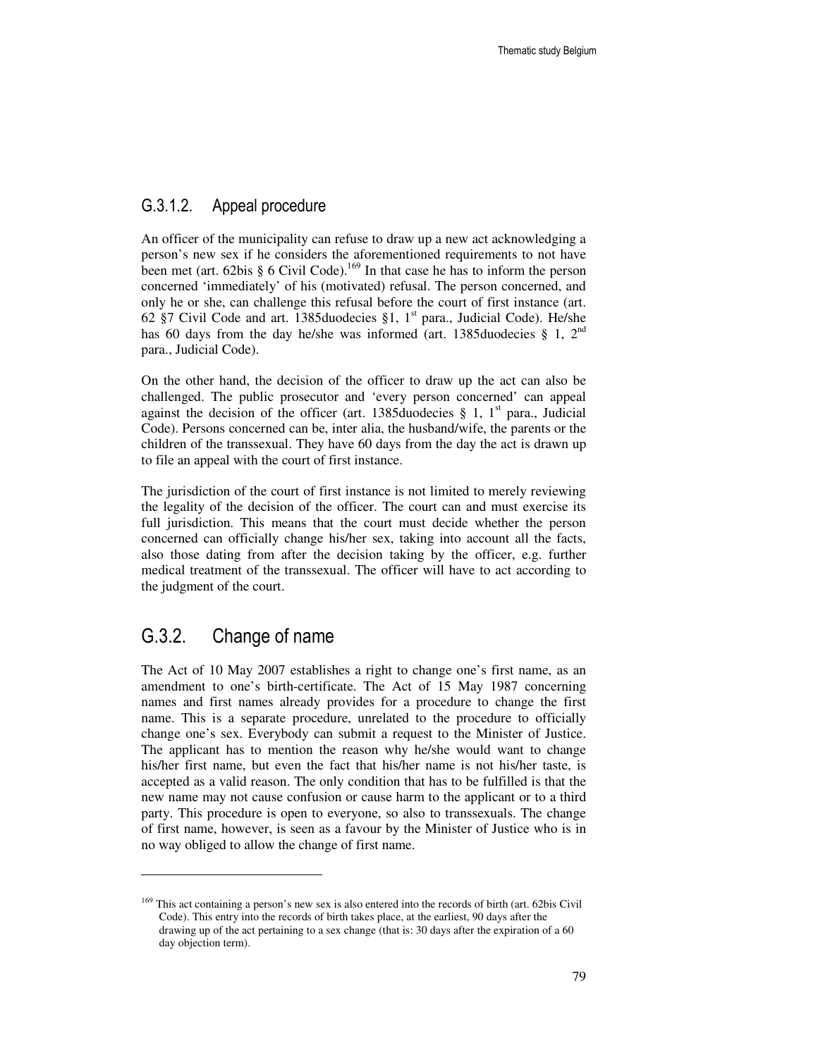### G.3.1.2. Appeal procedure

An officer of the municipality can refuse to draw up a new act acknowledging a person's new sex if he considers the aforementioned requirements to not have been met (art. 62bis § 6 Civil Code).[169] In that case he has to inform the person concerned 'immediately' of his (motivated) refusal. The person concerned, and only he or she, can challenge this refusal before the court of first instance (art. 62 §7 Civil Code and art. 1385duodecies §1, 1st para., Judicial Code). He/she has 60 days from the day he/she was informed (art. 1385duodecies § 1, 2nd para., Judicial Code).

On the other hand, the decision of the officer to draw up the act can also be challenged. The public prosecutor and 'every person concerned' can appeal against the decision of the officer (art. 1385duodecies § 1, 1st para., Judicial Code). Persons concerned can be, inter alia, the husband/wife, the parents or the children of the transsexual. They have 60 days from the day the act is drawn up to file an appeal with the court of first instance.

The jurisdiction of the court of first instance is not limited to merely reviewing the legality of the decision of the officer. The court can and must exercise its full jurisdiction. This means that the court must decide whether the person concerned can officially change his/her sex, taking into account all the facts, also those dating from after the decision taking by the officer, e.g. further medical treatment of the transsexual. The officer will have to act according to the judgment of the court.

## G.3.2. Change of name

The Act of 10 May 2007 establishes a right to change one's first name, as an amendment to one's birth-certificate. The Act of 15 May 1987 concerning names and first names already provides for a procedure to change the first name. This is a separate procedure, unrelated to the procedure to officially change one's sex. Everybody can submit a request to the Minister of Justice. The applicant has to mention the reason why he/she would want to change his/her first name, but even the fact that his/her name is not his/her taste, is accepted as a valid reason. The only condition that has to be fulfilled is that the new name may not cause confusion or cause harm to the applicant or to a third party. This procedure is open to everyone, so also to transsexuals. The change of first name, however, is seen as a favour by the Minister of Justice who is in no way obliged to allow the change of first name.

---

[169] This act containing a person's new sex is also entered into the records of birth (art. 62bis Civil Code). This entry into the records of birth takes place, at the earliest, 90 days after the drawing up of the act pertaining to a sex change (that is: 30 days after the expiration of a 60 day objection term).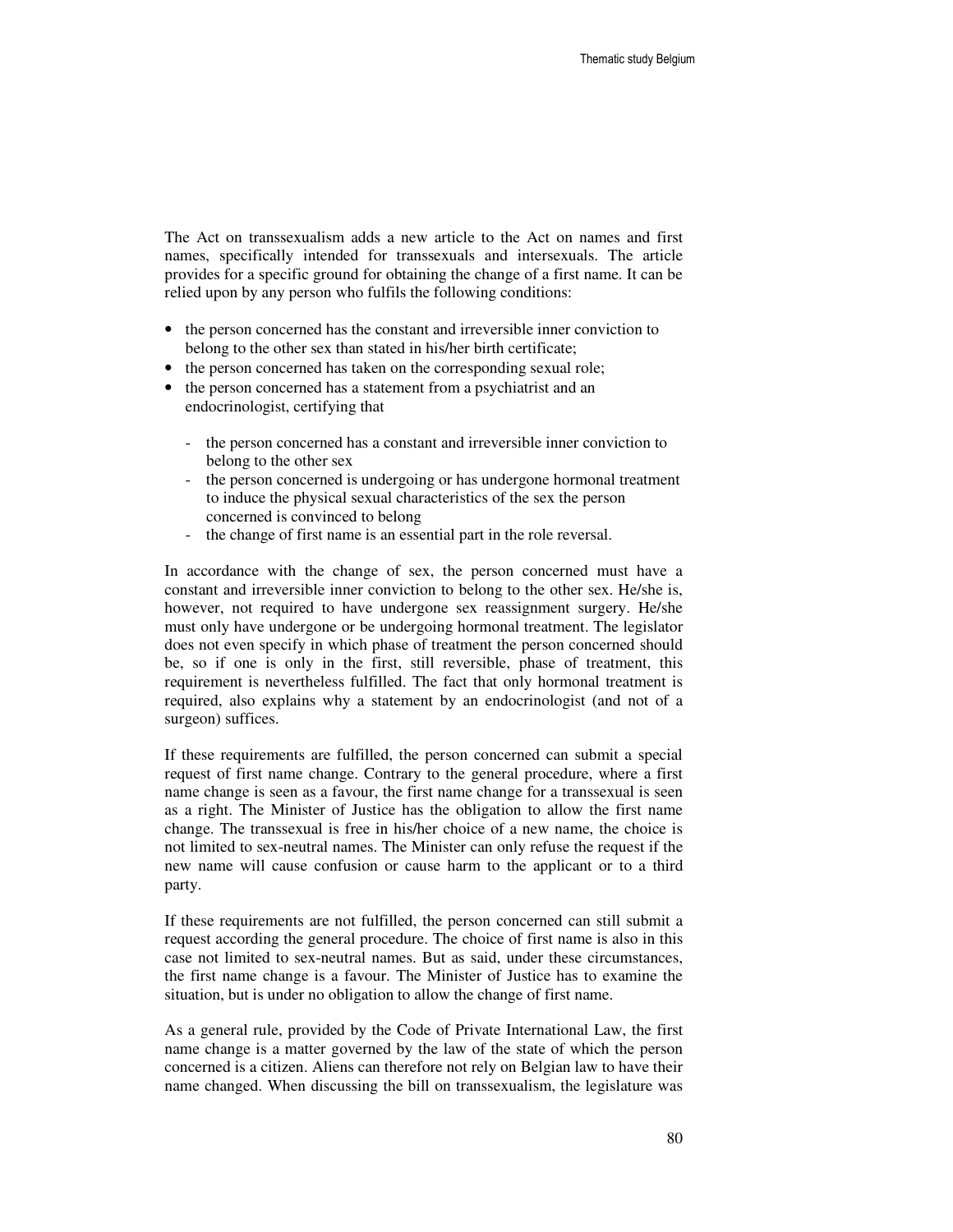The Act on transsexualism adds a new article to the Act on names and first names, specifically intended for transsexuals and intersexuals. The article provides for a specific ground for obtaining the change of a first name. It can be relied upon by any person who fulfils the following conditions:

- the person concerned has the constant and irreversible inner conviction to belong to the other sex than stated in his/her birth certificate;
- the person concerned has taken on the corresponding sexual role;
- the person concerned has a statement from a psychiatrist and an endocrinologist, certifying that
  - the person concerned has a constant and irreversible inner conviction to belong to the other sex
  - the person concerned is undergoing or has undergone hormonal treatment to induce the physical sexual characteristics of the sex the person concerned is convinced to belong
  - the change of first name is an essential part in the role reversal.

In accordance with the change of sex, the person concerned must have a constant and irreversible inner conviction to belong to the other sex. He/she is, however, not required to have undergone sex reassignment surgery. He/she must only have undergone or be undergoing hormonal treatment. The legislator does not even specify in which phase of treatment the person concerned should be, so if one is only in the first, still reversible, phase of treatment, this requirement is nevertheless fulfilled. The fact that only hormonal treatment is required, also explains why a statement by an endocrinologist (and not of a surgeon) suffices.

If these requirements are fulfilled, the person concerned can submit a special request of first name change. Contrary to the general procedure, where a first name change is seen as a favour, the first name change for a transsexual is seen as a right. The Minister of Justice has the obligation to allow the first name change. The transsexual is free in his/her choice of a new name, the choice is not limited to sex-neutral names. The Minister can only refuse the request if the new name will cause confusion or cause harm to the applicant or to a third party.

If these requirements are not fulfilled, the person concerned can still submit a request according the general procedure. The choice of first name is also in this case not limited to sex-neutral names. But as said, under these circumstances, the first name change is a favour. The Minister of Justice has to examine the situation, but is under no obligation to allow the change of first name.

As a general rule, provided by the Code of Private International Law, the first name change is a matter governed by the law of the state of which the person concerned is a citizen. Aliens can therefore not rely on Belgian law to have their name changed. When discussing the bill on transsexualism, the legislature was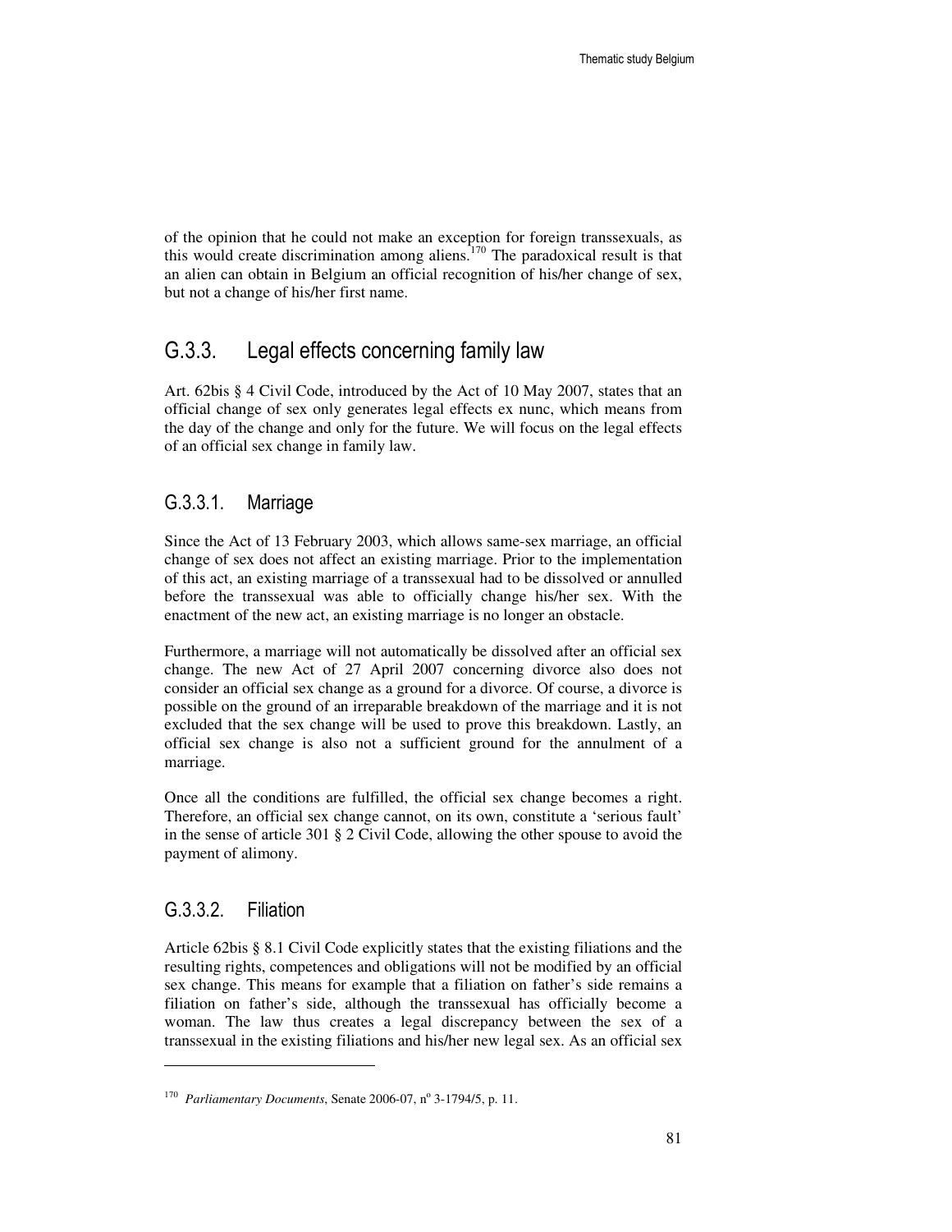of the opinion that he could not make an exception for foreign transsexuals, as this would create discrimination among aliens.[170] The paradoxical result is that an alien can obtain in Belgium an official recognition of his/her change of sex, but not a change of his/her first name.

## G.3.3. Legal effects concerning family law

Art. 62bis § 4 Civil Code, introduced by the Act of 10 May 2007, states that an official change of sex only generates legal effects ex nunc, which means from the day of the change and only for the future. We will focus on the legal effects of an official sex change in family law.

### G.3.3.1. Marriage

Since the Act of 13 February 2003, which allows same-sex marriage, an official change of sex does not affect an existing marriage. Prior to the implementation of this act, an existing marriage of a transsexual had to be dissolved or annulled before the transsexual was able to officially change his/her sex. With the enactment of the new act, an existing marriage is no longer an obstacle.

Furthermore, a marriage will not automatically be dissolved after an official sex change. The new Act of 27 April 2007 concerning divorce also does not consider an official sex change as a ground for a divorce. Of course, a divorce is possible on the ground of an irreparable breakdown of the marriage and it is not excluded that the sex change will be used to prove this breakdown. Lastly, an official sex change is also not a sufficient ground for the annulment of a marriage.

Once all the conditions are fulfilled, the official sex change becomes a right. Therefore, an official sex change cannot, on its own, constitute a 'serious fault' in the sense of article 301 § 2 Civil Code, allowing the other spouse to avoid the payment of alimony.

### G.3.3.2. Filiation

Article 62bis § 8.1 Civil Code explicitly states that the existing filiations and the resulting rights, competences and obligations will not be modified by an official sex change. This means for example that a filiation on father's side remains a filiation on father's side, although the transsexual has officially become a woman. The law thus creates a legal discrepancy between the sex of a transsexual in the existing filiations and his/her new legal sex. As an official sex

---

[170] *Parliamentary Documents*, Senate 2006-07, n° 3-1794/5, p. 11.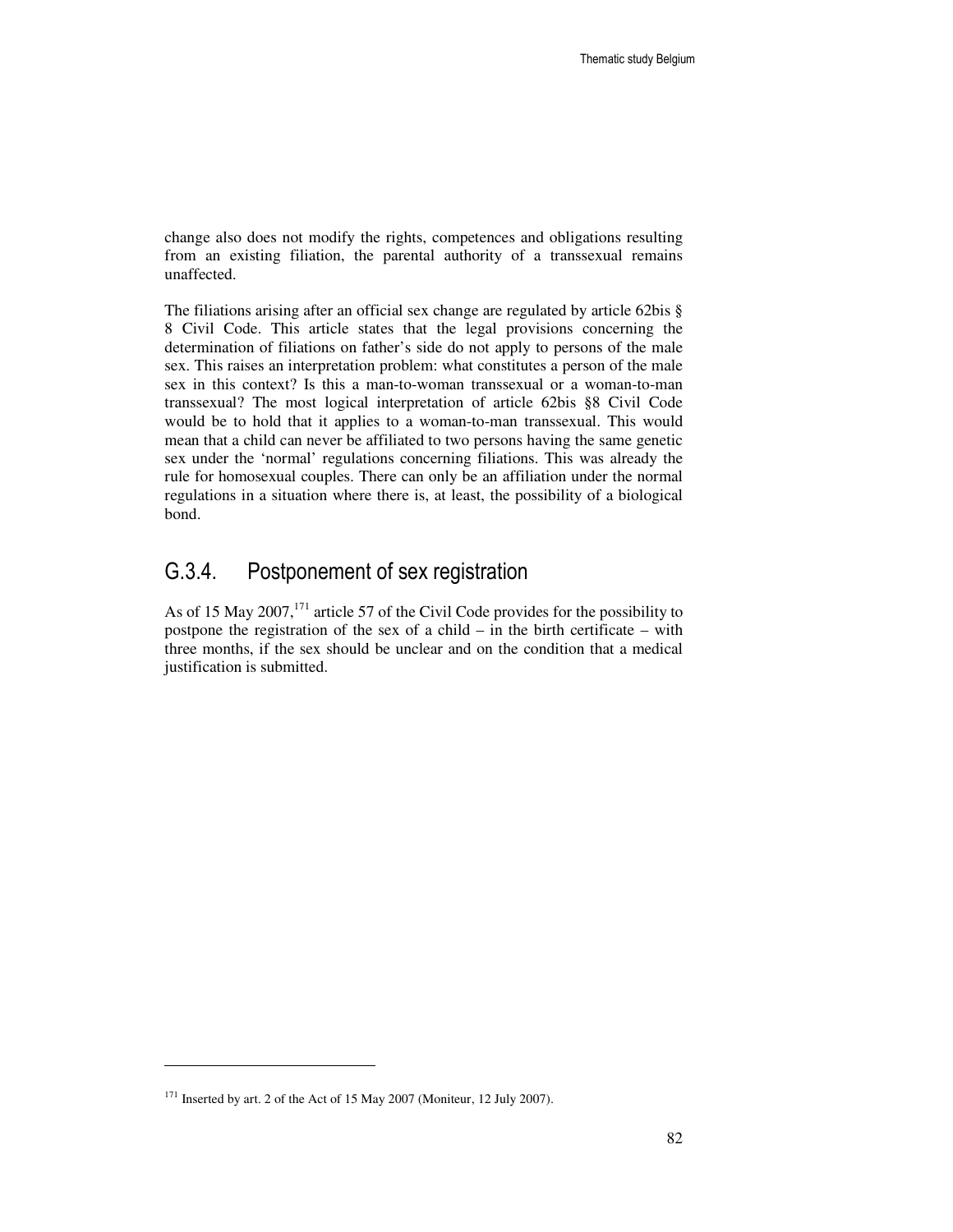change also does not modify the rights, competences and obligations resulting from an existing filiation, the parental authority of a transsexual remains unaffected.

The filiations arising after an official sex change are regulated by article 62bis § 8 Civil Code. This article states that the legal provisions concerning the determination of filiations on father's side do not apply to persons of the male sex. This raises an interpretation problem: what constitutes a person of the male sex in this context? Is this a man-to-woman transsexual or a woman-to-man transsexual? The most logical interpretation of article 62bis §8 Civil Code would be to hold that it applies to a woman-to-man transsexual. This would mean that a child can never be affiliated to two persons having the same genetic sex under the 'normal' regulations concerning filiations. This was already the rule for homosexual couples. There can only be an affiliation under the normal regulations in a situation where there is, at least, the possibility of a biological bond.

## G.3.4. Postponement of sex registration

As of 15 May 2007,[171] article 57 of the Civil Code provides for the possibility to postpone the registration of the sex of a child – in the birth certificate – with three months, if the sex should be unclear and on the condition that a medical justification is submitted.

---

[171] Inserted by art. 2 of the Act of 15 May 2007 (Moniteur, 12 July 2007).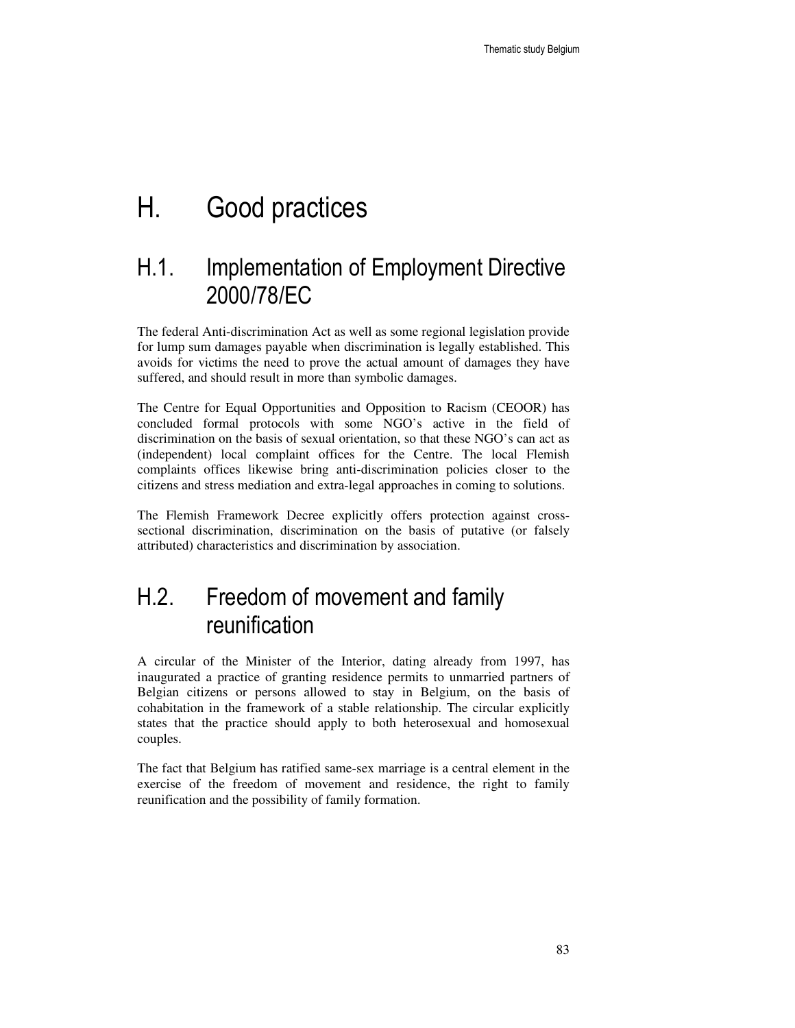# H. Good practices

## H.1. Implementation of Employment Directive 2000/78/EC

The federal Anti-discrimination Act as well as some regional legislation provide for lump sum damages payable when discrimination is legally established. This avoids for victims the need to prove the actual amount of damages they have suffered, and should result in more than symbolic damages.

The Centre for Equal Opportunities and Opposition to Racism (CEOOR) has concluded formal protocols with some NGO's active in the field of discrimination on the basis of sexual orientation, so that these NGO's can act as (independent) local complaint offices for the Centre. The local Flemish complaints offices likewise bring anti-discrimination policies closer to the citizens and stress mediation and extra-legal approaches in coming to solutions.

The Flemish Framework Decree explicitly offers protection against cross-sectional discrimination, discrimination on the basis of putative (or falsely attributed) characteristics and discrimination by association.

## H.2. Freedom of movement and family reunification

A circular of the Minister of the Interior, dating already from 1997, has inaugurated a practice of granting residence permits to unmarried partners of Belgian citizens or persons allowed to stay in Belgium, on the basis of cohabitation in the framework of a stable relationship. The circular explicitly states that the practice should apply to both heterosexual and homosexual couples.

The fact that Belgium has ratified same-sex marriage is a central element in the exercise of the freedom of movement and residence, the right to family reunification and the possibility of family formation.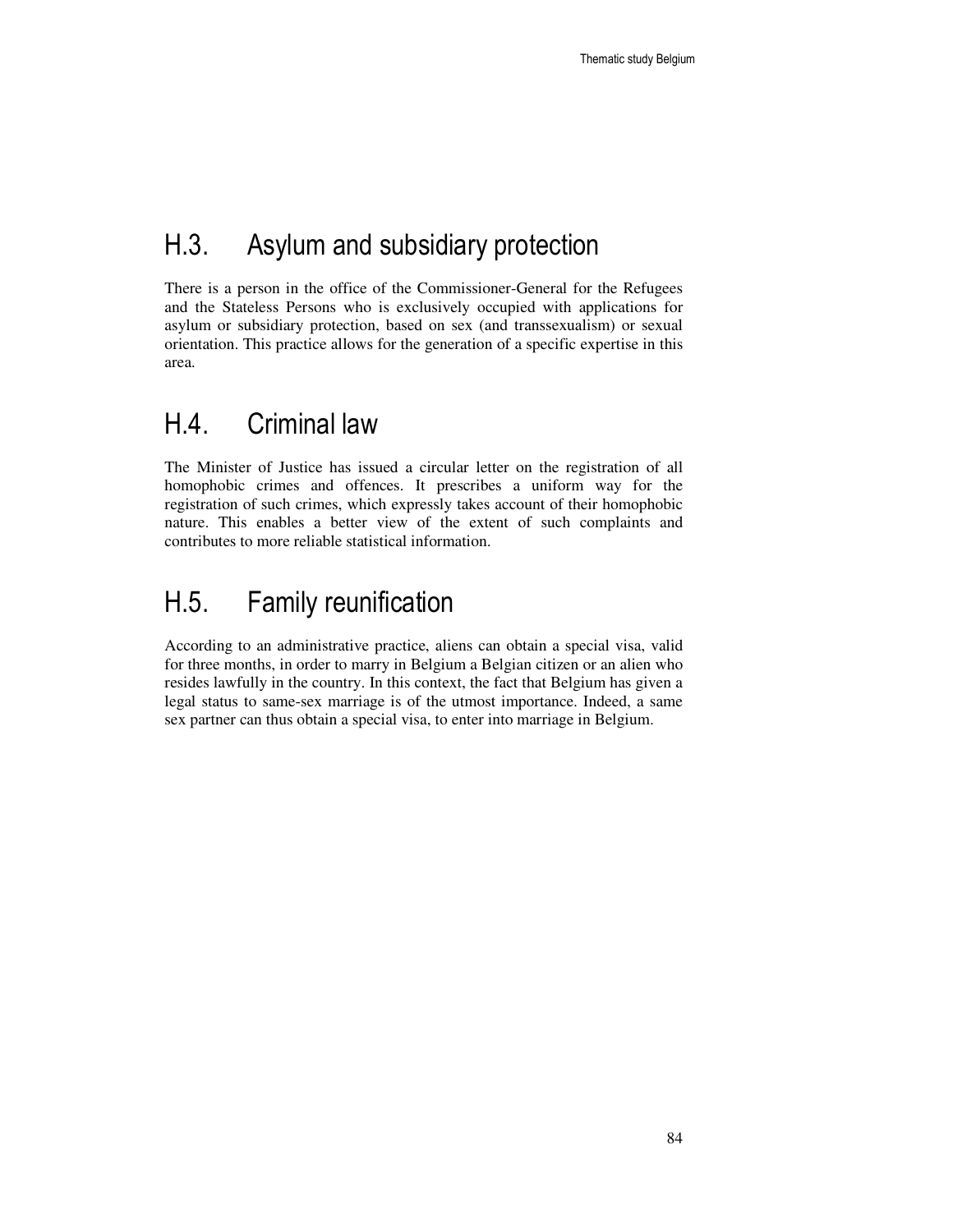## H.3. Asylum and subsidiary protection

There is a person in the office of the Commissioner-General for the Refugees and the Stateless Persons who is exclusively occupied with applications for asylum or subsidiary protection, based on sex (and transsexualism) or sexual orientation. This practice allows for the generation of a specific expertise in this area.

## H.4. Criminal law

The Minister of Justice has issued a circular letter on the registration of all homophobic crimes and offences. It prescribes a uniform way for the registration of such crimes, which expressly takes account of their homophobic nature. This enables a better view of the extent of such complaints and contributes to more reliable statistical information.

## H.5. Family reunification

According to an administrative practice, aliens can obtain a special visa, valid for three months, in order to marry in Belgium a Belgian citizen or an alien who resides lawfully in the country. In this context, the fact that Belgium has given a legal status to same-sex marriage is of the utmost importance. Indeed, a same sex partner can thus obtain a special visa, to enter into marriage in Belgium.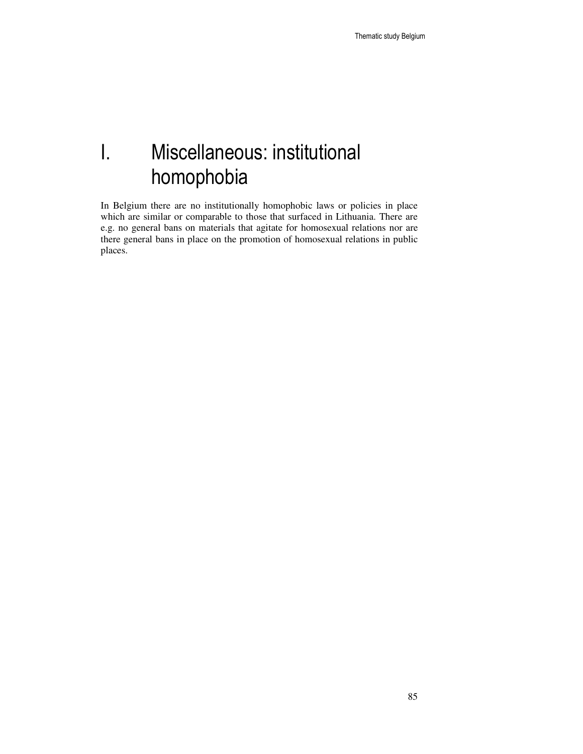# I. Miscellaneous: institutional homophobia

In Belgium there are no institutionally homophobic laws or policies in place which are similar or comparable to those that surfaced in Lithuania. There are e.g. no general bans on materials that agitate for homosexual relations nor are there general bans in place on the promotion of homosexual relations in public places.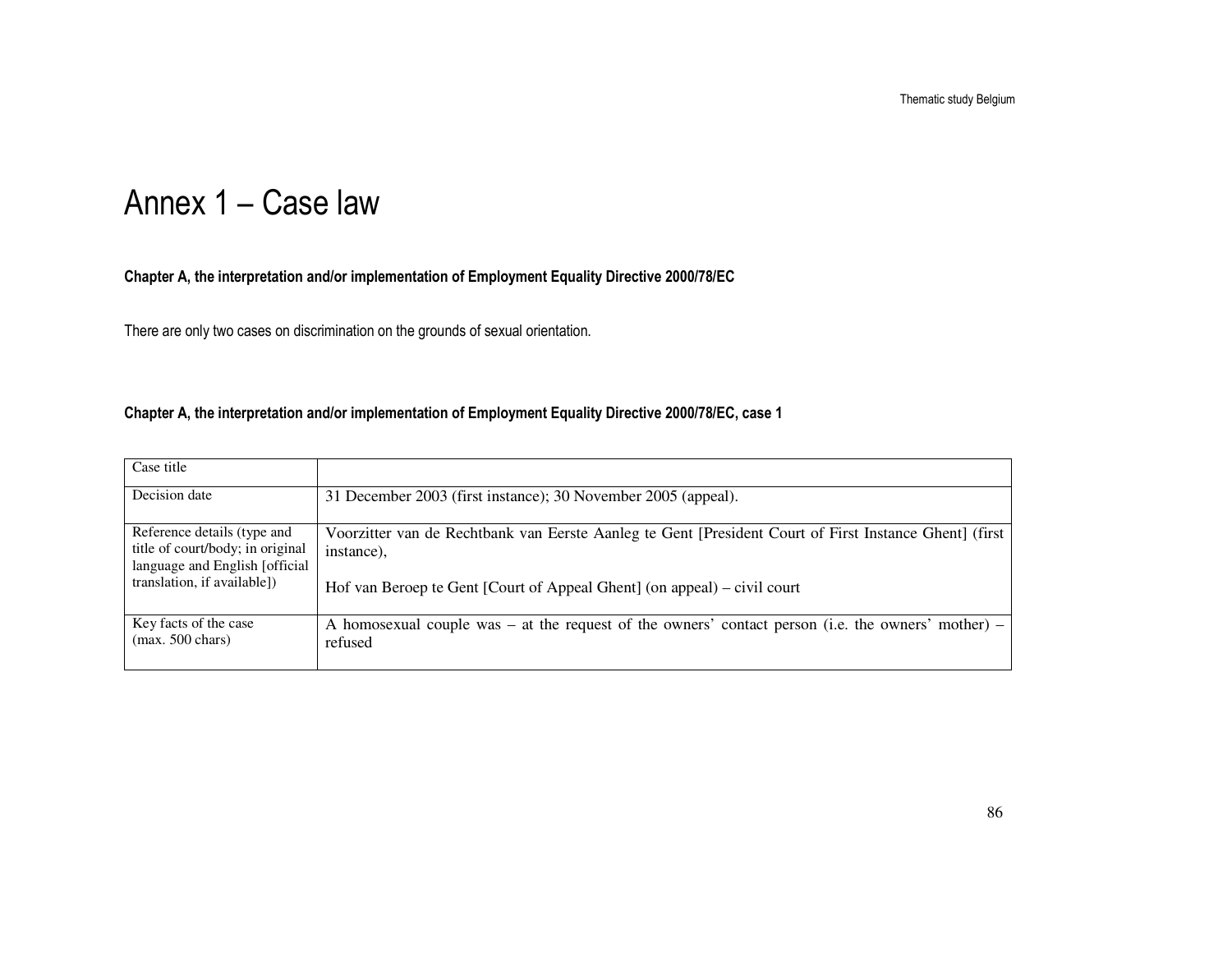# Annex 1 – Case law

#### Chapter A, the interpretation and/or implementation of Employment Equality Directive 2000/78/EC

There are only two cases on discrimination on the grounds of sexual orientation.

#### Chapter A, the interpretation and/or implementation of Employment Equality Directive 2000/78/EC, case 1

| Case title | |
|---|---|
| Decision date | 31 December 2003 (first instance); 30 November 2005 (appeal). |
| Reference details (type and title of court/body; in original language and English [official translation, if available]) | Voorzitter van de Rechtbank van Eerste Aanleg te Gent [President Court of First Instance Ghent] (first instance),<br><br>Hof van Beroep te Gent [Court of Appeal Ghent] (on appeal) – civil court |
| Key facts of the case (max. 500 chars) | A homosexual couple was – at the request of the owners' contact person (i.e. the owners' mother) – refused |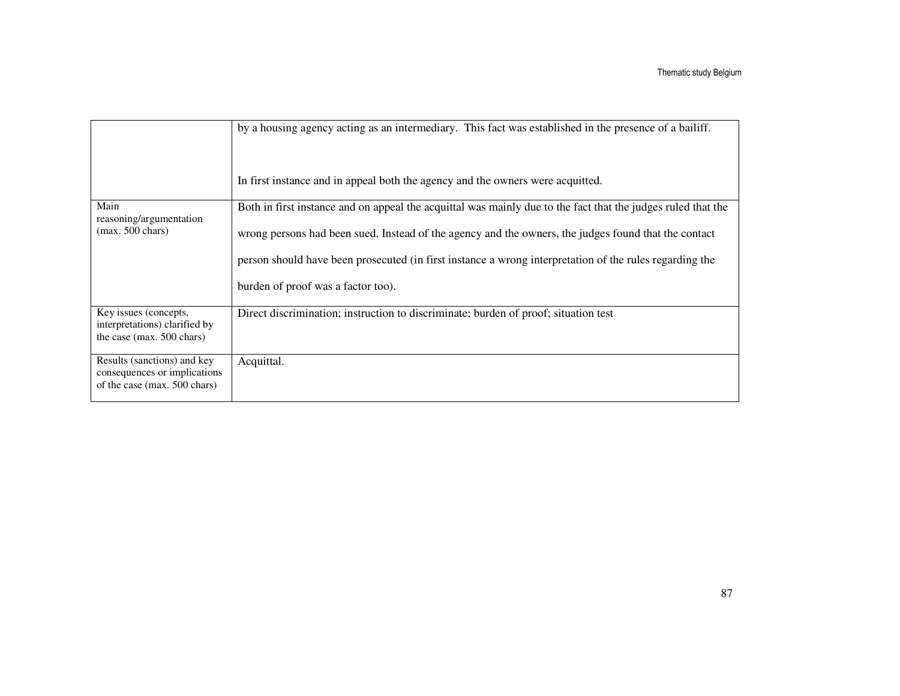| | |
|---|---|
| | by a housing agency acting as an intermediary. This fact was established in the presence of a bailiff.<br><br>In first instance and in appeal both the agency and the owners were acquitted. |
| Main reasoning/argumentation (max. 500 chars) | Both in first instance and on appeal the acquittal was mainly due to the fact that the judges ruled that the wrong persons had been sued. Instead of the agency and the owners, the judges found that the contact person should have been prosecuted (in first instance a wrong interpretation of the rules regarding the burden of proof was a factor too). |
| Key issues (concepts, interpretations) clarified by the case (max. 500 chars) | Direct discrimination; instruction to discriminate; burden of proof; situation test |
| Results (sanctions) and key consequences or implications of the case (max. 500 chars) | Acquittal. |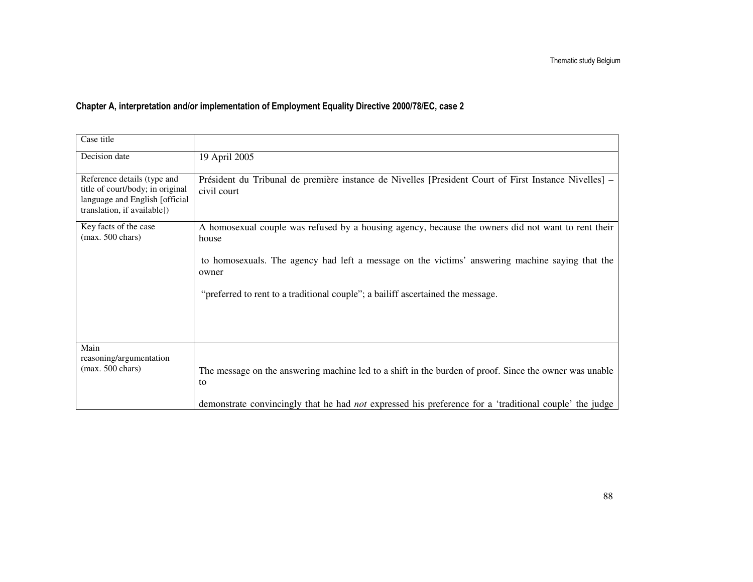**Chapter A, interpretation and/or implementation of Employment Equality Directive 2000/78/EC, case 2**

| Case title | |
|---|---|
| Decision date | 19 April 2005 |
| Reference details (type and title of court/body; in original language and English [official translation, if available]) | Président du Tribunal de première instance de Nivelles [President Court of First Instance Nivelles] – civil court |
| Key facts of the case (max. 500 chars) | A homosexual couple was refused by a housing agency, because the owners did not want to rent their house to homosexuals. The agency had left a message on the victims' answering machine saying that the owner "preferred to rent to a traditional couple"; a bailiff ascertained the message. |
| Main reasoning/argumentation (max. 500 chars) | The message on the answering machine led to a shift in the burden of proof. Since the owner was unable to demonstrate convincingly that he had *not* expressed his preference for a 'traditional couple' the judge |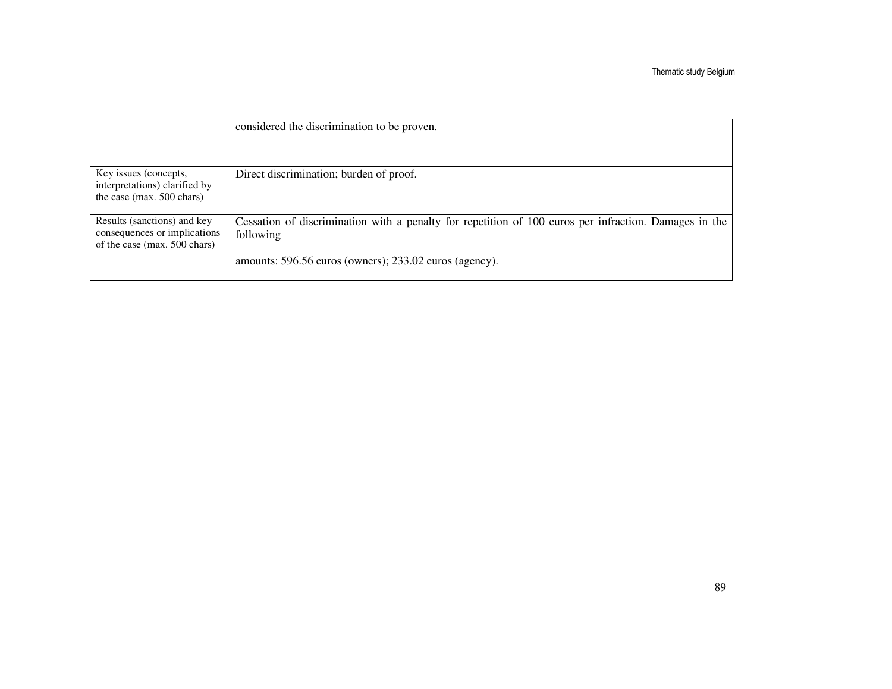| | |
|---|---|
| | considered the discrimination to be proven. |
| Key issues (concepts, interpretations) clarified by the case (max. 500 chars) | Direct discrimination; burden of proof. |
| Results (sanctions) and key consequences or implications of the case (max. 500 chars) | Cessation of discrimination with a penalty for repetition of 100 euros per infraction. Damages in the following<br><br>amounts: 596.56 euros (owners); 233.02 euros (agency). |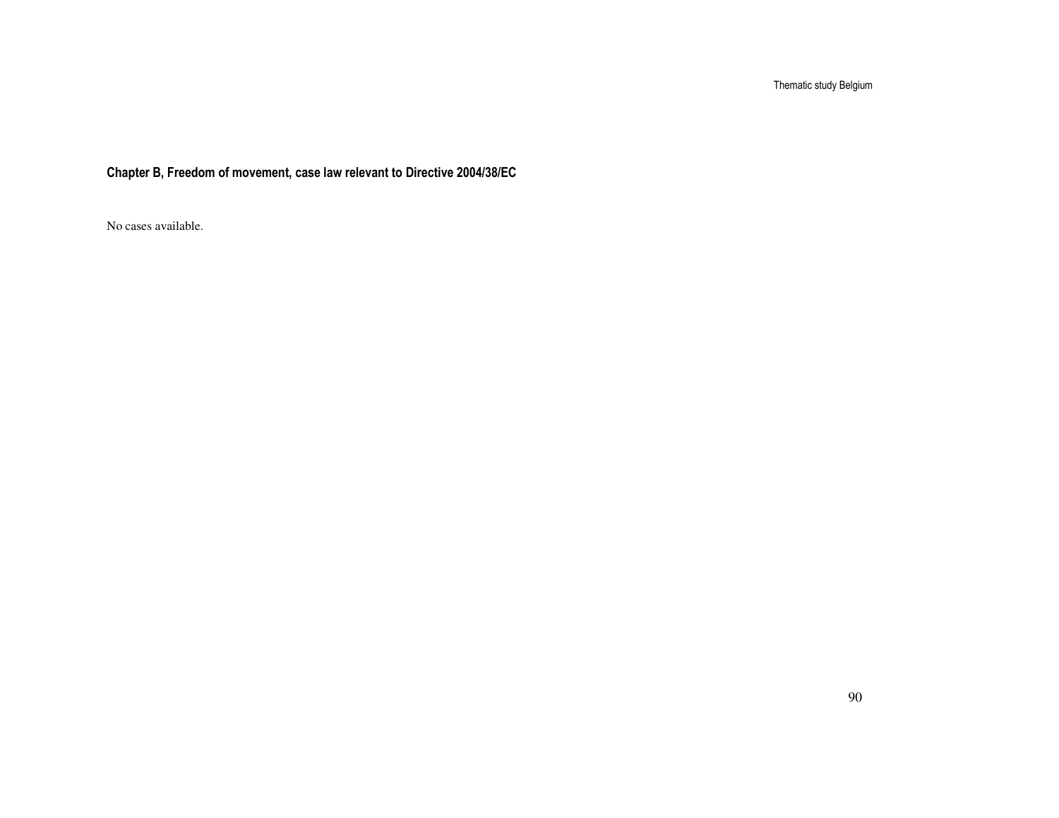### Chapter B, Freedom of movement, case law relevant to Directive 2004/38/EC

No cases available.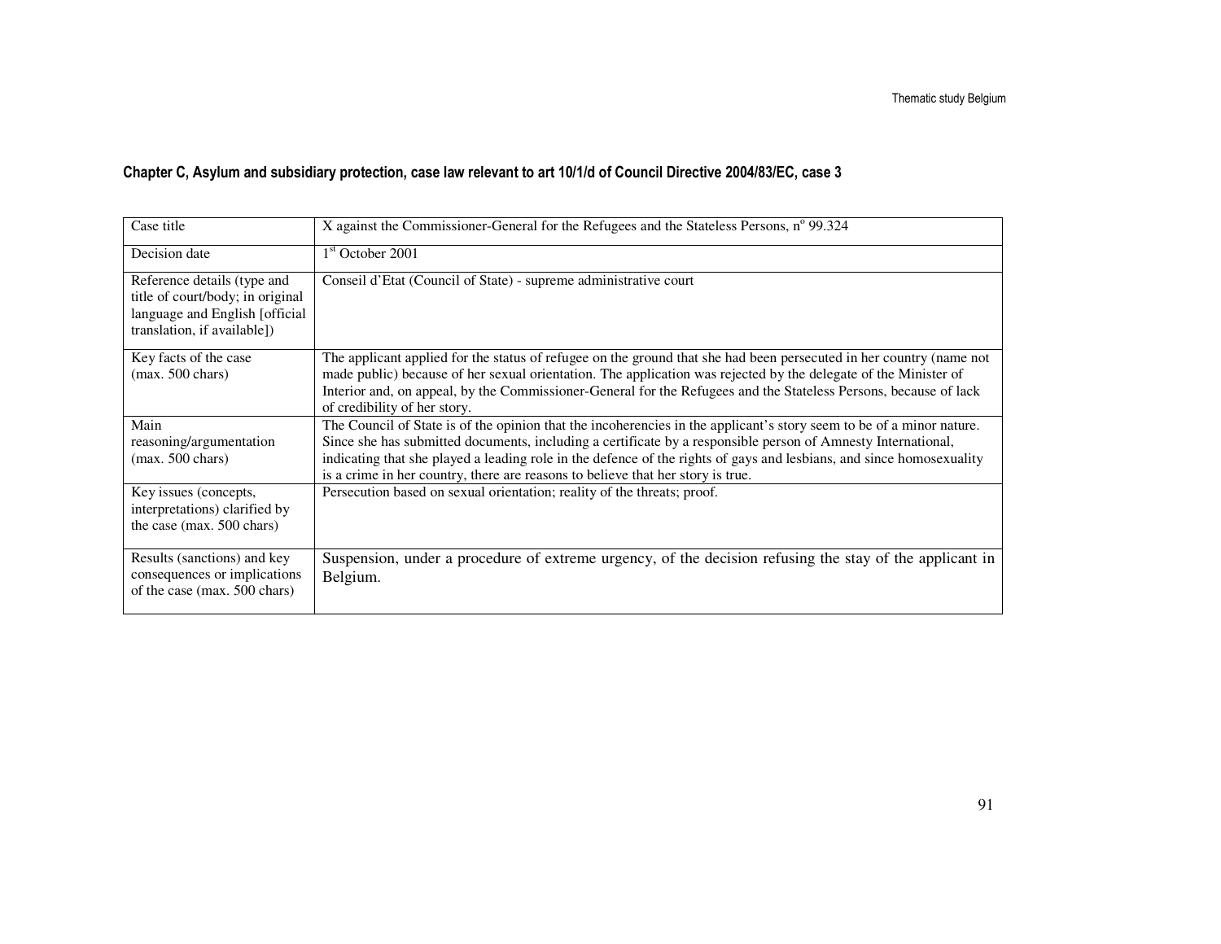### Chapter C, Asylum and subsidiary protection, case law relevant to art 10/1/d of Council Directive 2004/83/EC, case 3

| Case title | X against the Commissioner-General for the Refugees and the Stateless Persons, n° 99.324 |
|---|---|
| Decision date | 1st October 2001 |
| Reference details (type and title of court/body; in original language and English [official translation, if available]) | Conseil d'Etat (Council of State) - supreme administrative court |
| Key facts of the case (max. 500 chars) | The applicant applied for the status of refugee on the ground that she had been persecuted in her country (name not made public) because of her sexual orientation. The application was rejected by the delegate of the Minister of Interior and, on appeal, by the Commissioner-General for the Refugees and the Stateless Persons, because of lack of credibility of her story. |
| Main reasoning/argumentation (max. 500 chars) | The Council of State is of the opinion that the incoherencies in the applicant's story seem to be of a minor nature. Since she has submitted documents, including a certificate by a responsible person of Amnesty International, indicating that she played a leading role in the defence of the rights of gays and lesbians, and since homosexuality is a crime in her country, there are reasons to believe that her story is true. |
| Key issues (concepts, interpretations) clarified by the case (max. 500 chars) | Persecution based on sexual orientation; reality of the threats; proof. |
| Results (sanctions) and key consequences or implications of the case (max. 500 chars) | Suspension, under a procedure of extreme urgency, of the decision refusing the stay of the applicant in Belgium. |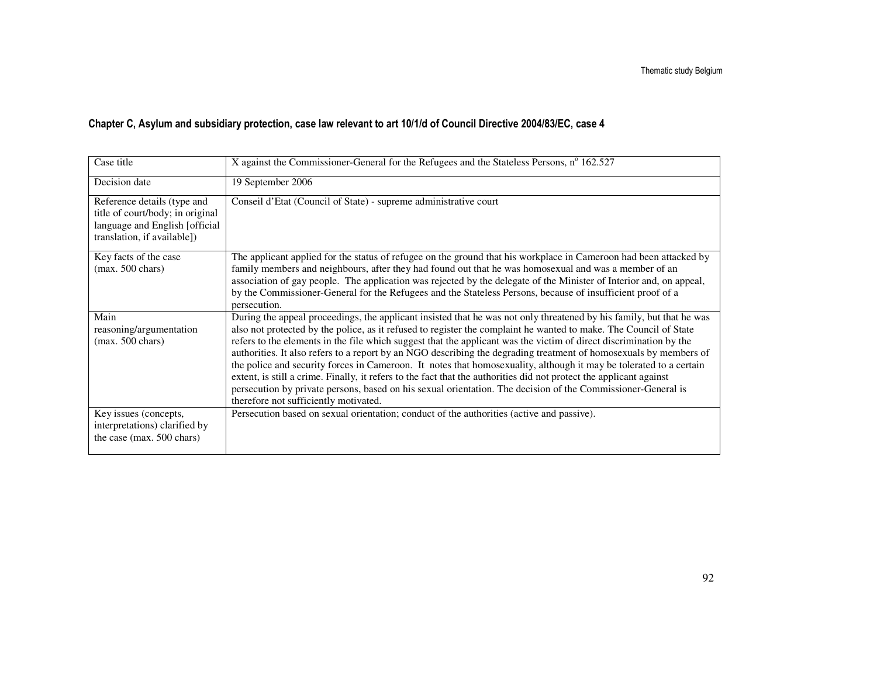### Chapter C, Asylum and subsidiary protection, case law relevant to art 10/1/d of Council Directive 2004/83/EC, case 4

| Case title | X against the Commissioner-General for the Refugees and the Stateless Persons, n° 162.527 |
|---|---|
| Decision date | 19 September 2006 |
| Reference details (type and title of court/body; in original language and English [official translation, if available]) | Conseil d'Etat (Council of State) - supreme administrative court |
| Key facts of the case (max. 500 chars) | The applicant applied for the status of refugee on the ground that his workplace in Cameroon had been attacked by family members and neighbours, after they had found out that he was homosexual and was a member of an association of gay people. The application was rejected by the delegate of the Minister of Interior and, on appeal, by the Commissioner-General for the Refugees and the Stateless Persons, because of insufficient proof of a persecution. |
| Main reasoning/argumentation (max. 500 chars) | During the appeal proceedings, the applicant insisted that he was not only threatened by his family, but that he was also not protected by the police, as it refused to register the complaint he wanted to make. The Council of State refers to the elements in the file which suggest that the applicant was the victim of direct discrimination by the authorities. It also refers to a report by an NGO describing the degrading treatment of homosexuals by members of the police and security forces in Cameroon. It notes that homosexuality, although it may be tolerated to a certain extent, is still a crime. Finally, it refers to the fact that the authorities did not protect the applicant against persecution by private persons, based on his sexual orientation. The decision of the Commissioner-General is therefore not sufficiently motivated. |
| Key issues (concepts, interpretations) clarified by the case (max. 500 chars) | Persecution based on sexual orientation; conduct of the authorities (active and passive). |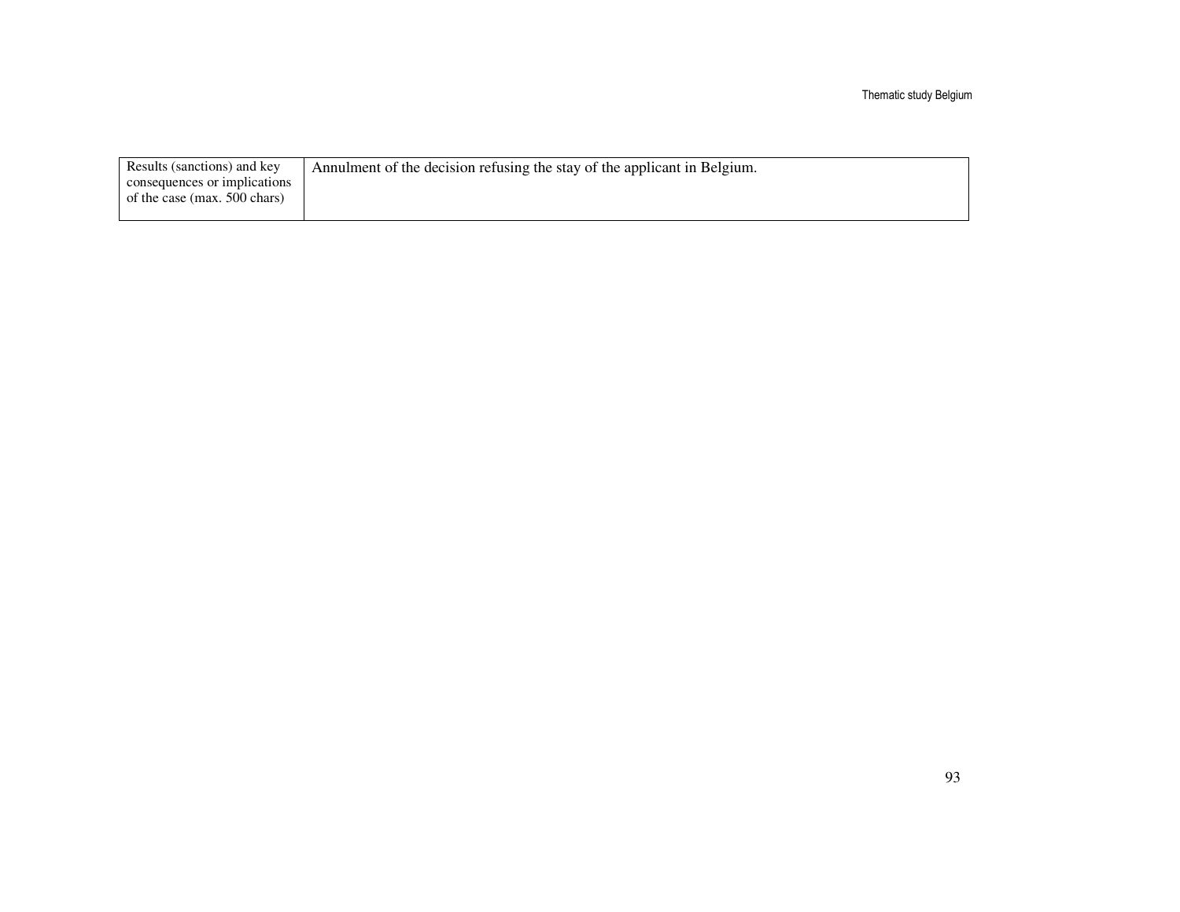| | |
|---|---|
| Results (sanctions) and key consequences or implications of the case (max. 500 chars) | Annulment of the decision refusing the stay of the applicant in Belgium. |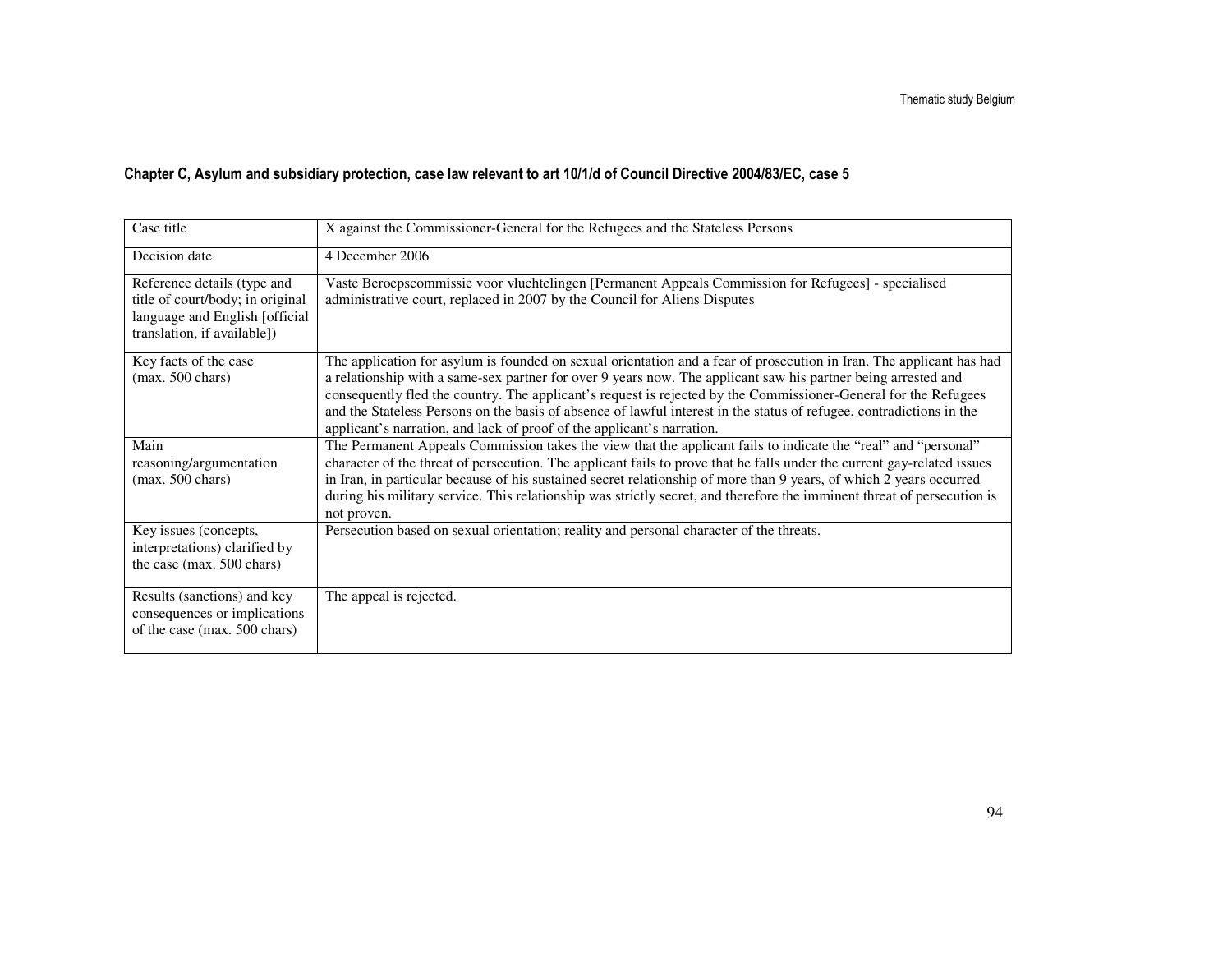## Chapter C, Asylum and subsidiary protection, case law relevant to art 10/1/d of Council Directive 2004/83/EC, case 5

| Case title | X against the Commissioner-General for the Refugees and the Stateless Persons |
|---|---|
| Decision date | 4 December 2006 |
| Reference details (type and title of court/body; in original language and English [official translation, if available]) | Vaste Beroepscommissie voor vluchtelingen [Permanent Appeals Commission for Refugees] - specialised administrative court, replaced in 2007 by the Council for Aliens Disputes |
| Key facts of the case (max. 500 chars) | The application for asylum is founded on sexual orientation and a fear of prosecution in Iran. The applicant has had a relationship with a same-sex partner for over 9 years now. The applicant saw his partner being arrested and consequently fled the country. The applicant's request is rejected by the Commissioner-General for the Refugees and the Stateless Persons on the basis of absence of lawful interest in the status of refugee, contradictions in the applicant's narration, and lack of proof of the applicant's narration. |
| Main reasoning/argumentation (max. 500 chars) | The Permanent Appeals Commission takes the view that the applicant fails to indicate the "real" and "personal" character of the threat of persecution. The applicant fails to prove that he falls under the current gay-related issues in Iran, in particular because of his sustained secret relationship of more than 9 years, of which 2 years occurred during his military service. This relationship was strictly secret, and therefore the imminent threat of persecution is not proven. |
| Key issues (concepts, interpretations) clarified by the case (max. 500 chars) | Persecution based on sexual orientation; reality and personal character of the threats. |
| Results (sanctions) and key consequences or implications of the case (max. 500 chars) | The appeal is rejected. |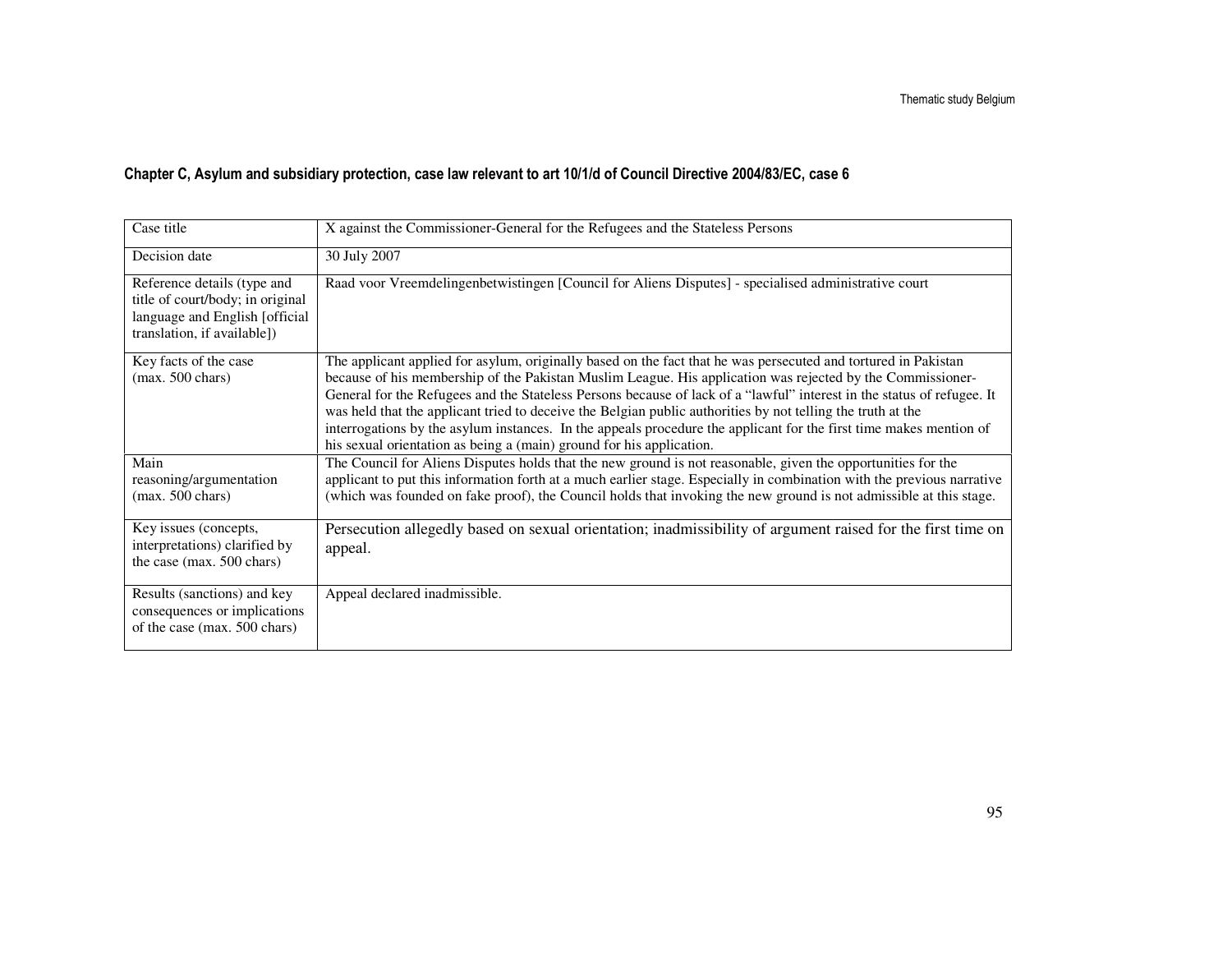**Chapter C, Asylum and subsidiary protection, case law relevant to art 10/1/d of Council Directive 2004/83/EC, case 6**

| Case title | X against the Commissioner-General for the Refugees and the Stateless Persons |
|---|---|
| Decision date | 30 July 2007 |
| Reference details (type and title of court/body; in original language and English [official translation, if available]) | Raad voor Vreemdelingenbetwistingen [Council for Aliens Disputes] - specialised administrative court |
| Key facts of the case (max. 500 chars) | The applicant applied for asylum, originally based on the fact that he was persecuted and tortured in Pakistan because of his membership of the Pakistan Muslim League. His application was rejected by the Commissioner-General for the Refugees and the Stateless Persons because of lack of a "lawful" interest in the status of refugee. It was held that the applicant tried to deceive the Belgian public authorities by not telling the truth at the interrogations by the asylum instances. In the appeals procedure the applicant for the first time makes mention of his sexual orientation as being a (main) ground for his application. |
| Main reasoning/argumentation (max. 500 chars) | The Council for Aliens Disputes holds that the new ground is not reasonable, given the opportunities for the applicant to put this information forth at a much earlier stage. Especially in combination with the previous narrative (which was founded on fake proof), the Council holds that invoking the new ground is not admissible at this stage. |
| Key issues (concepts, interpretations) clarified by the case (max. 500 chars) | Persecution allegedly based on sexual orientation; inadmissibility of argument raised for the first time on appeal. |
| Results (sanctions) and key consequences or implications of the case (max. 500 chars) | Appeal declared inadmissible. |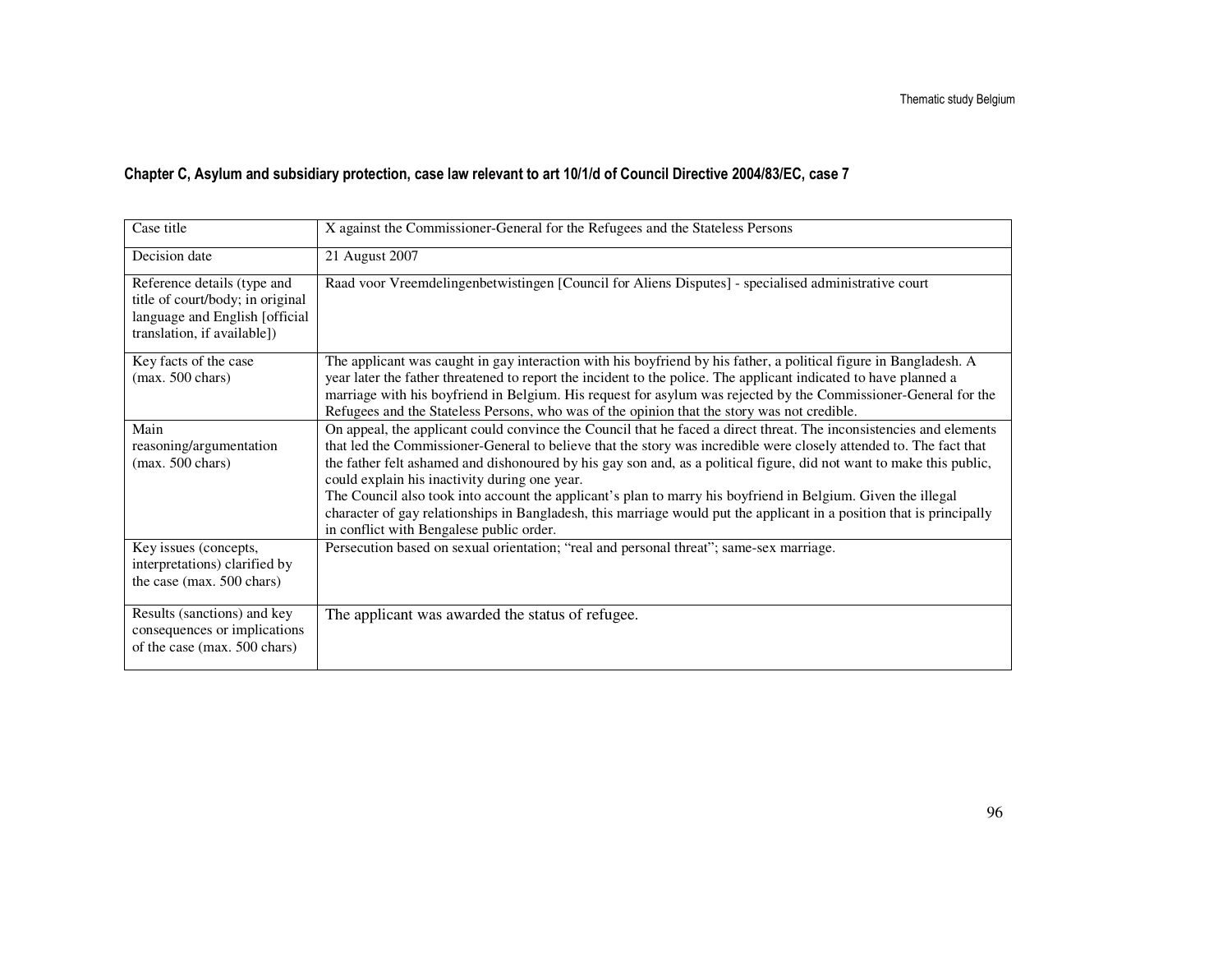**Chapter C, Asylum and subsidiary protection, case law relevant to art 10/1/d of Council Directive 2004/83/EC, case 7**

| Case title | X against the Commissioner-General for the Refugees and the Stateless Persons |
|---|---|
| Decision date | 21 August 2007 |
| Reference details (type and title of court/body; in original language and English [official translation, if available]) | Raad voor Vreemdelingenbetwistingen [Council for Aliens Disputes] - specialised administrative court |
| Key facts of the case (max. 500 chars) | The applicant was caught in gay interaction with his boyfriend by his father, a political figure in Bangladesh. A year later the father threatened to report the incident to the police. The applicant indicated to have planned a marriage with his boyfriend in Belgium. His request for asylum was rejected by the Commissioner-General for the Refugees and the Stateless Persons, who was of the opinion that the story was not credible. |
| Main reasoning/argumentation (max. 500 chars) | On appeal, the applicant could convince the Council that he faced a direct threat. The inconsistencies and elements that led the Commissioner-General to believe that the story was incredible were closely attended to. The fact that the father felt ashamed and dishonoured by his gay son and, as a political figure, did not want to make this public, could explain his inactivity during one year.<br>The Council also took into account the applicant's plan to marry his boyfriend in Belgium. Given the illegal character of gay relationships in Bangladesh, this marriage would put the applicant in a position that is principally in conflict with Bengalese public order. |
| Key issues (concepts, interpretations) clarified by the case (max. 500 chars) | Persecution based on sexual orientation; "real and personal threat"; same-sex marriage. |
| Results (sanctions) and key consequences or implications of the case (max. 500 chars) | The applicant was awarded the status of refugee. |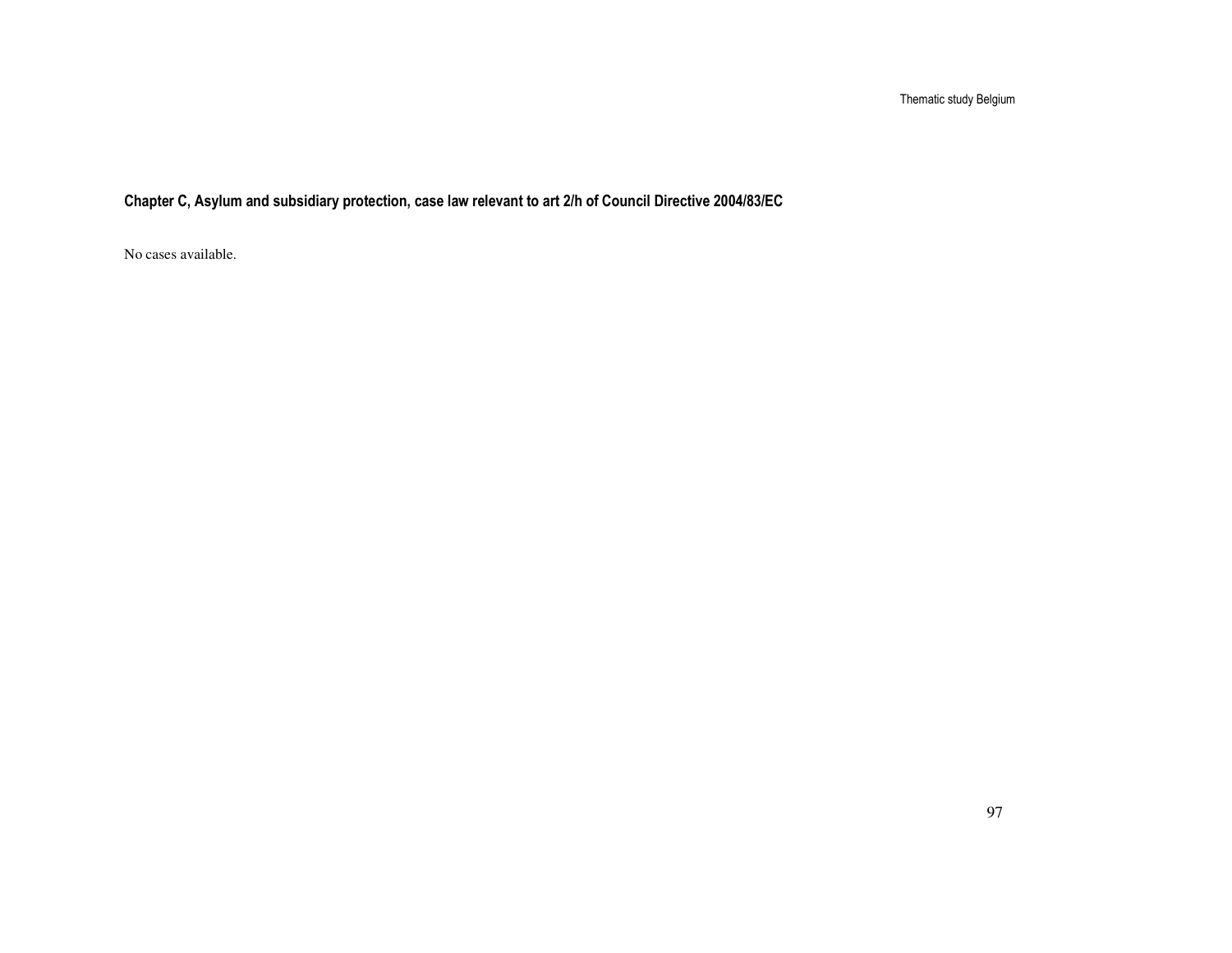**Chapter C, Asylum and subsidiary protection, case law relevant to art 2/h of Council Directive 2004/83/EC**

No cases available.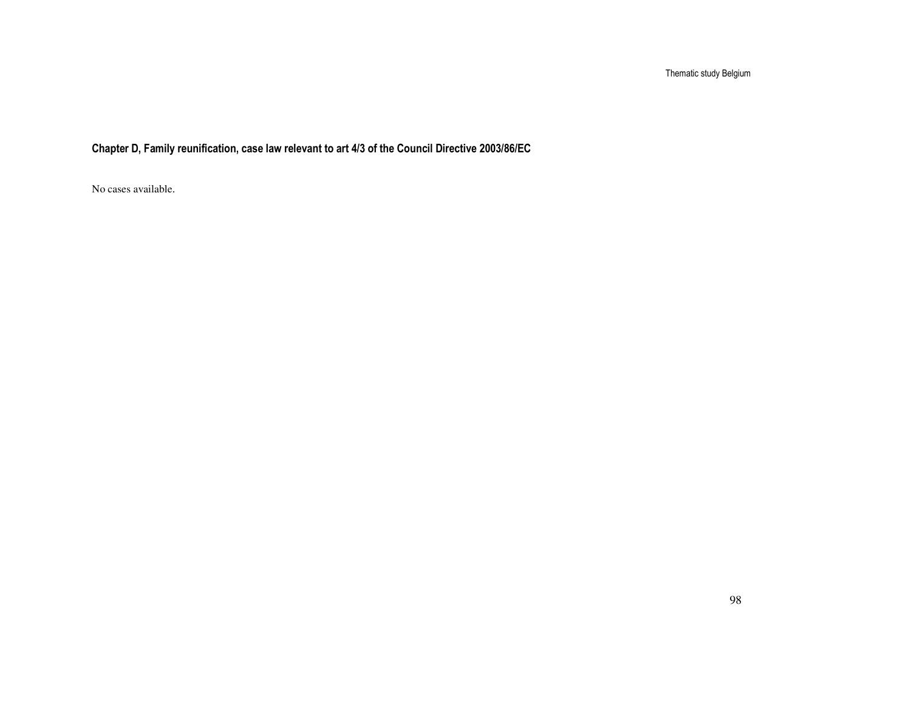**Chapter D, Family reunification, case law relevant to art 4/3 of the Council Directive 2003/86/EC**

No cases available.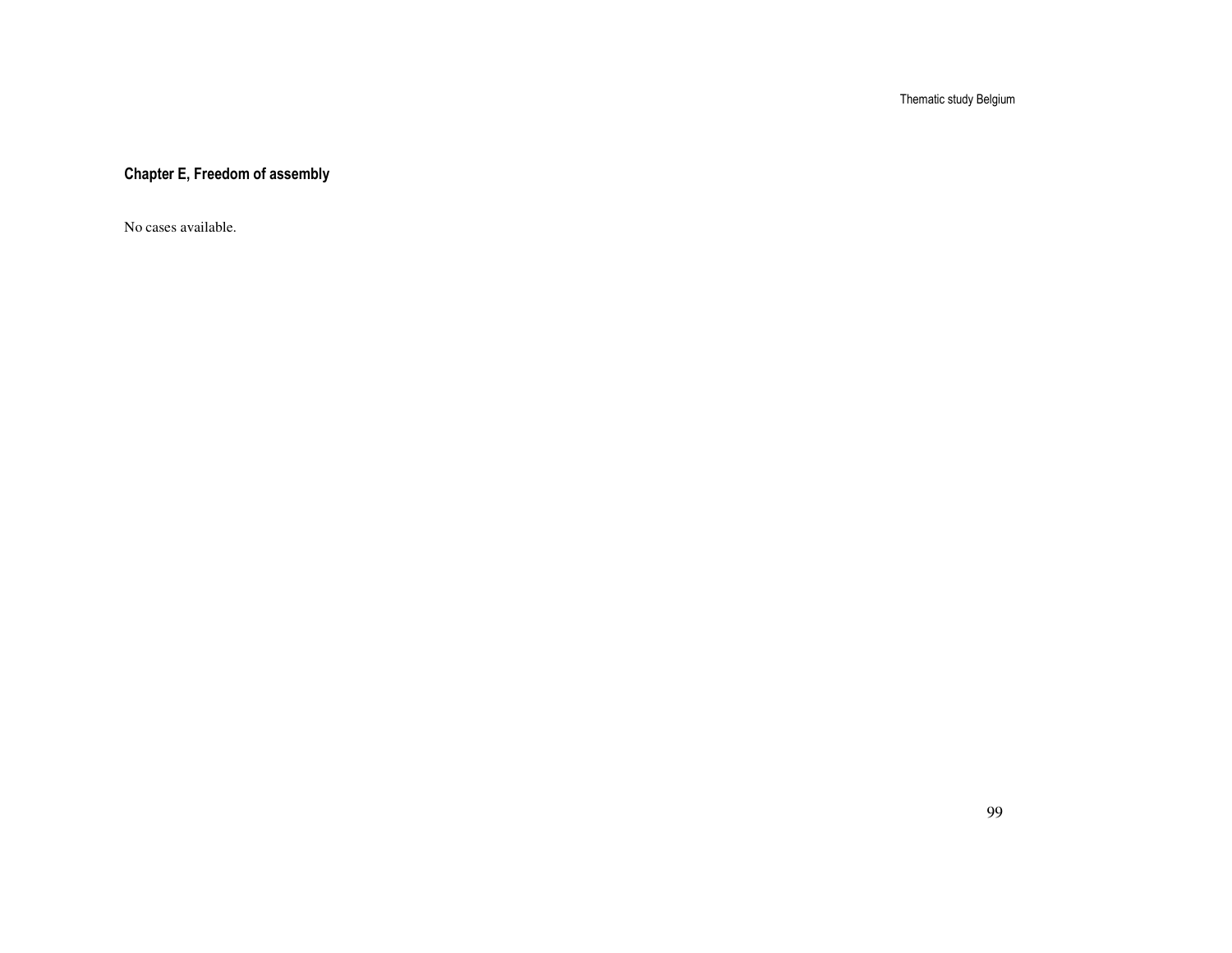### Chapter E, Freedom of assembly

No cases available.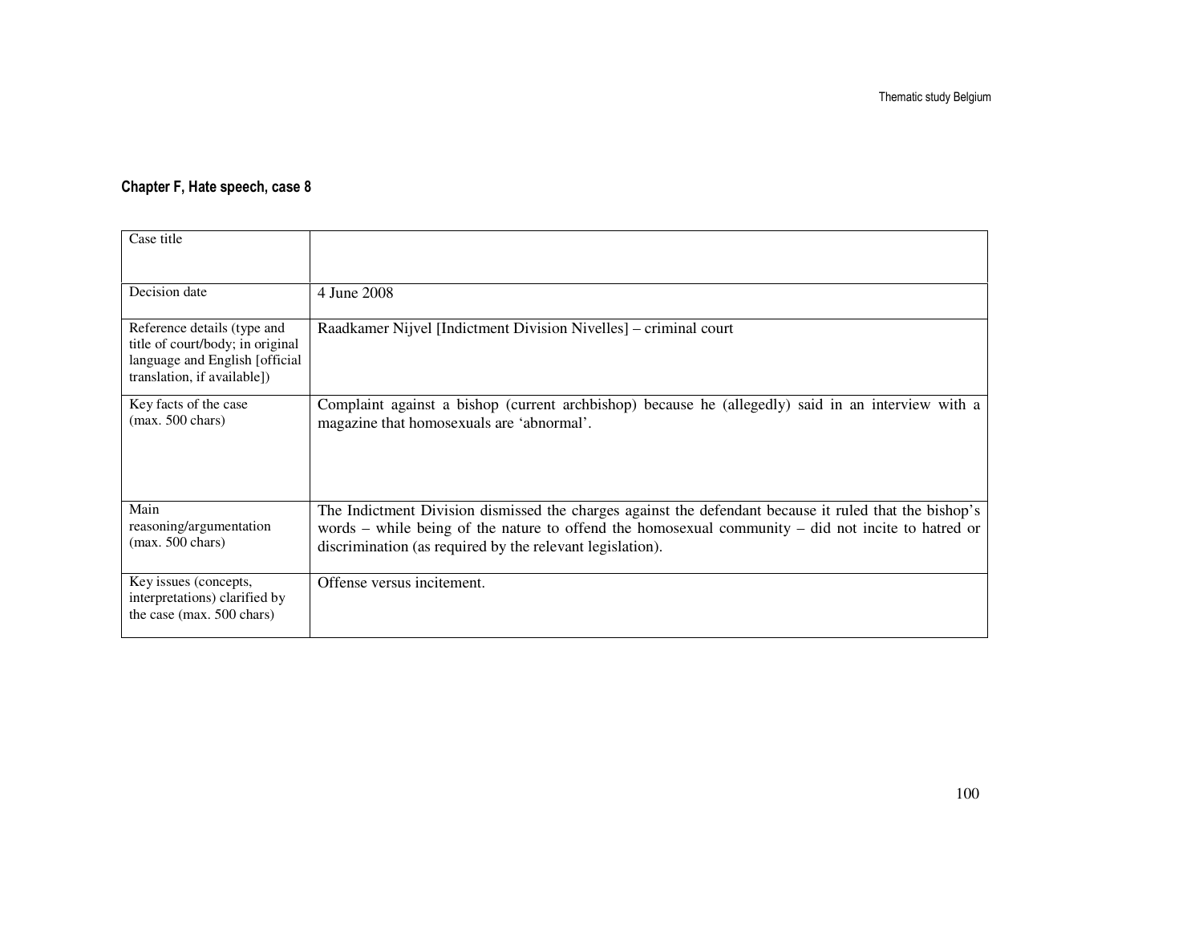#### Chapter F, Hate speech, case 8

| Case title | |
|---|---|
| Decision date | 4 June 2008 |
| Reference details (type and title of court/body; in original language and English [official translation, if available]) | Raadkamer Nijvel [Indictment Division Nivelles] – criminal court |
| Key facts of the case (max. 500 chars) | Complaint against a bishop (current archbishop) because he (allegedly) said in an interview with a magazine that homosexuals are 'abnormal'. |
| Main reasoning/argumentation (max. 500 chars) | The Indictment Division dismissed the charges against the defendant because it ruled that the bishop's words – while being of the nature to offend the homosexual community – did not incite to hatred or discrimination (as required by the relevant legislation). |
| Key issues (concepts, interpretations) clarified by the case (max. 500 chars) | Offense versus incitement. |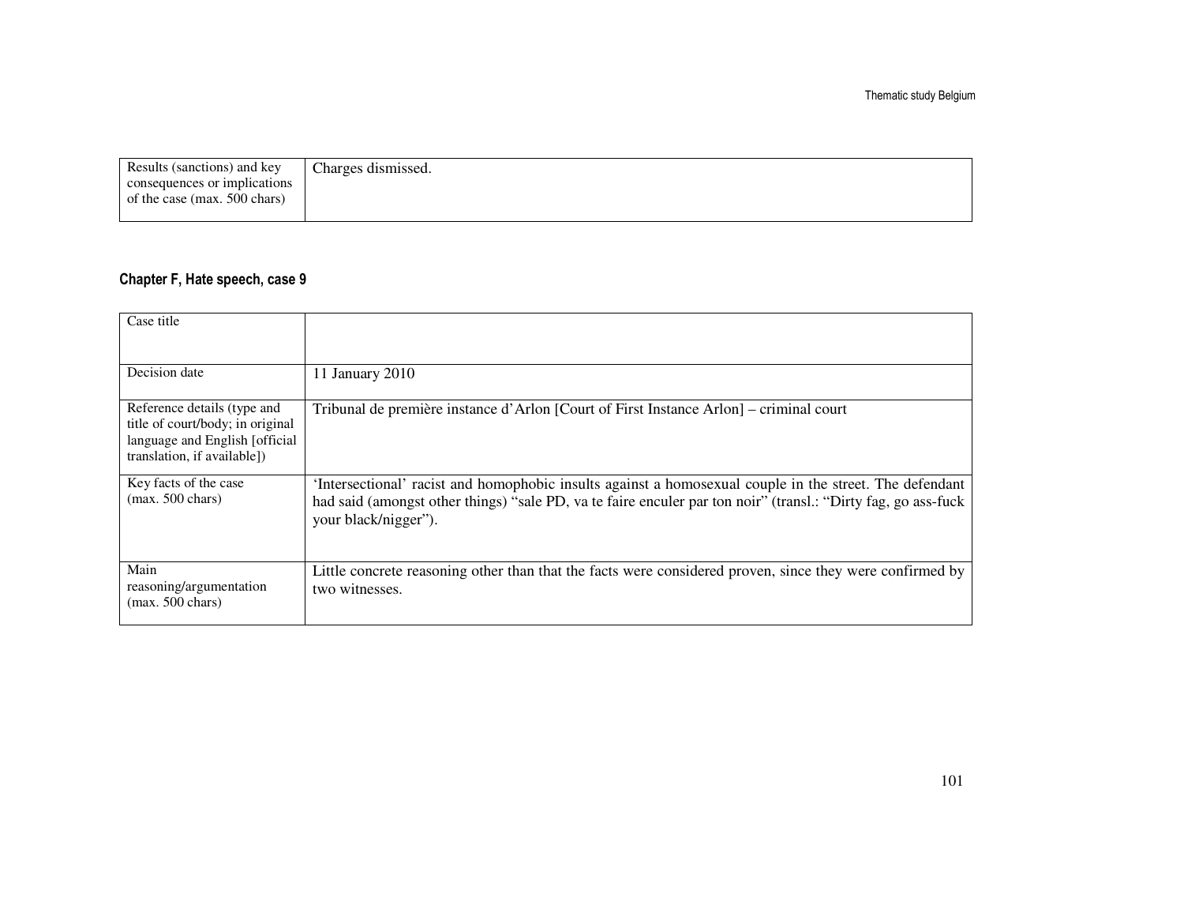| Results (sanctions) and key consequences or implications of the case (max. 500 chars) | Charges dismissed. |
|---|---|

**Chapter F, Hate speech, case 9**

| Case title | |
|---|---|
| Decision date | 11 January 2010 |
| Reference details (type and title of court/body; in original language and English [official translation, if available]) | Tribunal de première instance d'Arlon [Court of First Instance Arlon] – criminal court |
| Key facts of the case (max. 500 chars) | 'Intersectional' racist and homophobic insults against a homosexual couple in the street. The defendant had said (amongst other things) "sale PD, va te faire enculer par ton noir" (transl.: "Dirty fag, go ass-fuck your black/nigger"). |
| Main reasoning/argumentation (max. 500 chars) | Little concrete reasoning other than that the facts were considered proven, since they were confirmed by two witnesses. |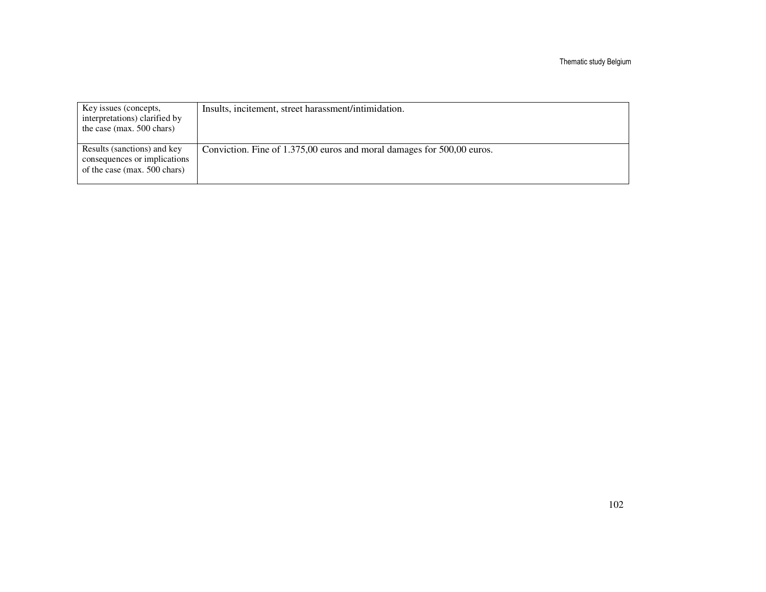| | |
|---|---|
| Key issues (concepts, interpretations) clarified by the case (max. 500 chars) | Insults, incitement, street harassment/intimidation. |
| Results (sanctions) and key consequences or implications of the case (max. 500 chars) | Conviction. Fine of 1.375,00 euros and moral damages for 500,00 euros. |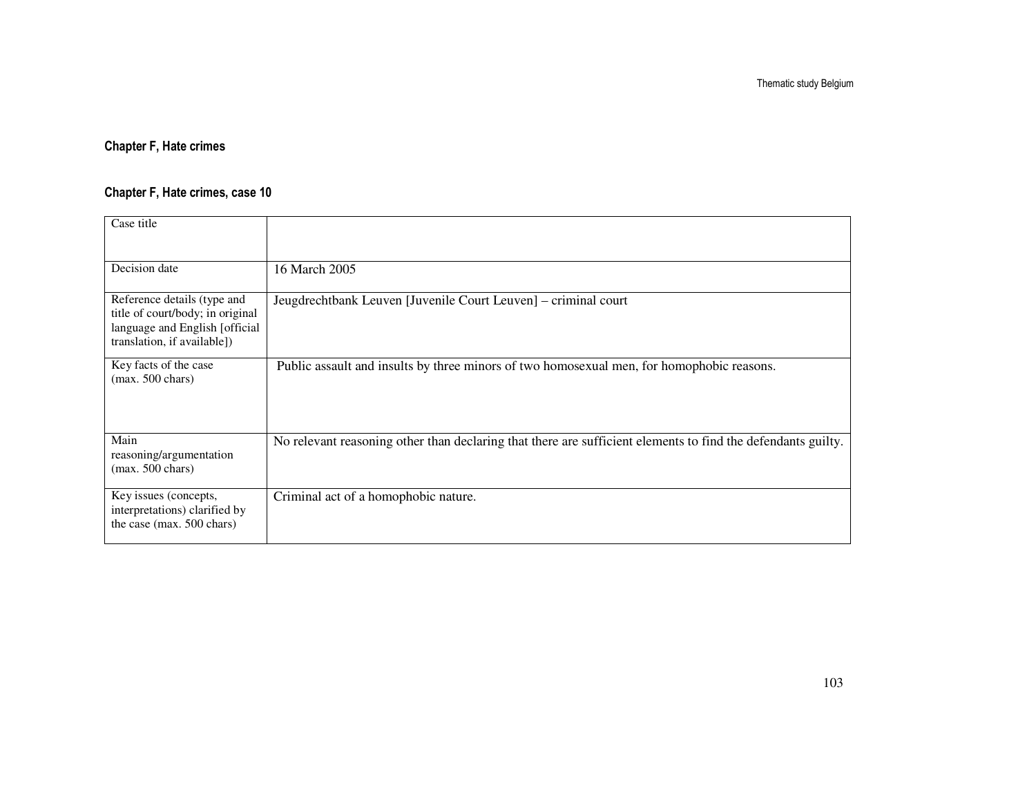### Chapter F, Hate crimes

### Chapter F, Hate crimes, case 10

| Case title | |
|---|---|
| Decision date | 16 March 2005 |
| Reference details (type and title of court/body; in original language and English [official translation, if available]) | Jeugdrechtbank Leuven [Juvenile Court Leuven] – criminal court |
| Key facts of the case (max. 500 chars) | Public assault and insults by three minors of two homosexual men, for homophobic reasons. |
| Main reasoning/argumentation (max. 500 chars) | No relevant reasoning other than declaring that there are sufficient elements to find the defendants guilty. |
| Key issues (concepts, interpretations) clarified by the case (max. 500 chars) | Criminal act of a homophobic nature. |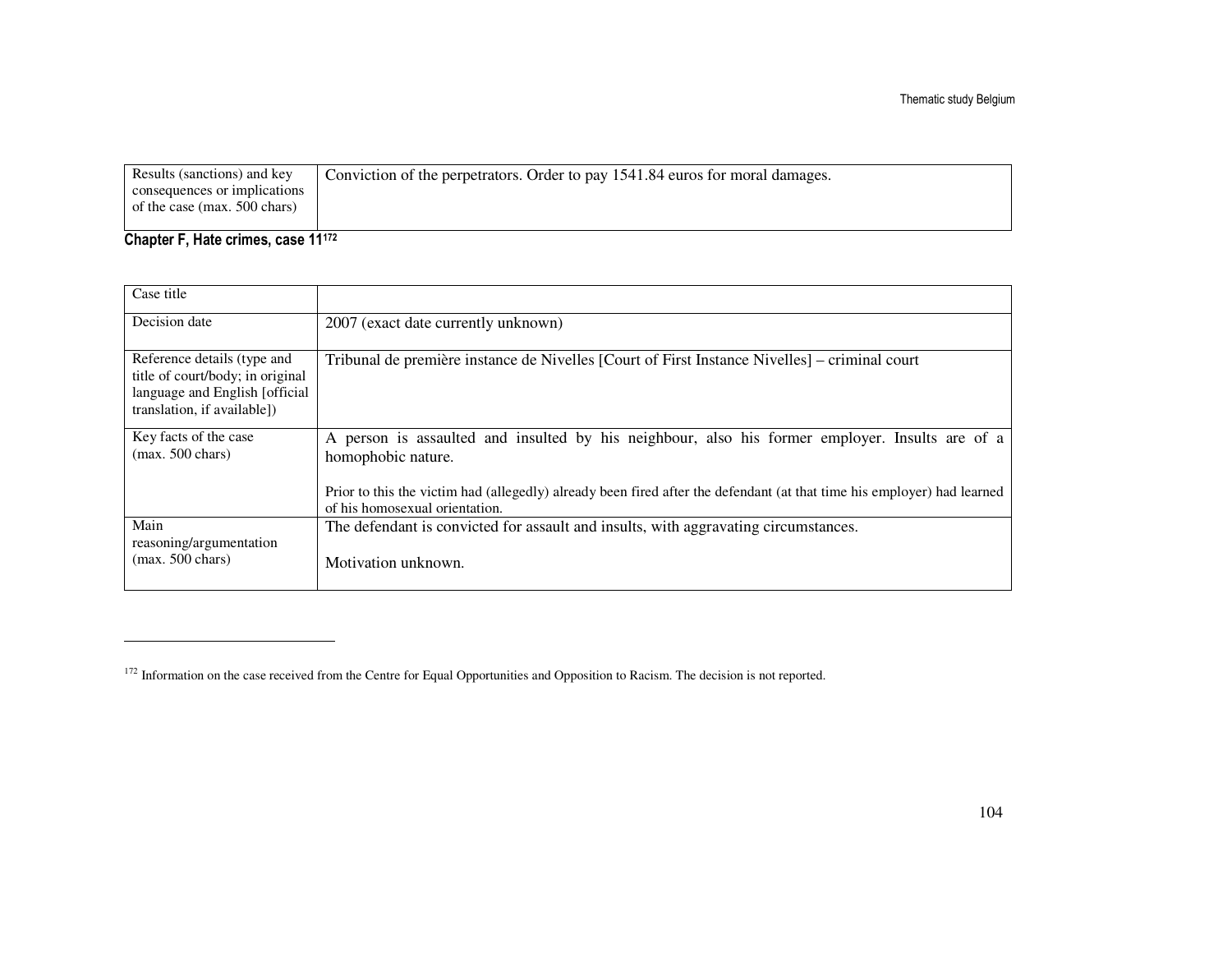| | |
|---|---|
| Results (sanctions) and key consequences or implications of the case (max. 500 chars) | Conviction of the perpetrators. Order to pay 1541.84 euros for moral damages. |

**Chapter F, Hate crimes, case 11**[172]

| Case title | |
|---|---|
| Decision date | 2007 (exact date currently unknown) |
| Reference details (type and title of court/body; in original language and English [official translation, if available]) | Tribunal de première instance de Nivelles [Court of First Instance Nivelles] – criminal court |
| Key facts of the case (max. 500 chars) | A person is assaulted and insulted by his neighbour, also his former employer. Insults are of a homophobic nature.<br><br>Prior to this the victim had (allegedly) already been fired after the defendant (at that time his employer) had learned of his homosexual orientation. |
| Main reasoning/argumentation (max. 500 chars) | The defendant is convicted for assault and insults, with aggravating circumstances.<br><br>Motivation unknown. |

[172] Information on the case received from the Centre for Equal Opportunities and Opposition to Racism. The decision is not reported.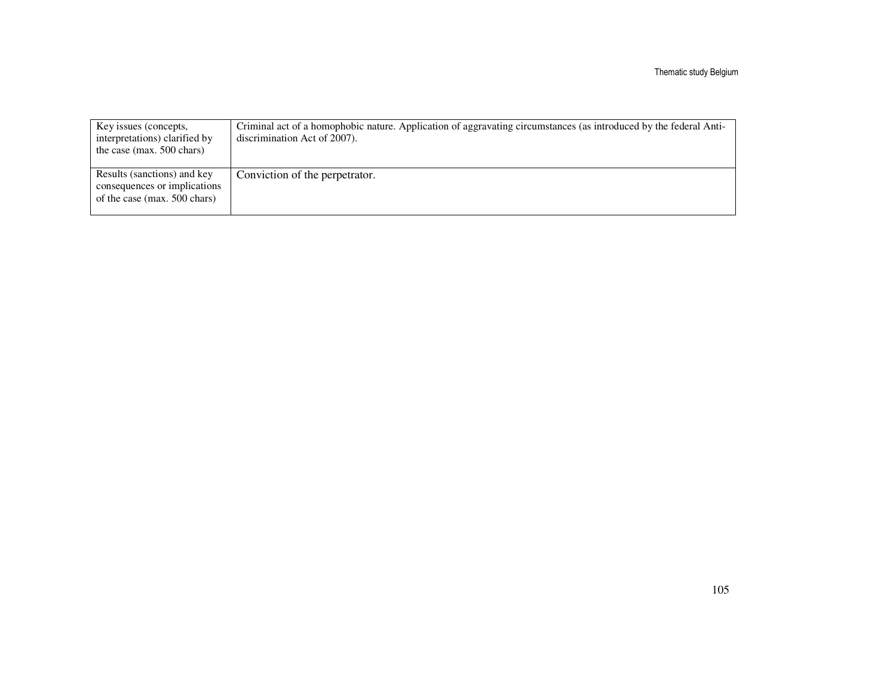| Key issues (concepts, interpretations) clarified by the case (max. 500 chars) | Criminal act of a homophobic nature. Application of aggravating circumstances (as introduced by the federal Anti-discrimination Act of 2007). |
|---|---|
| Results (sanctions) and key consequences or implications of the case (max. 500 chars) | Conviction of the perpetrator. |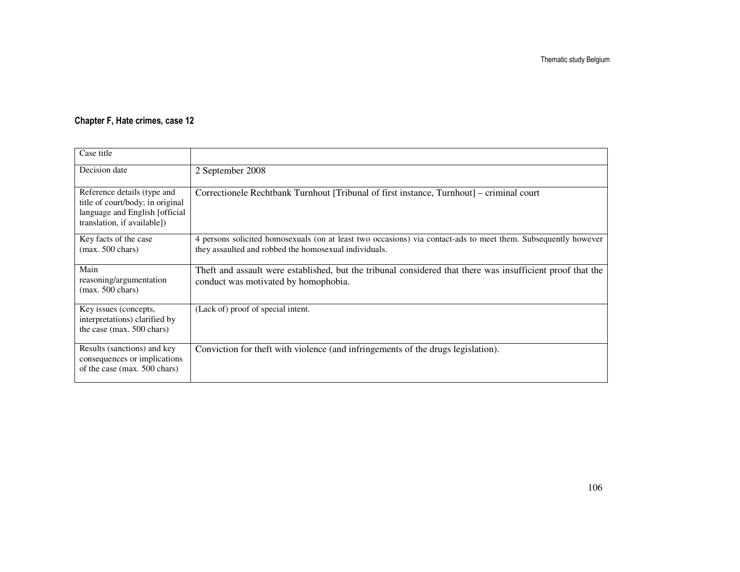#### Chapter F, Hate crimes, case 12

| Case title | |
|---|---|
| Decision date | 2 September 2008 |
| Reference details (type and title of court/body; in original language and English [official translation, if available]) | Correctionele Rechtbank Turnhout [Tribunal of first instance, Turnhout] – criminal court |
| Key facts of the case (max. 500 chars) | 4 persons solicited homosexuals (on at least two occasions) via contact-ads to meet them. Subsequently however they assaulted and robbed the homosexual individuals. |
| Main reasoning/argumentation (max. 500 chars) | Theft and assault were established, but the tribunal considered that there was insufficient proof that the conduct was motivated by homophobia. |
| Key issues (concepts, interpretations) clarified by the case (max. 500 chars) | (Lack of) proof of special intent. |
| Results (sanctions) and key consequences or implications of the case (max. 500 chars) | Conviction for theft with violence (and infringements of the drugs legislation). |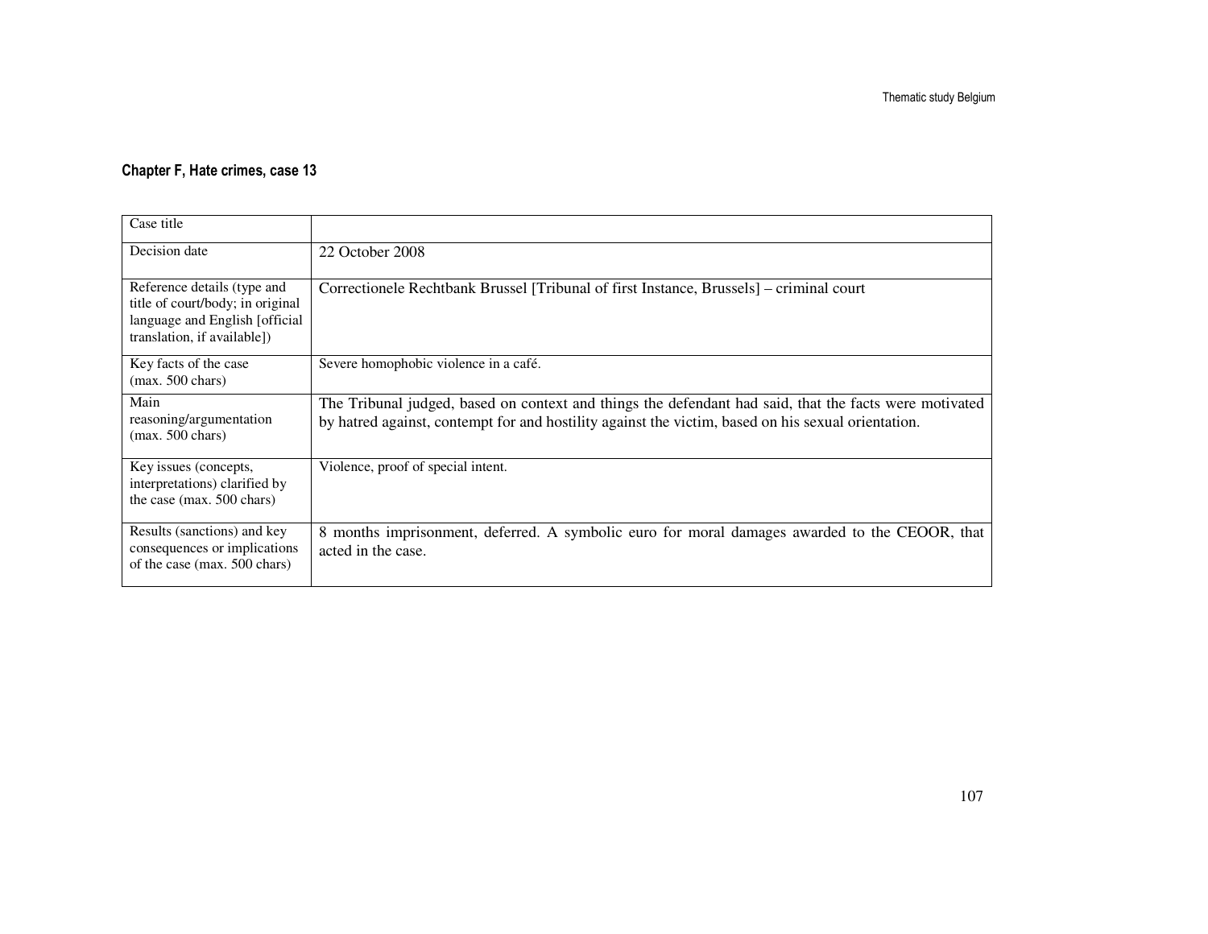### Chapter F, Hate crimes, case 13

| Case title | |
|---|---|
| Decision date | 22 October 2008 |
| Reference details (type and title of court/body; in original language and English [official translation, if available]) | Correctionele Rechtbank Brussel [Tribunal of first Instance, Brussels] – criminal court |
| Key facts of the case (max. 500 chars) | Severe homophobic violence in a café. |
| Main reasoning/argumentation (max. 500 chars) | The Tribunal judged, based on context and things the defendant had said, that the facts were motivated by hatred against, contempt for and hostility against the victim, based on his sexual orientation. |
| Key issues (concepts, interpretations) clarified by the case (max. 500 chars) | Violence, proof of special intent. |
| Results (sanctions) and key consequences or implications of the case (max. 500 chars) | 8 months imprisonment, deferred. A symbolic euro for moral damages awarded to the CEOOR, that acted in the case. |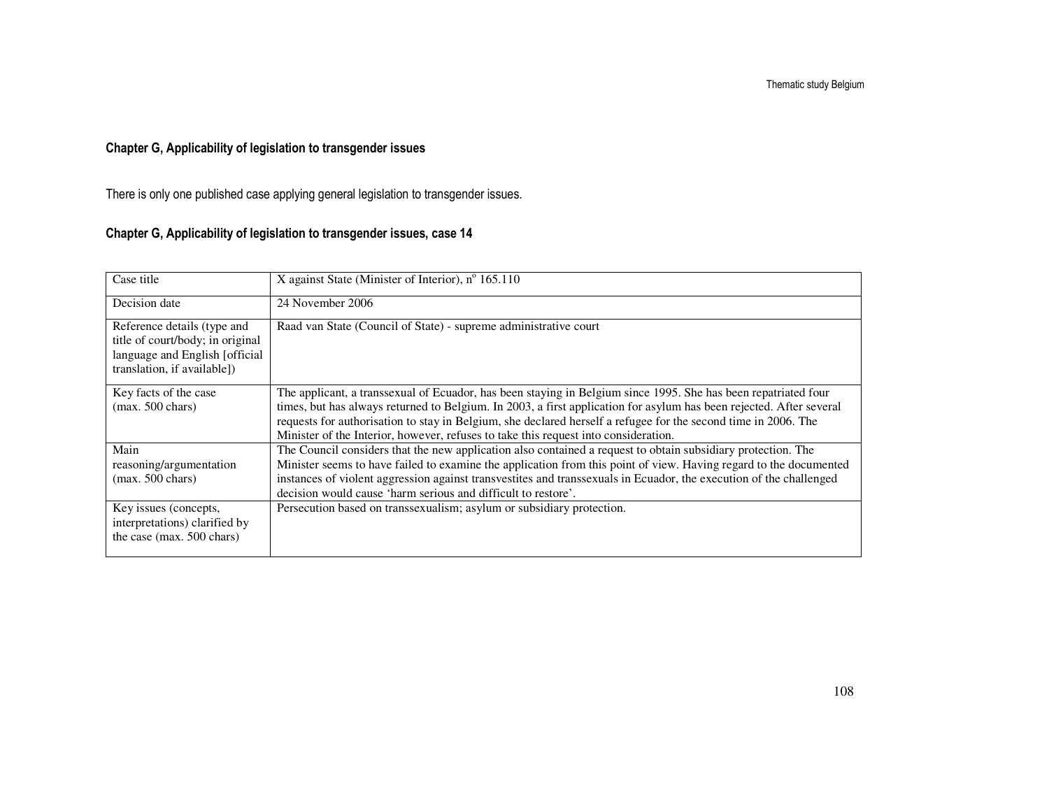## Chapter G, Applicability of legislation to transgender issues

There is only one published case applying general legislation to transgender issues.

## Chapter G, Applicability of legislation to transgender issues, case 14

| Case title | X against State (Minister of Interior), n° 165.110 |
|---|---|
| Decision date | 24 November 2006 |
| Reference details (type and title of court/body; in original language and English [official translation, if available]) | Raad van State (Council of State) - supreme administrative court |
| Key facts of the case (max. 500 chars) | The applicant, a transsexual of Ecuador, has been staying in Belgium since 1995. She has been repatriated four times, but has always returned to Belgium. In 2003, a first application for asylum has been rejected. After several requests for authorisation to stay in Belgium, she declared herself a refugee for the second time in 2006. The Minister of the Interior, however, refuses to take this request into consideration. |
| Main reasoning/argumentation (max. 500 chars) | The Council considers that the new application also contained a request to obtain subsidiary protection. The Minister seems to have failed to examine the application from this point of view. Having regard to the documented instances of violent aggression against transvestites and transsexuals in Ecuador, the execution of the challenged decision would cause 'harm serious and difficult to restore'. |
| Key issues (concepts, interpretations) clarified by the case (max. 500 chars) | Persecution based on transsexualism; asylum or subsidiary protection. |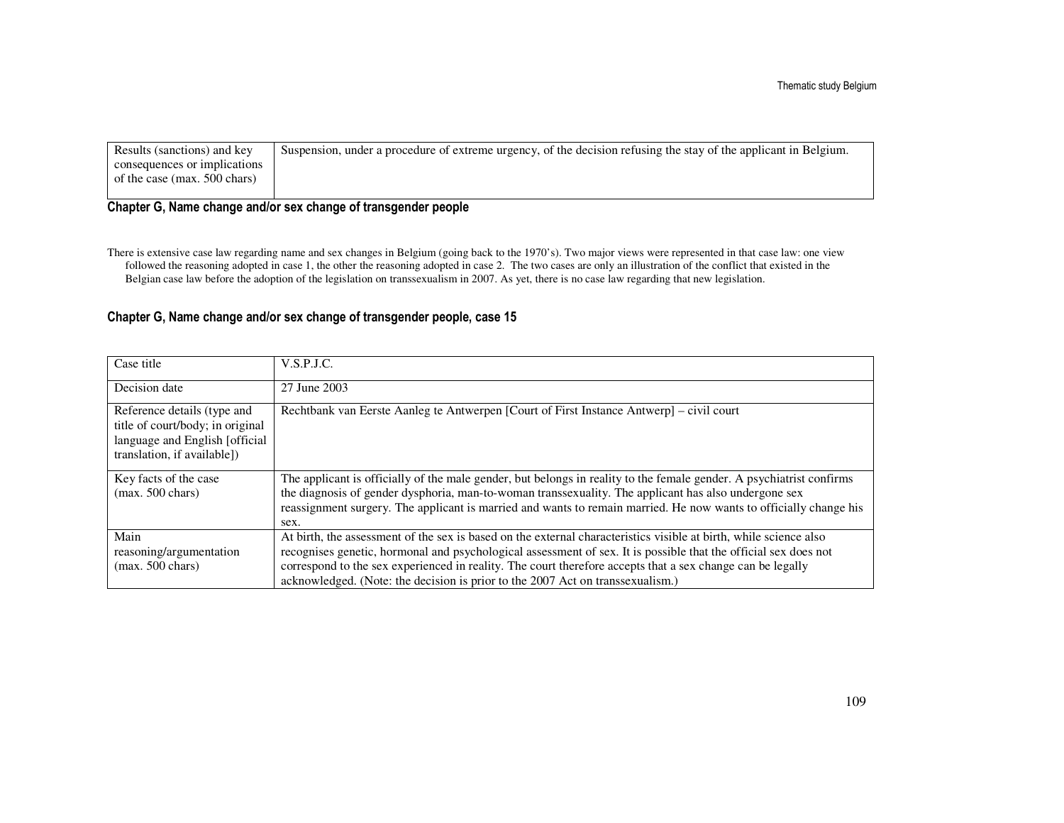| Results (sanctions) and key consequences or implications of the case (max. 500 chars) | Suspension, under a procedure of extreme urgency, of the decision refusing the stay of the applicant in Belgium. |
|---|---|

## Chapter G, Name change and/or sex change of transgender people

There is extensive case law regarding name and sex changes in Belgium (going back to the 1970's). Two major views were represented in that case law: one view followed the reasoning adopted in case 1, the other the reasoning adopted in case 2. The two cases are only an illustration of the conflict that existed in the Belgian case law before the adoption of the legislation on transsexualism in 2007. As yet, there is no case law regarding that new legislation.

## Chapter G, Name change and/or sex change of transgender people, case 15

| Case title | V.S.P.J.C. |
|---|---|
| Decision date | 27 June 2003 |
| Reference details (type and title of court/body; in original language and English [official translation, if available]) | Rechtbank van Eerste Aanleg te Antwerpen [Court of First Instance Antwerp] – civil court |
| Key facts of the case (max. 500 chars) | The applicant is officially of the male gender, but belongs in reality to the female gender. A psychiatrist confirms the diagnosis of gender dysphoria, man-to-woman transsexuality. The applicant has also undergone sex reassignment surgery. The applicant is married and wants to remain married. He now wants to officially change his sex. |
| Main reasoning/argumentation (max. 500 chars) | At birth, the assessment of the sex is based on the external characteristics visible at birth, while science also recognises genetic, hormonal and psychological assessment of sex. It is possible that the official sex does not correspond to the sex experienced in reality. The court therefore accepts that a sex change can be legally acknowledged. (Note: the decision is prior to the 2007 Act on transsexualism.) |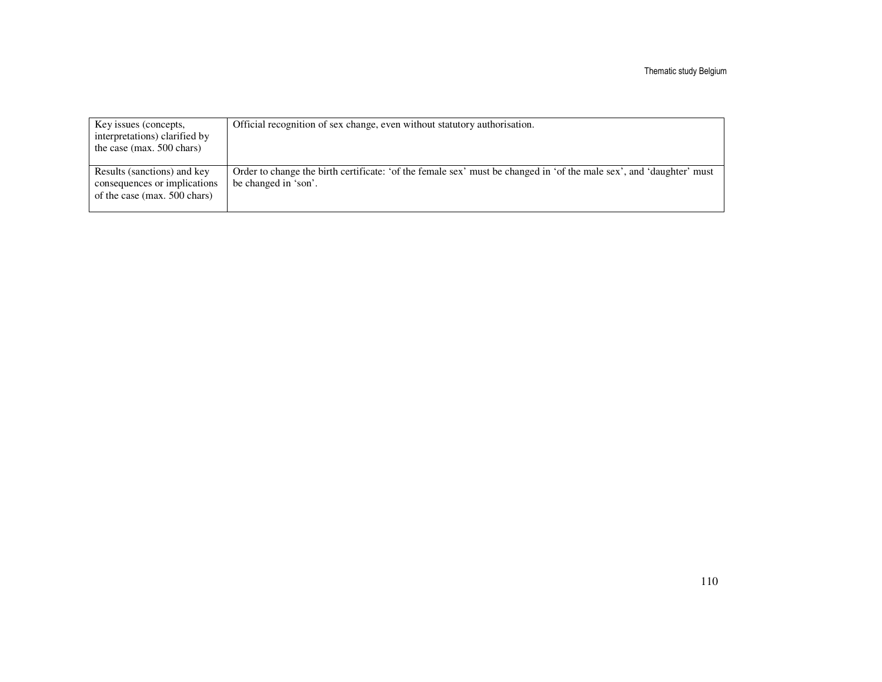| | |
|---|---|
| Key issues (concepts, interpretations) clarified by the case (max. 500 chars) | Official recognition of sex change, even without statutory authorisation. |
| Results (sanctions) and key consequences or implications of the case (max. 500 chars) | Order to change the birth certificate: 'of the female sex' must be changed in 'of the male sex', and 'daughter' must be changed in 'son'. |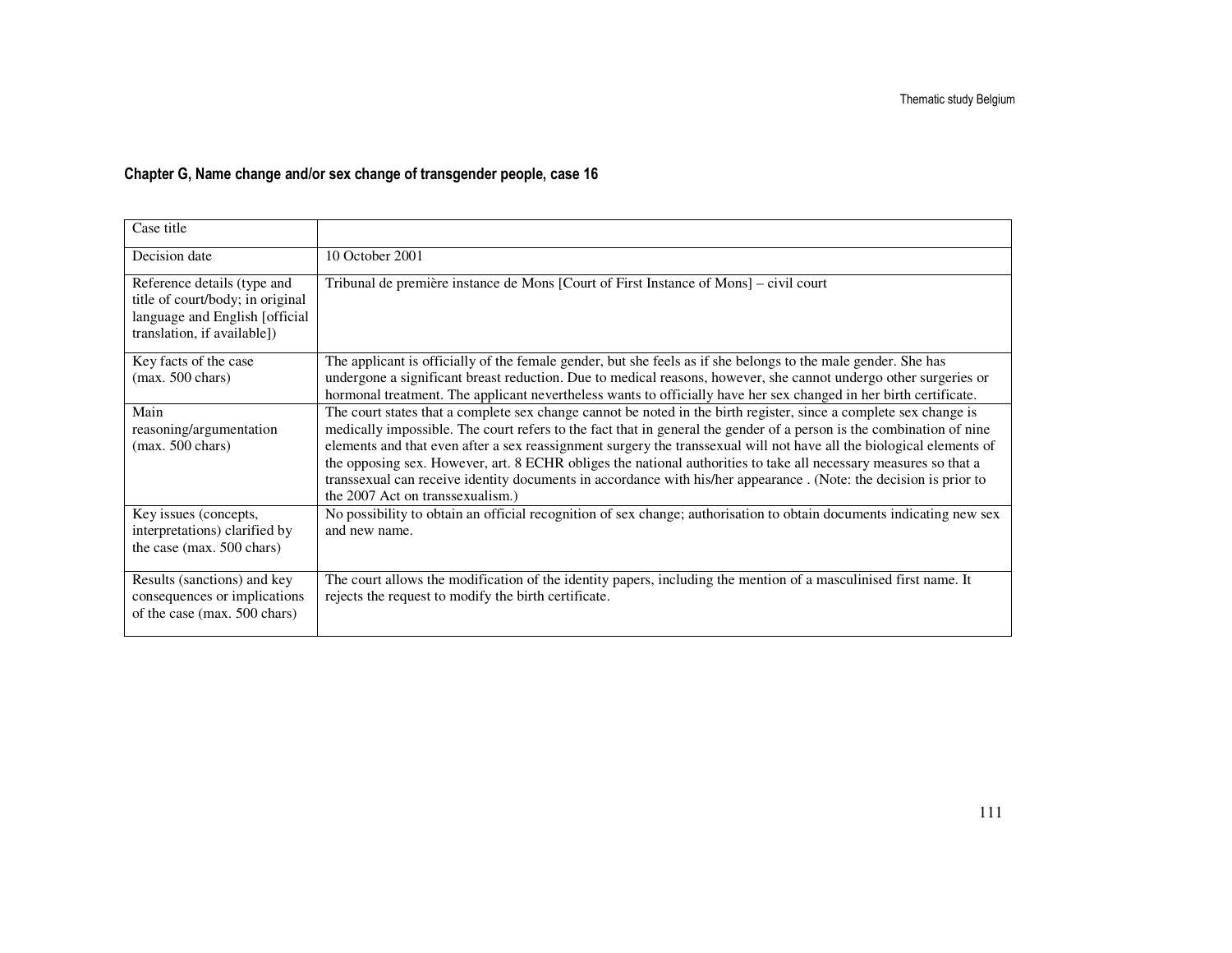**Chapter G, Name change and/or sex change of transgender people, case 16**

| Case title | |
|---|---|
| Decision date | 10 October 2001 |
| Reference details (type and title of court/body; in original language and English [official translation, if available]) | Tribunal de première instance de Mons [Court of First Instance of Mons] – civil court |
| Key facts of the case (max. 500 chars) | The applicant is officially of the female gender, but she feels as if she belongs to the male gender. She has undergone a significant breast reduction. Due to medical reasons, however, she cannot undergo other surgeries or hormonal treatment. The applicant nevertheless wants to officially have her sex changed in her birth certificate. |
| Main reasoning/argumentation (max. 500 chars) | The court states that a complete sex change cannot be noted in the birth register, since a complete sex change is medically impossible. The court refers to the fact that in general the gender of a person is the combination of nine elements and that even after a sex reassignment surgery the transsexual will not have all the biological elements of the opposing sex. However, art. 8 ECHR obliges the national authorities to take all necessary measures so that a transsexual can receive identity documents in accordance with his/her appearance . (Note: the decision is prior to the 2007 Act on transsexualism.) |
| Key issues (concepts, interpretations) clarified by the case (max. 500 chars) | No possibility to obtain an official recognition of sex change; authorisation to obtain documents indicating new sex and new name. |
| Results (sanctions) and key consequences or implications of the case (max. 500 chars) | The court allows the modification of the identity papers, including the mention of a masculinised first name. It rejects the request to modify the birth certificate. |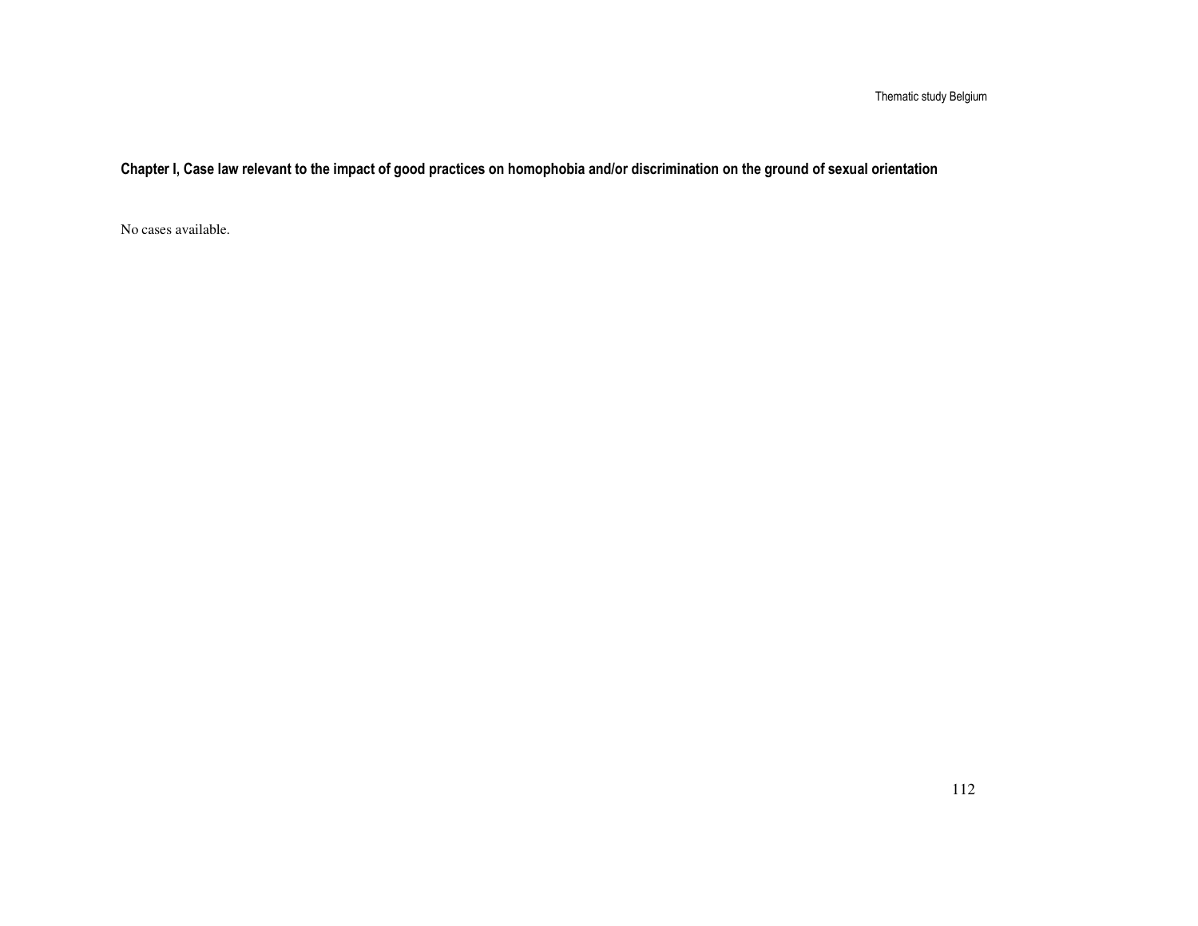## Chapter I, Case law relevant to the impact of good practices on homophobia and/or discrimination on the ground of sexual orientation

No cases available.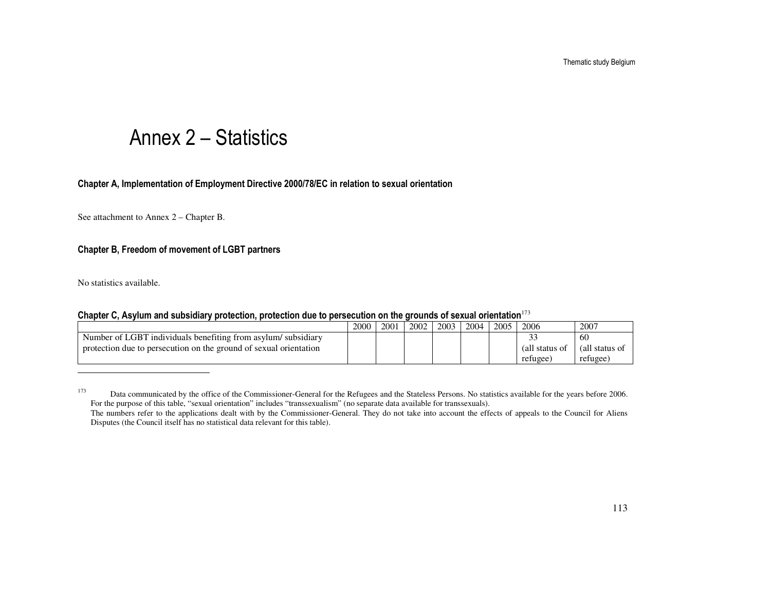# Annex 2 – Statistics

### Chapter A, Implementation of Employment Directive 2000/78/EC in relation to sexual orientation

See attachment to Annex 2 – Chapter B.

### Chapter B, Freedom of movement of LGBT partners

No statistics available.

### Chapter C, Asylum and subsidiary protection, protection due to persecution on the grounds of sexual orientation[173]

| | 2000 | 2001 | 2002 | 2003 | 2004 | 2005 | 2006 | 2007 |
|---|---|---|---|---|---|---|---|---|
| Number of LGBT individuals benefiting from asylum/ subsidiary protection due to persecution on the ground of sexual orientation | | | | | | | 33 (all status of refugee) | 60 (all status of refugee) |

---

[173] Data communicated by the office of the Commissioner-General for the Refugees and the Stateless Persons. No statistics available for the years before 2006. For the purpose of this table, "sexual orientation" includes "transsexualism" (no separate data available for transsexuals).
The numbers refer to the applications dealt with by the Commissioner-General. They do not take into account the effects of appeals to the Council for Aliens Disputes (the Council itself has no statistical data relevant for this table).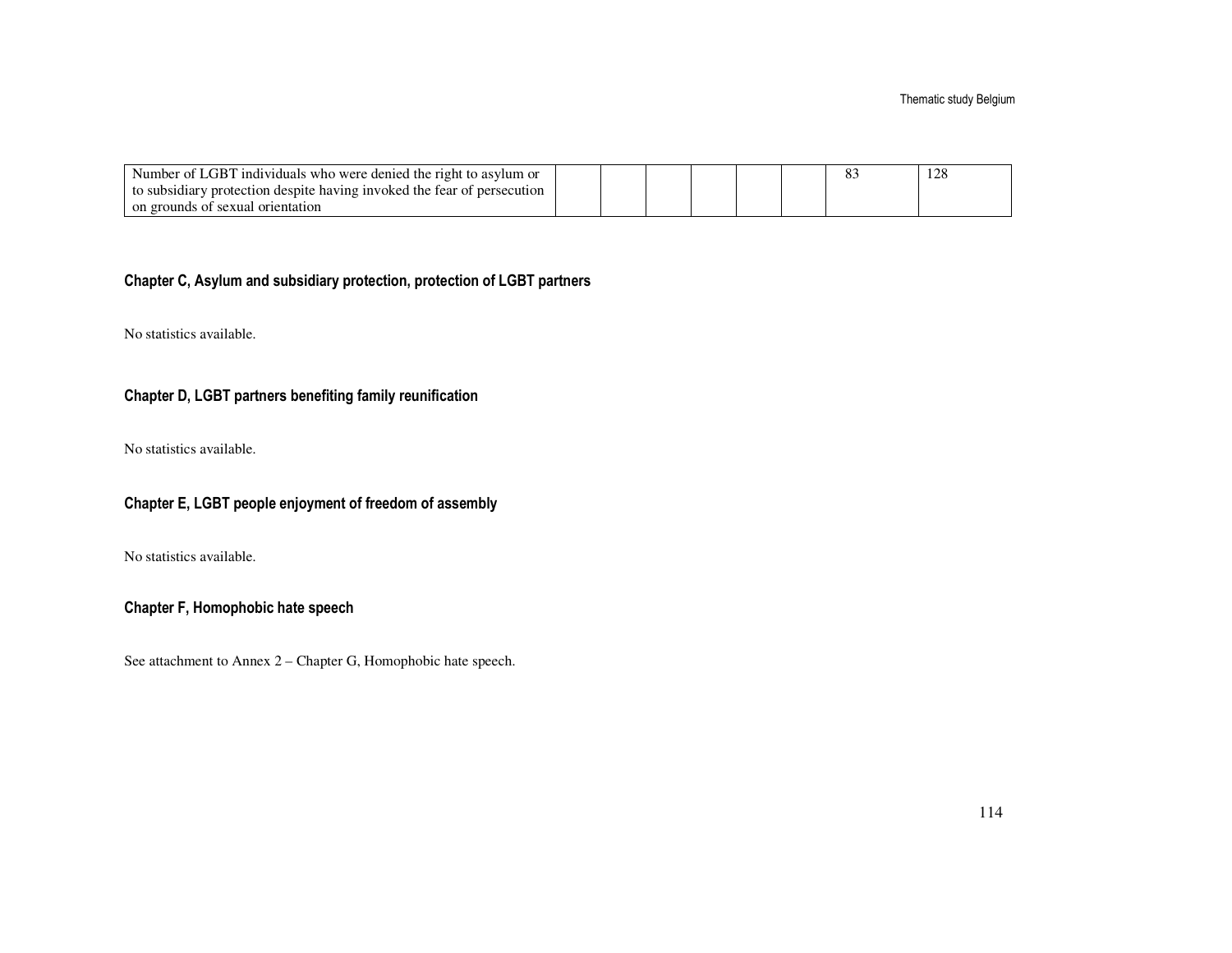| Number of LGBT individuals who were denied the right to asylum or to subsidiary protection despite having invoked the fear of persecution on grounds of sexual orientation | | | | | | | 83 | 128 |
|---|---|---|---|---|---|---|---|---|

### Chapter C, Asylum and subsidiary protection, protection of LGBT partners

No statistics available.

### Chapter D, LGBT partners benefiting family reunification

No statistics available.

### Chapter E, LGBT people enjoyment of freedom of assembly

No statistics available.

### Chapter F, Homophobic hate speech

See attachment to Annex 2 – Chapter G, Homophobic hate speech.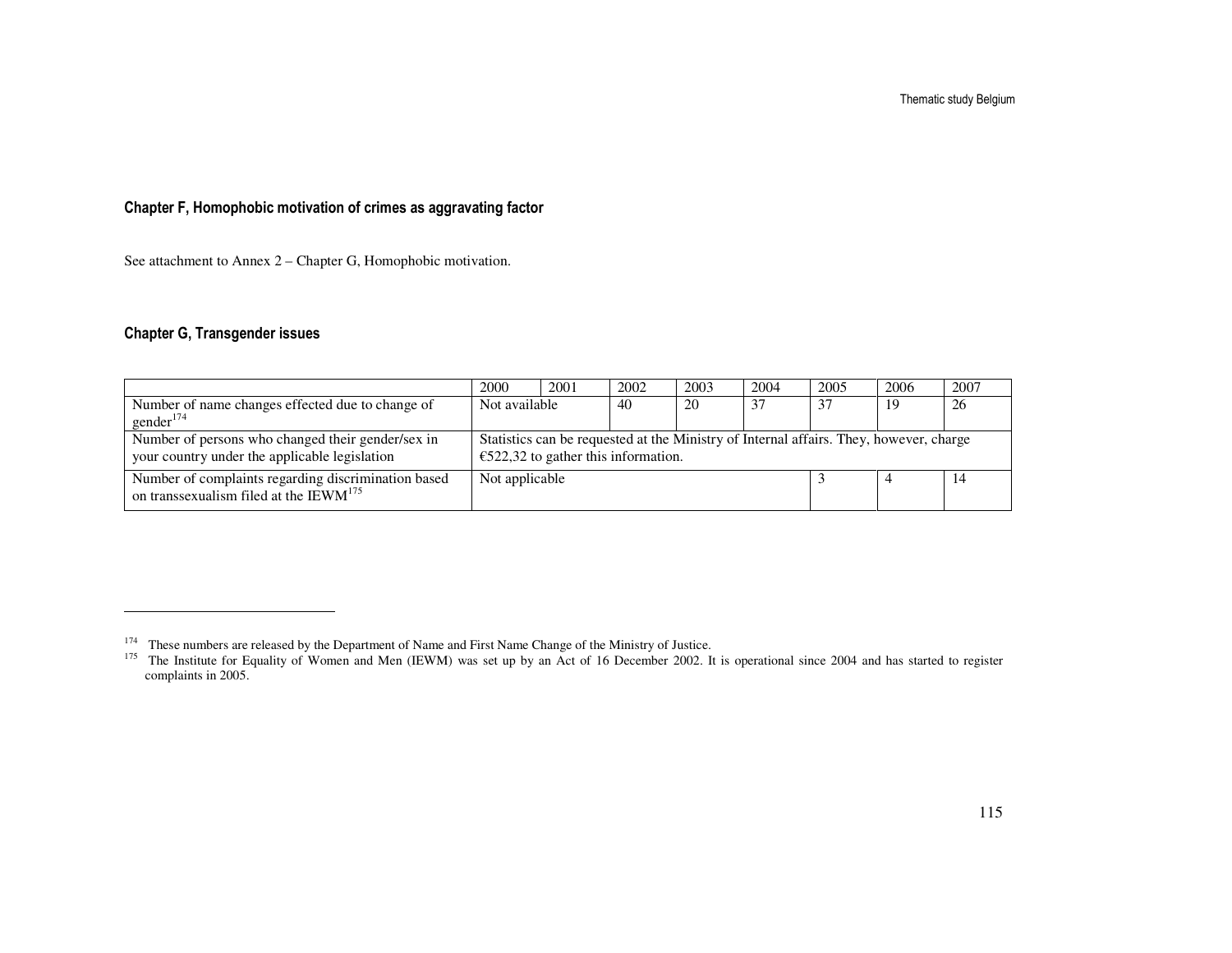## Chapter F, Homophobic motivation of crimes as aggravating factor

See attachment to Annex 2 – Chapter G, Homophobic motivation.

## Chapter G, Transgender issues

| | 2000 | 2001 | 2002 | 2003 | 2004 | 2005 | 2006 | 2007 |
|---|---|---|---|---|---|---|---|---|
| Number of name changes effected due to change of gender[174] | Not available | | 40 | 20 | 37 | 37 | 19 | 26 |
| Number of persons who changed their gender/sex in your country under the applicable legislation | Statistics can be requested at the Ministry of Internal affairs. They, however, charge €522,32 to gather this information. | | | | | | | |
| Number of complaints regarding discrimination based on transsexualism filed at the IEWM[175] | Not applicable | | | | | 3 | 4 | 14 |

---

[174] These numbers are released by the Department of Name and First Name Change of the Ministry of Justice.

[175] The Institute for Equality of Women and Men (IEWM) was set up by an Act of 16 December 2002. It is operational since 2004 and has started to register complaints in 2005.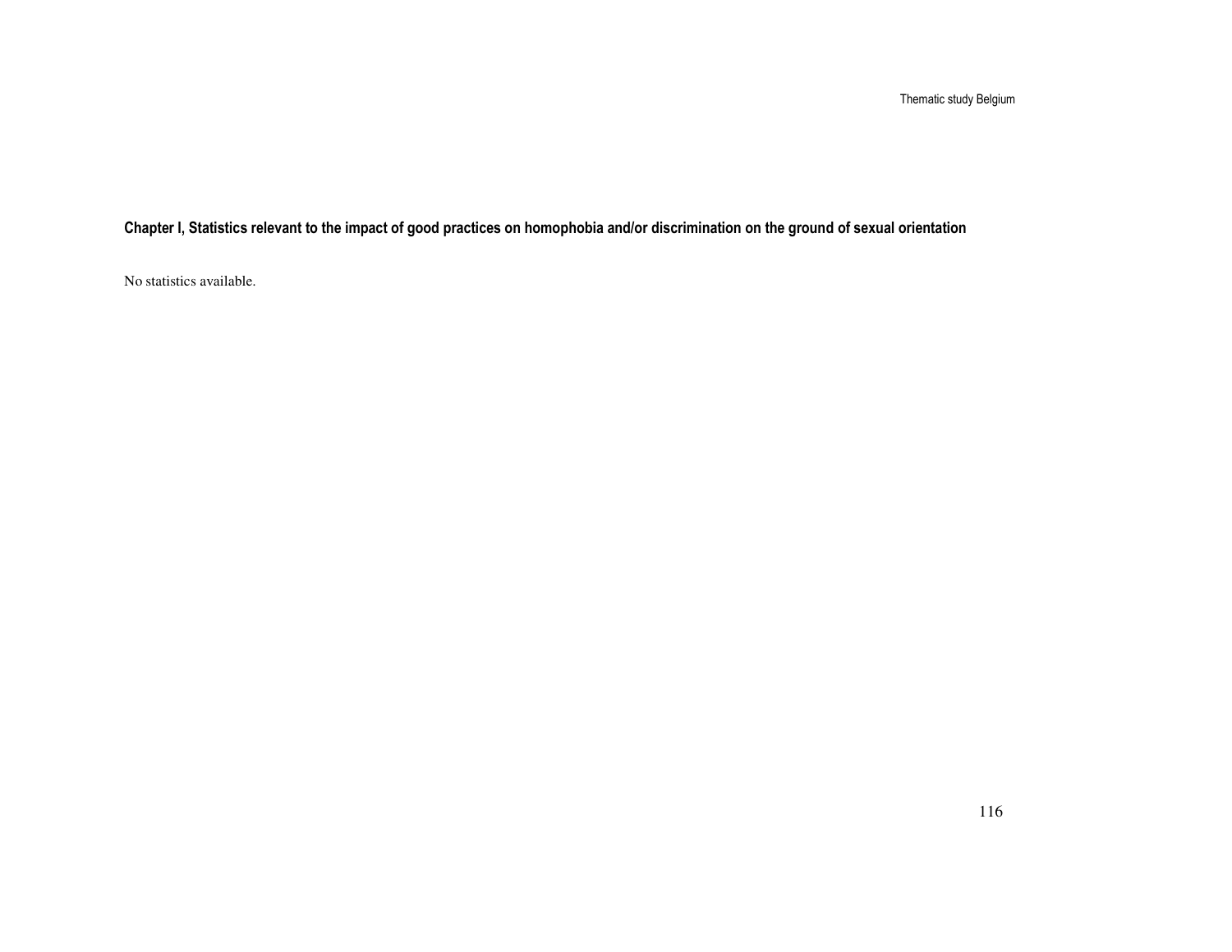**Chapter I, Statistics relevant to the impact of good practices on homophobia and/or discrimination on the ground of sexual orientation**

No statistics available.